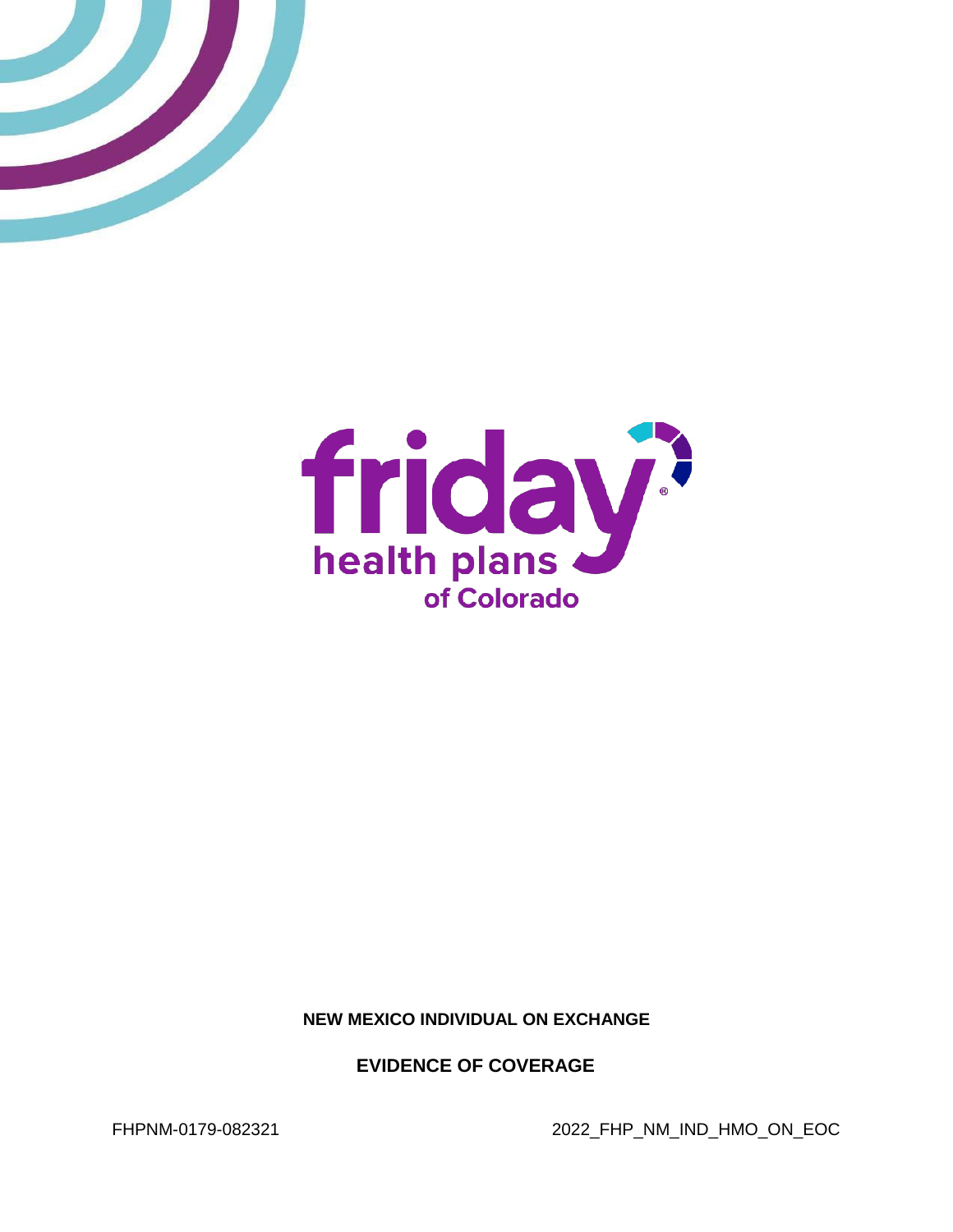friday health plans of Colorado

**NEW MEXICO INDIVIDUAL ON EXCHANGE**

**EVIDENCE OF COVERAGE**

FHPNM-0179-082321 2022_FHP_NM_IND_HMO_ON_EOC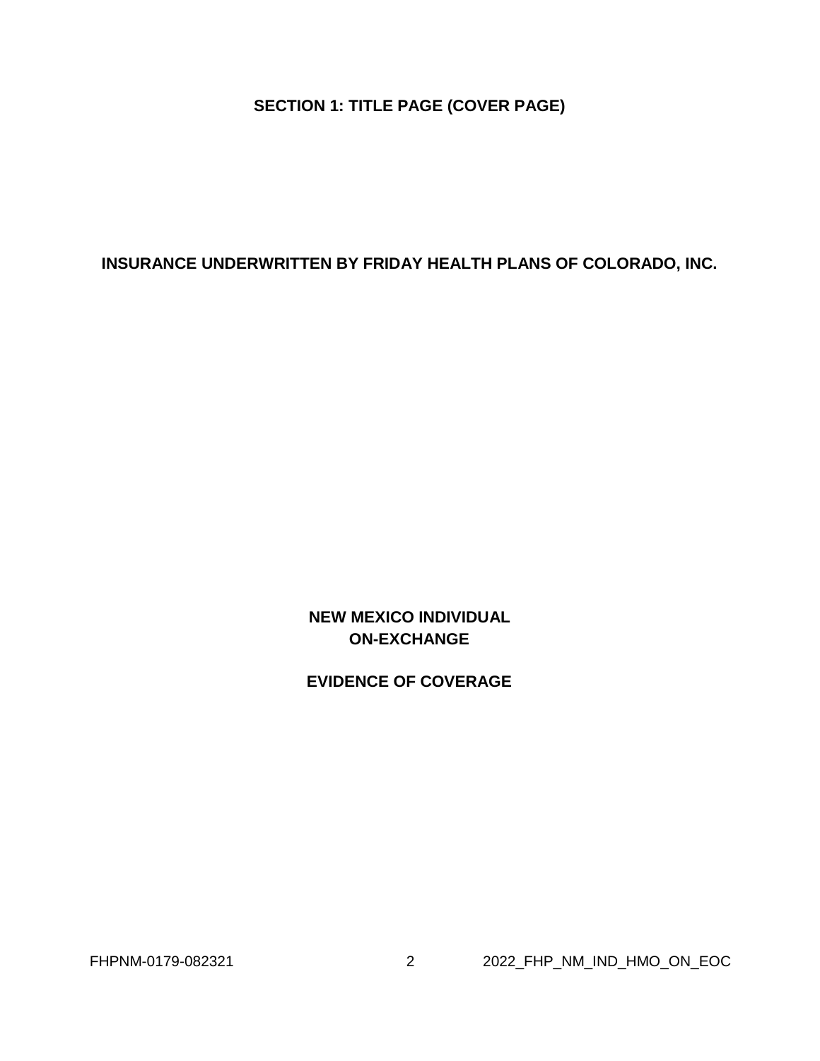# SECTION 1: TITLE PAGE (COVER PAGE)

**INSURANCE UNDERWRITTEN BY FRIDAY HEALTH PLANS OF COLORADO, INC.**

**NEW MEXICO INDIVIDUAL**
**ON-EXCHANGE**

**EVIDENCE OF COVERAGE**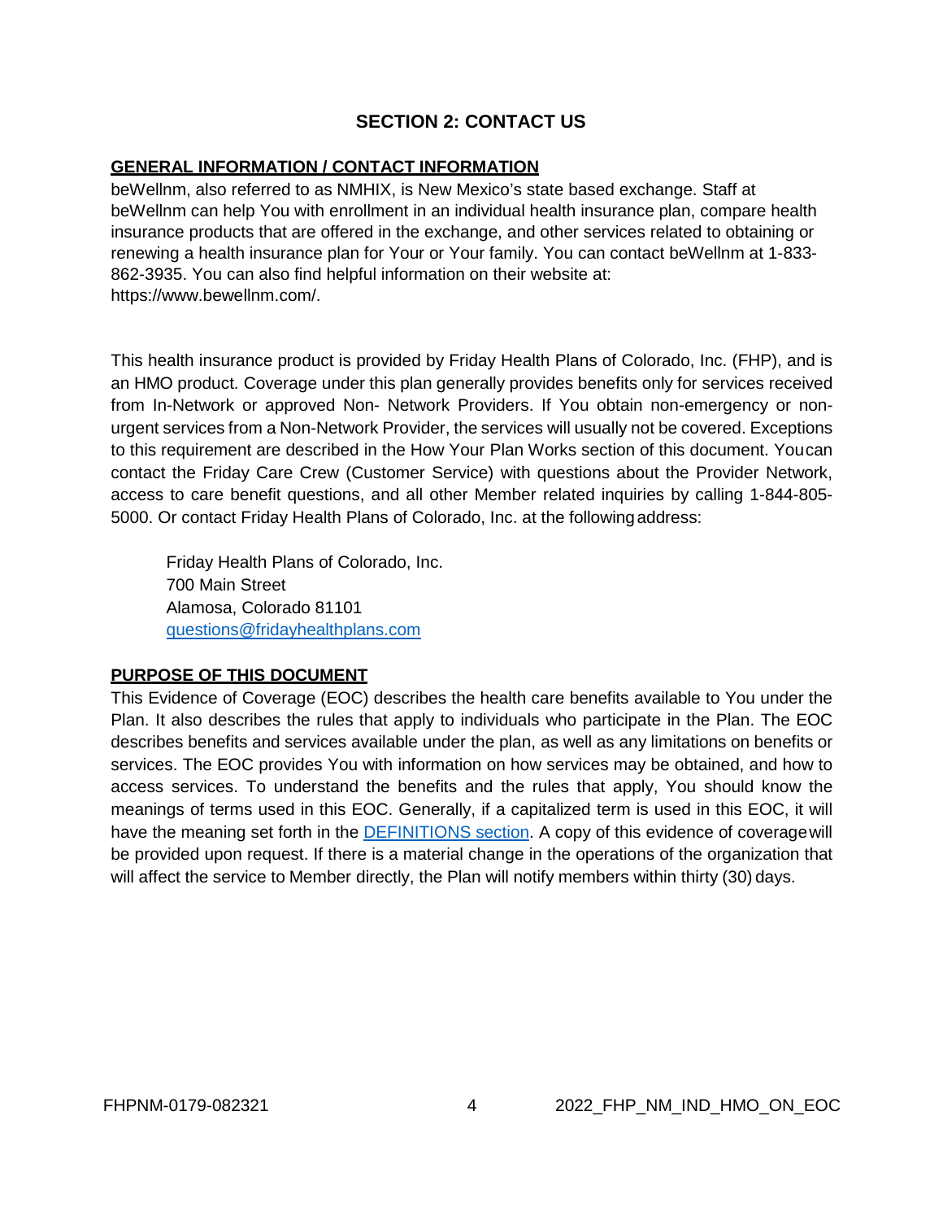## SECTION 2: CONTACT US

### GENERAL INFORMATION / CONTACT INFORMATION

beWellnm, also referred to as NMHIX, is New Mexico's state based exchange. Staff at beWellnm can help You with enrollment in an individual health insurance plan, compare health insurance products that are offered in the exchange, and other services related to obtaining or renewing a health insurance plan for Your or Your family. You can contact beWellnm at 1-833-862-3935. You can also find helpful information on their website at: https://www.bewellnm.com/.

This health insurance product is provided by Friday Health Plans of Colorado, Inc. (FHP), and is an HMO product. Coverage under this plan generally provides benefits only for services received from In-Network or approved Non- Network Providers. If You obtain non-emergency or non-urgent services from a Non-Network Provider, the services will usually not be covered. Exceptions to this requirement are described in the How Your Plan Works section of this document. You can contact the Friday Care Crew (Customer Service) with questions about the Provider Network, access to care benefit questions, and all other Member related inquiries by calling 1-844-805-5000. Or contact Friday Health Plans of Colorado, Inc. at the following address:

Friday Health Plans of Colorado, Inc.
700 Main Street
Alamosa, Colorado 81101
questions@fridayhealthplans.com

### PURPOSE OF THIS DOCUMENT

This Evidence of Coverage (EOC) describes the health care benefits available to You under the Plan. It also describes the rules that apply to individuals who participate in the Plan. The EOC describes benefits and services available under the plan, as well as any limitations on benefits or services. The EOC provides You with information on how services may be obtained, and how to access services. To understand the benefits and the rules that apply, You should know the meanings of terms used in this EOC. Generally, if a capitalized term is used in this EOC, it will have the meaning set forth in the DEFINITIONS section. A copy of this evidence of coverage will be provided upon request. If there is a material change in the operations of the organization that will affect the service to Member directly, the Plan will notify members within thirty (30) days.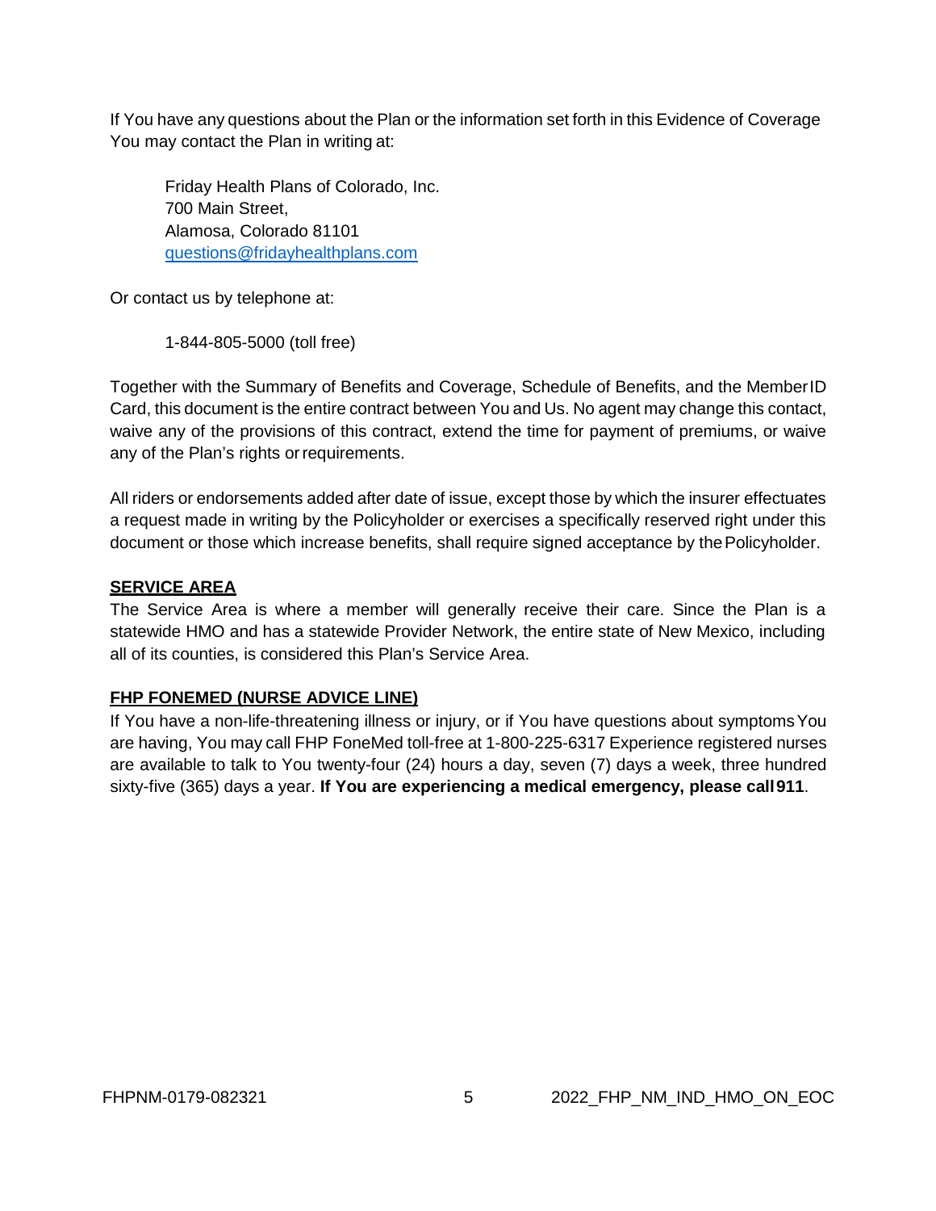If You have any questions about the Plan or the information set forth in this Evidence of Coverage You may contact the Plan in writing at:

Friday Health Plans of Colorado, Inc.
700 Main Street,
Alamosa, Colorado 81101
questions@fridayhealthplans.com

Or contact us by telephone at:

1-844-805-5000 (toll free)

Together with the Summary of Benefits and Coverage, Schedule of Benefits, and the Member ID Card, this document is the entire contract between You and Us. No agent may change this contact, waive any of the provisions of this contract, extend the time for payment of premiums, or waive any of the Plan's rights or requirements.

All riders or endorsements added after date of issue, except those by which the insurer effectuates a request made in writing by the Policyholder or exercises a specifically reserved right under this document or those which increase benefits, shall require signed acceptance by the Policyholder.

**SERVICE AREA**

The Service Area is where a member will generally receive their care. Since the Plan is a statewide HMO and has a statewide Provider Network, the entire state of New Mexico, including all of its counties, is considered this Plan's Service Area.

**FHP FONEMED (NURSE ADVICE LINE)**

If You have a non-life-threatening illness or injury, or if You have questions about symptoms You are having, You may call FHP FoneMed toll-free at 1-800-225-6317 Experience registered nurses are available to talk to You twenty-four (24) hours a day, seven (7) days a week, three hundred sixty-five (365) days a year. **If You are experiencing a medical emergency, please call 911**.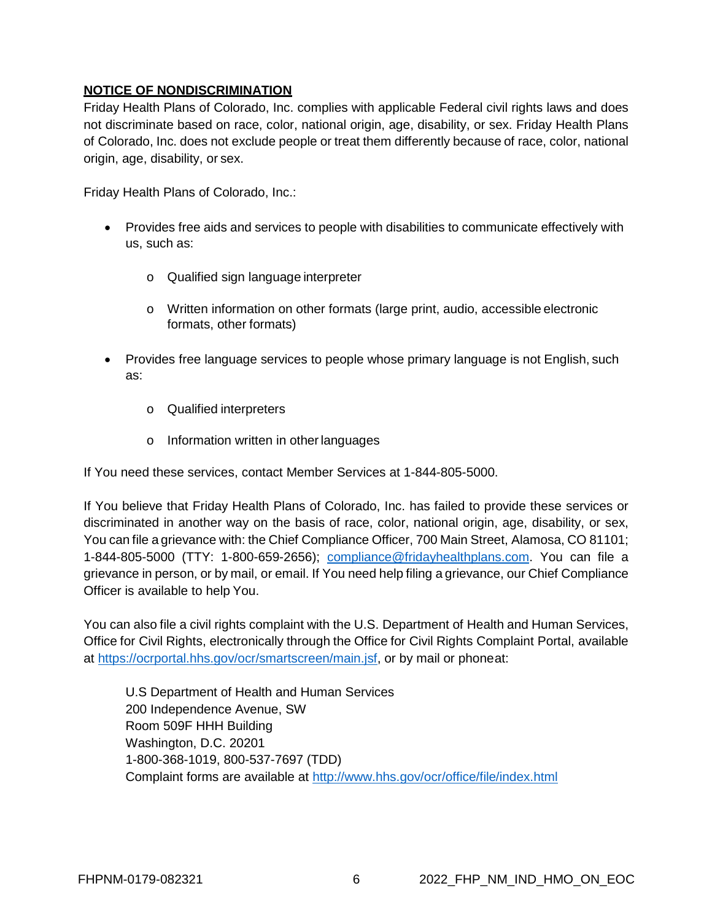**NOTICE OF NONDISCRIMINATION**

Friday Health Plans of Colorado, Inc. complies with applicable Federal civil rights laws and does not discriminate based on race, color, national origin, age, disability, or sex. Friday Health Plans of Colorado, Inc. does not exclude people or treat them differently because of race, color, national origin, age, disability, or sex.

Friday Health Plans of Colorado, Inc.:

- Provides free aids and services to people with disabilities to communicate effectively with us, such as:
  - Qualified sign language interpreter
  - Written information on other formats (large print, audio, accessible electronic formats, other formats)
- Provides free language services to people whose primary language is not English, such as:
  - Qualified interpreters
  - Information written in other languages

If You need these services, contact Member Services at 1-844-805-5000.

If You believe that Friday Health Plans of Colorado, Inc. has failed to provide these services or discriminated in another way on the basis of race, color, national origin, age, disability, or sex, You can file a grievance with: the Chief Compliance Officer, 700 Main Street, Alamosa, CO 81101; 1-844-805-5000 (TTY: 1-800-659-2656); compliance@fridayhealthplans.com. You can file a grievance in person, or by mail, or email. If You need help filing a grievance, our Chief Compliance Officer is available to help You.

You can also file a civil rights complaint with the U.S. Department of Health and Human Services, Office for Civil Rights, electronically through the Office for Civil Rights Complaint Portal, available at https://ocrportal.hhs.gov/ocr/smartscreen/main.jsf, or by mail or phoneat:

U.S Department of Health and Human Services
200 Independence Avenue, SW
Room 509F HHH Building
Washington, D.C. 20201
1-800-368-1019, 800-537-7697 (TDD)
Complaint forms are available at http://www.hhs.gov/ocr/office/file/index.html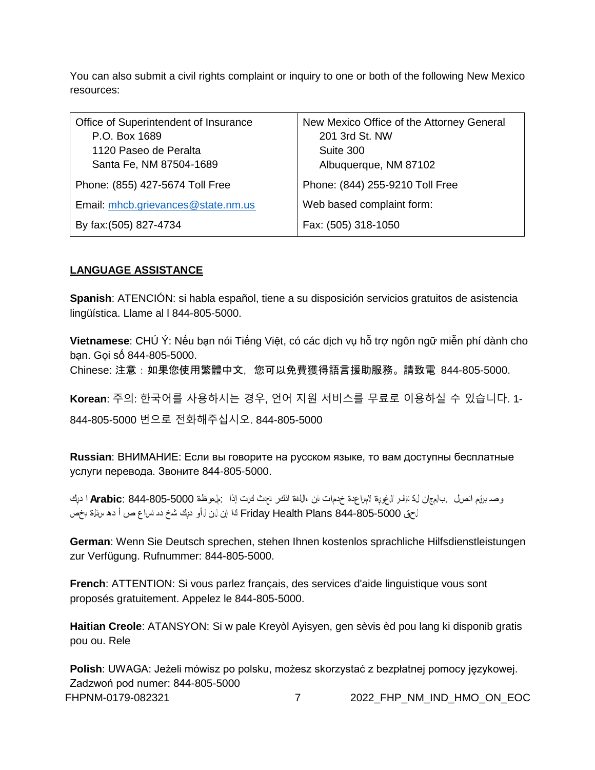You can also submit a civil rights complaint or inquiry to one or both of the following New Mexico resources:

| Office of Superintendent of Insurance<br>P.O. Box 1689<br>1120 Paseo de Peralta<br>Santa Fe, NM 87504-1689 | New Mexico Office of the Attorney General<br>201 3rd St. NW<br>Suite 300<br>Albuquerque, NM 87102 |
|---|---|
| Phone: (855) 427-5674 Toll Free | Phone: (844) 255-9210 Toll Free |
| Email: mhcb.grievances@state.nm.us | Web based complaint form: |
| By fax:(505) 827-4734 | Fax: (505) 318-1050 |

## LANGUAGE ASSISTANCE

**Spanish**: ATENCIÓN: si habla español, tiene a su disposición servicios gratuitos de asistencia lingüística. Llame al l 844-805-5000.

**Vietnamese**: CHÚ Ý: Nếu bạn nói Tiếng Việt, có các dịch vụ hỗ trợ ngôn ngữ miễn phí dành cho bạn. Gọi số 844-805-5000.

Chinese: 注意：如果您使用繁體中文，您可以免費獲得語言援助服務。請致電 844-805-5000.

**Korean**: 주의: 한국어를 사용하시는 경우, 언어 지원 서비스를 무료로 이용하실 수 있습니다. 1-844-805-5000 번으로 전화해주십시오. 844-805-5000

**Russian**: ВНИМАНИЕ: Если вы говорите на русском языке, то вам доступны бесплатные услуги перевода. Звоните 844-805-5000.

**Arabic**: 844-805-5000 ملحوظة: إذا كنت تتحدث اذكر اللغة، فإن خدمات المساعدة اللغوية تتوافر لك بالمجان. اتصل برقم وصد ا ديك Friday Health Plans 844-805-5000 لحق كا إن لن لأو ديك شخ دد ساع ص أ ده سئلة بخص

**German**: Wenn Sie Deutsch sprechen, stehen Ihnen kostenlos sprachliche Hilfsdienstleistungen zur Verfügung. Rufnummer: 844-805-5000.

**French**: ATTENTION: Si vous parlez français, des services d'aide linguistique vous sont proposés gratuitement. Appelez le 844-805-5000.

**Haitian Creole**: ATANSYON: Si w pale Kreyòl Ayisyen, gen sèvis èd pou lang ki disponib gratis pou ou. Rele

**Polish**: UWAGA: Jeżeli mówisz po polsku, możesz skorzystać z bezpłatnej pomocy językowej. Zadzwoń pod numer: 844-805-5000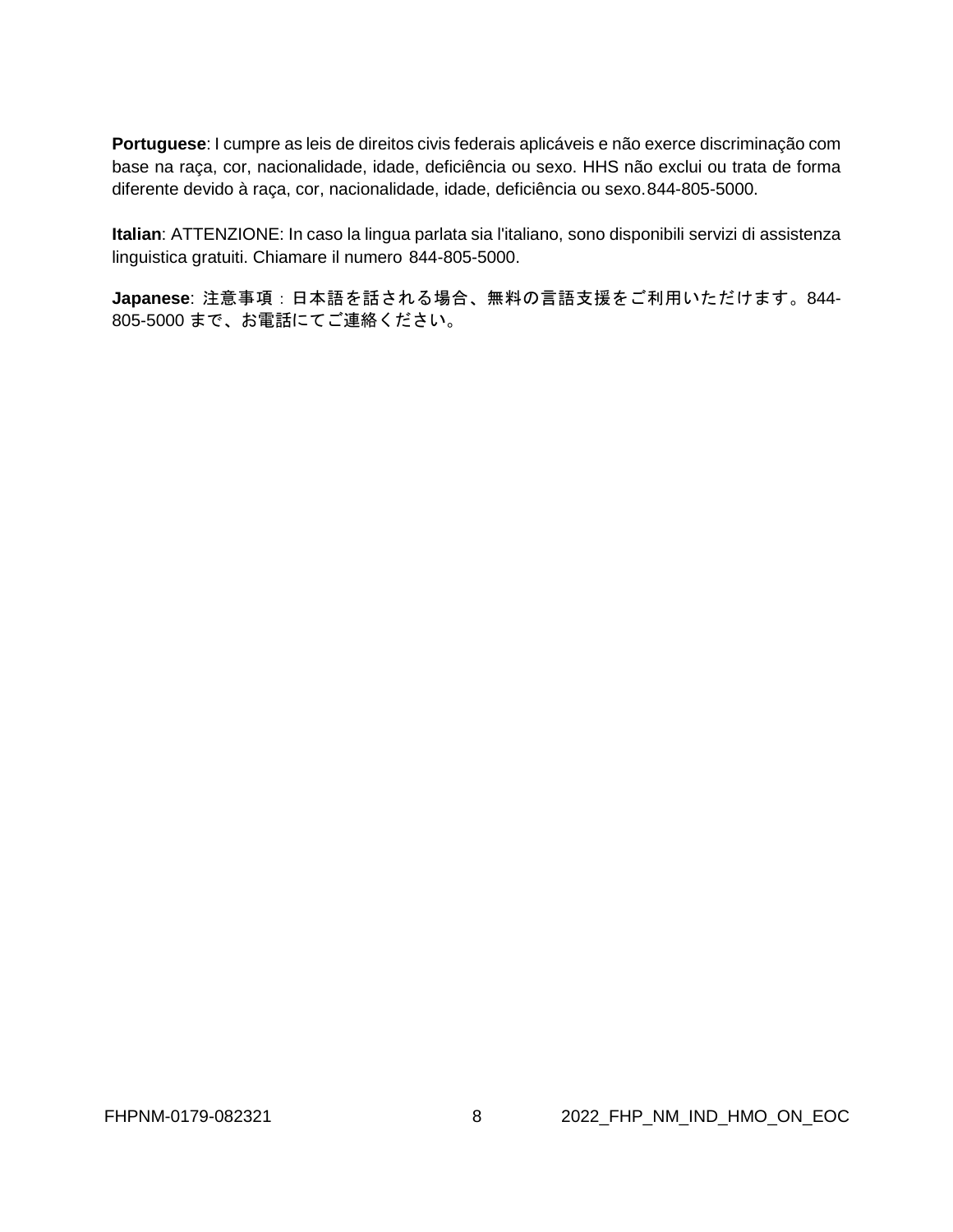**Portuguese**: I cumpre as leis de direitos civis federais aplicáveis e não exerce discriminação com base na raça, cor, nacionalidade, idade, deficiência ou sexo. HHS não exclui ou trata de forma diferente devido à raça, cor, nacionalidade, idade, deficiência ou sexo.844-805-5000.

**Italian**: ATTENZIONE: In caso la lingua parlata sia l'italiano, sono disponibili servizi di assistenza linguistica gratuiti. Chiamare il numero 844-805-5000.

**Japanese**: 注意事項：日本語を話される場合、無料の言語支援をご利用いただけます。844-805-5000 まで、お電話にてご連絡ください。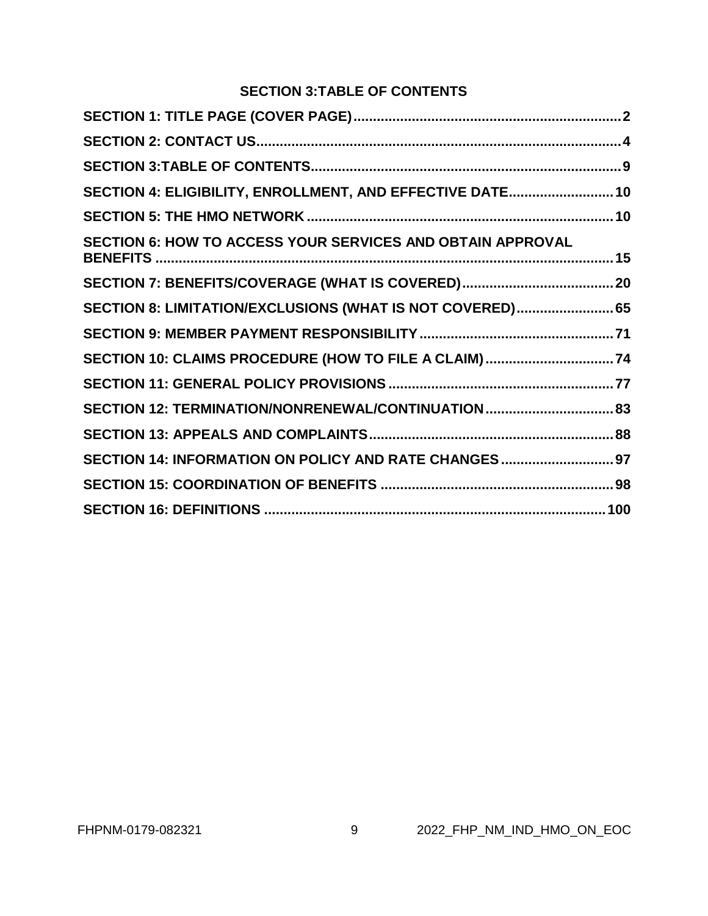# SECTION 3:TABLE OF CONTENTS

**SECTION 1: TITLE PAGE (COVER PAGE)** ..... 2

**SECTION 2: CONTACT US** ..... 4

**SECTION 3:TABLE OF CONTENTS** ..... 9

**SECTION 4: ELIGIBILITY, ENROLLMENT, AND EFFECTIVE DATE** ..... 10

**SECTION 5: THE HMO NETWORK** ..... 10

**SECTION 6: HOW TO ACCESS YOUR SERVICES AND OBTAIN APPROVAL BENEFITS** ..... 15

**SECTION 7: BENEFITS/COVERAGE (WHAT IS COVERED)** ..... 20

**SECTION 8: LIMITATION/EXCLUSIONS (WHAT IS NOT COVERED)** ..... 65

**SECTION 9: MEMBER PAYMENT RESPONSIBILITY** ..... 71

**SECTION 10: CLAIMS PROCEDURE (HOW TO FILE A CLAIM)** ..... 74

**SECTION 11: GENERAL POLICY PROVISIONS** ..... 77

**SECTION 12: TERMINATION/NONRENEWAL/CONTINUATION** ..... 83

**SECTION 13: APPEALS AND COMPLAINTS** ..... 88

**SECTION 14: INFORMATION ON POLICY AND RATE CHANGES** ..... 97

**SECTION 15: COORDINATION OF BENEFITS** ..... 98

**SECTION 16: DEFINITIONS** ..... 100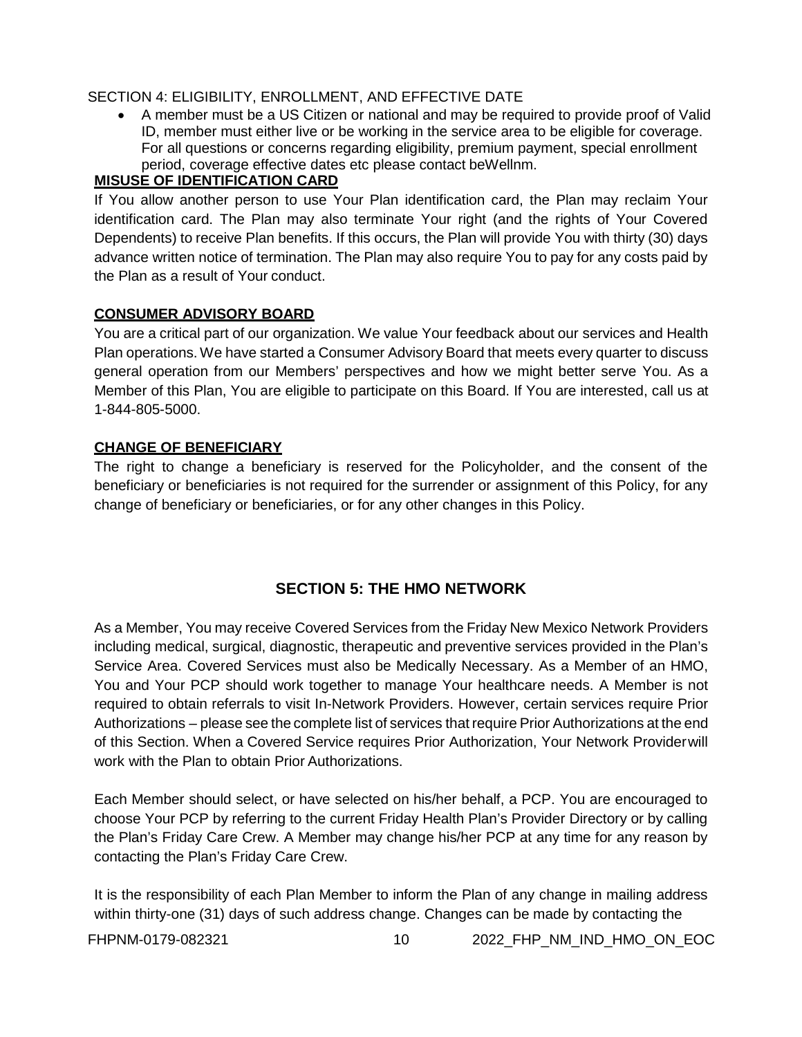SECTION 4: ELIGIBILITY, ENROLLMENT, AND EFFECTIVE DATE

- A member must be a US Citizen or national and may be required to provide proof of Valid ID, member must either live or be working in the service area to be eligible for coverage. For all questions or concerns regarding eligibility, premium payment, special enrollment period, coverage effective dates etc please contact beWellnm.

**MISUSE OF IDENTIFICATION CARD**

If You allow another person to use Your Plan identification card, the Plan may reclaim Your identification card. The Plan may also terminate Your right (and the rights of Your Covered Dependents) to receive Plan benefits. If this occurs, the Plan will provide You with thirty (30) days advance written notice of termination. The Plan may also require You to pay for any costs paid by the Plan as a result of Your conduct.

**CONSUMER ADVISORY BOARD**

You are a critical part of our organization. We value Your feedback about our services and Health Plan operations. We have started a Consumer Advisory Board that meets every quarter to discuss general operation from our Members' perspectives and how we might better serve You. As a Member of this Plan, You are eligible to participate on this Board. If You are interested, call us at 1-844-805-5000.

**CHANGE OF BENEFICIARY**

The right to change a beneficiary is reserved for the Policyholder, and the consent of the beneficiary or beneficiaries is not required for the surrender or assignment of this Policy, for any change of beneficiary or beneficiaries, or for any other changes in this Policy.

## SECTION 5: THE HMO NETWORK

As a Member, You may receive Covered Services from the Friday New Mexico Network Providers including medical, surgical, diagnostic, therapeutic and preventive services provided in the Plan's Service Area. Covered Services must also be Medically Necessary. As a Member of an HMO, You and Your PCP should work together to manage Your healthcare needs. A Member is not required to obtain referrals to visit In-Network Providers. However, certain services require Prior Authorizations – please see the complete list of services that require Prior Authorizations at the end of this Section. When a Covered Service requires Prior Authorization, Your Network Provider will work with the Plan to obtain Prior Authorizations.

Each Member should select, or have selected on his/her behalf, a PCP. You are encouraged to choose Your PCP by referring to the current Friday Health Plan's Provider Directory or by calling the Plan's Friday Care Crew. A Member may change his/her PCP at any time for any reason by contacting the Plan's Friday Care Crew.

It is the responsibility of each Plan Member to inform the Plan of any change in mailing address within thirty-one (31) days of such address change. Changes can be made by contacting the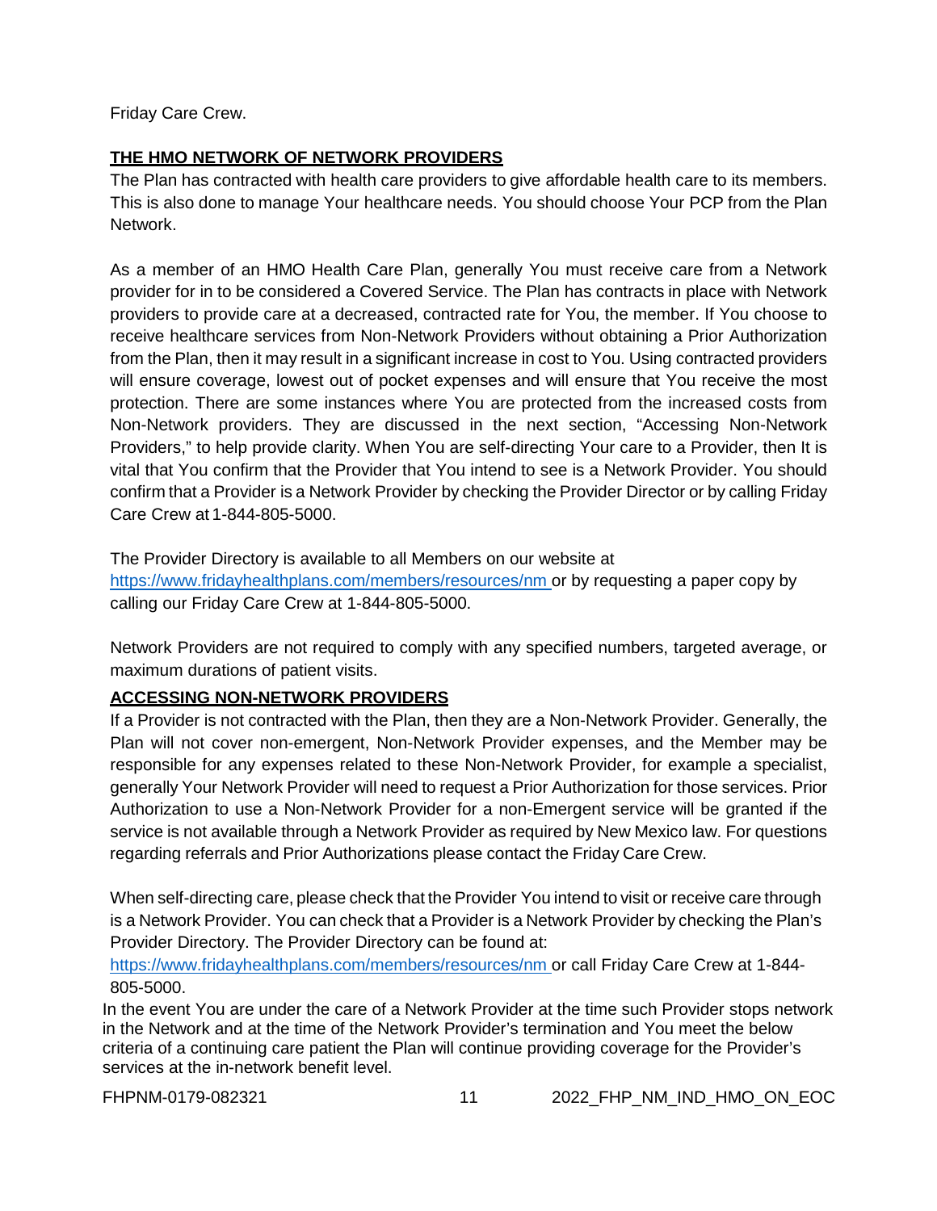Friday Care Crew.

**THE HMO NETWORK OF NETWORK PROVIDERS**

The Plan has contracted with health care providers to give affordable health care to its members. This is also done to manage Your healthcare needs. You should choose Your PCP from the Plan Network.

As a member of an HMO Health Care Plan, generally You must receive care from a Network provider for in to be considered a Covered Service. The Plan has contracts in place with Network providers to provide care at a decreased, contracted rate for You, the member. If You choose to receive healthcare services from Non-Network Providers without obtaining a Prior Authorization from the Plan, then it may result in a significant increase in cost to You. Using contracted providers will ensure coverage, lowest out of pocket expenses and will ensure that You receive the most protection. There are some instances where You are protected from the increased costs from Non-Network providers. They are discussed in the next section, "Accessing Non-Network Providers," to help provide clarity. When You are self-directing Your care to a Provider, then It is vital that You confirm that the Provider that You intend to see is a Network Provider. You should confirm that a Provider is a Network Provider by checking the Provider Director or by calling Friday Care Crew at 1-844-805-5000.

The Provider Directory is available to all Members on our website at https://www.fridayhealthplans.com/members/resources/nm or by requesting a paper copy by calling our Friday Care Crew at 1-844-805-5000.

Network Providers are not required to comply with any specified numbers, targeted average, or maximum durations of patient visits.

**ACCESSING NON-NETWORK PROVIDERS**

If a Provider is not contracted with the Plan, then they are a Non-Network Provider. Generally, the Plan will not cover non-emergent, Non-Network Provider expenses, and the Member may be responsible for any expenses related to these Non-Network Provider, for example a specialist, generally Your Network Provider will need to request a Prior Authorization for those services. Prior Authorization to use a Non-Network Provider for a non-Emergent service will be granted if the service is not available through a Network Provider as required by New Mexico law. For questions regarding referrals and Prior Authorizations please contact the Friday Care Crew.

When self-directing care, please check that the Provider You intend to visit or receive care through is a Network Provider. You can check that a Provider is a Network Provider by checking the Plan's Provider Directory. The Provider Directory can be found at: https://www.fridayhealthplans.com/members/resources/nm or call Friday Care Crew at 1-844-805-5000.

In the event You are under the care of a Network Provider at the time such Provider stops network in the Network and at the time of the Network Provider's termination and You meet the below criteria of a continuing care patient the Plan will continue providing coverage for the Provider's services at the in-network benefit level.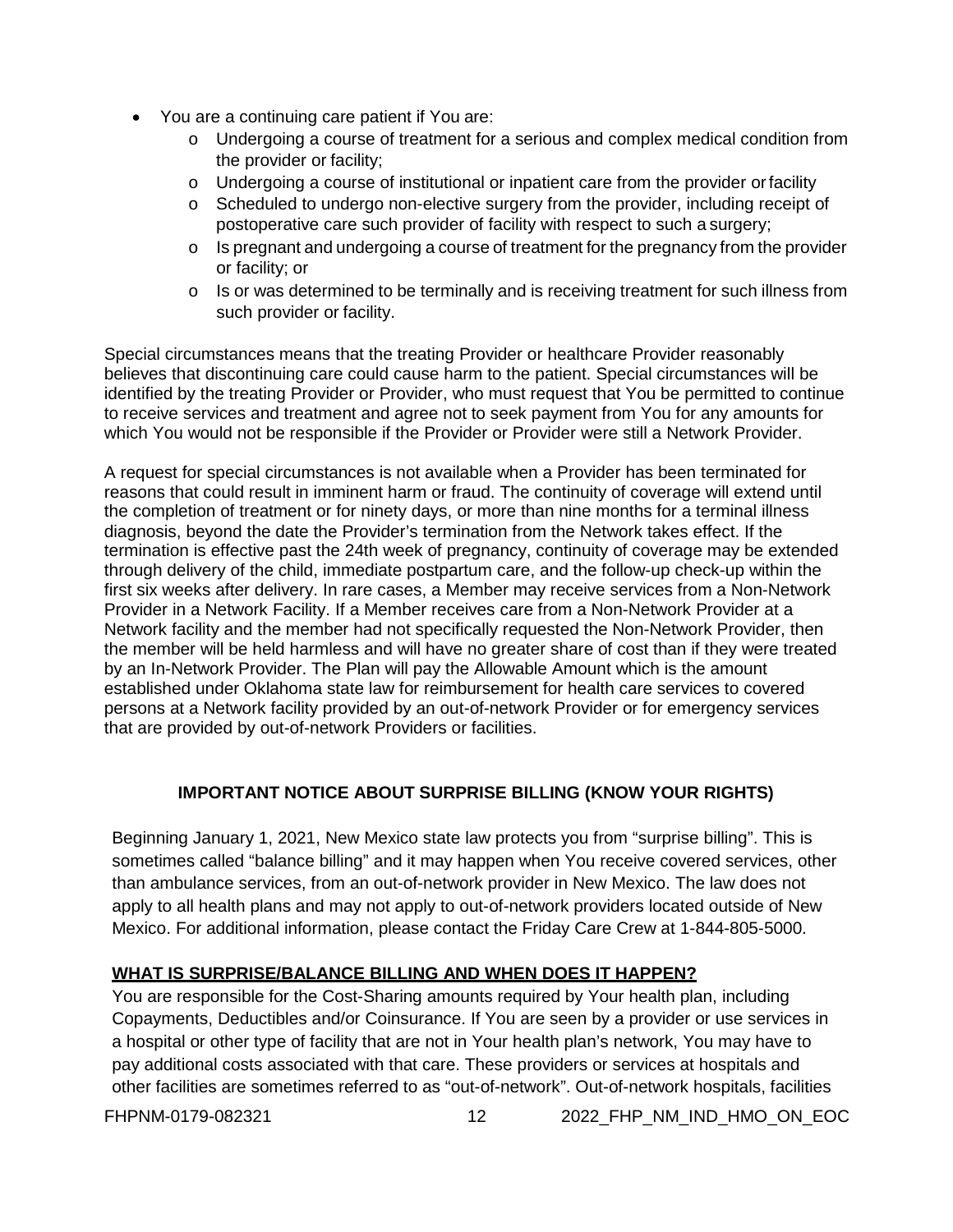- You are a continuing care patient if You are:
  - Undergoing a course of treatment for a serious and complex medical condition from the provider or facility;
  - Undergoing a course of institutional or inpatient care from the provider or facility
  - Scheduled to undergo non-elective surgery from the provider, including receipt of postoperative care such provider of facility with respect to such a surgery;
  - Is pregnant and undergoing a course of treatment for the pregnancy from the provider or facility; or
  - Is or was determined to be terminally and is receiving treatment for such illness from such provider or facility.

Special circumstances means that the treating Provider or healthcare Provider reasonably believes that discontinuing care could cause harm to the patient. Special circumstances will be identified by the treating Provider or Provider, who must request that You be permitted to continue to receive services and treatment and agree not to seek payment from You for any amounts for which You would not be responsible if the Provider or Provider were still a Network Provider.

A request for special circumstances is not available when a Provider has been terminated for reasons that could result in imminent harm or fraud. The continuity of coverage will extend until the completion of treatment or for ninety days, or more than nine months for a terminal illness diagnosis, beyond the date the Provider's termination from the Network takes effect. If the termination is effective past the 24th week of pregnancy, continuity of coverage may be extended through delivery of the child, immediate postpartum care, and the follow-up check-up within the first six weeks after delivery. In rare cases, a Member may receive services from a Non-Network Provider in a Network Facility. If a Member receives care from a Non-Network Provider at a Network facility and the member had not specifically requested the Non-Network Provider, then the member will be held harmless and will have no greater share of cost than if they were treated by an In-Network Provider. The Plan will pay the Allowable Amount which is the amount established under Oklahoma state law for reimbursement for health care services to covered persons at a Network facility provided by an out-of-network Provider or for emergency services that are provided by out-of-network Providers or facilities.

## IMPORTANT NOTICE ABOUT SURPRISE BILLING (KNOW YOUR RIGHTS)

Beginning January 1, 2021, New Mexico state law protects you from "surprise billing". This is sometimes called "balance billing" and it may happen when You receive covered services, other than ambulance services, from an out-of-network provider in New Mexico. The law does not apply to all health plans and may not apply to out-of-network providers located outside of New Mexico. For additional information, please contact the Friday Care Crew at 1-844-805-5000.

### WHAT IS SURPRISE/BALANCE BILLING AND WHEN DOES IT HAPPEN?

You are responsible for the Cost-Sharing amounts required by Your health plan, including Copayments, Deductibles and/or Coinsurance. If You are seen by a provider or use services in a hospital or other type of facility that are not in Your health plan's network, You may have to pay additional costs associated with that care. These providers or services at hospitals and other facilities are sometimes referred to as "out-of-network". Out-of-network hospitals, facilities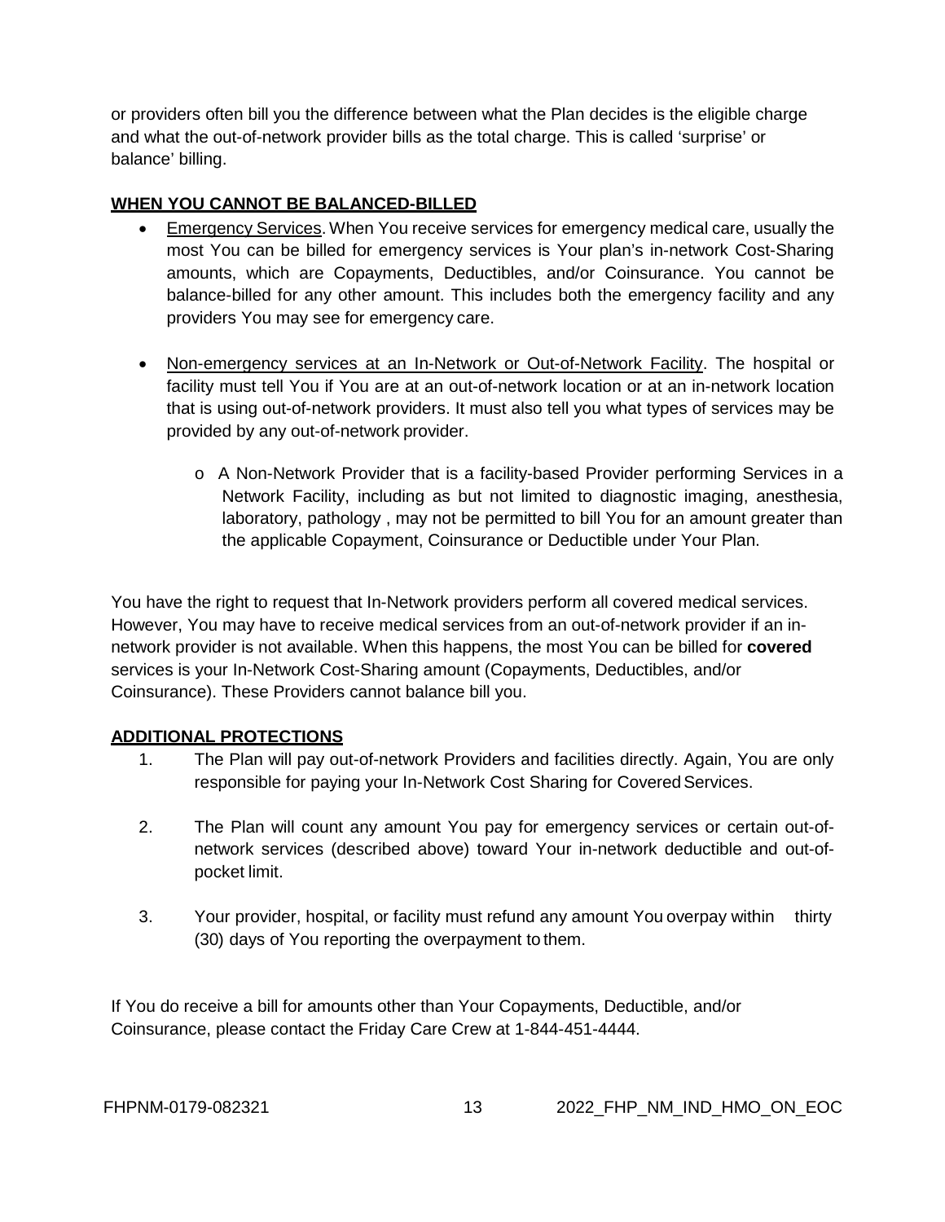or providers often bill you the difference between what the Plan decides is the eligible charge and what the out-of-network provider bills as the total charge. This is called 'surprise' or balance' billing.

**WHEN YOU CANNOT BE BALANCED-BILLED**

- Emergency Services. When You receive services for emergency medical care, usually the most You can be billed for emergency services is Your plan's in-network Cost-Sharing amounts, which are Copayments, Deductibles, and/or Coinsurance. You cannot be balance-billed for any other amount. This includes both the emergency facility and any providers You may see for emergency care.

- Non-emergency services at an In-Network or Out-of-Network Facility. The hospital or facility must tell You if You are at an out-of-network location or at an in-network location that is using out-of-network providers. It must also tell you what types of services may be provided by any out-of-network provider.

  - A Non-Network Provider that is a facility-based Provider performing Services in a Network Facility, including as but not limited to diagnostic imaging, anesthesia, laboratory, pathology , may not be permitted to bill You for an amount greater than the applicable Copayment, Coinsurance or Deductible under Your Plan.

You have the right to request that In-Network providers perform all covered medical services. However, You may have to receive medical services from an out-of-network provider if an in-network provider is not available. When this happens, the most You can be billed for **covered** services is your In-Network Cost-Sharing amount (Copayments, Deductibles, and/or Coinsurance). These Providers cannot balance bill you.

**ADDITIONAL PROTECTIONS**

1. The Plan will pay out-of-network Providers and facilities directly. Again, You are only responsible for paying your In-Network Cost Sharing for Covered Services.

2. The Plan will count any amount You pay for emergency services or certain out-of-network services (described above) toward Your in-network deductible and out-of-pocket limit.

3. Your provider, hospital, or facility must refund any amount You overpay within thirty (30) days of You reporting the overpayment to them.

If You do receive a bill for amounts other than Your Copayments, Deductible, and/or Coinsurance, please contact the Friday Care Crew at 1-844-451-4444.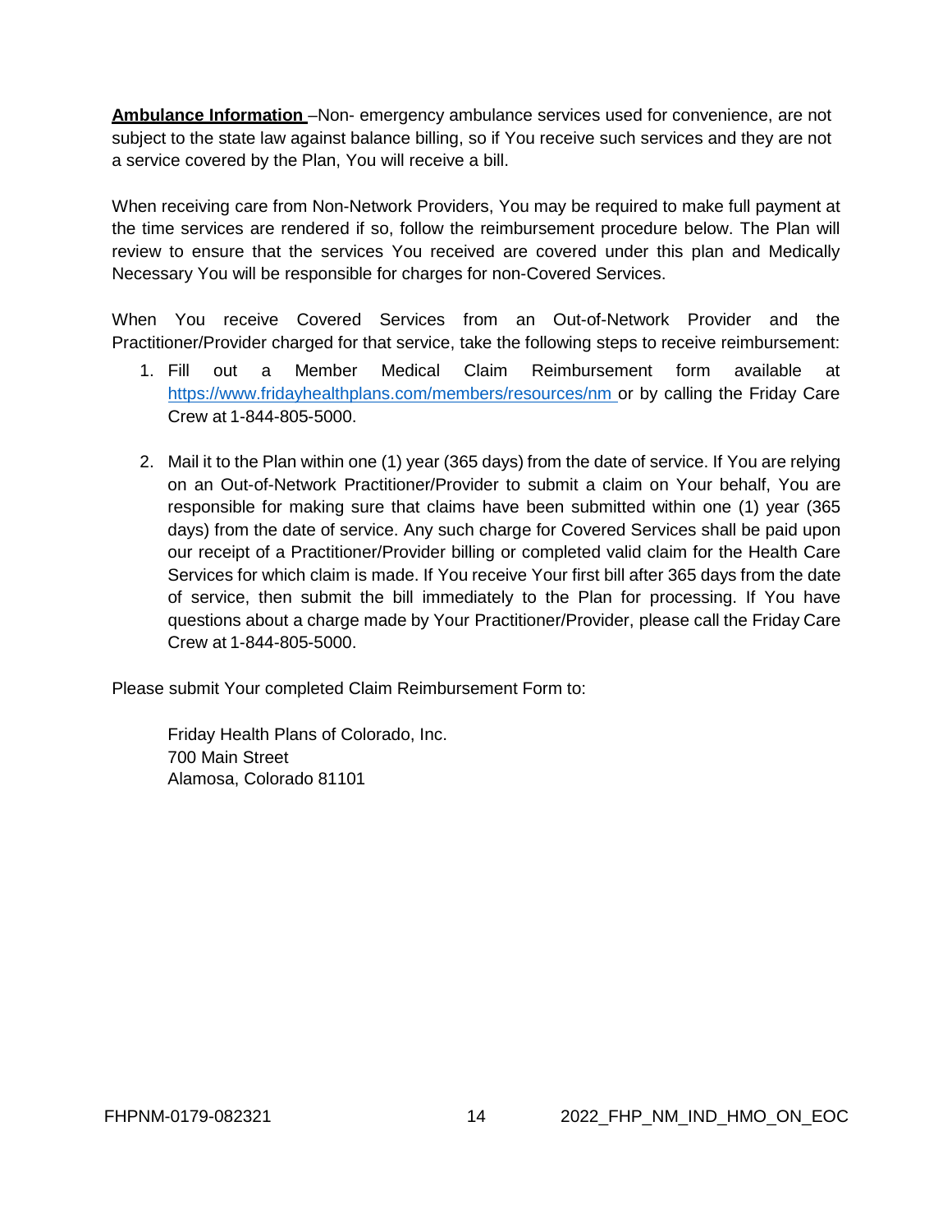**Ambulance Information** –Non- emergency ambulance services used for convenience, are not subject to the state law against balance billing, so if You receive such services and they are not a service covered by the Plan, You will receive a bill.

When receiving care from Non-Network Providers, You may be required to make full payment at the time services are rendered if so, follow the reimbursement procedure below. The Plan will review to ensure that the services You received are covered under this plan and Medically Necessary You will be responsible for charges for non-Covered Services.

When You receive Covered Services from an Out-of-Network Provider and the Practitioner/Provider charged for that service, take the following steps to receive reimbursement:

1. Fill out a Member Medical Claim Reimbursement form available at https://www.fridayhealthplans.com/members/resources/nm or by calling the Friday Care Crew at 1-844-805-5000.

2. Mail it to the Plan within one (1) year (365 days) from the date of service. If You are relying on an Out-of-Network Practitioner/Provider to submit a claim on Your behalf, You are responsible for making sure that claims have been submitted within one (1) year (365 days) from the date of service. Any such charge for Covered Services shall be paid upon our receipt of a Practitioner/Provider billing or completed valid claim for the Health Care Services for which claim is made. If You receive Your first bill after 365 days from the date of service, then submit the bill immediately to the Plan for processing. If You have questions about a charge made by Your Practitioner/Provider, please call the Friday Care Crew at 1-844-805-5000.

Please submit Your completed Claim Reimbursement Form to:

Friday Health Plans of Colorado, Inc.
700 Main Street
Alamosa, Colorado 81101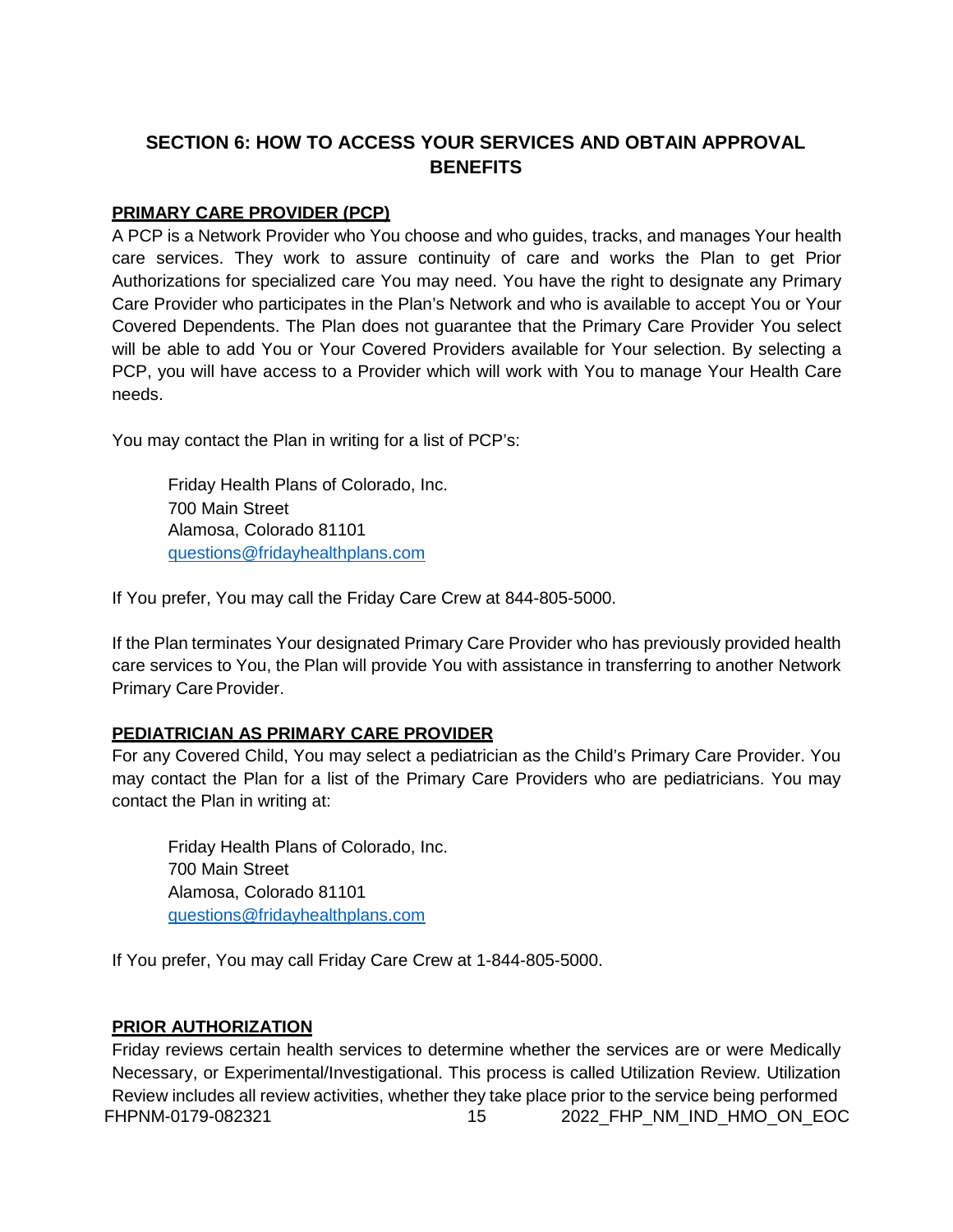## SECTION 6: HOW TO ACCESS YOUR SERVICES AND OBTAIN APPROVAL BENEFITS

**PRIMARY CARE PROVIDER (PCP)**

A PCP is a Network Provider who You choose and who guides, tracks, and manages Your health care services. They work to assure continuity of care and works the Plan to get Prior Authorizations for specialized care You may need. You have the right to designate any Primary Care Provider who participates in the Plan's Network and who is available to accept You or Your Covered Dependents. The Plan does not guarantee that the Primary Care Provider You select will be able to add You or Your Covered Providers available for Your selection. By selecting a PCP, you will have access to a Provider which will work with You to manage Your Health Care needs.

You may contact the Plan in writing for a list of PCP's:

Friday Health Plans of Colorado, Inc.
700 Main Street
Alamosa, Colorado 81101
questions@fridayhealthplans.com

If You prefer, You may call the Friday Care Crew at 844-805-5000.

If the Plan terminates Your designated Primary Care Provider who has previously provided health care services to You, the Plan will provide You with assistance in transferring to another Network Primary Care Provider.

**PEDIATRICIAN AS PRIMARY CARE PROVIDER**

For any Covered Child, You may select a pediatrician as the Child's Primary Care Provider. You may contact the Plan for a list of the Primary Care Providers who are pediatricians. You may contact the Plan in writing at:

Friday Health Plans of Colorado, Inc.
700 Main Street
Alamosa, Colorado 81101
questions@fridayhealthplans.com

If You prefer, You may call Friday Care Crew at 1-844-805-5000.

**PRIOR AUTHORIZATION**

Friday reviews certain health services to determine whether the services are or were Medically Necessary, or Experimental/Investigational. This process is called Utilization Review. Utilization Review includes all review activities, whether they take place prior to the service being performed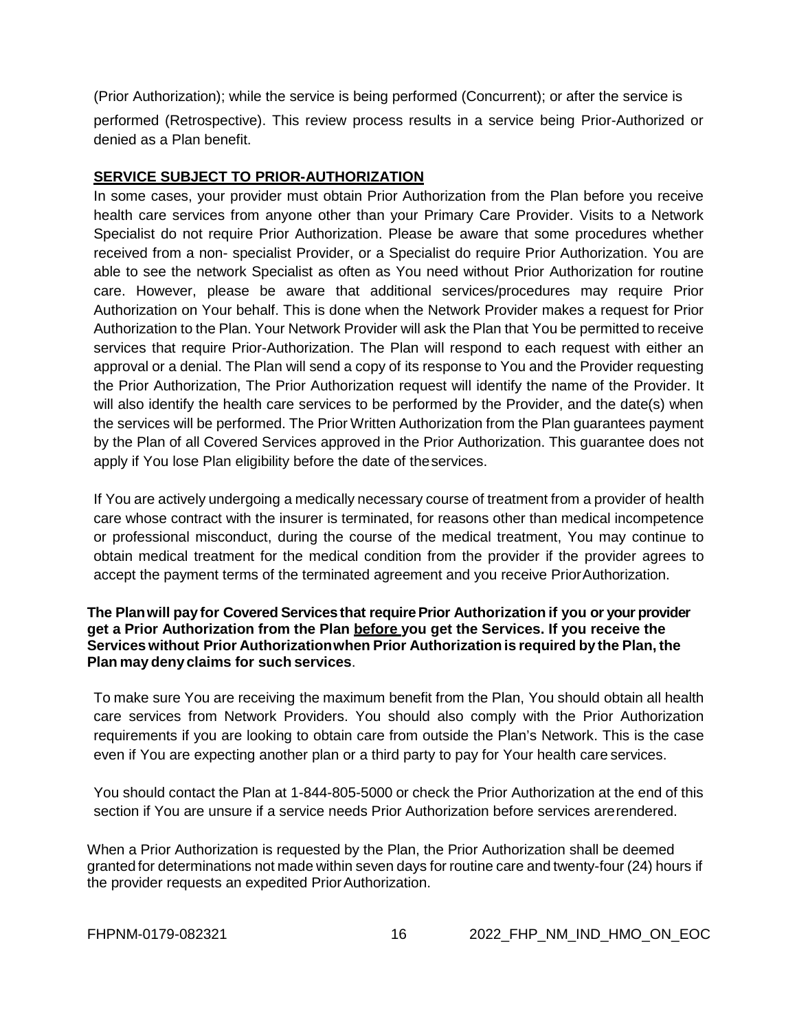(Prior Authorization); while the service is being performed (Concurrent); or after the service is performed (Retrospective). This review process results in a service being Prior-Authorized or denied as a Plan benefit.

## SERVICE SUBJECT TO PRIOR-AUTHORIZATION

In some cases, your provider must obtain Prior Authorization from the Plan before you receive health care services from anyone other than your Primary Care Provider. Visits to a Network Specialist do not require Prior Authorization. Please be aware that some procedures whether received from a non- specialist Provider, or a Specialist do require Prior Authorization. You are able to see the network Specialist as often as You need without Prior Authorization for routine care. However, please be aware that additional services/procedures may require Prior Authorization on Your behalf. This is done when the Network Provider makes a request for Prior Authorization to the Plan. Your Network Provider will ask the Plan that You be permitted to receive services that require Prior-Authorization. The Plan will respond to each request with either an approval or a denial. The Plan will send a copy of its response to You and the Provider requesting the Prior Authorization, The Prior Authorization request will identify the name of the Provider. It will also identify the health care services to be performed by the Provider, and the date(s) when the services will be performed. The Prior Written Authorization from the Plan guarantees payment by the Plan of all Covered Services approved in the Prior Authorization. This guarantee does not apply if You lose Plan eligibility before the date of the services.

If You are actively undergoing a medically necessary course of treatment from a provider of health care whose contract with the insurer is terminated, for reasons other than medical incompetence or professional misconduct, during the course of the medical treatment, You may continue to obtain medical treatment for the medical condition from the provider if the provider agrees to accept the payment terms of the terminated agreement and you receive Prior Authorization.

**The Plan will pay for Covered Services that require Prior Authorization if you or your provider get a Prior Authorization from the Plan before you get the Services. If you receive the Services without Prior Authorization when Prior Authorization is required by the Plan, the Plan may deny claims for such services**.

To make sure You are receiving the maximum benefit from the Plan, You should obtain all health care services from Network Providers. You should also comply with the Prior Authorization requirements if you are looking to obtain care from outside the Plan's Network. This is the case even if You are expecting another plan or a third party to pay for Your health care services.

You should contact the Plan at 1-844-805-5000 or check the Prior Authorization at the end of this section if You are unsure if a service needs Prior Authorization before services are rendered.

When a Prior Authorization is requested by the Plan, the Prior Authorization shall be deemed granted for determinations not made within seven days for routine care and twenty-four (24) hours if the provider requests an expedited Prior Authorization.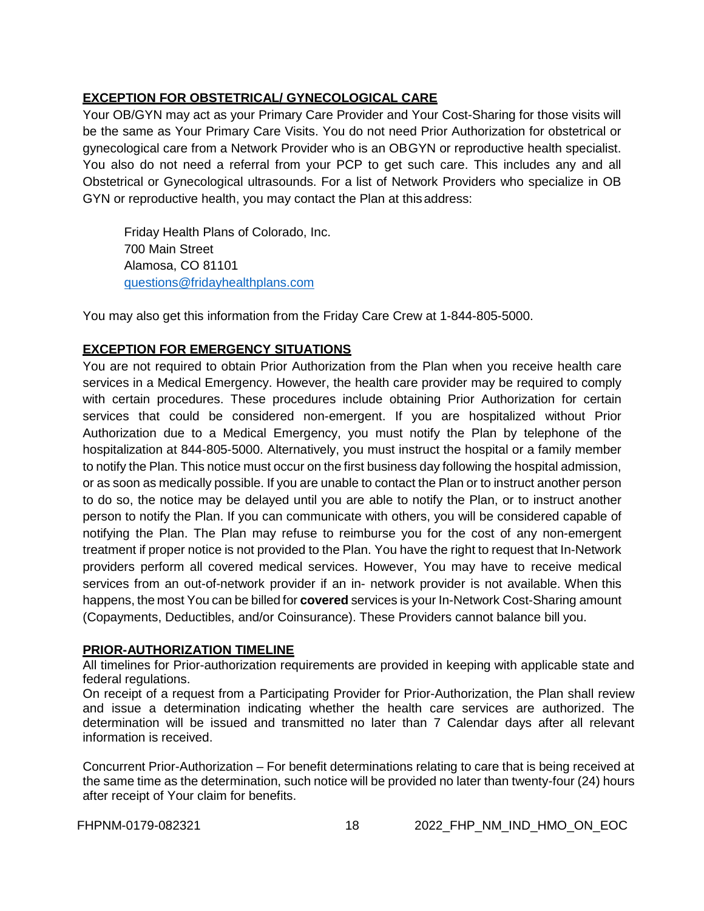## EXCEPTION FOR OBSTETRICAL/ GYNECOLOGICAL CARE

Your OB/GYN may act as your Primary Care Provider and Your Cost-Sharing for those visits will be the same as Your Primary Care Visits. You do not need Prior Authorization for obstetrical or gynecological care from a Network Provider who is an OBGYN or reproductive health specialist. You also do not need a referral from your PCP to get such care. This includes any and all Obstetrical or Gynecological ultrasounds. For a list of Network Providers who specialize in OB GYN or reproductive health, you may contact the Plan at this address:

Friday Health Plans of Colorado, Inc.
700 Main Street
Alamosa, CO 81101
questions@fridayhealthplans.com

You may also get this information from the Friday Care Crew at 1-844-805-5000.

## EXCEPTION FOR EMERGENCY SITUATIONS

You are not required to obtain Prior Authorization from the Plan when you receive health care services in a Medical Emergency. However, the health care provider may be required to comply with certain procedures. These procedures include obtaining Prior Authorization for certain services that could be considered non-emergent. If you are hospitalized without Prior Authorization due to a Medical Emergency, you must notify the Plan by telephone of the hospitalization at 844-805-5000. Alternatively, you must instruct the hospital or a family member to notify the Plan. This notice must occur on the first business day following the hospital admission, or as soon as medically possible. If you are unable to contact the Plan or to instruct another person to do so, the notice may be delayed until you are able to notify the Plan, or to instruct another person to notify the Plan. If you can communicate with others, you will be considered capable of notifying the Plan. The Plan may refuse to reimburse you for the cost of any non-emergent treatment if proper notice is not provided to the Plan. You have the right to request that In-Network providers perform all covered medical services. However, You may have to receive medical services from an out-of-network provider if an in- network provider is not available. When this happens, the most You can be billed for **covered** services is your In-Network Cost-Sharing amount (Copayments, Deductibles, and/or Coinsurance). These Providers cannot balance bill you.

## PRIOR-AUTHORIZATION TIMELINE

All timelines for Prior-authorization requirements are provided in keeping with applicable state and federal regulations.

On receipt of a request from a Participating Provider for Prior-Authorization, the Plan shall review and issue a determination indicating whether the health care services are authorized. The determination will be issued and transmitted no later than 7 Calendar days after all relevant information is received.

Concurrent Prior-Authorization – For benefit determinations relating to care that is being received at the same time as the determination, such notice will be provided no later than twenty-four (24) hours after receipt of Your claim for benefits.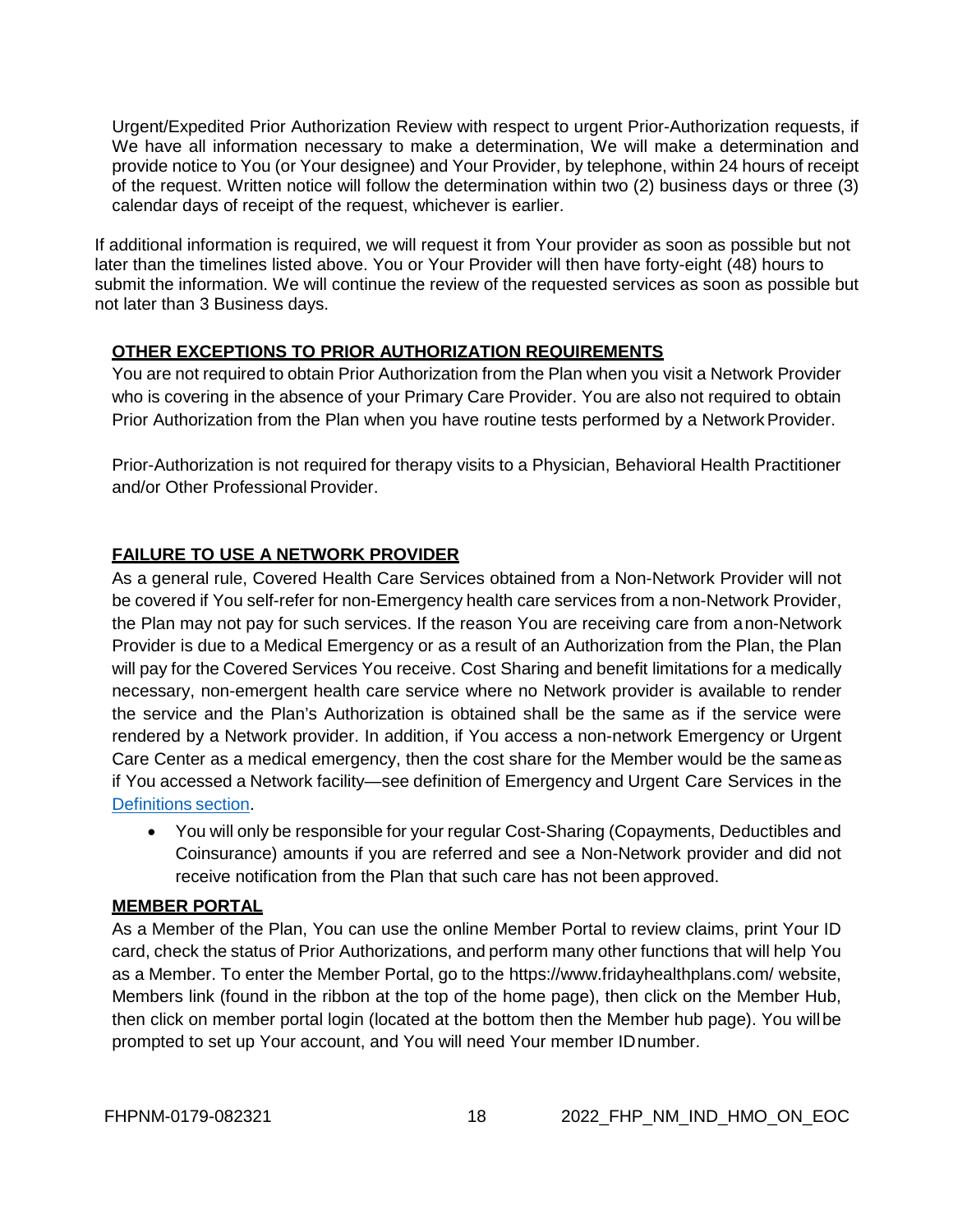Urgent/Expedited Prior Authorization Review with respect to urgent Prior-Authorization requests, if We have all information necessary to make a determination, We will make a determination and provide notice to You (or Your designee) and Your Provider, by telephone, within 24 hours of receipt of the request. Written notice will follow the determination within two (2) business days or three (3) calendar days of receipt of the request, whichever is earlier.

If additional information is required, we will request it from Your provider as soon as possible but not later than the timelines listed above. You or Your Provider will then have forty-eight (48) hours to submit the information. We will continue the review of the requested services as soon as possible but not later than 3 Business days.

**OTHER EXCEPTIONS TO PRIOR AUTHORIZATION REQUIREMENTS**

You are not required to obtain Prior Authorization from the Plan when you visit a Network Provider who is covering in the absence of your Primary Care Provider. You are also not required to obtain Prior Authorization from the Plan when you have routine tests performed by a Network Provider.

Prior-Authorization is not required for therapy visits to a Physician, Behavioral Health Practitioner and/or Other Professional Provider.

**FAILURE TO USE A NETWORK PROVIDER**

As a general rule, Covered Health Care Services obtained from a Non-Network Provider will not be covered if You self-refer for non-Emergency health care services from a non-Network Provider, the Plan may not pay for such services. If the reason You are receiving care from a non-Network Provider is due to a Medical Emergency or as a result of an Authorization from the Plan, the Plan will pay for the Covered Services You receive. Cost Sharing and benefit limitations for a medically necessary, non-emergent health care service where no Network provider is available to render the service and the Plan's Authorization is obtained shall be the same as if the service were rendered by a Network provider. In addition, if You access a non-network Emergency or Urgent Care Center as a medical emergency, then the cost share for the Member would be the same as if You accessed a Network facility—see definition of Emergency and Urgent Care Services in the Definitions section.

- You will only be responsible for your regular Cost-Sharing (Copayments, Deductibles and Coinsurance) amounts if you are referred and see a Non-Network provider and did not receive notification from the Plan that such care has not been approved.

**MEMBER PORTAL**

As a Member of the Plan, You can use the online Member Portal to review claims, print Your ID card, check the status of Prior Authorizations, and perform many other functions that will help You as a Member. To enter the Member Portal, go to the https://www.fridayhealthplans.com/ website, Members link (found in the ribbon at the top of the home page), then click on the Member Hub, then click on member portal login (located at the bottom then the Member hub page). You will be prompted to set up Your account, and You will need Your member ID number.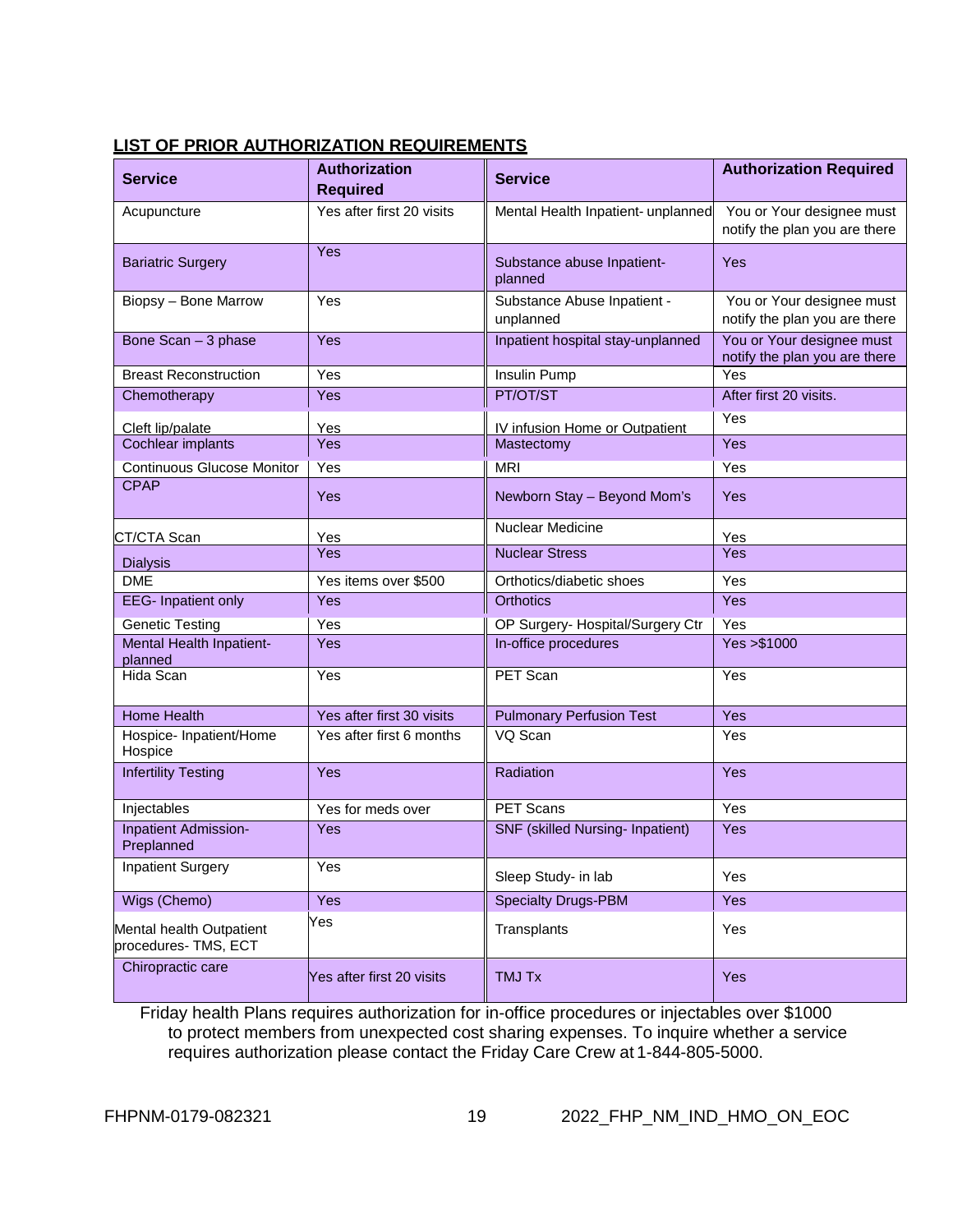## LIST OF PRIOR AUTHORIZATION REQUIREMENTS

| Service | Authorization Required | Service | Authorization Required |
|---|---|---|---|
| Acupuncture | Yes after first 20 visits | Mental Health Inpatient- unplanned | You or Your designee must notify the plan you are there |
| Bariatric Surgery | Yes | Substance abuse Inpatient- planned | Yes |
| Biopsy – Bone Marrow | Yes | Substance Abuse Inpatient - unplanned | You or Your designee must notify the plan you are there |
| Bone Scan – 3 phase | Yes | Inpatient hospital stay-unplanned | You or Your designee must notify the plan you are there |
| Breast Reconstruction | Yes | Insulin Pump | Yes |
| Chemotherapy | Yes | PT/OT/ST | After first 20 visits. |
| Cleft lip/palate | Yes | IV infusion Home or Outpatient | Yes |
| Cochlear implants | Yes | Mastectomy | Yes |
| Continuous Glucose Monitor | Yes | MRI | Yes |
| CPAP | Yes | Newborn Stay – Beyond Mom's | Yes |
| CT/CTA Scan | Yes | Nuclear Medicine | Yes |
| Dialysis | Yes | Nuclear Stress | Yes |
| DME | Yes items over $500 | Orthotics/diabetic shoes | Yes |
| EEG- Inpatient only | Yes | Orthotics | Yes |
| Genetic Testing | Yes | OP Surgery- Hospital/Surgery Ctr | Yes |
| Mental Health Inpatient- planned | Yes | In-office procedures | Yes >$1000 |
| Hida Scan | Yes | PET Scan | Yes |
| Home Health | Yes after first 30 visits | Pulmonary Perfusion Test | Yes |
| Hospice- Inpatient/Home Hospice | Yes after first 6 months | VQ Scan | Yes |
| Infertility Testing | Yes | Radiation | Yes |
| Injectables | Yes for meds over | PET Scans | Yes |
| Inpatient Admission- Preplanned | Yes | SNF (skilled Nursing- Inpatient) | Yes |
| Inpatient Surgery | Yes | Sleep Study- in lab | Yes |
| Wigs (Chemo) | Yes | Specialty Drugs-PBM | Yes |
| Mental health Outpatient procedures- TMS, ECT | Yes | Transplants | Yes |
| Chiropractic care | Yes after first 20 visits | TMJ Tx | Yes |

Friday health Plans requires authorization for in-office procedures or injectables over $1000 to protect members from unexpected cost sharing expenses. To inquire whether a service requires authorization please contact the Friday Care Crew at 1-844-805-5000.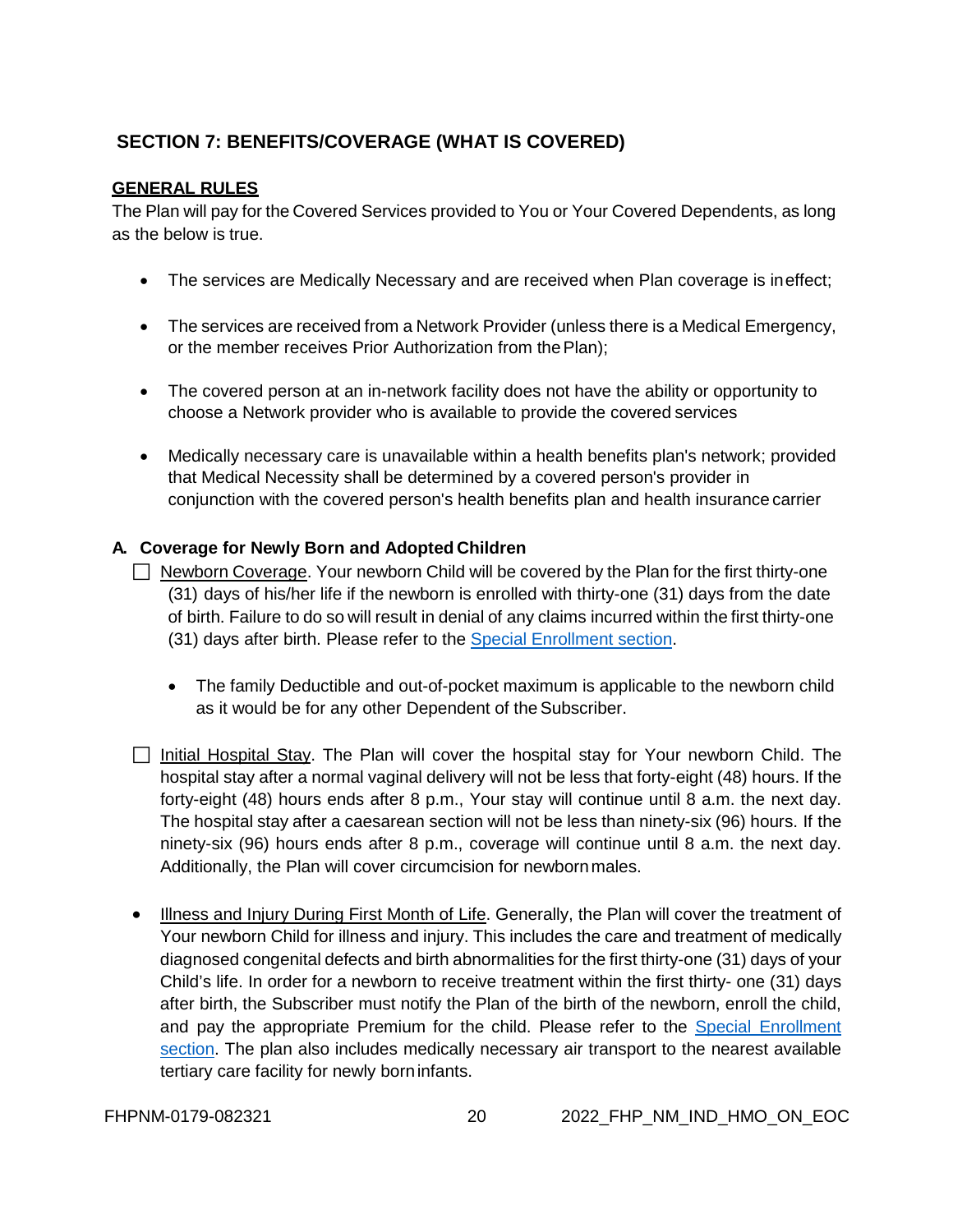## SECTION 7: BENEFITS/COVERAGE (WHAT IS COVERED)

**GENERAL RULES**

The Plan will pay for the Covered Services provided to You or Your Covered Dependents, as long as the below is true.

- The services are Medically Necessary and are received when Plan coverage is ineffect;
- The services are received from a Network Provider (unless there is a Medical Emergency, or the member receives Prior Authorization from the Plan);
- The covered person at an in-network facility does not have the ability or opportunity to choose a Network provider who is available to provide the covered services
- Medically necessary care is unavailable within a health benefits plan's network; provided that Medical Necessity shall be determined by a covered person's provider in conjunction with the covered person's health benefits plan and health insurance carrier

### A. Coverage for Newly Born and Adopted Children

- ☐ Newborn Coverage. Your newborn Child will be covered by the Plan for the first thirty-one (31) days of his/her life if the newborn is enrolled with thirty-one (31) days from the date of birth. Failure to do so will result in denial of any claims incurred within the first thirty-one (31) days after birth. Please refer to the Special Enrollment section.
  - The family Deductible and out-of-pocket maximum is applicable to the newborn child as it would be for any other Dependent of the Subscriber.
- ☐ Initial Hospital Stay. The Plan will cover the hospital stay for Your newborn Child. The hospital stay after a normal vaginal delivery will not be less that forty-eight (48) hours. If the forty-eight (48) hours ends after 8 p.m., Your stay will continue until 8 a.m. the next day. The hospital stay after a caesarean section will not be less than ninety-six (96) hours. If the ninety-six (96) hours ends after 8 p.m., coverage will continue until 8 a.m. the next day. Additionally, the Plan will cover circumcision for newborn males.
- Illness and Injury During First Month of Life. Generally, the Plan will cover the treatment of Your newborn Child for illness and injury. This includes the care and treatment of medically diagnosed congenital defects and birth abnormalities for the first thirty-one (31) days of your Child's life. In order for a newborn to receive treatment within the first thirty- one (31) days after birth, the Subscriber must notify the Plan of the birth of the newborn, enroll the child, and pay the appropriate Premium for the child. Please refer to the Special Enrollment section. The plan also includes medically necessary air transport to the nearest available tertiary care facility for newly born infants.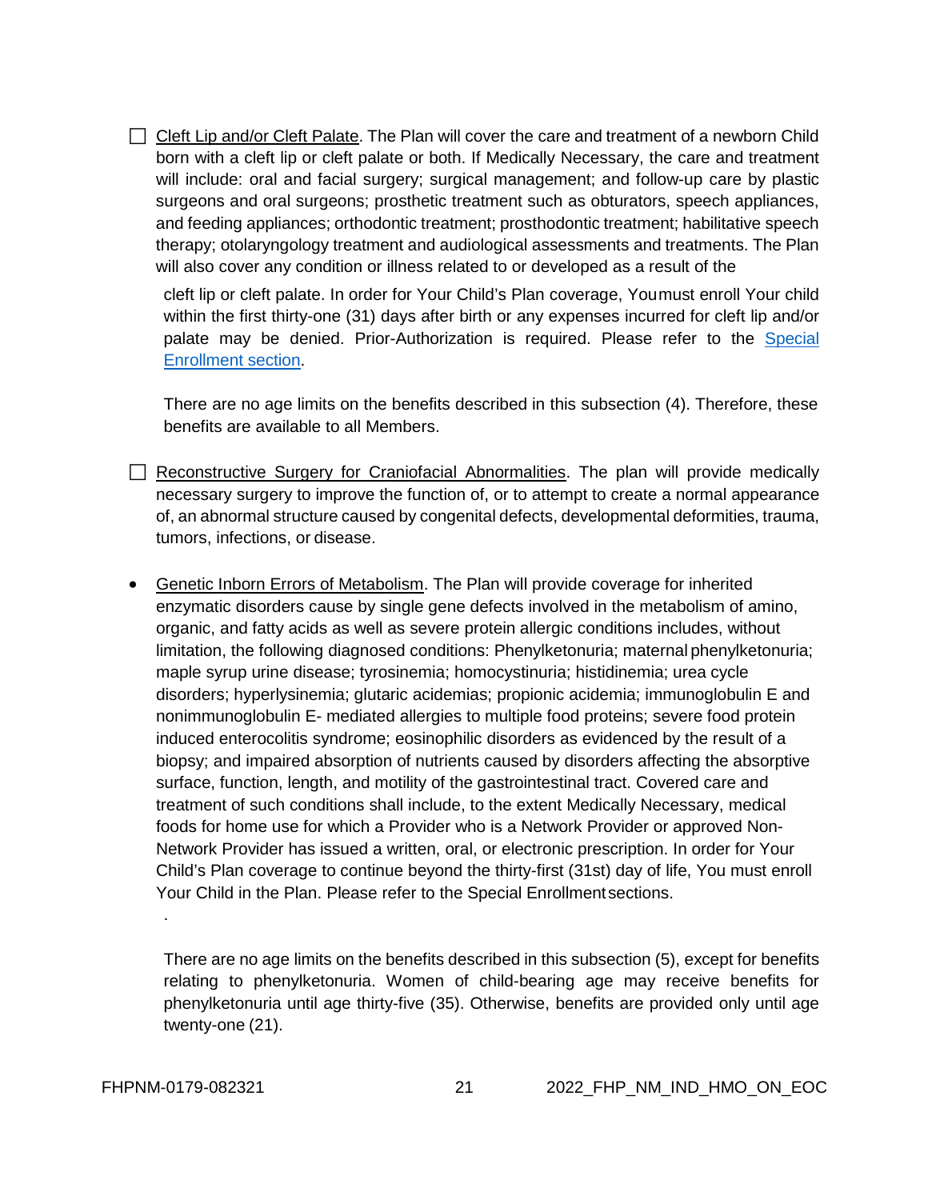- Cleft Lip and/or Cleft Palate. The Plan will cover the care and treatment of a newborn Child born with a cleft lip or cleft palate or both. If Medically Necessary, the care and treatment will include: oral and facial surgery; surgical management; and follow-up care by plastic surgeons and oral surgeons; prosthetic treatment such as obturators, speech appliances, and feeding appliances; orthodontic treatment; prosthodontic treatment; habilitative speech therapy; otolaryngology treatment and audiological assessments and treatments. The Plan will also cover any condition or illness related to or developed as a result of the cleft lip or cleft palate. In order for Your Child's Plan coverage, Youmust enroll Your child within the first thirty-one (31) days after birth or any expenses incurred for cleft lip and/or palate may be denied. Prior-Authorization is required. Please refer to the Special Enrollment section.

  There are no age limits on the benefits described in this subsection (4). Therefore, these benefits are available to all Members.

- Reconstructive Surgery for Craniofacial Abnormalities. The plan will provide medically necessary surgery to improve the function of, or to attempt to create a normal appearance of, an abnormal structure caused by congenital defects, developmental deformities, trauma, tumors, infections, or disease.

- Genetic Inborn Errors of Metabolism. The Plan will provide coverage for inherited enzymatic disorders cause by single gene defects involved in the metabolism of amino, organic, and fatty acids as well as severe protein allergic conditions includes, without limitation, the following diagnosed conditions: Phenylketonuria; maternal phenylketonuria; maple syrup urine disease; tyrosinemia; homocystinuria; histidinemia; urea cycle disorders; hyperlysinemia; glutaric acidemias; propionic acidemia; immunoglobulin E and nonimmunoglobulin E- mediated allergies to multiple food proteins; severe food protein induced enterocolitis syndrome; eosinophilic disorders as evidenced by the result of a biopsy; and impaired absorption of nutrients caused by disorders affecting the absorptive surface, function, length, and motility of the gastrointestinal tract. Covered care and treatment of such conditions shall include, to the extent Medically Necessary, medical foods for home use for which a Provider who is a Network Provider or approved Non-Network Provider has issued a written, oral, or electronic prescription. In order for Your Child's Plan coverage to continue beyond the thirty-first (31st) day of life, You must enroll Your Child in the Plan. Please refer to the Special Enrollmentsections.

  There are no age limits on the benefits described in this subsection (5), except for benefits relating to phenylketonuria. Women of child-bearing age may receive benefits for phenylketonuria until age thirty-five (35). Otherwise, benefits are provided only until age twenty-one (21).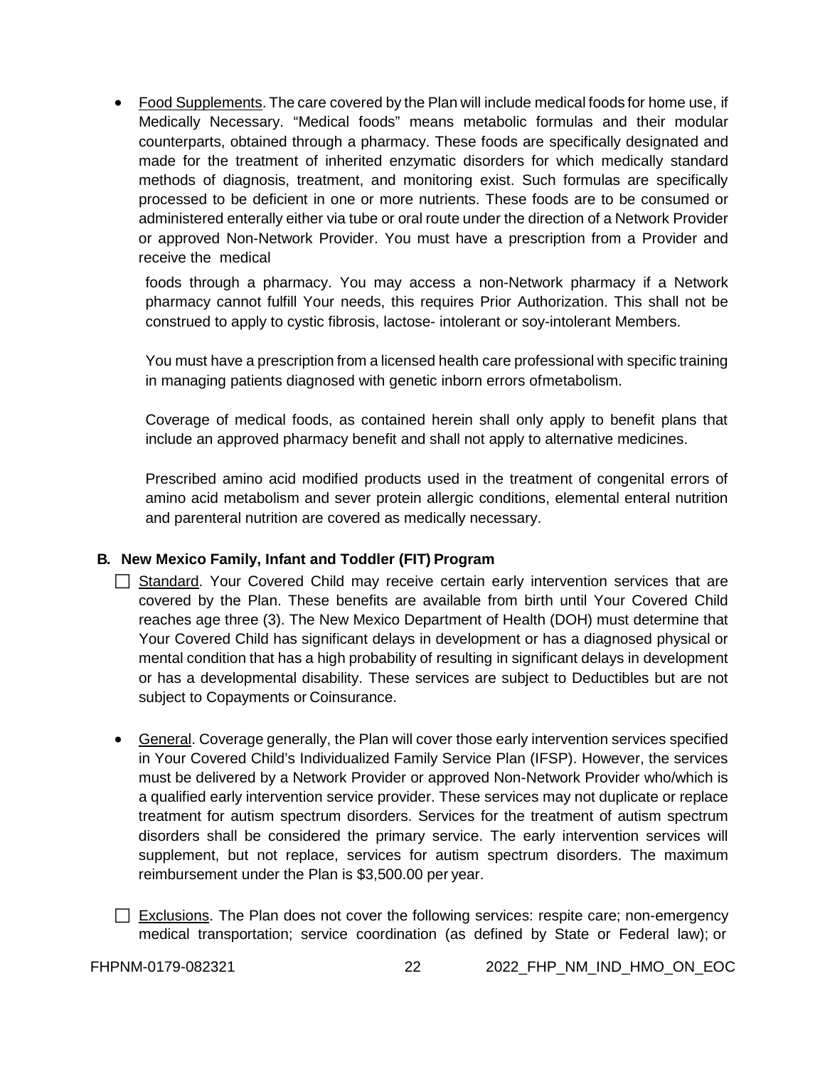- Food Supplements. The care covered by the Plan will include medical foods for home use, if Medically Necessary. "Medical foods" means metabolic formulas and their modular counterparts, obtained through a pharmacy. These foods are specifically designated and made for the treatment of inherited enzymatic disorders for which medically standard methods of diagnosis, treatment, and monitoring exist. Such formulas are specifically processed to be deficient in one or more nutrients. These foods are to be consumed or administered enterally either via tube or oral route under the direction of a Network Provider or approved Non-Network Provider. You must have a prescription from a Provider and receive the medical

  foods through a pharmacy. You may access a non-Network pharmacy if a Network pharmacy cannot fulfill Your needs, this requires Prior Authorization. This shall not be construed to apply to cystic fibrosis, lactose- intolerant or soy-intolerant Members.

  You must have a prescription from a licensed health care professional with specific training in managing patients diagnosed with genetic inborn errors ofmetabolism.

  Coverage of medical foods, as contained herein shall only apply to benefit plans that include an approved pharmacy benefit and shall not apply to alternative medicines.

  Prescribed amino acid modified products used in the treatment of congenital errors of amino acid metabolism and sever protein allergic conditions, elemental enteral nutrition and parenteral nutrition are covered as medically necessary.

**B. New Mexico Family, Infant and Toddler (FIT) Program**

☐ Standard. Your Covered Child may receive certain early intervention services that are covered by the Plan. These benefits are available from birth until Your Covered Child reaches age three (3). The New Mexico Department of Health (DOH) must determine that Your Covered Child has significant delays in development or has a diagnosed physical or mental condition that has a high probability of resulting in significant delays in development or has a developmental disability. These services are subject to Deductibles but are not subject to Copayments or Coinsurance.

- General. Coverage generally, the Plan will cover those early intervention services specified in Your Covered Child's Individualized Family Service Plan (IFSP). However, the services must be delivered by a Network Provider or approved Non-Network Provider who/which is a qualified early intervention service provider. These services may not duplicate or replace treatment for autism spectrum disorders. Services for the treatment of autism spectrum disorders shall be considered the primary service. The early intervention services will supplement, but not replace, services for autism spectrum disorders. The maximum reimbursement under the Plan is $3,500.00 per year.

☐ Exclusions. The Plan does not cover the following services: respite care; non-emergency medical transportation; service coordination (as defined by State or Federal law); or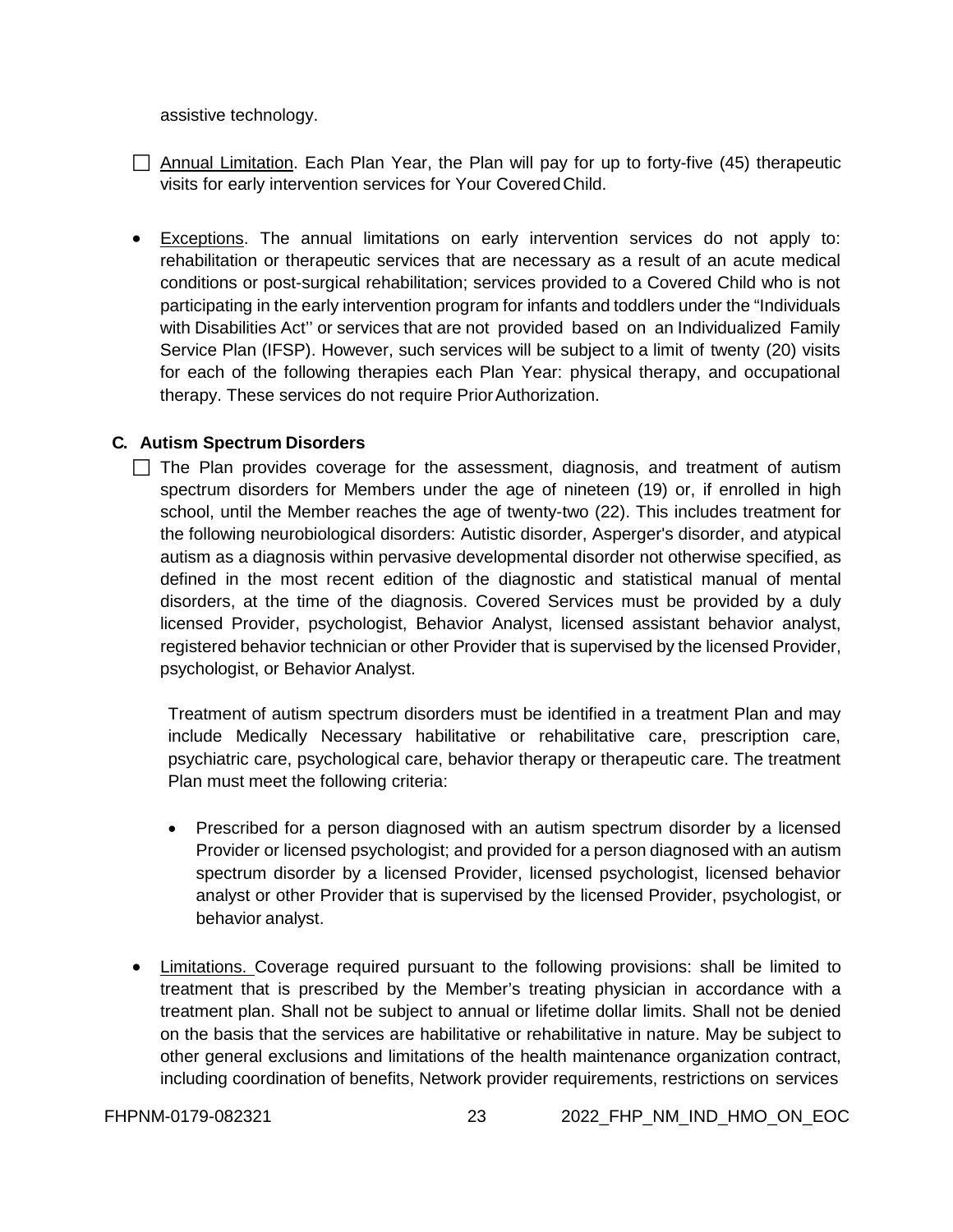assistive technology.

- ☐ Annual Limitation. Each Plan Year, the Plan will pay for up to forty-five (45) therapeutic visits for early intervention services for Your Covered Child.

- Exceptions. The annual limitations on early intervention services do not apply to: rehabilitation or therapeutic services that are necessary as a result of an acute medical conditions or post-surgical rehabilitation; services provided to a Covered Child who is not participating in the early intervention program for infants and toddlers under the "Individuals with Disabilities Act'' or services that are not provided based on an Individualized Family Service Plan (IFSP). However, such services will be subject to a limit of twenty (20) visits for each of the following therapies each Plan Year: physical therapy, and occupational therapy. These services do not require Prior Authorization.

### C. Autism Spectrum Disorders

- ☐ The Plan provides coverage for the assessment, diagnosis, and treatment of autism spectrum disorders for Members under the age of nineteen (19) or, if enrolled in high school, until the Member reaches the age of twenty-two (22). This includes treatment for the following neurobiological disorders: Autistic disorder, Asperger's disorder, and atypical autism as a diagnosis within pervasive developmental disorder not otherwise specified, as defined in the most recent edition of the diagnostic and statistical manual of mental disorders, at the time of the diagnosis. Covered Services must be provided by a duly licensed Provider, psychologist, Behavior Analyst, licensed assistant behavior analyst, registered behavior technician or other Provider that is supervised by the licensed Provider, psychologist, or Behavior Analyst.

  Treatment of autism spectrum disorders must be identified in a treatment Plan and may include Medically Necessary habilitative or rehabilitative care, prescription care, psychiatric care, psychological care, behavior therapy or therapeutic care. The treatment Plan must meet the following criteria:

  - Prescribed for a person diagnosed with an autism spectrum disorder by a licensed Provider or licensed psychologist; and provided for a person diagnosed with an autism spectrum disorder by a licensed Provider, licensed psychologist, licensed behavior analyst or other Provider that is supervised by the licensed Provider, psychologist, or behavior analyst.

- Limitations. Coverage required pursuant to the following provisions: shall be limited to treatment that is prescribed by the Member's treating physician in accordance with a treatment plan. Shall not be subject to annual or lifetime dollar limits. Shall not be denied on the basis that the services are habilitative or rehabilitative in nature. May be subject to other general exclusions and limitations of the health maintenance organization contract, including coordination of benefits, Network provider requirements, restrictions on services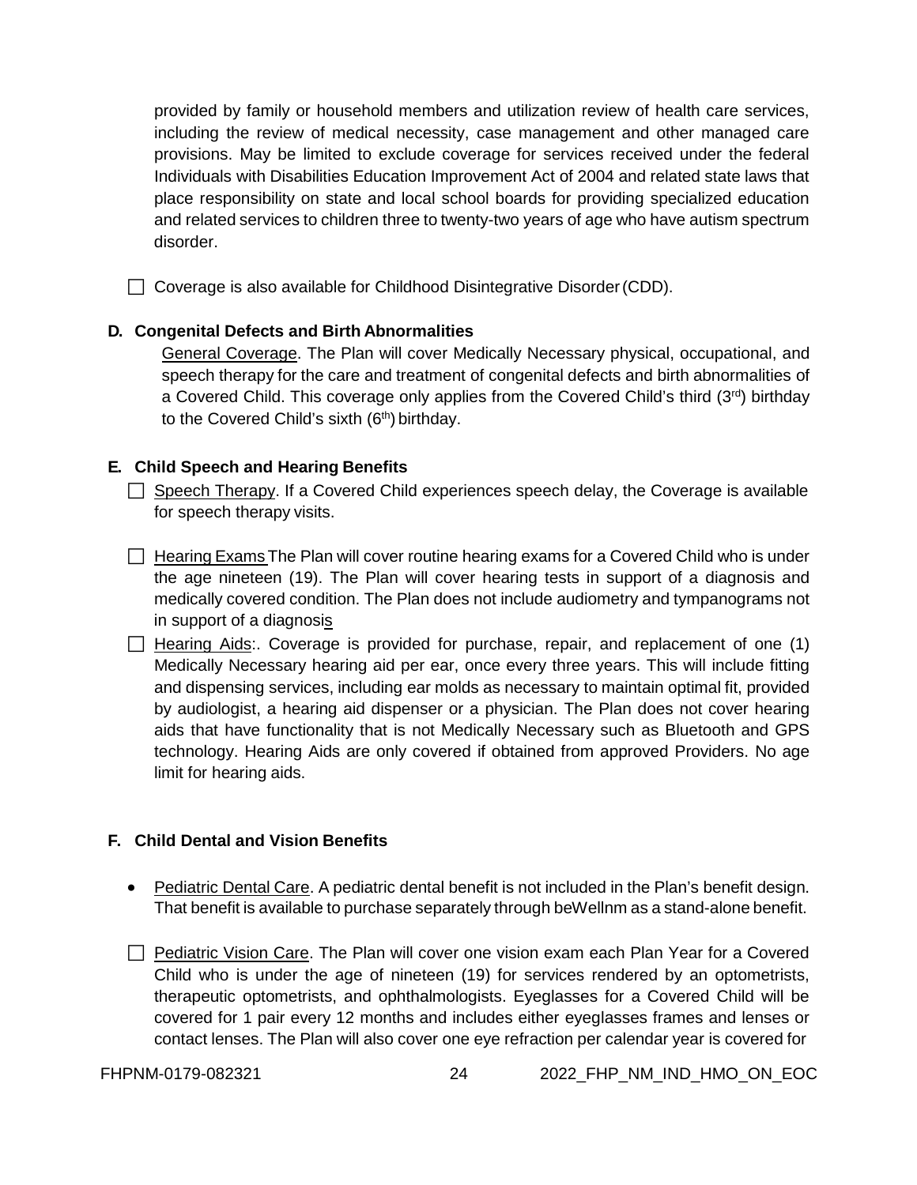provided by family or household members and utilization review of health care services, including the review of medical necessity, case management and other managed care provisions. May be limited to exclude coverage for services received under the federal Individuals with Disabilities Education Improvement Act of 2004 and related state laws that place responsibility on state and local school boards for providing specialized education and related services to children three to twenty-two years of age who have autism spectrum disorder.

☐ Coverage is also available for Childhood Disintegrative Disorder (CDD).

**D. Congenital Defects and Birth Abnormalities**

General Coverage. The Plan will cover Medically Necessary physical, occupational, and speech therapy for the care and treatment of congenital defects and birth abnormalities of a Covered Child. This coverage only applies from the Covered Child's third (3rd) birthday to the Covered Child's sixth (6th) birthday.

**E. Child Speech and Hearing Benefits**

☐ Speech Therapy. If a Covered Child experiences speech delay, the Coverage is available for speech therapy visits.

☐ Hearing Exams The Plan will cover routine hearing exams for a Covered Child who is under the age nineteen (19). The Plan will cover hearing tests in support of a diagnosis and medically covered condition. The Plan does not include audiometry and tympanograms not in support of a diagnosis

☐ Hearing Aids:. Coverage is provided for purchase, repair, and replacement of one (1) Medically Necessary hearing aid per ear, once every three years. This will include fitting and dispensing services, including ear molds as necessary to maintain optimal fit, provided by audiologist, a hearing aid dispenser or a physician. The Plan does not cover hearing aids that have functionality that is not Medically Necessary such as Bluetooth and GPS technology. Hearing Aids are only covered if obtained from approved Providers. No age limit for hearing aids.

**F. Child Dental and Vision Benefits**

- Pediatric Dental Care. A pediatric dental benefit is not included in the Plan's benefit design. That benefit is available to purchase separately through beWellnm as a stand-alone benefit.

☐ Pediatric Vision Care. The Plan will cover one vision exam each Plan Year for a Covered Child who is under the age of nineteen (19) for services rendered by an optometrists, therapeutic optometrists, and ophthalmologists. Eyeglasses for a Covered Child will be covered for 1 pair every 12 months and includes either eyeglasses frames and lenses or contact lenses. The Plan will also cover one eye refraction per calendar year is covered for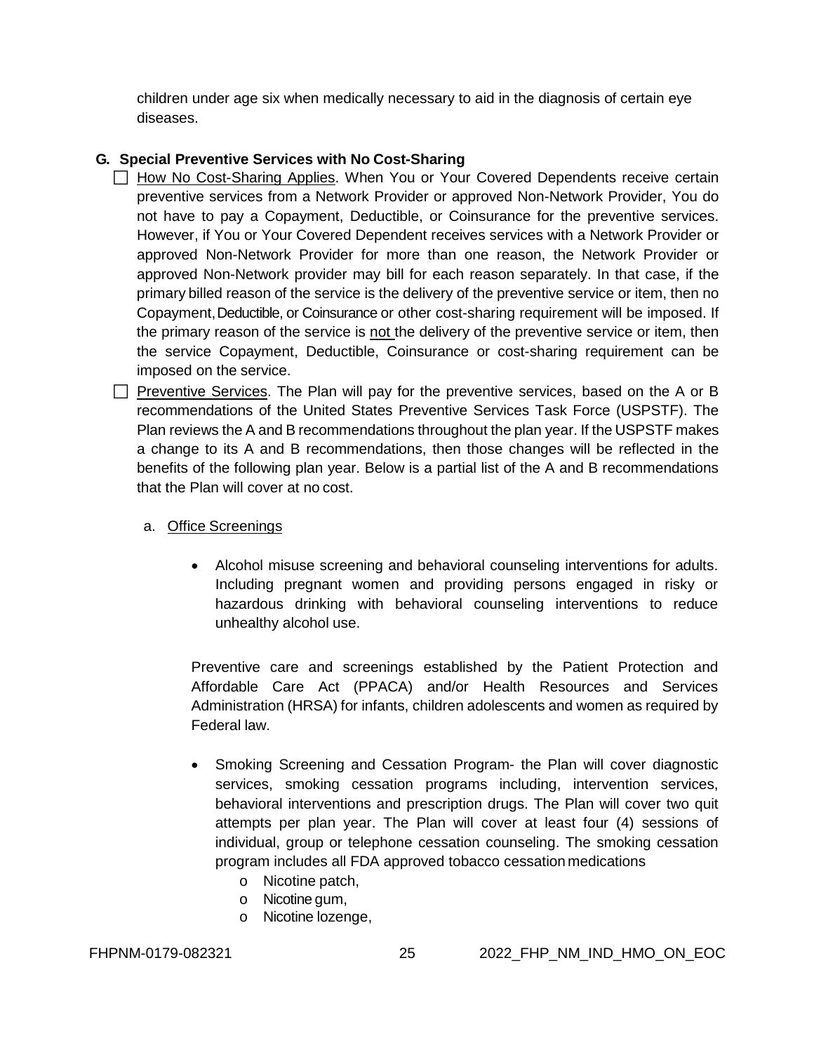children under age six when medically necessary to aid in the diagnosis of certain eye diseases.

### G. Special Preventive Services with No Cost-Sharing

- ☐ How No Cost-Sharing Applies. When You or Your Covered Dependents receive certain preventive services from a Network Provider or approved Non-Network Provider, You do not have to pay a Copayment, Deductible, or Coinsurance for the preventive services. However, if You or Your Covered Dependent receives services with a Network Provider or approved Non-Network Provider for more than one reason, the Network Provider or approved Non-Network provider may bill for each reason separately. In that case, if the primary billed reason of the service is the delivery of the preventive service or item, then no Copayment, Deductible, or Coinsurance or other cost-sharing requirement will be imposed. If the primary reason of the service is not the delivery of the preventive service or item, then the service Copayment, Deductible, Coinsurance or cost-sharing requirement can be imposed on the service.
- ☐ Preventive Services. The Plan will pay for the preventive services, based on the A or B recommendations of the United States Preventive Services Task Force (USPSTF). The Plan reviews the A and B recommendations throughout the plan year. If the USPSTF makes a change to its A and B recommendations, then those changes will be reflected in the benefits of the following plan year. Below is a partial list of the A and B recommendations that the Plan will cover at no cost.

  a. Office Screenings

  - Alcohol misuse screening and behavioral counseling interventions for adults. Including pregnant women and providing persons engaged in risky or hazardous drinking with behavioral counseling interventions to reduce unhealthy alcohol use.

  Preventive care and screenings established by the Patient Protection and Affordable Care Act (PPACA) and/or Health Resources and Services Administration (HRSA) for infants, children adolescents and women as required by Federal law.

  - Smoking Screening and Cessation Program- the Plan will cover diagnostic services, smoking cessation programs including, intervention services, behavioral interventions and prescription drugs. The Plan will cover two quit attempts per plan year. The Plan will cover at least four (4) sessions of individual, group or telephone cessation counseling. The smoking cessation program includes all FDA approved tobacco cessation medications
    - Nicotine patch,
    - Nicotine gum,
    - Nicotine lozenge,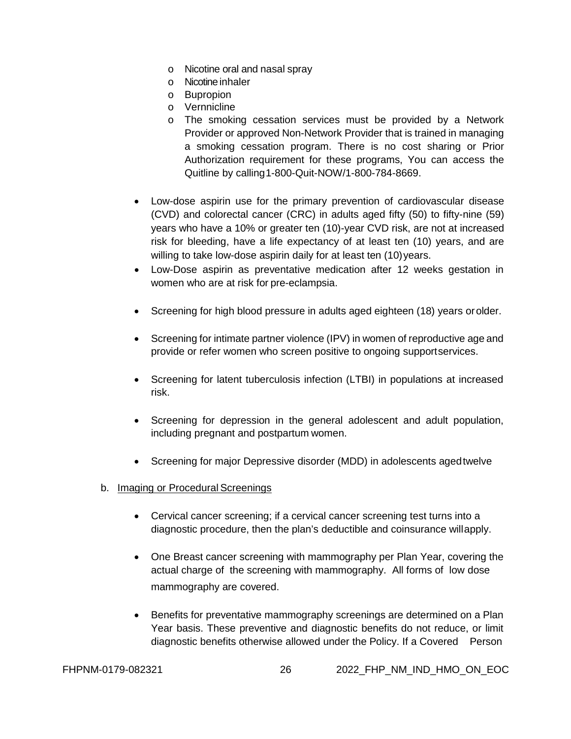- Nicotine oral and nasal spray
  - Nicotine inhaler
  - Bupropion
  - Vernnicline
  - The smoking cessation services must be provided by a Network Provider or approved Non-Network Provider that is trained in managing a smoking cessation program. There is no cost sharing or Prior Authorization requirement for these programs, You can access the Quitline by calling1-800-Quit-NOW/1-800-784-8669.

- Low-dose aspirin use for the primary prevention of cardiovascular disease (CVD) and colorectal cancer (CRC) in adults aged fifty (50) to fifty-nine (59) years who have a 10% or greater ten (10)-year CVD risk, are not at increased risk for bleeding, have a life expectancy of at least ten (10) years, and are willing to take low-dose aspirin daily for at least ten (10) years.
- Low-Dose aspirin as preventative medication after 12 weeks gestation in women who are at risk for pre-eclampsia.

- Screening for high blood pressure in adults aged eighteen (18) years or older.

- Screening for intimate partner violence (IPV) in women of reproductive age and provide or refer women who screen positive to ongoing support services.

- Screening for latent tuberculosis infection (LTBI) in populations at increased risk.

- Screening for depression in the general adolescent and adult population, including pregnant and postpartum women.

- Screening for major Depressive disorder (MDD) in adolescents aged twelve

b. Imaging or Procedural Screenings

- Cervical cancer screening; if a cervical cancer screening test turns into a diagnostic procedure, then the plan's deductible and coinsurance will apply.

- One Breast cancer screening with mammography per Plan Year, covering the actual charge of the screening with mammography. All forms of low dose mammography are covered.

- Benefits for preventative mammography screenings are determined on a Plan Year basis. These preventive and diagnostic benefits do not reduce, or limit diagnostic benefits otherwise allowed under the Policy. If a Covered Person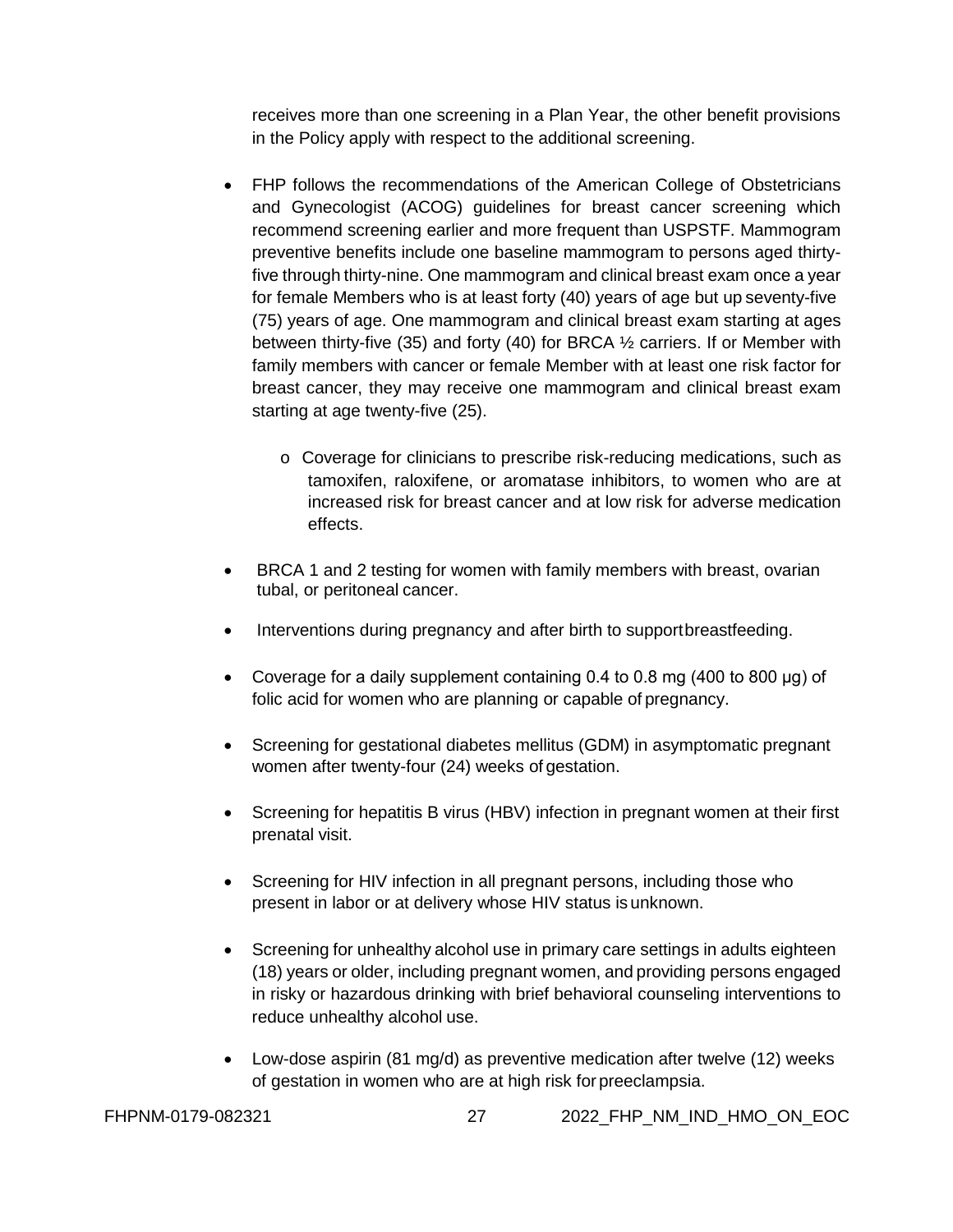receives more than one screening in a Plan Year, the other benefit provisions in the Policy apply with respect to the additional screening.

- FHP follows the recommendations of the American College of Obstetricians and Gynecologist (ACOG) guidelines for breast cancer screening which recommend screening earlier and more frequent than USPSTF. Mammogram preventive benefits include one baseline mammogram to persons aged thirty-five through thirty-nine. One mammogram and clinical breast exam once a year for female Members who is at least forty (40) years of age but up seventy-five (75) years of age. One mammogram and clinical breast exam starting at ages between thirty-five (35) and forty (40) for BRCA ½ carriers. If or Member with family members with cancer or female Member with at least one risk factor for breast cancer, they may receive one mammogram and clinical breast exam starting at age twenty-five (25).
    - Coverage for clinicians to prescribe risk-reducing medications, such as tamoxifen, raloxifene, or aromatase inhibitors, to women who are at increased risk for breast cancer and at low risk for adverse medication effects.
- BRCA 1 and 2 testing for women with family members with breast, ovarian tubal, or peritoneal cancer.
- Interventions during pregnancy and after birth to support breastfeeding.
- Coverage for a daily supplement containing 0.4 to 0.8 mg (400 to 800 µg) of folic acid for women who are planning or capable of pregnancy.
- Screening for gestational diabetes mellitus (GDM) in asymptomatic pregnant women after twenty-four (24) weeks of gestation.
- Screening for hepatitis B virus (HBV) infection in pregnant women at their first prenatal visit.
- Screening for HIV infection in all pregnant persons, including those who present in labor or at delivery whose HIV status is unknown.
- Screening for unhealthy alcohol use in primary care settings in adults eighteen (18) years or older, including pregnant women, and providing persons engaged in risky or hazardous drinking with brief behavioral counseling interventions to reduce unhealthy alcohol use.
- Low-dose aspirin (81 mg/d) as preventive medication after twelve (12) weeks of gestation in women who are at high risk for preeclampsia.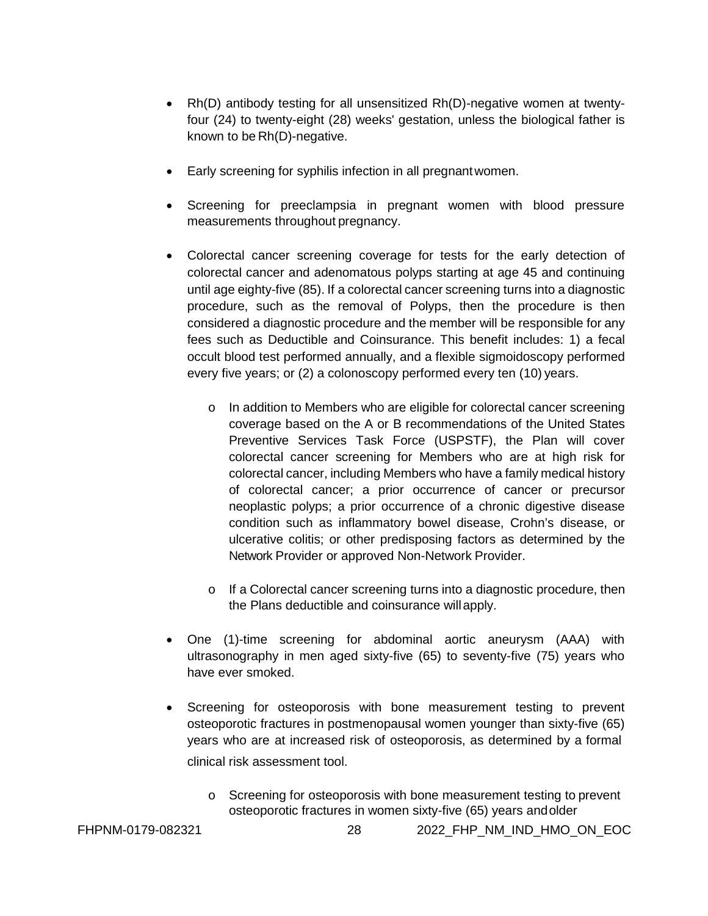- Rh(D) antibody testing for all unsensitized Rh(D)-negative women at twenty-four (24) to twenty-eight (28) weeks' gestation, unless the biological father is known to be Rh(D)-negative.

- Early screening for syphilis infection in all pregnant women.

- Screening for preeclampsia in pregnant women with blood pressure measurements throughout pregnancy.

- Colorectal cancer screening coverage for tests for the early detection of colorectal cancer and adenomatous polyps starting at age 45 and continuing until age eighty-five (85). If a colorectal cancer screening turns into a diagnostic procedure, such as the removal of Polyps, then the procedure is then considered a diagnostic procedure and the member will be responsible for any fees such as Deductible and Coinsurance. This benefit includes: 1) a fecal occult blood test performed annually, and a flexible sigmoidoscopy performed every five years; or (2) a colonoscopy performed every ten (10) years.

  - In addition to Members who are eligible for colorectal cancer screening coverage based on the A or B recommendations of the United States Preventive Services Task Force (USPSTF), the Plan will cover colorectal cancer screening for Members who are at high risk for colorectal cancer, including Members who have a family medical history of colorectal cancer; a prior occurrence of cancer or precursor neoplastic polyps; a prior occurrence of a chronic digestive disease condition such as inflammatory bowel disease, Crohn's disease, or ulcerative colitis; or other predisposing factors as determined by the Network Provider or approved Non-Network Provider.

  - If a Colorectal cancer screening turns into a diagnostic procedure, then the Plans deductible and coinsurance will apply.

- One (1)-time screening for abdominal aortic aneurysm (AAA) with ultrasonography in men aged sixty-five (65) to seventy-five (75) years who have ever smoked.

- Screening for osteoporosis with bone measurement testing to prevent osteoporotic fractures in postmenopausal women younger than sixty-five (65) years who are at increased risk of osteoporosis, as determined by a formal clinical risk assessment tool.

  - Screening for osteoporosis with bone measurement testing to prevent osteoporotic fractures in women sixty-five (65) years and older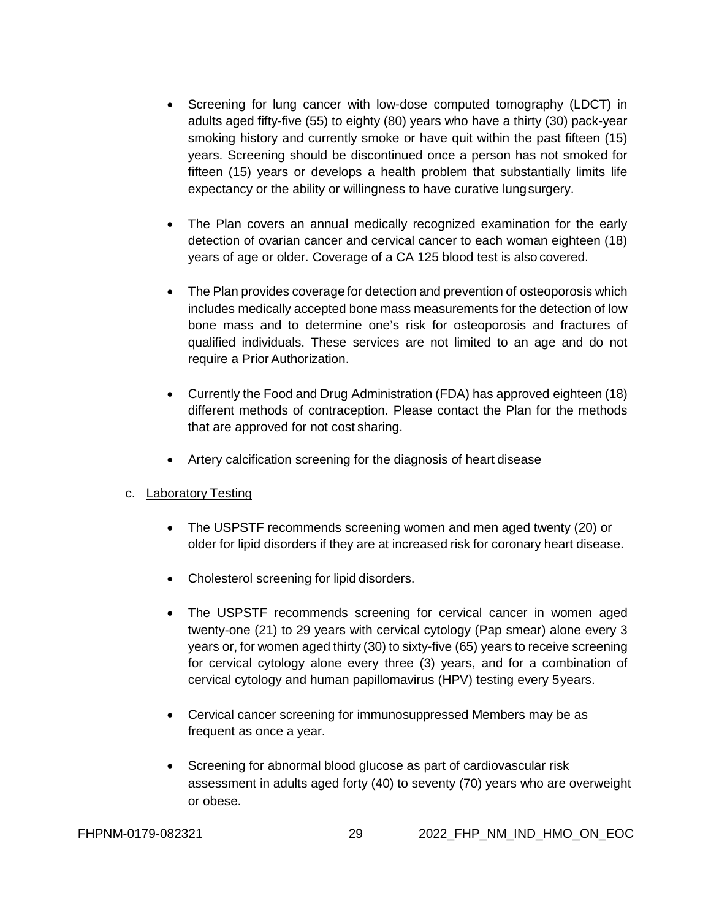- Screening for lung cancer with low-dose computed tomography (LDCT) in adults aged fifty-five (55) to eighty (80) years who have a thirty (30) pack-year smoking history and currently smoke or have quit within the past fifteen (15) years. Screening should be discontinued once a person has not smoked for fifteen (15) years or develops a health problem that substantially limits life expectancy or the ability or willingness to have curative lung surgery.

- The Plan covers an annual medically recognized examination for the early detection of ovarian cancer and cervical cancer to each woman eighteen (18) years of age or older. Coverage of a CA 125 blood test is also covered.

- The Plan provides coverage for detection and prevention of osteoporosis which includes medically accepted bone mass measurements for the detection of low bone mass and to determine one's risk for osteoporosis and fractures of qualified individuals. These services are not limited to an age and do not require a Prior Authorization.

- Currently the Food and Drug Administration (FDA) has approved eighteen (18) different methods of contraception. Please contact the Plan for the methods that are approved for not cost sharing.

- Artery calcification screening for the diagnosis of heart disease

c. Laboratory Testing

- The USPSTF recommends screening women and men aged twenty (20) or older for lipid disorders if they are at increased risk for coronary heart disease.

- Cholesterol screening for lipid disorders.

- The USPSTF recommends screening for cervical cancer in women aged twenty-one (21) to 29 years with cervical cytology (Pap smear) alone every 3 years or, for women aged thirty (30) to sixty-five (65) years to receive screening for cervical cytology alone every three (3) years, and for a combination of cervical cytology and human papillomavirus (HPV) testing every 5 years.

- Cervical cancer screening for immunosuppressed Members may be as frequent as once a year.

- Screening for abnormal blood glucose as part of cardiovascular risk assessment in adults aged forty (40) to seventy (70) years who are overweight or obese.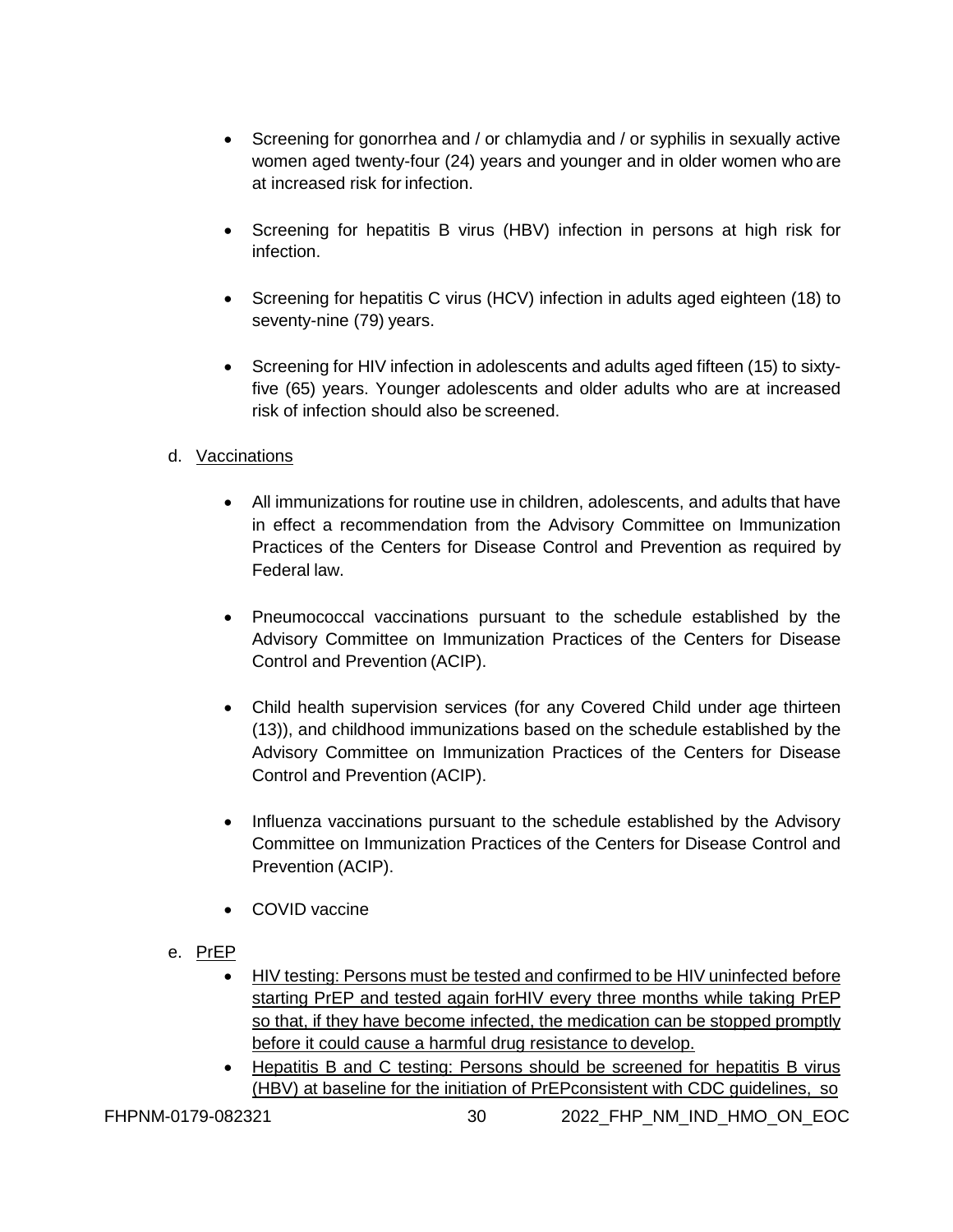- Screening for gonorrhea and / or chlamydia and / or syphilis in sexually active women aged twenty-four (24) years and younger and in older women who are at increased risk for infection.
- Screening for hepatitis B virus (HBV) infection in persons at high risk for infection.
- Screening for hepatitis C virus (HCV) infection in adults aged eighteen (18) to seventy-nine (79) years.
- Screening for HIV infection in adolescents and adults aged fifteen (15) to sixty-five (65) years. Younger adolescents and older adults who are at increased risk of infection should also be screened.

d. Vaccinations

- All immunizations for routine use in children, adolescents, and adults that have in effect a recommendation from the Advisory Committee on Immunization Practices of the Centers for Disease Control and Prevention as required by Federal law.
- Pneumococcal vaccinations pursuant to the schedule established by the Advisory Committee on Immunization Practices of the Centers for Disease Control and Prevention (ACIP).
- Child health supervision services (for any Covered Child under age thirteen (13)), and childhood immunizations based on the schedule established by the Advisory Committee on Immunization Practices of the Centers for Disease Control and Prevention (ACIP).
- Influenza vaccinations pursuant to the schedule established by the Advisory Committee on Immunization Practices of the Centers for Disease Control and Prevention (ACIP).
- COVID vaccine

e. PrEP

- HIV testing: Persons must be tested and confirmed to be HIV uninfected before starting PrEP and tested again forHIV every three months while taking PrEP so that, if they have become infected, the medication can be stopped promptly before it could cause a harmful drug resistance to develop.
- Hepatitis B and C testing: Persons should be screened for hepatitis B virus (HBV) at baseline for the initiation of PrEPconsistent with CDC guidelines, so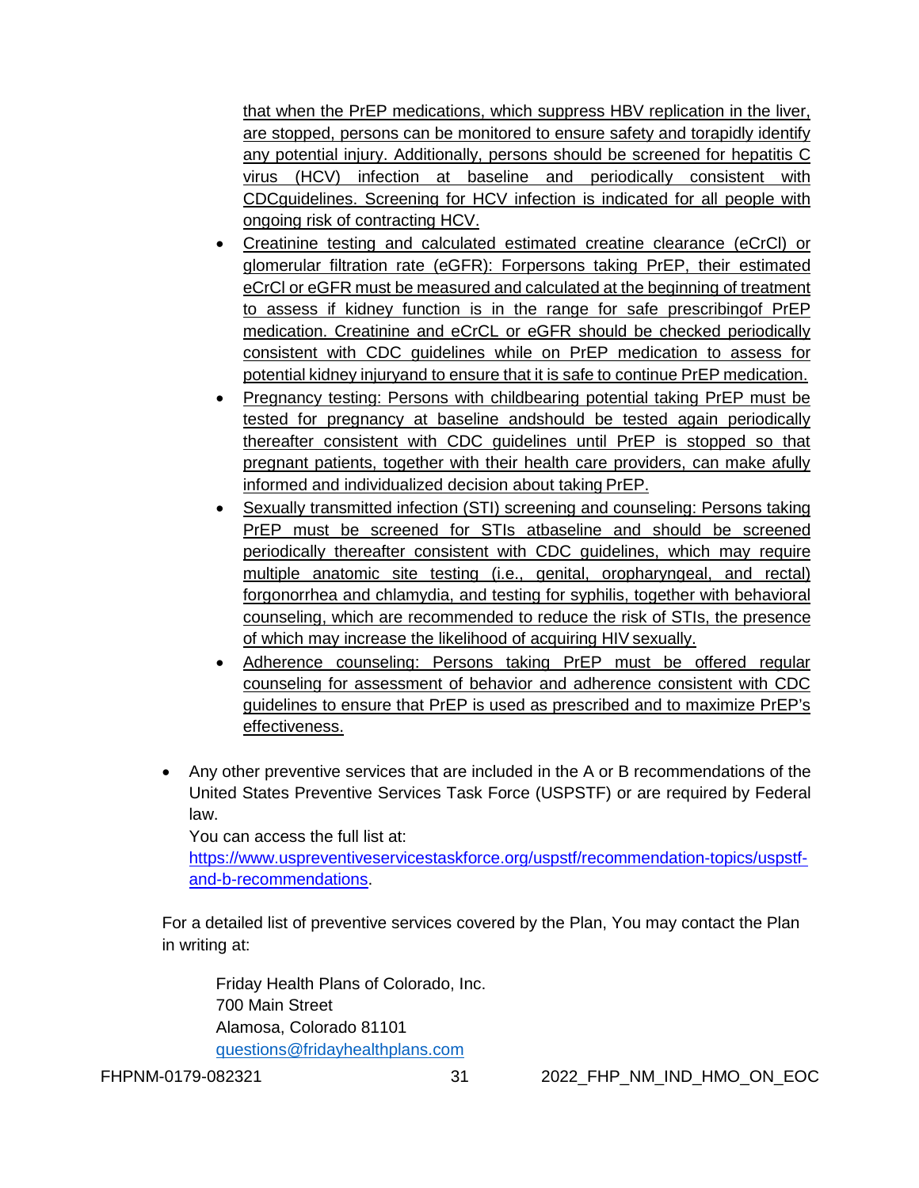that when the PrEP medications, which suppress HBV replication in the liver, are stopped, persons can be monitored to ensure safety and torapidly identify any potential injury. Additionally, persons should be screened for hepatitis C virus (HCV) infection at baseline and periodically consistent with CDCguidelines. Screening for HCV infection is indicated for all people with ongoing risk of contracting HCV.

- Creatinine testing and calculated estimated creatine clearance (eCrCl) or glomerular filtration rate (eGFR): Forpersons taking PrEP, their estimated eCrCl or eGFR must be measured and calculated at the beginning of treatment to assess if kidney function is in the range for safe prescribingof PrEP medication. Creatinine and eCrCL or eGFR should be checked periodically consistent with CDC guidelines while on PrEP medication to assess for potential kidney injuryand to ensure that it is safe to continue PrEP medication.
- Pregnancy testing: Persons with childbearing potential taking PrEP must be tested for pregnancy at baseline andshould be tested again periodically thereafter consistent with CDC guidelines until PrEP is stopped so that pregnant patients, together with their health care providers, can make afully informed and individualized decision about taking PrEP.
- Sexually transmitted infection (STI) screening and counseling: Persons taking PrEP must be screened for STIs atbaseline and should be screened periodically thereafter consistent with CDC guidelines, which may require multiple anatomic site testing (i.e., genital, oropharyngeal, and rectal) forgonorrhea and chlamydia, and testing for syphilis, together with behavioral counseling, which are recommended to reduce the risk of STIs, the presence of which may increase the likelihood of acquiring HIV sexually.
- Adherence counseling: Persons taking PrEP must be offered regular counseling for assessment of behavior and adherence consistent with CDC guidelines to ensure that PrEP is used as prescribed and to maximize PrEP's effectiveness.

- Any other preventive services that are included in the A or B recommendations of the United States Preventive Services Task Force (USPSTF) or are required by Federal law.
  You can access the full list at:
  https://www.uspreventiveservicestaskforce.org/uspstf/recommendation-topics/uspstf-and-b-recommendations.

For a detailed list of preventive services covered by the Plan, You may contact the Plan in writing at:

Friday Health Plans of Colorado, Inc.
700 Main Street
Alamosa, Colorado 81101
questions@fridayhealthplans.com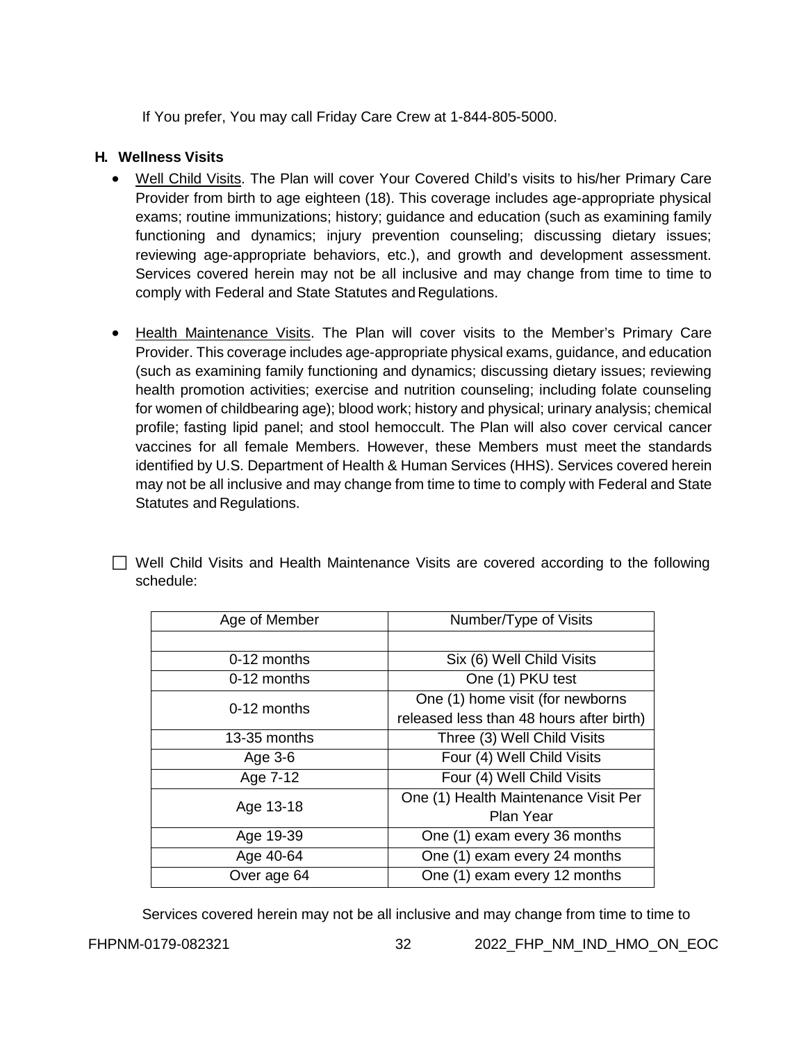If You prefer, You may call Friday Care Crew at 1-844-805-5000.

### H. Wellness Visits

- Well Child Visits. The Plan will cover Your Covered Child's visits to his/her Primary Care Provider from birth to age eighteen (18). This coverage includes age-appropriate physical exams; routine immunizations; history; guidance and education (such as examining family functioning and dynamics; injury prevention counseling; discussing dietary issues; reviewing age-appropriate behaviors, etc.), and growth and development assessment. Services covered herein may not be all inclusive and may change from time to time to comply with Federal and State Statutes and Regulations.

- Health Maintenance Visits. The Plan will cover visits to the Member's Primary Care Provider. This coverage includes age-appropriate physical exams, guidance, and education (such as examining family functioning and dynamics; discussing dietary issues; reviewing health promotion activities; exercise and nutrition counseling; including folate counseling for women of childbearing age); blood work; history and physical; urinary analysis; chemical profile; fasting lipid panel; and stool hemoccult. The Plan will also cover cervical cancer vaccines for all female Members. However, these Members must meet the standards identified by U.S. Department of Health & Human Services (HHS). Services covered herein may not be all inclusive and may change from time to time to comply with Federal and State Statutes and Regulations.

☐ Well Child Visits and Health Maintenance Visits are covered according to the following schedule:

| Age of Member | Number/Type of Visits |
|---|---|
| | |
| 0-12 months | Six (6) Well Child Visits |
| 0-12 months | One (1) PKU test |
| 0-12 months | One (1) home visit (for newborns released less than 48 hours after birth) |
| 13-35 months | Three (3) Well Child Visits |
| Age 3-6 | Four (4) Well Child Visits |
| Age 7-12 | Four (4) Well Child Visits |
| Age 13-18 | One (1) Health Maintenance Visit Per Plan Year |
| Age 19-39 | One (1) exam every 36 months |
| Age 40-64 | One (1) exam every 24 months |
| Over age 64 | One (1) exam every 12 months |

Services covered herein may not be all inclusive and may change from time to time to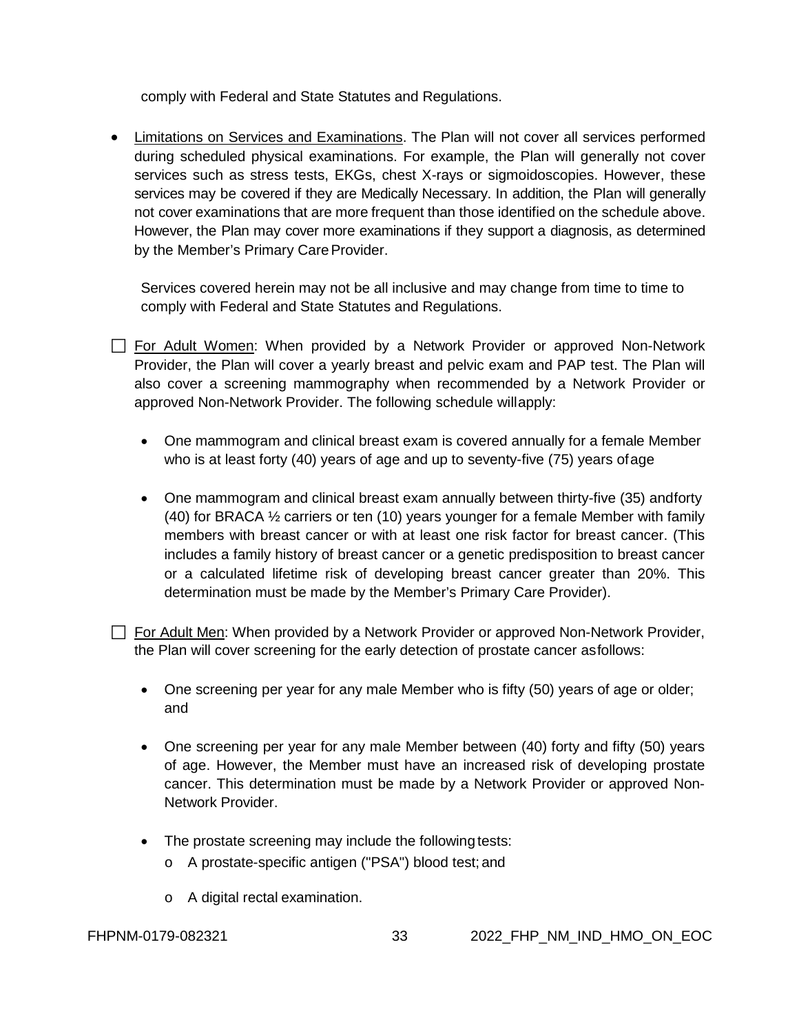comply with Federal and State Statutes and Regulations.

- Limitations on Services and Examinations. The Plan will not cover all services performed during scheduled physical examinations. For example, the Plan will generally not cover services such as stress tests, EKGs, chest X-rays or sigmoidoscopies. However, these services may be covered if they are Medically Necessary. In addition, the Plan will generally not cover examinations that are more frequent than those identified on the schedule above. However, the Plan may cover more examinations if they support a diagnosis, as determined by the Member's Primary Care Provider.

  Services covered herein may not be all inclusive and may change from time to time to comply with Federal and State Statutes and Regulations.

☐ For Adult Women: When provided by a Network Provider or approved Non-Network Provider, the Plan will cover a yearly breast and pelvic exam and PAP test. The Plan will also cover a screening mammography when recommended by a Network Provider or approved Non-Network Provider. The following schedule will apply:

- One mammogram and clinical breast exam is covered annually for a female Member who is at least forty (40) years of age and up to seventy-five (75) years of age
- One mammogram and clinical breast exam annually between thirty-five (35) and forty (40) for BRACA ½ carriers or ten (10) years younger for a female Member with family members with breast cancer or with at least one risk factor for breast cancer. (This includes a family history of breast cancer or a genetic predisposition to breast cancer or a calculated lifetime risk of developing breast cancer greater than 20%. This determination must be made by the Member's Primary Care Provider).

☐ For Adult Men: When provided by a Network Provider or approved Non-Network Provider, the Plan will cover screening for the early detection of prostate cancer as follows:

- One screening per year for any male Member who is fifty (50) years of age or older; and
- One screening per year for any male Member between (40) forty and fifty (50) years of age. However, the Member must have an increased risk of developing prostate cancer. This determination must be made by a Network Provider or approved Non-Network Provider.
- The prostate screening may include the following tests:
  - A prostate-specific antigen ("PSA") blood test; and
  - A digital rectal examination.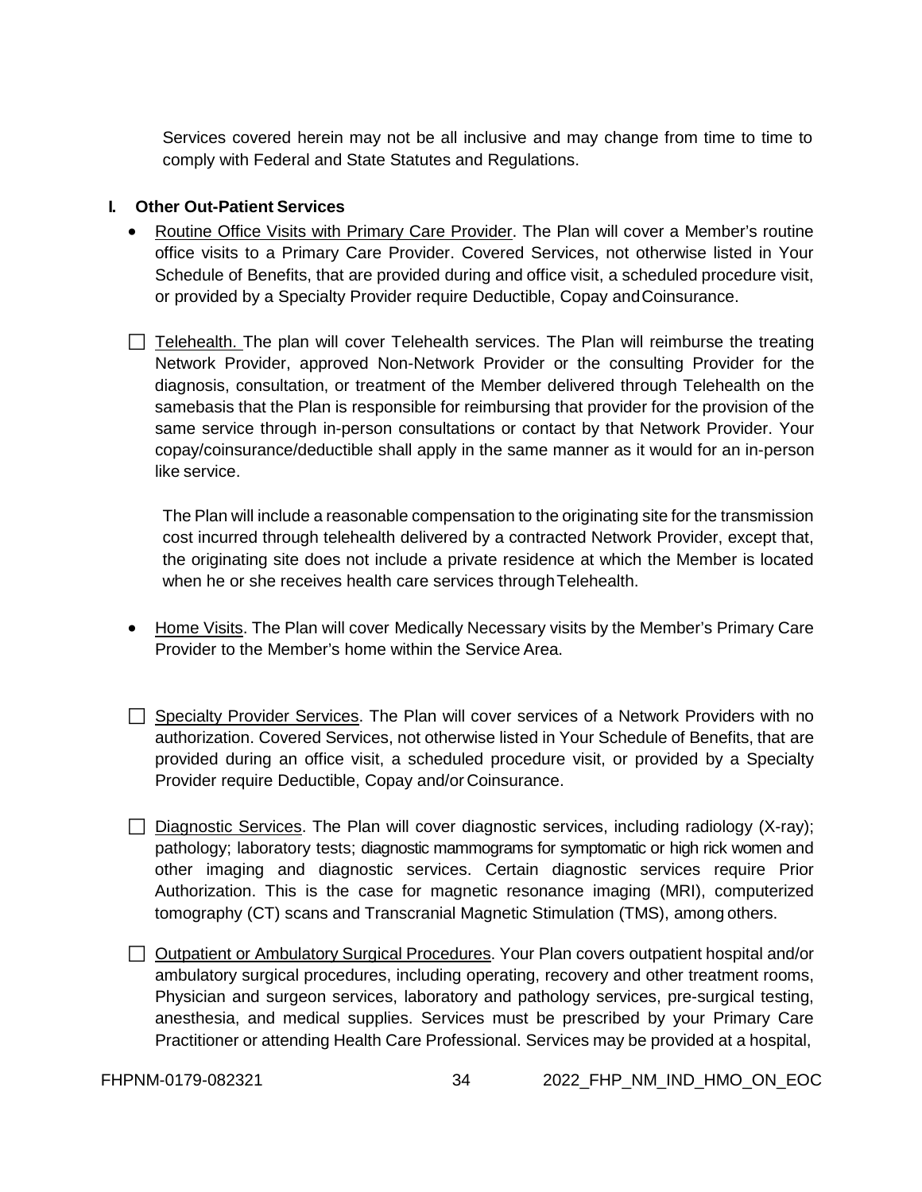Services covered herein may not be all inclusive and may change from time to time to comply with Federal and State Statutes and Regulations.

## I. Other Out-Patient Services

- Routine Office Visits with Primary Care Provider. The Plan will cover a Member's routine office visits to a Primary Care Provider. Covered Services, not otherwise listed in Your Schedule of Benefits, that are provided during and office visit, a scheduled procedure visit, or provided by a Specialty Provider require Deductible, Copay and Coinsurance.

- ☐ Telehealth. The plan will cover Telehealth services. The Plan will reimburse the treating Network Provider, approved Non-Network Provider or the consulting Provider for the diagnosis, consultation, or treatment of the Member delivered through Telehealth on the samebasis that the Plan is responsible for reimbursing that provider for the provision of the same service through in-person consultations or contact by that Network Provider. Your copay/coinsurance/deductible shall apply in the same manner as it would for an in-person like service.

  The Plan will include a reasonable compensation to the originating site for the transmission cost incurred through telehealth delivered by a contracted Network Provider, except that, the originating site does not include a private residence at which the Member is located when he or she receives health care services through Telehealth.

- Home Visits. The Plan will cover Medically Necessary visits by the Member's Primary Care Provider to the Member's home within the Service Area.

- ☐ Specialty Provider Services. The Plan will cover services of a Network Providers with no authorization. Covered Services, not otherwise listed in Your Schedule of Benefits, that are provided during an office visit, a scheduled procedure visit, or provided by a Specialty Provider require Deductible, Copay and/or Coinsurance.

- ☐ Diagnostic Services. The Plan will cover diagnostic services, including radiology (X-ray); pathology; laboratory tests; diagnostic mammograms for symptomatic or high rick women and other imaging and diagnostic services. Certain diagnostic services require Prior Authorization. This is the case for magnetic resonance imaging (MRI), computerized tomography (CT) scans and Transcranial Magnetic Stimulation (TMS), among others.

- ☐ Outpatient or Ambulatory Surgical Procedures. Your Plan covers outpatient hospital and/or ambulatory surgical procedures, including operating, recovery and other treatment rooms, Physician and surgeon services, laboratory and pathology services, pre-surgical testing, anesthesia, and medical supplies. Services must be prescribed by your Primary Care Practitioner or attending Health Care Professional. Services may be provided at a hospital,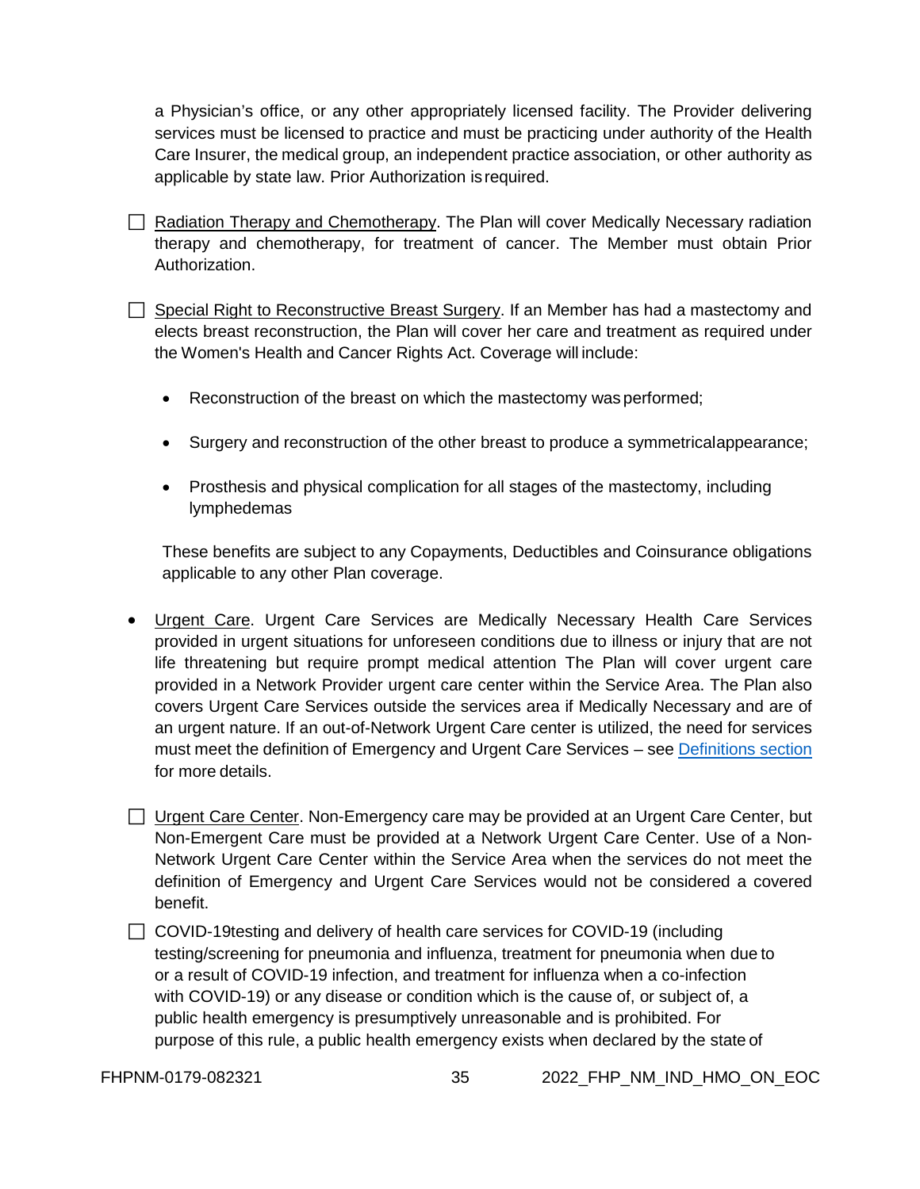a Physician's office, or any other appropriately licensed facility. The Provider delivering services must be licensed to practice and must be practicing under authority of the Health Care Insurer, the medical group, an independent practice association, or other authority as applicable by state law. Prior Authorization is required.

- ☐ Radiation Therapy and Chemotherapy. The Plan will cover Medically Necessary radiation therapy and chemotherapy, for treatment of cancer. The Member must obtain Prior Authorization.

- ☐ Special Right to Reconstructive Breast Surgery. If an Member has had a mastectomy and elects breast reconstruction, the Plan will cover her care and treatment as required under the Women's Health and Cancer Rights Act. Coverage will include:

  - Reconstruction of the breast on which the mastectomy was performed;
  - Surgery and reconstruction of the other breast to produce a symmetrical appearance;
  - Prosthesis and physical complication for all stages of the mastectomy, including lymphedemas

  These benefits are subject to any Copayments, Deductibles and Coinsurance obligations applicable to any other Plan coverage.

- Urgent Care. Urgent Care Services are Medically Necessary Health Care Services provided in urgent situations for unforeseen conditions due to illness or injury that are not life threatening but require prompt medical attention The Plan will cover urgent care provided in a Network Provider urgent care center within the Service Area. The Plan also covers Urgent Care Services outside the services area if Medically Necessary and are of an urgent nature. If an out-of-Network Urgent Care center is utilized, the need for services must meet the definition of Emergency and Urgent Care Services – see Definitions section for more details.

- ☐ Urgent Care Center. Non-Emergency care may be provided at an Urgent Care Center, but Non-Emergent Care must be provided at a Network Urgent Care Center. Use of a Non-Network Urgent Care Center within the Service Area when the services do not meet the definition of Emergency and Urgent Care Services would not be considered a covered benefit.

- ☐ COVID-19testing and delivery of health care services for COVID-19 (including testing/screening for pneumonia and influenza, treatment for pneumonia when due to or a result of COVID-19 infection, and treatment for influenza when a co-infection with COVID-19) or any disease or condition which is the cause of, or subject of, a public health emergency is presumptively unreasonable and is prohibited. For purpose of this rule, a public health emergency exists when declared by the state of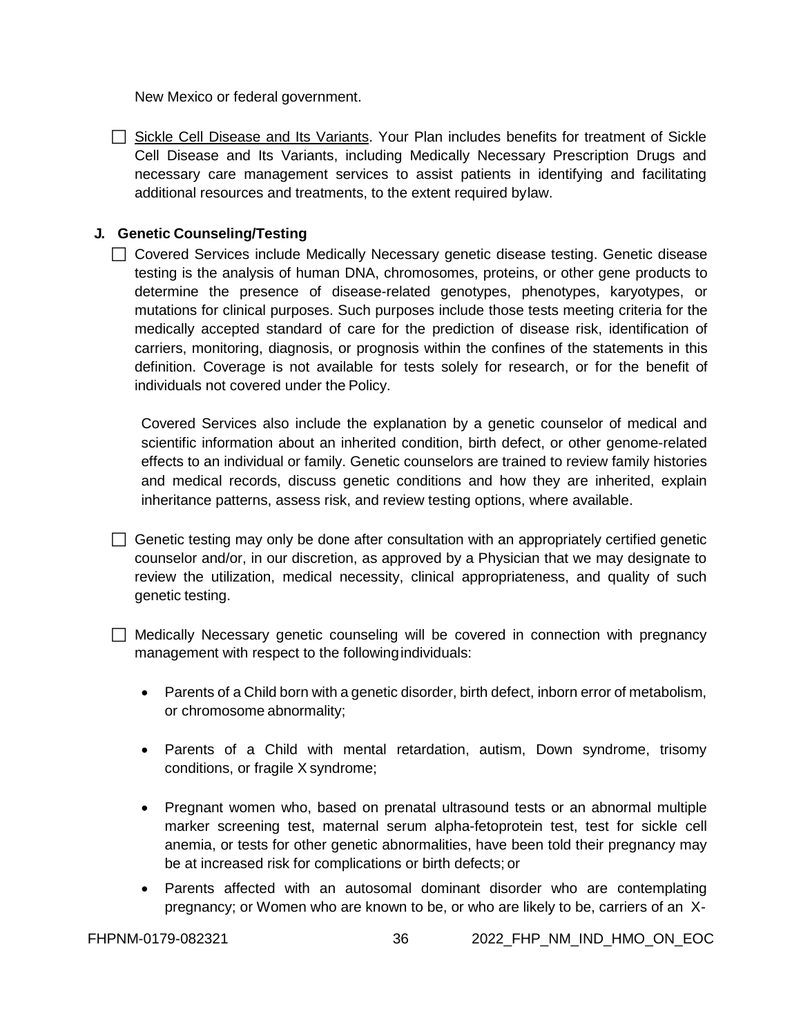New Mexico or federal government.

- ☐ Sickle Cell Disease and Its Variants. Your Plan includes benefits for treatment of Sickle Cell Disease and Its Variants, including Medically Necessary Prescription Drugs and necessary care management services to assist patients in identifying and facilitating additional resources and treatments, to the extent required by law.

### J. Genetic Counseling/Testing

- ☐ Covered Services include Medically Necessary genetic disease testing. Genetic disease testing is the analysis of human DNA, chromosomes, proteins, or other gene products to determine the presence of disease-related genotypes, phenotypes, karyotypes, or mutations for clinical purposes. Such purposes include those tests meeting criteria for the medically accepted standard of care for the prediction of disease risk, identification of carriers, monitoring, diagnosis, or prognosis within the confines of the statements in this definition. Coverage is not available for tests solely for research, or for the benefit of individuals not covered under the Policy.

  Covered Services also include the explanation by a genetic counselor of medical and scientific information about an inherited condition, birth defect, or other genome-related effects to an individual or family. Genetic counselors are trained to review family histories and medical records, discuss genetic conditions and how they are inherited, explain inheritance patterns, assess risk, and review testing options, where available.

- ☐ Genetic testing may only be done after consultation with an appropriately certified genetic counselor and/or, in our discretion, as approved by a Physician that we may designate to review the utilization, medical necessity, clinical appropriateness, and quality of such genetic testing.

- ☐ Medically Necessary genetic counseling will be covered in connection with pregnancy management with respect to the following individuals:

  - Parents of a Child born with a genetic disorder, birth defect, inborn error of metabolism, or chromosome abnormality;
  - Parents of a Child with mental retardation, autism, Down syndrome, trisomy conditions, or fragile X syndrome;
  - Pregnant women who, based on prenatal ultrasound tests or an abnormal multiple marker screening test, maternal serum alpha-fetoprotein test, test for sickle cell anemia, or tests for other genetic abnormalities, have been told their pregnancy may be at increased risk for complications or birth defects; or
  - Parents affected with an autosomal dominant disorder who are contemplating pregnancy; or Women who are known to be, or who are likely to be, carriers of an X-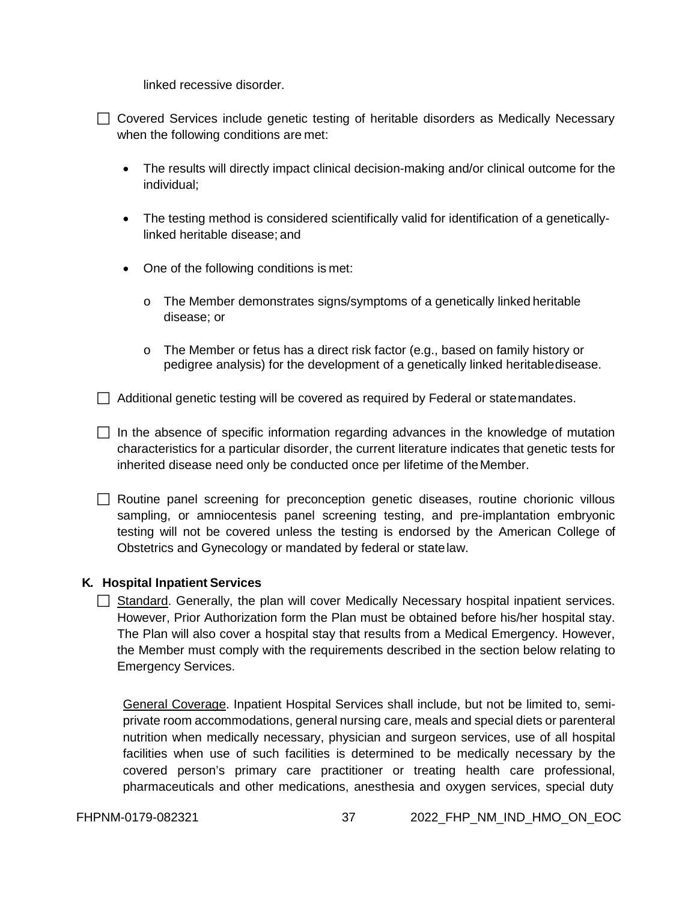linked recessive disorder.

- ☐ Covered Services include genetic testing of heritable disorders as Medically Necessary when the following conditions are met:

  - The results will directly impact clinical decision-making and/or clinical outcome for the individual;
  - The testing method is considered scientifically valid for identification of a genetically-linked heritable disease; and
  - One of the following conditions is met:
    - o The Member demonstrates signs/symptoms of a genetically linked heritable disease; or
    - o The Member or fetus has a direct risk factor (e.g., based on family history or pedigree analysis) for the development of a genetically linked heritable disease.

- ☐ Additional genetic testing will be covered as required by Federal or state mandates.

- ☐ In the absence of specific information regarding advances in the knowledge of mutation characteristics for a particular disorder, the current literature indicates that genetic tests for inherited disease need only be conducted once per lifetime of the Member.

- ☐ Routine panel screening for preconception genetic diseases, routine chorionic villous sampling, or amniocentesis panel screening testing, and pre-implantation embryonic testing will not be covered unless the testing is endorsed by the American College of Obstetrics and Gynecology or mandated by federal or state law.

## K. Hospital Inpatient Services

- ☐ Standard. Generally, the plan will cover Medically Necessary hospital inpatient services. However, Prior Authorization form the Plan must be obtained before his/her hospital stay. The Plan will also cover a hospital stay that results from a Medical Emergency. However, the Member must comply with the requirements described in the section below relating to Emergency Services.

  General Coverage. Inpatient Hospital Services shall include, but not be limited to, semi-private room accommodations, general nursing care, meals and special diets or parenteral nutrition when medically necessary, physician and surgeon services, use of all hospital facilities when use of such facilities is determined to be medically necessary by the covered person's primary care practitioner or treating health care professional, pharmaceuticals and other medications, anesthesia and oxygen services, special duty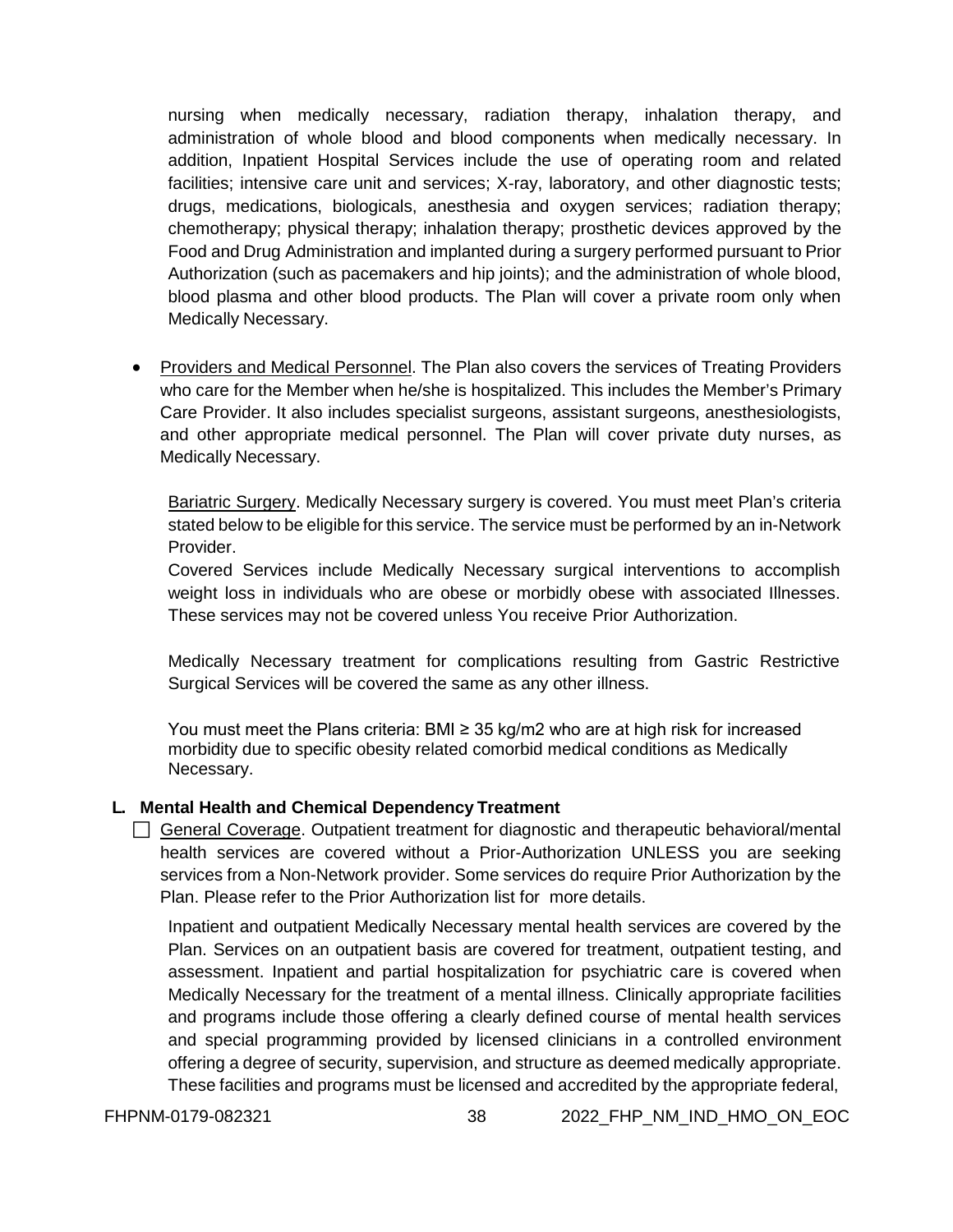nursing when medically necessary, radiation therapy, inhalation therapy, and administration of whole blood and blood components when medically necessary. In addition, Inpatient Hospital Services include the use of operating room and related facilities; intensive care unit and services; X-ray, laboratory, and other diagnostic tests; drugs, medications, biologicals, anesthesia and oxygen services; radiation therapy; chemotherapy; physical therapy; inhalation therapy; prosthetic devices approved by the Food and Drug Administration and implanted during a surgery performed pursuant to Prior Authorization (such as pacemakers and hip joints); and the administration of whole blood, blood plasma and other blood products. The Plan will cover a private room only when Medically Necessary.

- Providers and Medical Personnel. The Plan also covers the services of Treating Providers who care for the Member when he/she is hospitalized. This includes the Member's Primary Care Provider. It also includes specialist surgeons, assistant surgeons, anesthesiologists, and other appropriate medical personnel. The Plan will cover private duty nurses, as Medically Necessary.

  Bariatric Surgery. Medically Necessary surgery is covered. You must meet Plan's criteria stated below to be eligible for this service. The service must be performed by an in-Network Provider.

  Covered Services include Medically Necessary surgical interventions to accomplish weight loss in individuals who are obese or morbidly obese with associated Illnesses. These services may not be covered unless You receive Prior Authorization.

  Medically Necessary treatment for complications resulting from Gastric Restrictive Surgical Services will be covered the same as any other illness.

  You must meet the Plans criteria: BMI ≥ 35 kg/m2 who are at high risk for increased morbidity due to specific obesity related comorbid medical conditions as Medically Necessary.

**L. Mental Health and Chemical Dependency Treatment**

- ☐ General Coverage. Outpatient treatment for diagnostic and therapeutic behavioral/mental health services are covered without a Prior-Authorization UNLESS you are seeking services from a Non-Network provider. Some services do require Prior Authorization by the Plan. Please refer to the Prior Authorization list for more details.

  Inpatient and outpatient Medically Necessary mental health services are covered by the Plan. Services on an outpatient basis are covered for treatment, outpatient testing, and assessment. Inpatient and partial hospitalization for psychiatric care is covered when Medically Necessary for the treatment of a mental illness. Clinically appropriate facilities and programs include those offering a clearly defined course of mental health services and special programming provided by licensed clinicians in a controlled environment offering a degree of security, supervision, and structure as deemed medically appropriate. These facilities and programs must be licensed and accredited by the appropriate federal,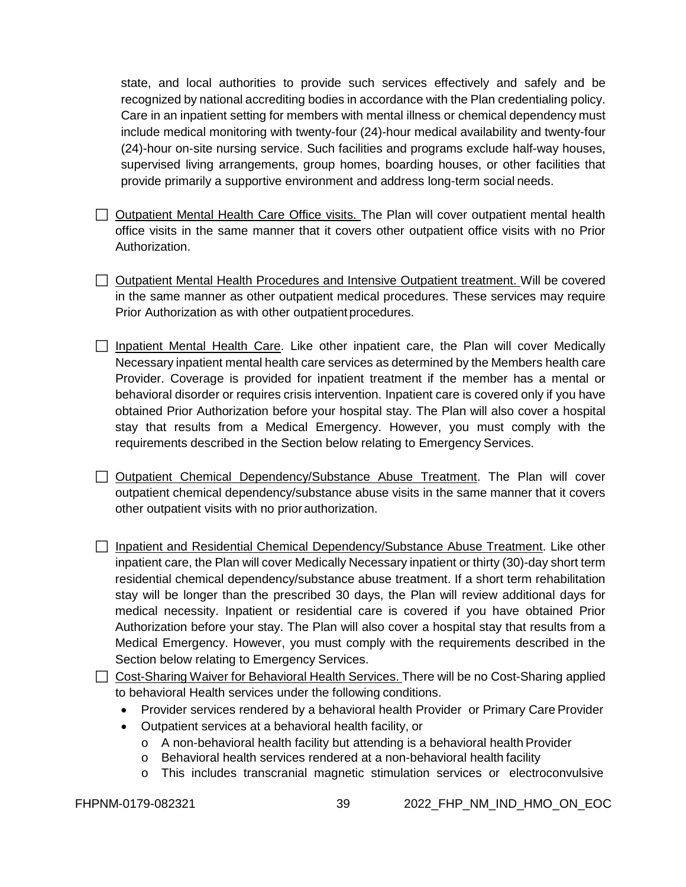state, and local authorities to provide such services effectively and safely and be recognized by national accrediting bodies in accordance with the Plan credentialing policy. Care in an inpatient setting for members with mental illness or chemical dependency must include medical monitoring with twenty-four (24)-hour medical availability and twenty-four (24)-hour on-site nursing service. Such facilities and programs exclude half-way houses, supervised living arrangements, group homes, boarding houses, or other facilities that provide primarily a supportive environment and address long-term social needs.

- ☐ Outpatient Mental Health Care Office visits. The Plan will cover outpatient mental health office visits in the same manner that it covers other outpatient office visits with no Prior Authorization.

- ☐ Outpatient Mental Health Procedures and Intensive Outpatient treatment. Will be covered in the same manner as other outpatient medical procedures. These services may require Prior Authorization as with other outpatient procedures.

- ☐ Inpatient Mental Health Care. Like other inpatient care, the Plan will cover Medically Necessary inpatient mental health care services as determined by the Members health care Provider. Coverage is provided for inpatient treatment if the member has a mental or behavioral disorder or requires crisis intervention. Inpatient care is covered only if you have obtained Prior Authorization before your hospital stay. The Plan will also cover a hospital stay that results from a Medical Emergency. However, you must comply with the requirements described in the Section below relating to Emergency Services.

- ☐ Outpatient Chemical Dependency/Substance Abuse Treatment. The Plan will cover outpatient chemical dependency/substance abuse visits in the same manner that it covers other outpatient visits with no prior authorization.

- ☐ Inpatient and Residential Chemical Dependency/Substance Abuse Treatment. Like other inpatient care, the Plan will cover Medically Necessary inpatient or thirty (30)-day short term residential chemical dependency/substance abuse treatment. If a short term rehabilitation stay will be longer than the prescribed 30 days, the Plan will review additional days for medical necessity. Inpatient or residential care is covered if you have obtained Prior Authorization before your stay. The Plan will also cover a hospital stay that results from a Medical Emergency. However, you must comply with the requirements described in the Section below relating to Emergency Services.

- ☐ Cost-Sharing Waiver for Behavioral Health Services. There will be no Cost-Sharing applied to behavioral Health services under the following conditions.
  - Provider services rendered by a behavioral health Provider or Primary Care Provider
  - Outpatient services at a behavioral health facility, or
    - A non-behavioral health facility but attending is a behavioral health Provider
    - Behavioral health services rendered at a non-behavioral health facility
    - This includes transcranial magnetic stimulation services or electroconvulsive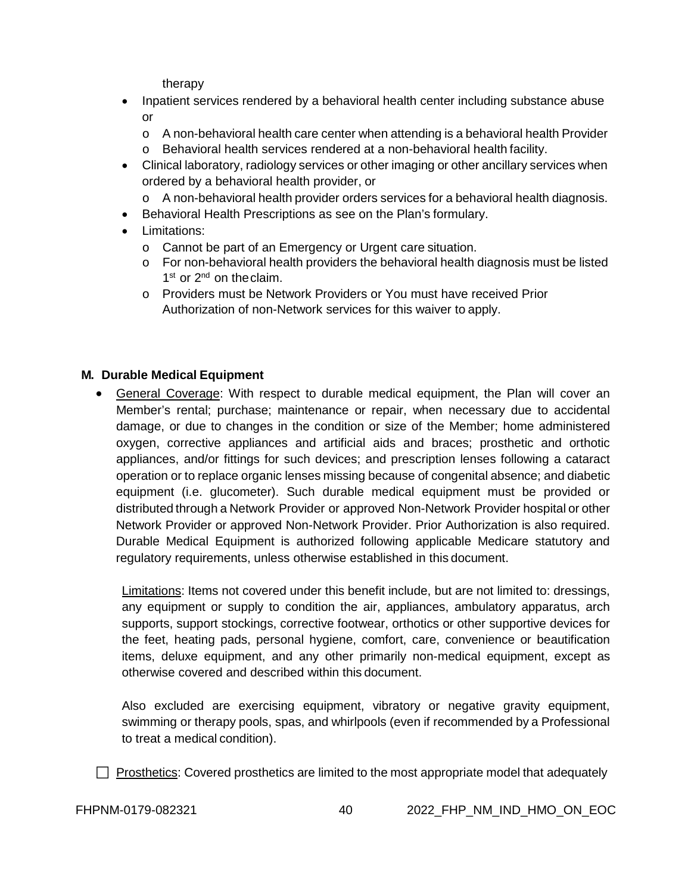therapy

- Inpatient services rendered by a behavioral health center including substance abuse or
  - o A non-behavioral health care center when attending is a behavioral health Provider
  - o Behavioral health services rendered at a non-behavioral health facility.
- Clinical laboratory, radiology services or other imaging or other ancillary services when ordered by a behavioral health provider, or
  - o A non-behavioral health provider orders services for a behavioral health diagnosis.
- Behavioral Health Prescriptions as see on the Plan's formulary.
- Limitations:
  - o Cannot be part of an Emergency or Urgent care situation.
  - o For non-behavioral health providers the behavioral health diagnosis must be listed 1st or 2nd on the claim.
  - o Providers must be Network Providers or You must have received Prior Authorization of non-Network services for this waiver to apply.

**M. Durable Medical Equipment**

- General Coverage: With respect to durable medical equipment, the Plan will cover an Member's rental; purchase; maintenance or repair, when necessary due to accidental damage, or due to changes in the condition or size of the Member; home administered oxygen, corrective appliances and artificial aids and braces; prosthetic and orthotic appliances, and/or fittings for such devices; and prescription lenses following a cataract operation or to replace organic lenses missing because of congenital absence; and diabetic equipment (i.e. glucometer). Such durable medical equipment must be provided or distributed through a Network Provider or approved Non-Network Provider hospital or other Network Provider or approved Non-Network Provider. Prior Authorization is also required. Durable Medical Equipment is authorized following applicable Medicare statutory and regulatory requirements, unless otherwise established in this document.

  Limitations: Items not covered under this benefit include, but are not limited to: dressings, any equipment or supply to condition the air, appliances, ambulatory apparatus, arch supports, support stockings, corrective footwear, orthotics or other supportive devices for the feet, heating pads, personal hygiene, comfort, care, convenience or beautification items, deluxe equipment, and any other primarily non-medical equipment, except as otherwise covered and described within this document.

  Also excluded are exercising equipment, vibratory or negative gravity equipment, swimming or therapy pools, spas, and whirlpools (even if recommended by a Professional to treat a medical condition).

☐ Prosthetics: Covered prosthetics are limited to the most appropriate model that adequately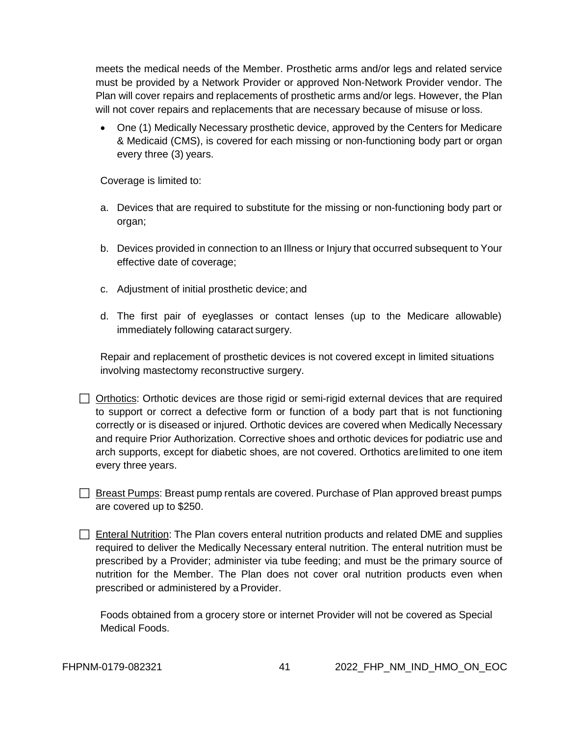meets the medical needs of the Member. Prosthetic arms and/or legs and related service must be provided by a Network Provider or approved Non-Network Provider vendor. The Plan will cover repairs and replacements of prosthetic arms and/or legs. However, the Plan will not cover repairs and replacements that are necessary because of misuse or loss.

- One (1) Medically Necessary prosthetic device, approved by the Centers for Medicare & Medicaid (CMS), is covered for each missing or non-functioning body part or organ every three (3) years.

Coverage is limited to:

a. Devices that are required to substitute for the missing or non-functioning body part or organ;

b. Devices provided in connection to an Illness or Injury that occurred subsequent to Your effective date of coverage;

c. Adjustment of initial prosthetic device; and

d. The first pair of eyeglasses or contact lenses (up to the Medicare allowable) immediately following cataract surgery.

Repair and replacement of prosthetic devices is not covered except in limited situations involving mastectomy reconstructive surgery.

☐ Orthotics: Orthotic devices are those rigid or semi-rigid external devices that are required to support or correct a defective form or function of a body part that is not functioning correctly or is diseased or injured. Orthotic devices are covered when Medically Necessary and require Prior Authorization. Corrective shoes and orthotic devices for podiatric use and arch supports, except for diabetic shoes, are not covered. Orthotics are limited to one item every three years.

☐ Breast Pumps: Breast pump rentals are covered. Purchase of Plan approved breast pumps are covered up to $250.

☐ Enteral Nutrition: The Plan covers enteral nutrition products and related DME and supplies required to deliver the Medically Necessary enteral nutrition. The enteral nutrition must be prescribed by a Provider; administer via tube feeding; and must be the primary source of nutrition for the Member. The Plan does not cover oral nutrition products even when prescribed or administered by a Provider.

Foods obtained from a grocery store or internet Provider will not be covered as Special Medical Foods.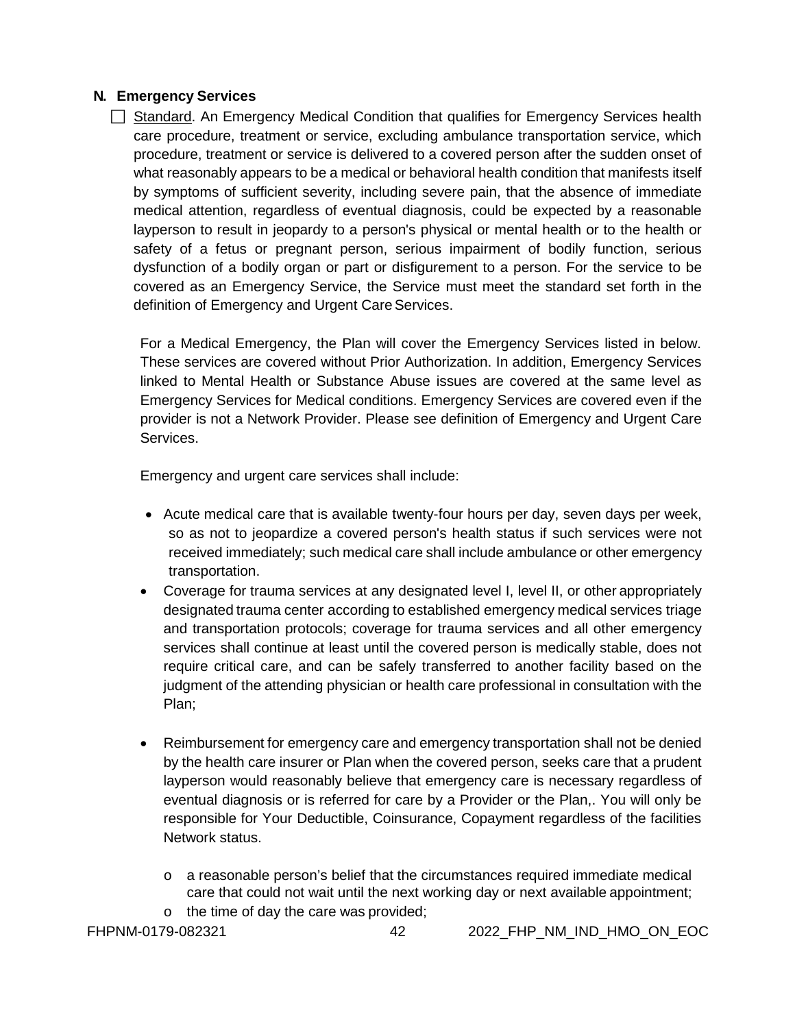## N. Emergency Services

☐ Standard. An Emergency Medical Condition that qualifies for Emergency Services health care procedure, treatment or service, excluding ambulance transportation service, which procedure, treatment or service is delivered to a covered person after the sudden onset of what reasonably appears to be a medical or behavioral health condition that manifests itself by symptoms of sufficient severity, including severe pain, that the absence of immediate medical attention, regardless of eventual diagnosis, could be expected by a reasonable layperson to result in jeopardy to a person's physical or mental health or to the health or safety of a fetus or pregnant person, serious impairment of bodily function, serious dysfunction of a bodily organ or part or disfigurement to a person. For the service to be covered as an Emergency Service, the Service must meet the standard set forth in the definition of Emergency and Urgent Care Services.

For a Medical Emergency, the Plan will cover the Emergency Services listed in below. These services are covered without Prior Authorization. In addition, Emergency Services linked to Mental Health or Substance Abuse issues are covered at the same level as Emergency Services for Medical conditions. Emergency Services are covered even if the provider is not a Network Provider. Please see definition of Emergency and Urgent Care Services.

Emergency and urgent care services shall include:

- Acute medical care that is available twenty-four hours per day, seven days per week, so as not to jeopardize a covered person's health status if such services were not received immediately; such medical care shall include ambulance or other emergency transportation.
- Coverage for trauma services at any designated level I, level II, or other appropriately designated trauma center according to established emergency medical services triage and transportation protocols; coverage for trauma services and all other emergency services shall continue at least until the covered person is medically stable, does not require critical care, and can be safely transferred to another facility based on the judgment of the attending physician or health care professional in consultation with the Plan;
- Reimbursement for emergency care and emergency transportation shall not be denied by the health care insurer or Plan when the covered person, seeks care that a prudent layperson would reasonably believe that emergency care is necessary regardless of eventual diagnosis or is referred for care by a Provider or the Plan,. You will only be responsible for Your Deductible, Coinsurance, Copayment regardless of the facilities Network status.
    - a reasonable person's belief that the circumstances required immediate medical care that could not wait until the next working day or next available appointment;
    - the time of day the care was provided;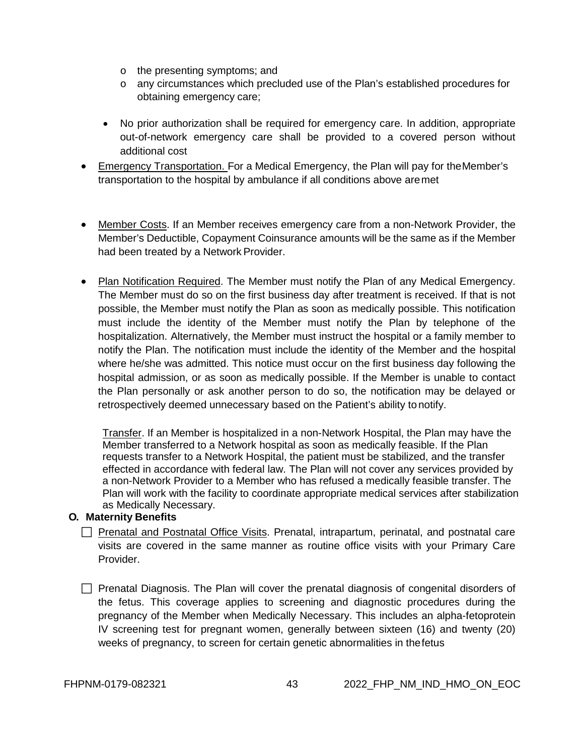- o the presenting symptoms; and
  - o any circumstances which precluded use of the Plan's established procedures for obtaining emergency care;

- No prior authorization shall be required for emergency care. In addition, appropriate out-of-network emergency care shall be provided to a covered person without additional cost

- Emergency Transportation. For a Medical Emergency, the Plan will pay for the Member's transportation to the hospital by ambulance if all conditions above are met

- Member Costs. If an Member receives emergency care from a non-Network Provider, the Member's Deductible, Copayment Coinsurance amounts will be the same as if the Member had been treated by a Network Provider.

- Plan Notification Required. The Member must notify the Plan of any Medical Emergency. The Member must do so on the first business day after treatment is received. If that is not possible, the Member must notify the Plan as soon as medically possible. This notification must include the identity of the Member must notify the Plan by telephone of the hospitalization. Alternatively, the Member must instruct the hospital or a family member to notify the Plan. The notification must include the identity of the Member and the hospital where he/she was admitted. This notice must occur on the first business day following the hospital admission, or as soon as medically possible. If the Member is unable to contact the Plan personally or ask another person to do so, the notification may be delayed or retrospectively deemed unnecessary based on the Patient's ability to notify.

  Transfer. If an Member is hospitalized in a non-Network Hospital, the Plan may have the Member transferred to a Network hospital as soon as medically feasible. If the Plan requests transfer to a Network Hospital, the patient must be stabilized, and the transfer effected in accordance with federal law. The Plan will not cover any services provided by a non-Network Provider to a Member who has refused a medically feasible transfer. The Plan will work with the facility to coordinate appropriate medical services after stabilization as Medically Necessary.

**O. Maternity Benefits**

- ☐ Prenatal and Postnatal Office Visits. Prenatal, intrapartum, perinatal, and postnatal care visits are covered in the same manner as routine office visits with your Primary Care Provider.

- ☐ Prenatal Diagnosis. The Plan will cover the prenatal diagnosis of congenital disorders of the fetus. This coverage applies to screening and diagnostic procedures during the pregnancy of the Member when Medically Necessary. This includes an alpha-fetoprotein IV screening test for pregnant women, generally between sixteen (16) and twenty (20) weeks of pregnancy, to screen for certain genetic abnormalities in the fetus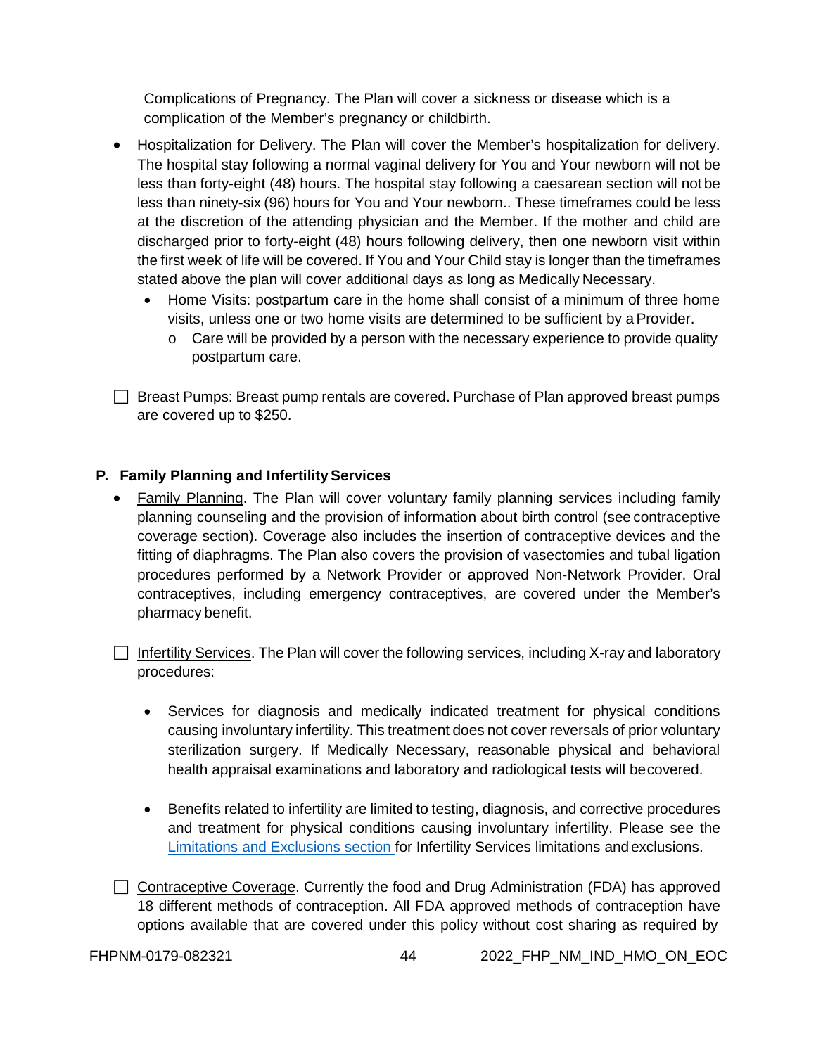Complications of Pregnancy. The Plan will cover a sickness or disease which is a complication of the Member's pregnancy or childbirth.

- Hospitalization for Delivery. The Plan will cover the Member's hospitalization for delivery. The hospital stay following a normal vaginal delivery for You and Your newborn will not be less than forty-eight (48) hours. The hospital stay following a caesarean section will not be less than ninety-six (96) hours for You and Your newborn.. These timeframes could be less at the discretion of the attending physician and the Member. If the mother and child are discharged prior to forty-eight (48) hours following delivery, then one newborn visit within the first week of life will be covered. If You and Your Child stay is longer than the timeframes stated above the plan will cover additional days as long as Medically Necessary.
  - Home Visits: postpartum care in the home shall consist of a minimum of three home visits, unless one or two home visits are determined to be sufficient by a Provider.
    - Care will be provided by a person with the necessary experience to provide quality postpartum care.

☐ Breast Pumps: Breast pump rentals are covered. Purchase of Plan approved breast pumps are covered up to $250.

**P. Family Planning and Infertility Services**

- Family Planning. The Plan will cover voluntary family planning services including family planning counseling and the provision of information about birth control (see contraceptive coverage section). Coverage also includes the insertion of contraceptive devices and the fitting of diaphragms. The Plan also covers the provision of vasectomies and tubal ligation procedures performed by a Network Provider or approved Non-Network Provider. Oral contraceptives, including emergency contraceptives, are covered under the Member's pharmacy benefit.

☐ Infertility Services. The Plan will cover the following services, including X-ray and laboratory procedures:

- Services for diagnosis and medically indicated treatment for physical conditions causing involuntary infertility. This treatment does not cover reversals of prior voluntary sterilization surgery. If Medically Necessary, reasonable physical and behavioral health appraisal examinations and laboratory and radiological tests will be covered.

- Benefits related to infertility are limited to testing, diagnosis, and corrective procedures and treatment for physical conditions causing involuntary infertility. Please see the Limitations and Exclusions section for Infertility Services limitations and exclusions.

☐ Contraceptive Coverage. Currently the food and Drug Administration (FDA) has approved 18 different methods of contraception. All FDA approved methods of contraception have options available that are covered under this policy without cost sharing as required by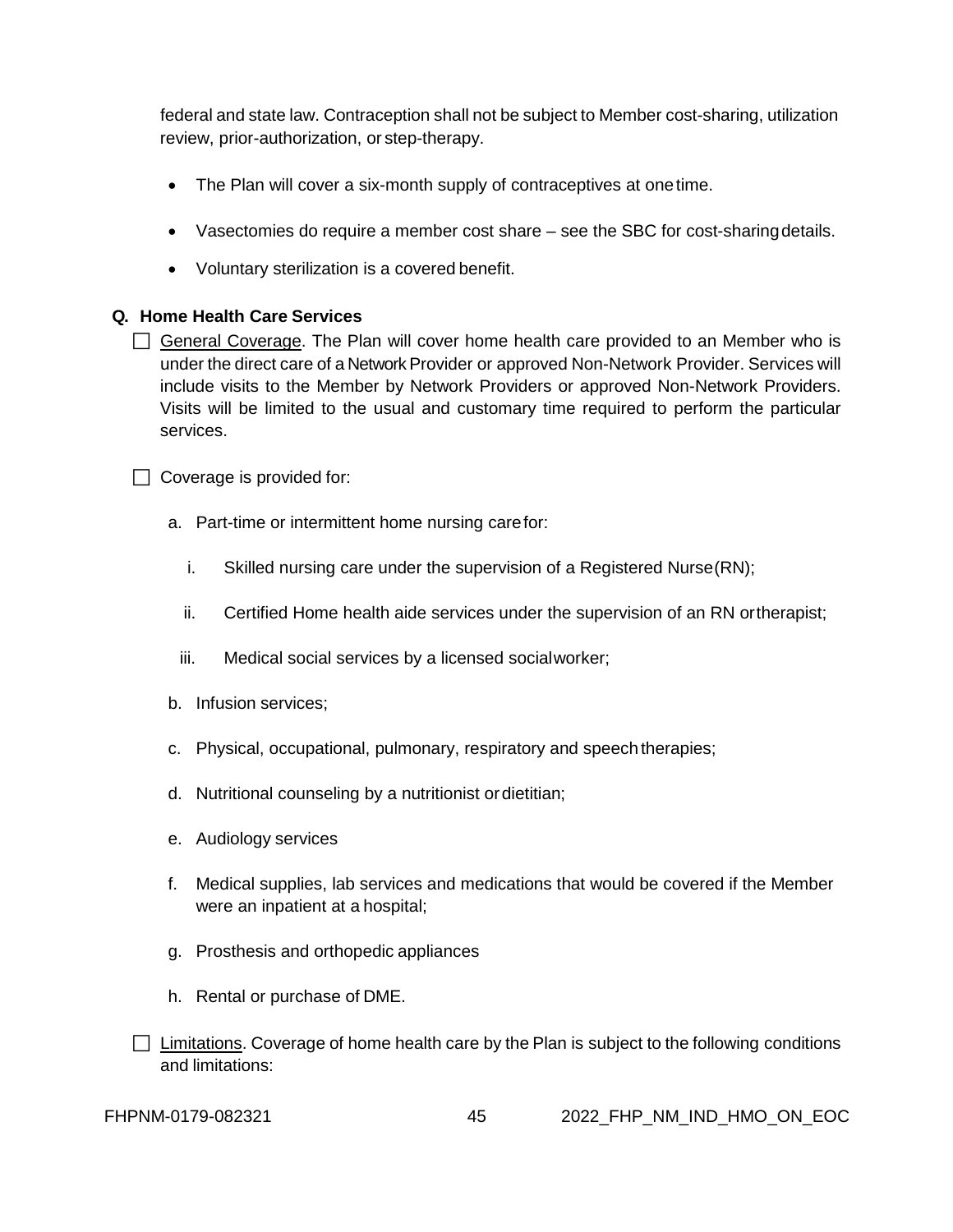federal and state law. Contraception shall not be subject to Member cost-sharing, utilization review, prior-authorization, or step-therapy.

- The Plan will cover a six-month supply of contraceptives at one time.
- Vasectomies do require a member cost share – see the SBC for cost-sharing details.
- Voluntary sterilization is a covered benefit.

### Q. Home Health Care Services

- ☐ General Coverage. The Plan will cover home health care provided to an Member who is under the direct care of a Network Provider or approved Non-Network Provider. Services will include visits to the Member by Network Providers or approved Non-Network Providers. Visits will be limited to the usual and customary time required to perform the particular services.

- ☐ Coverage is provided for:

  a. Part-time or intermittent home nursing care for:

     i. Skilled nursing care under the supervision of a Registered Nurse (RN);

     ii. Certified Home health aide services under the supervision of an RN or therapist;

     iii. Medical social services by a licensed social worker;

  b. Infusion services;

  c. Physical, occupational, pulmonary, respiratory and speech therapies;

  d. Nutritional counseling by a nutritionist or dietitian;

  e. Audiology services

  f. Medical supplies, lab services and medications that would be covered if the Member were an inpatient at a hospital;

  g. Prosthesis and orthopedic appliances

  h. Rental or purchase of DME.

- ☐ Limitations. Coverage of home health care by the Plan is subject to the following conditions and limitations: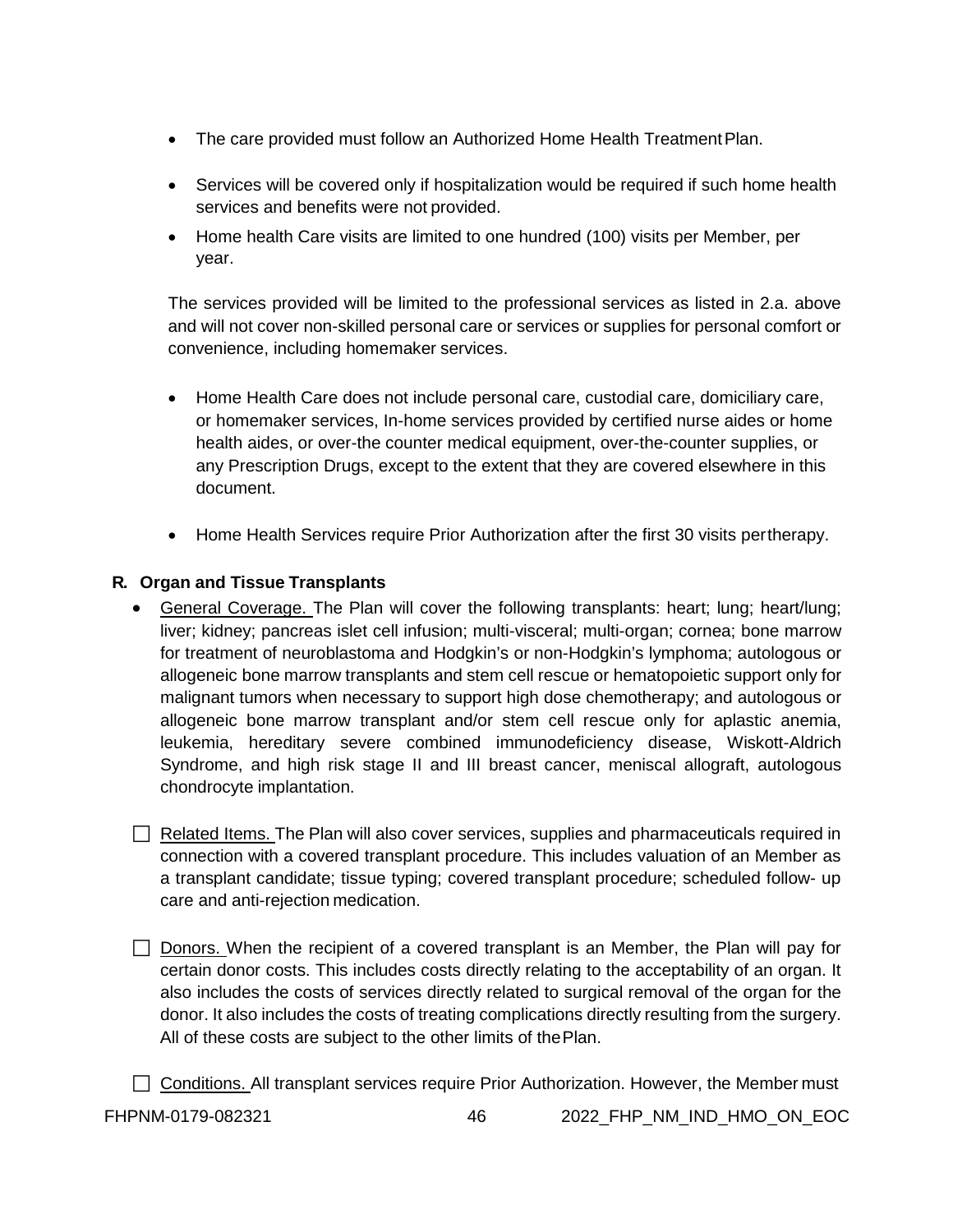- The care provided must follow an Authorized Home Health Treatment Plan.
- Services will be covered only if hospitalization would be required if such home health services and benefits were not provided.
- Home health Care visits are limited to one hundred (100) visits per Member, per year.

The services provided will be limited to the professional services as listed in 2.a. above and will not cover non-skilled personal care or services or supplies for personal comfort or convenience, including homemaker services.

- Home Health Care does not include personal care, custodial care, domiciliary care, or homemaker services, In-home services provided by certified nurse aides or home health aides, or over-the counter medical equipment, over-the-counter supplies, or any Prescription Drugs, except to the extent that they are covered elsewhere in this document.
- Home Health Services require Prior Authorization after the first 30 visits pertherapy.

**R. Organ and Tissue Transplants**

- General Coverage. The Plan will cover the following transplants: heart; lung; heart/lung; liver; kidney; pancreas islet cell infusion; multi-visceral; multi-organ; cornea; bone marrow for treatment of neuroblastoma and Hodgkin's or non-Hodgkin's lymphoma; autologous or allogeneic bone marrow transplants and stem cell rescue or hematopoietic support only for malignant tumors when necessary to support high dose chemotherapy; and autologous or allogeneic bone marrow transplant and/or stem cell rescue only for aplastic anemia, leukemia, hereditary severe combined immunodeficiency disease, Wiskott-Aldrich Syndrome, and high risk stage II and III breast cancer, meniscal allograft, autologous chondrocyte implantation.

☐ Related Items. The Plan will also cover services, supplies and pharmaceuticals required in connection with a covered transplant procedure. This includes valuation of an Member as a transplant candidate; tissue typing; covered transplant procedure; scheduled follow- up care and anti-rejection medication.

☐ Donors. When the recipient of a covered transplant is an Member, the Plan will pay for certain donor costs. This includes costs directly relating to the acceptability of an organ. It also includes the costs of services directly related to surgical removal of the organ for the donor. It also includes the costs of treating complications directly resulting from the surgery. All of these costs are subject to the other limits of the Plan.

☐ Conditions. All transplant services require Prior Authorization. However, the Member must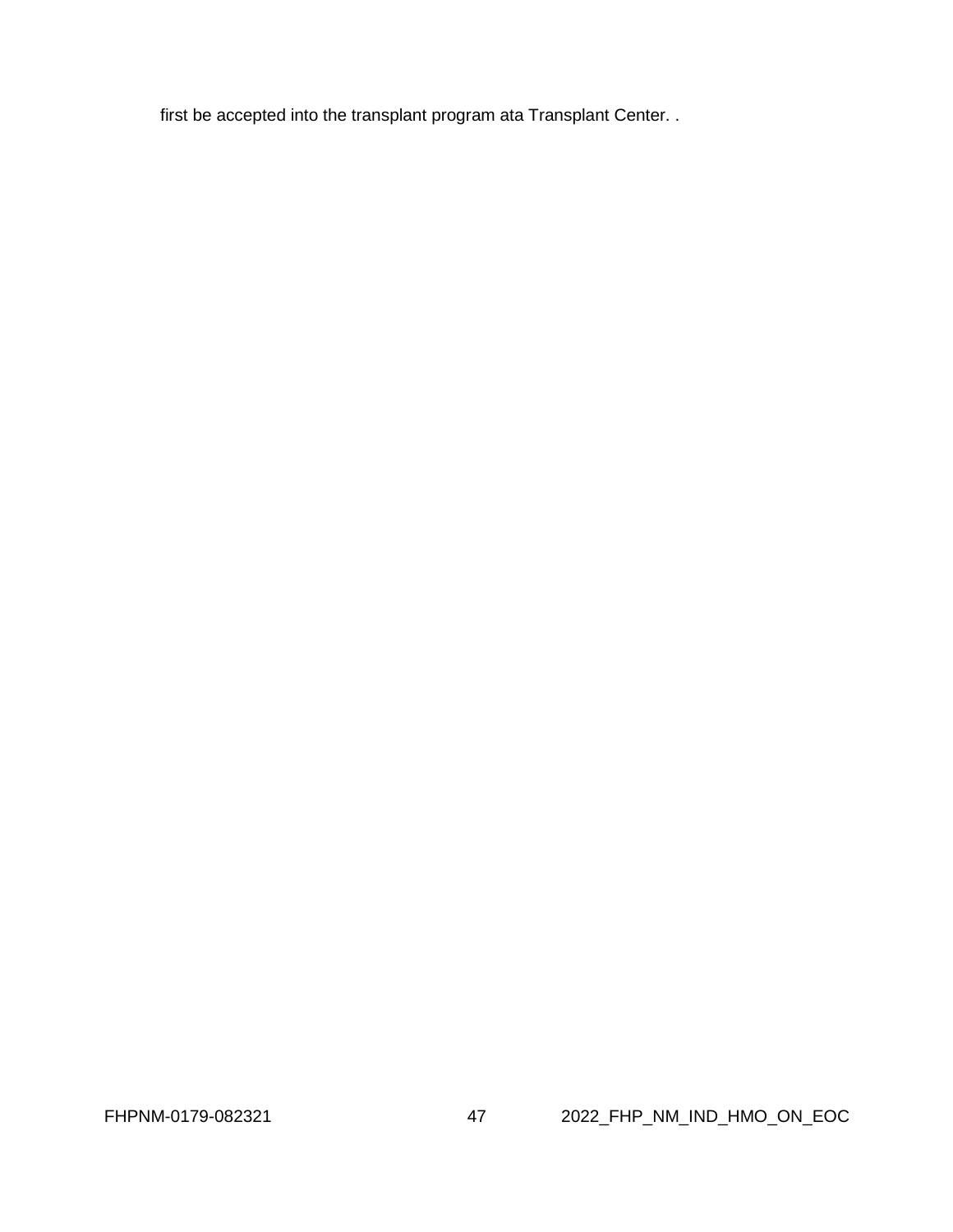first be accepted into the transplant program ata Transplant Center. .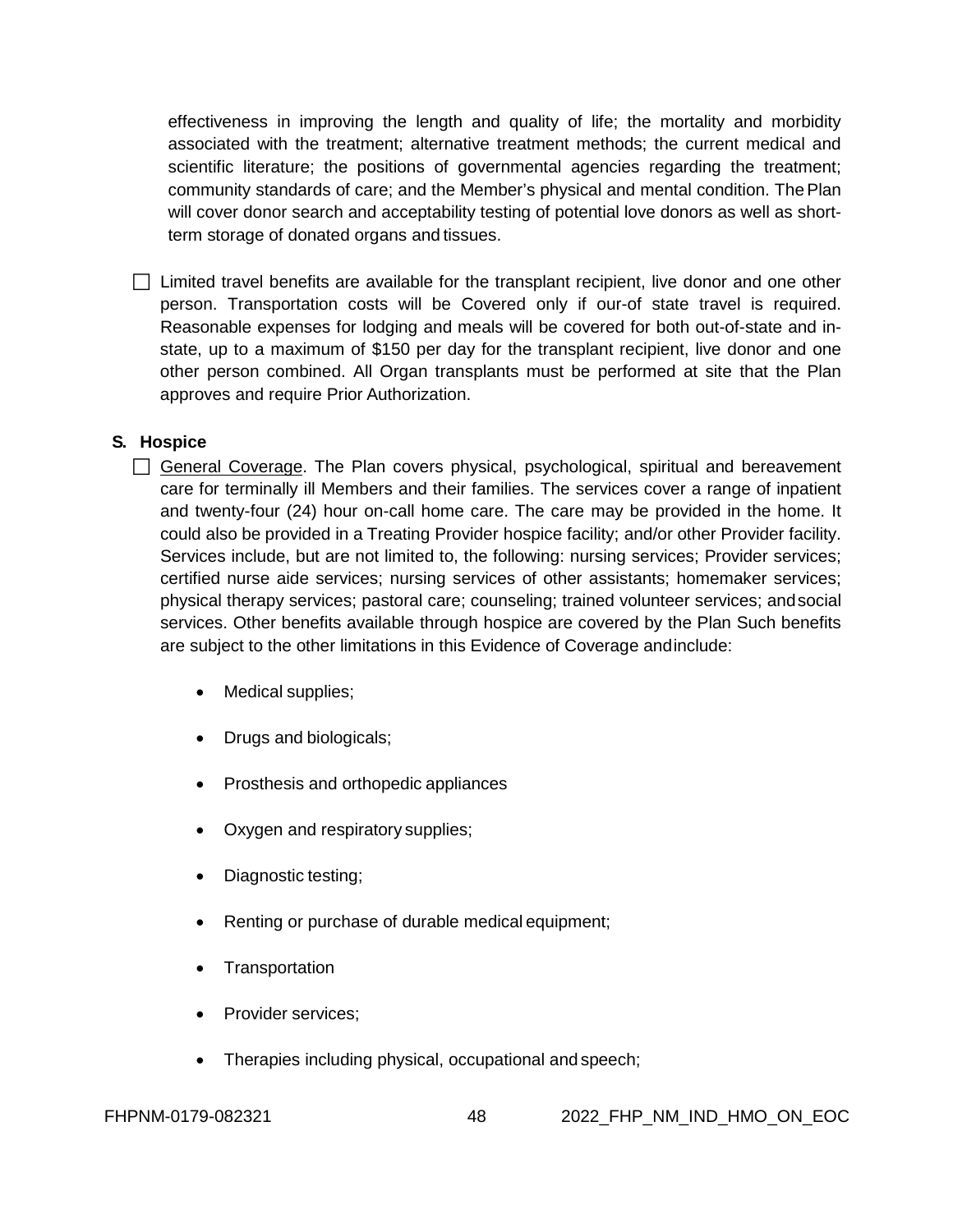effectiveness in improving the length and quality of life; the mortality and morbidity associated with the treatment; alternative treatment methods; the current medical and scientific literature; the positions of governmental agencies regarding the treatment; community standards of care; and the Member's physical and mental condition. The Plan will cover donor search and acceptability testing of potential love donors as well as short-term storage of donated organs and tissues.

- ☐ Limited travel benefits are available for the transplant recipient, live donor and one other person. Transportation costs will be Covered only if our-of state travel is required. Reasonable expenses for lodging and meals will be covered for both out-of-state and in-state, up to a maximum of $150 per day for the transplant recipient, live donor and one other person combined. All Organ transplants must be performed at site that the Plan approves and require Prior Authorization.

### S. Hospice

- ☐ General Coverage. The Plan covers physical, psychological, spiritual and bereavement care for terminally ill Members and their families. The services cover a range of inpatient and twenty-four (24) hour on-call home care. The care may be provided in the home. It could also be provided in a Treating Provider hospice facility; and/or other Provider facility. Services include, but are not limited to, the following: nursing services; Provider services; certified nurse aide services; nursing services of other assistants; homemaker services; physical therapy services; pastoral care; counseling; trained volunteer services; and social services. Other benefits available through hospice are covered by the Plan Such benefits are subject to the other limitations in this Evidence of Coverage and include:

  - Medical supplies;
  - Drugs and biologicals;
  - Prosthesis and orthopedic appliances
  - Oxygen and respiratory supplies;
  - Diagnostic testing;
  - Renting or purchase of durable medical equipment;
  - Transportation
  - Provider services;
  - Therapies including physical, occupational and speech;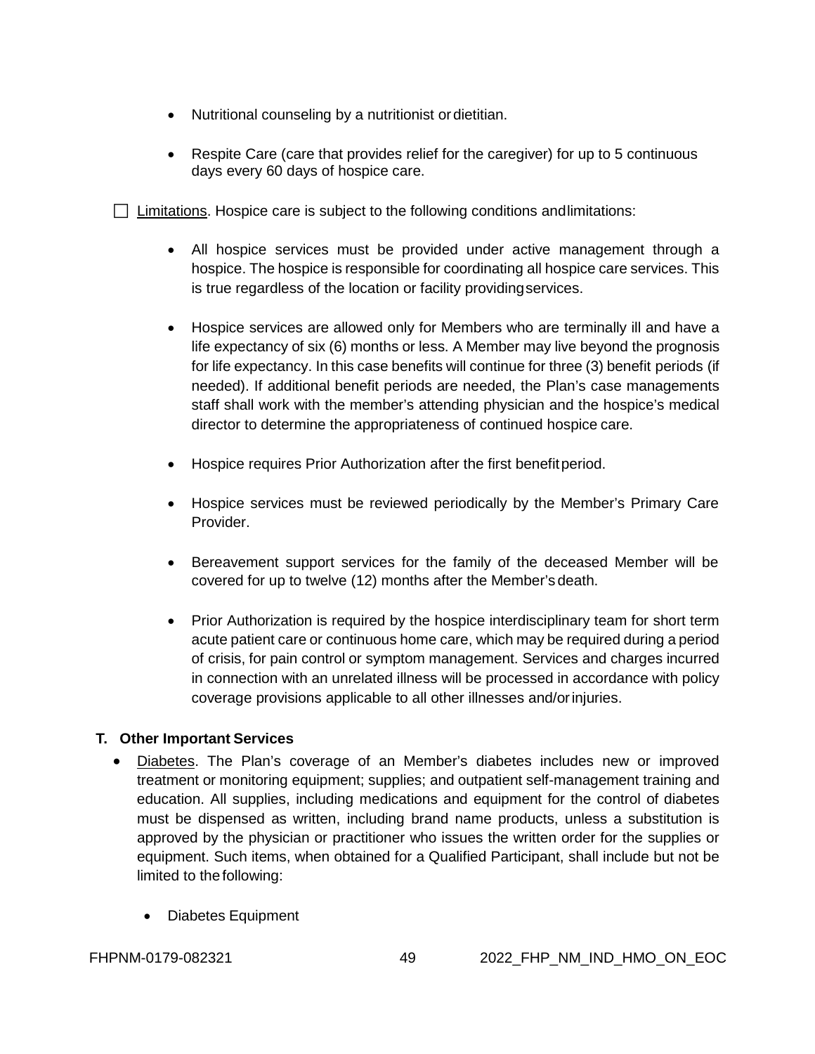- Nutritional counseling by a nutritionist or dietitian.
- Respite Care (care that provides relief for the caregiver) for up to 5 continuous days every 60 days of hospice care.

☐ Limitations. Hospice care is subject to the following conditions and limitations:

- All hospice services must be provided under active management through a hospice. The hospice is responsible for coordinating all hospice care services. This is true regardless of the location or facility providing services.
- Hospice services are allowed only for Members who are terminally ill and have a life expectancy of six (6) months or less. A Member may live beyond the prognosis for life expectancy. In this case benefits will continue for three (3) benefit periods (if needed). If additional benefit periods are needed, the Plan's case managements staff shall work with the member's attending physician and the hospice's medical director to determine the appropriateness of continued hospice care.
- Hospice requires Prior Authorization after the first benefit period.
- Hospice services must be reviewed periodically by the Member's Primary Care Provider.
- Bereavement support services for the family of the deceased Member will be covered for up to twelve (12) months after the Member's death.
- Prior Authorization is required by the hospice interdisciplinary team for short term acute patient care or continuous home care, which may be required during a period of crisis, for pain control or symptom management. Services and charges incurred in connection with an unrelated illness will be processed in accordance with policy coverage provisions applicable to all other illnesses and/or injuries.

## T. Other Important Services

- Diabetes. The Plan's coverage of an Member's diabetes includes new or improved treatment or monitoring equipment; supplies; and outpatient self-management training and education. All supplies, including medications and equipment for the control of diabetes must be dispensed as written, including brand name products, unless a substitution is approved by the physician or practitioner who issues the written order for the supplies or equipment. Such items, when obtained for a Qualified Participant, shall include but not be limited to the following:
    - Diabetes Equipment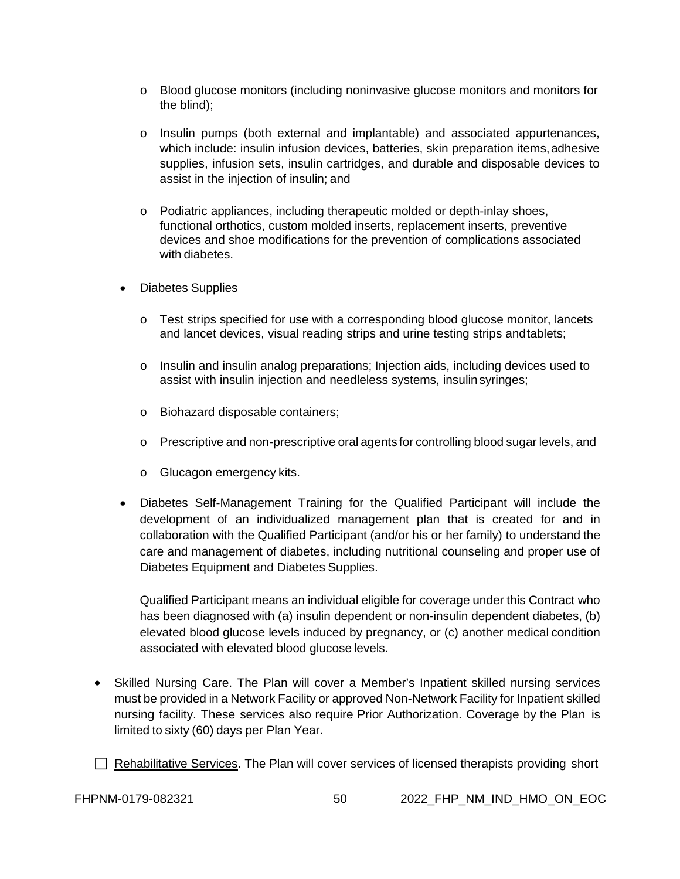- Blood glucose monitors (including noninvasive glucose monitors and monitors for the blind);
  - Insulin pumps (both external and implantable) and associated appurtenances, which include: insulin infusion devices, batteries, skin preparation items, adhesive supplies, infusion sets, insulin cartridges, and durable and disposable devices to assist in the injection of insulin; and
  - Podiatric appliances, including therapeutic molded or depth-inlay shoes, functional orthotics, custom molded inserts, replacement inserts, preventive devices and shoe modifications for the prevention of complications associated with diabetes.

- Diabetes Supplies
  - Test strips specified for use with a corresponding blood glucose monitor, lancets and lancet devices, visual reading strips and urine testing strips and tablets;
  - Insulin and insulin analog preparations; Injection aids, including devices used to assist with insulin injection and needleless systems, insulin syringes;
  - Biohazard disposable containers;
  - Prescriptive and non-prescriptive oral agents for controlling blood sugar levels, and
  - Glucagon emergency kits.

- Diabetes Self-Management Training for the Qualified Participant will include the development of an individualized management plan that is created for and in collaboration with the Qualified Participant (and/or his or her family) to understand the care and management of diabetes, including nutritional counseling and proper use of Diabetes Equipment and Diabetes Supplies.

  Qualified Participant means an individual eligible for coverage under this Contract who has been diagnosed with (a) insulin dependent or non-insulin dependent diabetes, (b) elevated blood glucose levels induced by pregnancy, or (c) another medical condition associated with elevated blood glucose levels.

- Skilled Nursing Care. The Plan will cover a Member's Inpatient skilled nursing services must be provided in a Network Facility or approved Non-Network Facility for Inpatient skilled nursing facility. These services also require Prior Authorization. Coverage by the Plan is limited to sixty (60) days per Plan Year.

- Rehabilitative Services. The Plan will cover services of licensed therapists providing short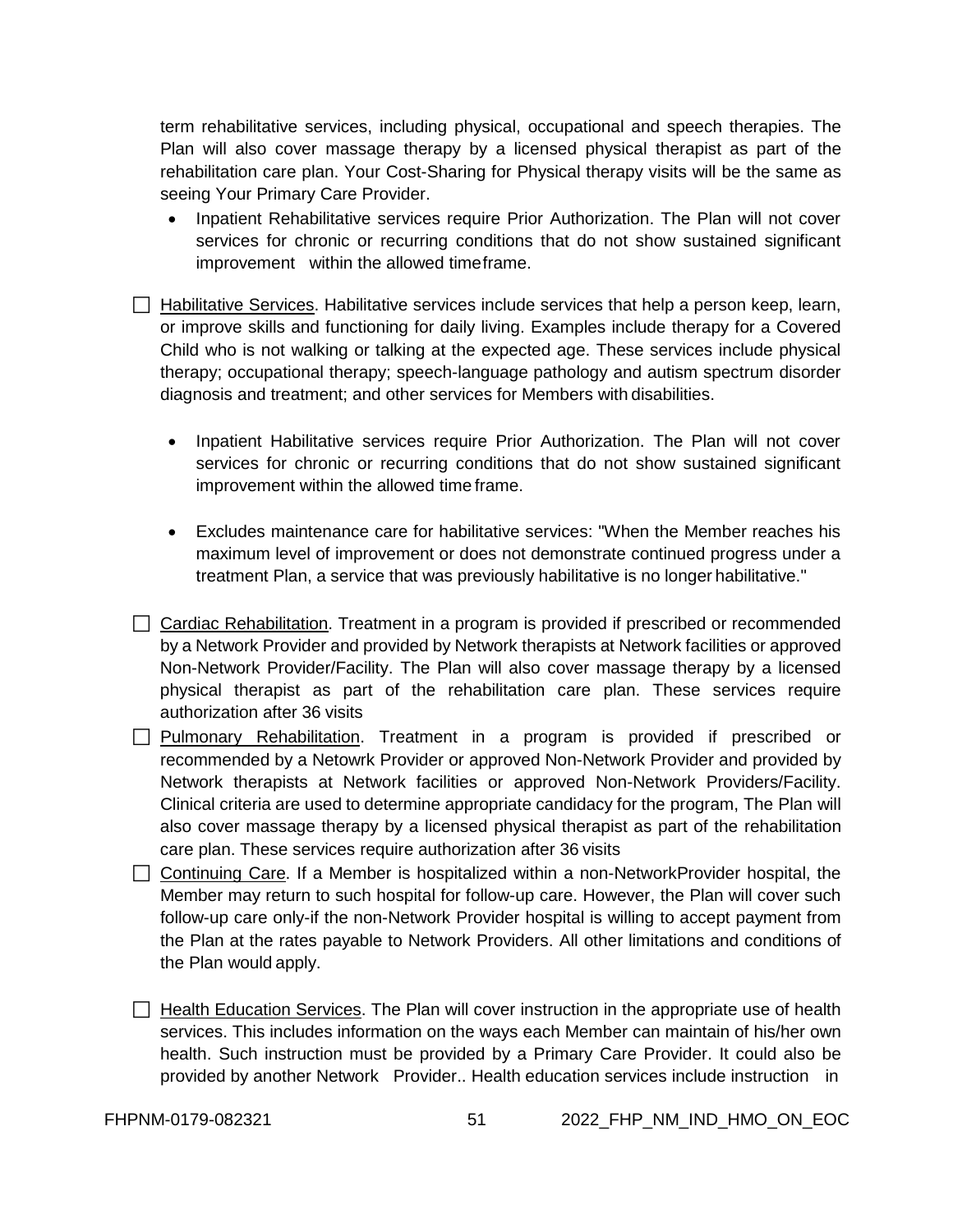term rehabilitative services, including physical, occupational and speech therapies. The Plan will also cover massage therapy by a licensed physical therapist as part of the rehabilitation care plan. Your Cost-Sharing for Physical therapy visits will be the same as seeing Your Primary Care Provider.

- Inpatient Rehabilitative services require Prior Authorization. The Plan will not cover services for chronic or recurring conditions that do not show sustained significant improvement within the allowed timeframe.

☐ <u>Habilitative Services</u>. Habilitative services include services that help a person keep, learn, or improve skills and functioning for daily living. Examples include therapy for a Covered Child who is not walking or talking at the expected age. These services include physical therapy; occupational therapy; speech-language pathology and autism spectrum disorder diagnosis and treatment; and other services for Members with disabilities.

- Inpatient Habilitative services require Prior Authorization. The Plan will not cover services for chronic or recurring conditions that do not show sustained significant improvement within the allowed time frame.

- Excludes maintenance care for habilitative services: "When the Member reaches his maximum level of improvement or does not demonstrate continued progress under a treatment Plan, a service that was previously habilitative is no longer habilitative."

☐ <u>Cardiac Rehabilitation</u>. Treatment in a program is provided if prescribed or recommended by a Network Provider and provided by Network therapists at Network facilities or approved Non-Network Provider/Facility. The Plan will also cover massage therapy by a licensed physical therapist as part of the rehabilitation care plan. These services require authorization after 36 visits

☐ <u>Pulmonary Rehabilitation</u>. Treatment in a program is provided if prescribed or recommended by a Netowrk Provider or approved Non-Network Provider and provided by Network therapists at Network facilities or approved Non-Network Providers/Facility. Clinical criteria are used to determine appropriate candidacy for the program, The Plan will also cover massage therapy by a licensed physical therapist as part of the rehabilitation care plan. These services require authorization after 36 visits

☐ <u>Continuing Care</u>. If a Member is hospitalized within a non-NetworkProvider hospital, the Member may return to such hospital for follow-up care. However, the Plan will cover such follow-up care only-if the non-Network Provider hospital is willing to accept payment from the Plan at the rates payable to Network Providers. All other limitations and conditions of the Plan would apply.

☐ <u>Health Education Services</u>. The Plan will cover instruction in the appropriate use of health services. This includes information on the ways each Member can maintain of his/her own health. Such instruction must be provided by a Primary Care Provider. It could also be provided by another Network Provider.. Health education services include instruction in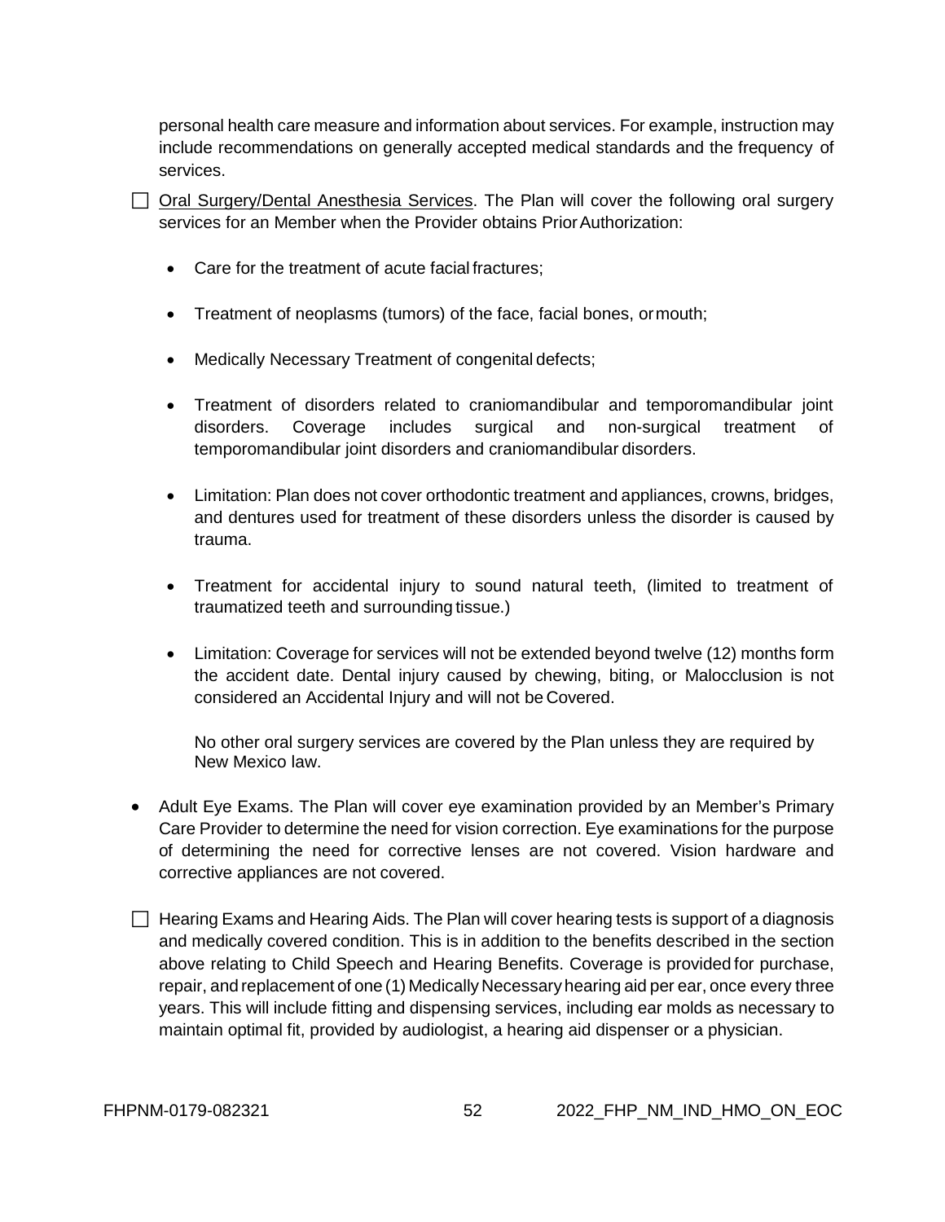personal health care measure and information about services. For example, instruction may include recommendations on generally accepted medical standards and the frequency of services.

- ☐ Oral Surgery/Dental Anesthesia Services. The Plan will cover the following oral surgery services for an Member when the Provider obtains Prior Authorization:

  - Care for the treatment of acute facial fractures;
  - Treatment of neoplasms (tumors) of the face, facial bones, or mouth;
  - Medically Necessary Treatment of congenital defects;
  - Treatment of disorders related to craniomandibular and temporomandibular joint disorders. Coverage includes surgical and non-surgical treatment of temporomandibular joint disorders and craniomandibular disorders.
  - Limitation: Plan does not cover orthodontic treatment and appliances, crowns, bridges, and dentures used for treatment of these disorders unless the disorder is caused by trauma.
  - Treatment for accidental injury to sound natural teeth, (limited to treatment of traumatized teeth and surrounding tissue.)
  - Limitation: Coverage for services will not be extended beyond twelve (12) months form the accident date. Dental injury caused by chewing, biting, or Malocclusion is not considered an Accidental Injury and will not be Covered.

  No other oral surgery services are covered by the Plan unless they are required by New Mexico law.

- Adult Eye Exams. The Plan will cover eye examination provided by an Member's Primary Care Provider to determine the need for vision correction. Eye examinations for the purpose of determining the need for corrective lenses are not covered. Vision hardware and corrective appliances are not covered.

- ☐ Hearing Exams and Hearing Aids. The Plan will cover hearing tests is support of a diagnosis and medically covered condition. This is in addition to the benefits described in the section above relating to Child Speech and Hearing Benefits. Coverage is provided for purchase, repair, and replacement of one (1) Medically Necessary hearing aid per ear, once every three years. This will include fitting and dispensing services, including ear molds as necessary to maintain optimal fit, provided by audiologist, a hearing aid dispenser or a physician.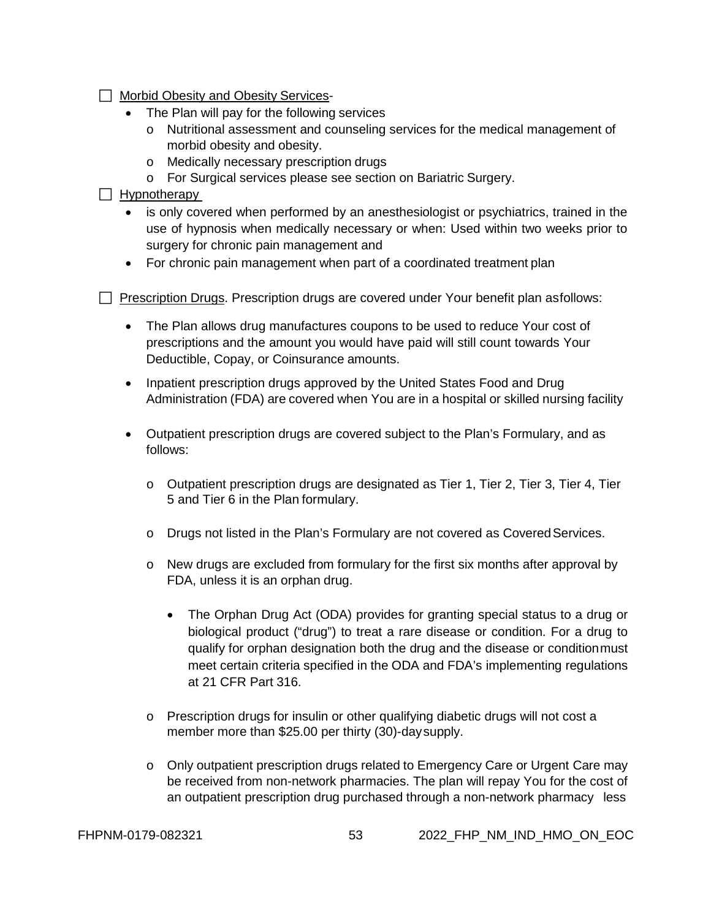- [ ] Morbid Obesity and Obesity Services-
  - The Plan will pay for the following services
    - o Nutritional assessment and counseling services for the medical management of morbid obesity and obesity.
    - o Medically necessary prescription drugs
    - o For Surgical services please see section on Bariatric Surgery.
- [ ] Hypnotherapy
  - is only covered when performed by an anesthesiologist or psychiatrics, trained in the use of hypnosis when medically necessary or when: Used within two weeks prior to surgery for chronic pain management and
  - For chronic pain management when part of a coordinated treatment plan

- [ ] Prescription Drugs. Prescription drugs are covered under Your benefit plan asfollows:

  - The Plan allows drug manufactures coupons to be used to reduce Your cost of prescriptions and the amount you would have paid will still count towards Your Deductible, Copay, or Coinsurance amounts.

  - Inpatient prescription drugs approved by the United States Food and Drug Administration (FDA) are covered when You are in a hospital or skilled nursing facility

  - Outpatient prescription drugs are covered subject to the Plan's Formulary, and as follows:

    - o Outpatient prescription drugs are designated as Tier 1, Tier 2, Tier 3, Tier 4, Tier 5 and Tier 6 in the Plan formulary.

    - o Drugs not listed in the Plan's Formulary are not covered as CoveredServices.

    - o New drugs are excluded from formulary for the first six months after approval by FDA, unless it is an orphan drug.

      - The Orphan Drug Act (ODA) provides for granting special status to a drug or biological product ("drug") to treat a rare disease or condition. For a drug to qualify for orphan designation both the drug and the disease or conditionmust meet certain criteria specified in the ODA and FDA's implementing regulations at 21 CFR Part 316.

    - o Prescription drugs for insulin or other qualifying diabetic drugs will not cost a member more than $25.00 per thirty (30)-daysupply.

    - o Only outpatient prescription drugs related to Emergency Care or Urgent Care may be received from non-network pharmacies. The plan will repay You for the cost of an outpatient prescription drug purchased through a non-network pharmacy less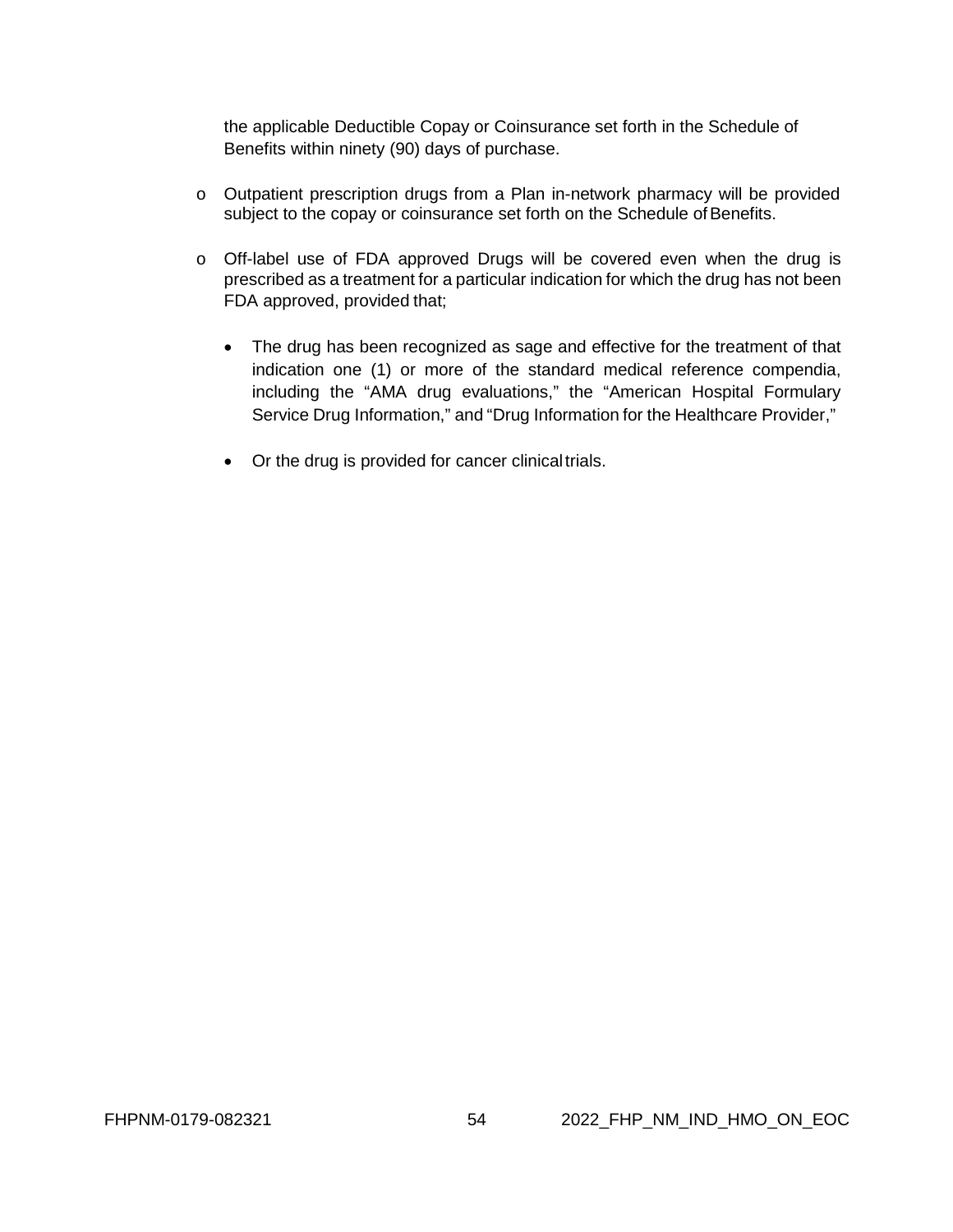the applicable Deductible Copay or Coinsurance set forth in the Schedule of Benefits within ninety (90) days of purchase.

- Outpatient prescription drugs from a Plan in-network pharmacy will be provided subject to the copay or coinsurance set forth on the Schedule of Benefits.

- Off-label use of FDA approved Drugs will be covered even when the drug is prescribed as a treatment for a particular indication for which the drug has not been FDA approved, provided that;

  - The drug has been recognized as sage and effective for the treatment of that indication one (1) or more of the standard medical reference compendia, including the "AMA drug evaluations," the "American Hospital Formulary Service Drug Information," and "Drug Information for the Healthcare Provider,"

  - Or the drug is provided for cancer clinical trials.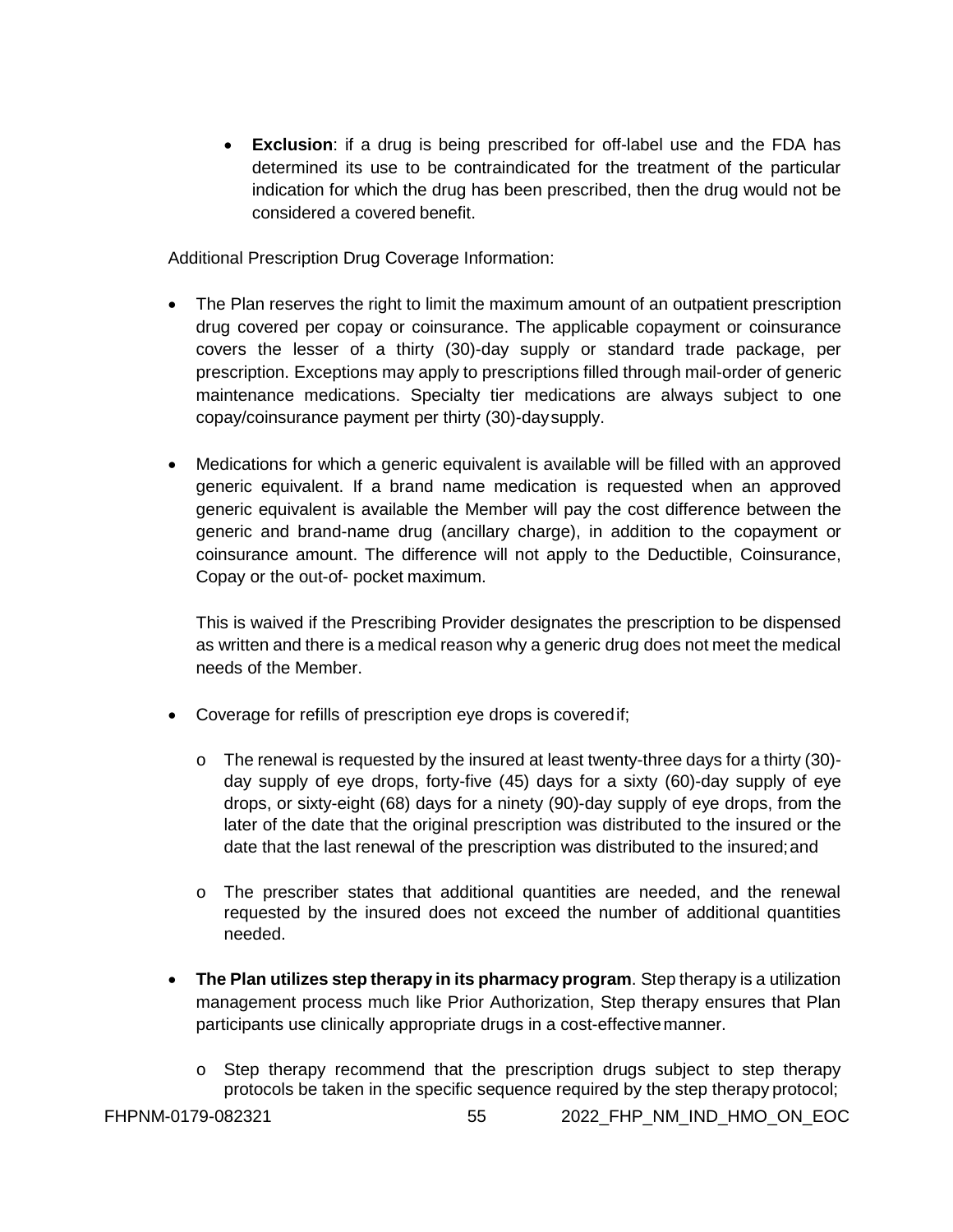- **Exclusion**: if a drug is being prescribed for off-label use and the FDA has determined its use to be contraindicated for the treatment of the particular indication for which the drug has been prescribed, then the drug would not be considered a covered benefit.

Additional Prescription Drug Coverage Information:

- The Plan reserves the right to limit the maximum amount of an outpatient prescription drug covered per copay or coinsurance. The applicable copayment or coinsurance covers the lesser of a thirty (30)-day supply or standard trade package, per prescription. Exceptions may apply to prescriptions filled through mail-order of generic maintenance medications. Specialty tier medications are always subject to one copay/coinsurance payment per thirty (30)-day supply.

- Medications for which a generic equivalent is available will be filled with an approved generic equivalent. If a brand name medication is requested when an approved generic equivalent is available the Member will pay the cost difference between the generic and brand-name drug (ancillary charge), in addition to the copayment or coinsurance amount. The difference will not apply to the Deductible, Coinsurance, Copay or the out-of- pocket maximum.

  This is waived if the Prescribing Provider designates the prescription to be dispensed as written and there is a medical reason why a generic drug does not meet the medical needs of the Member.

- Coverage for refills of prescription eye drops is covered if;

  - The renewal is requested by the insured at least twenty-three days for a thirty (30)-day supply of eye drops, forty-five (45) days for a sixty (60)-day supply of eye drops, or sixty-eight (68) days for a ninety (90)-day supply of eye drops, from the later of the date that the original prescription was distributed to the insured or the date that the last renewal of the prescription was distributed to the insured; and

  - The prescriber states that additional quantities are needed, and the renewal requested by the insured does not exceed the number of additional quantities needed.

- **The Plan utilizes step therapy in its pharmacy program**. Step therapy is a utilization management process much like Prior Authorization, Step therapy ensures that Plan participants use clinically appropriate drugs in a cost-effective manner.

  - Step therapy recommend that the prescription drugs subject to step therapy protocols be taken in the specific sequence required by the step therapy protocol;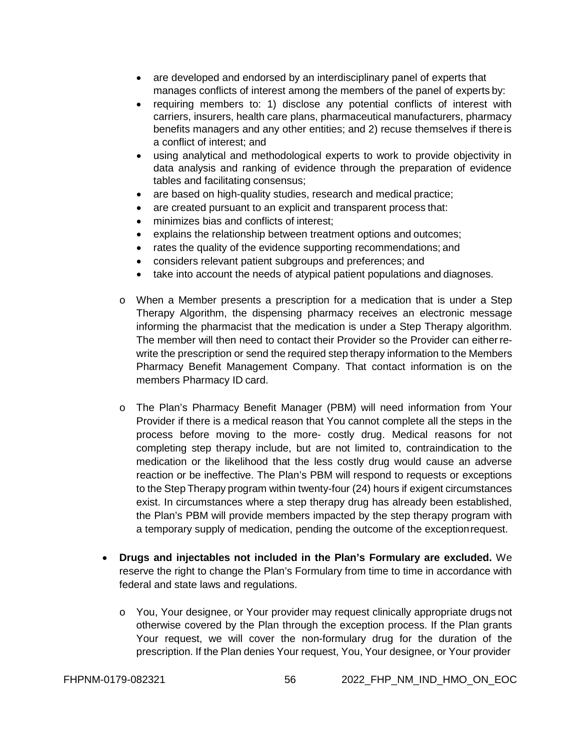- are developed and endorsed by an interdisciplinary panel of experts that manages conflicts of interest among the members of the panel of experts by:
- requiring members to: 1) disclose any potential conflicts of interest with carriers, insurers, health care plans, pharmaceutical manufacturers, pharmacy benefits managers and any other entities; and 2) recuse themselves if there is a conflict of interest; and
- using analytical and methodological experts to work to provide objectivity in data analysis and ranking of evidence through the preparation of evidence tables and facilitating consensus;
- are based on high-quality studies, research and medical practice;
- are created pursuant to an explicit and transparent process that:
- minimizes bias and conflicts of interest;
- explains the relationship between treatment options and outcomes;
- rates the quality of the evidence supporting recommendations; and
- considers relevant patient subgroups and preferences; and
- take into account the needs of atypical patient populations and diagnoses.

  - When a Member presents a prescription for a medication that is under a Step Therapy Algorithm, the dispensing pharmacy receives an electronic message informing the pharmacist that the medication is under a Step Therapy algorithm. The member will then need to contact their Provider so the Provider can either re-write the prescription or send the required step therapy information to the Members Pharmacy Benefit Management Company. That contact information is on the members Pharmacy ID card.

  - The Plan's Pharmacy Benefit Manager (PBM) will need information from Your Provider if there is a medical reason that You cannot complete all the steps in the process before moving to the more- costly drug. Medical reasons for not completing step therapy include, but are not limited to, contraindication to the medication or the likelihood that the less costly drug would cause an adverse reaction or be ineffective. The Plan's PBM will respond to requests or exceptions to the Step Therapy program within twenty-four (24) hours if exigent circumstances exist. In circumstances where a step therapy drug has already been established, the Plan's PBM will provide members impacted by the step therapy program with a temporary supply of medication, pending the outcome of the exception request.

- **Drugs and injectables not included in the Plan's Formulary are excluded.** We reserve the right to change the Plan's Formulary from time to time in accordance with federal and state laws and regulations.

  - You, Your designee, or Your provider may request clinically appropriate drugs not otherwise covered by the Plan through the exception process. If the Plan grants Your request, we will cover the non-formulary drug for the duration of the prescription. If the Plan denies Your request, You, Your designee, or Your provider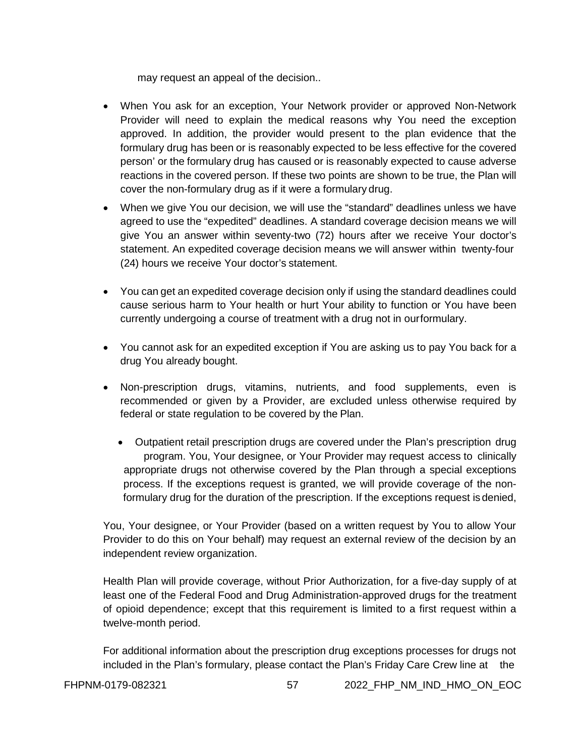may request an appeal of the decision..

- When You ask for an exception, Your Network provider or approved Non-Network Provider will need to explain the medical reasons why You need the exception approved. In addition, the provider would present to the plan evidence that the formulary drug has been or is reasonably expected to be less effective for the covered person' or the formulary drug has caused or is reasonably expected to cause adverse reactions in the covered person. If these two points are shown to be true, the Plan will cover the non-formulary drug as if it were a formulary drug.
- When we give You our decision, we will use the "standard" deadlines unless we have agreed to use the "expedited" deadlines. A standard coverage decision means we will give You an answer within seventy-two (72) hours after we receive Your doctor's statement. An expedited coverage decision means we will answer within twenty-four (24) hours we receive Your doctor's statement.
- You can get an expedited coverage decision only if using the standard deadlines could cause serious harm to Your health or hurt Your ability to function or You have been currently undergoing a course of treatment with a drug not in ourformulary.
- You cannot ask for an expedited exception if You are asking us to pay You back for a drug You already bought.
- Non-prescription drugs, vitamins, nutrients, and food supplements, even is recommended or given by a Provider, are excluded unless otherwise required by federal or state regulation to be covered by the Plan.
  - Outpatient retail prescription drugs are covered under the Plan's prescription drug program. You, Your designee, or Your Provider may request access to clinically appropriate drugs not otherwise covered by the Plan through a special exceptions process. If the exceptions request is granted, we will provide coverage of the non-formulary drug for the duration of the prescription. If the exceptions request is denied,

You, Your designee, or Your Provider (based on a written request by You to allow Your Provider to do this on Your behalf) may request an external review of the decision by an independent review organization.

Health Plan will provide coverage, without Prior Authorization, for a five-day supply of at least one of the Federal Food and Drug Administration-approved drugs for the treatment of opioid dependence; except that this requirement is limited to a first request within a twelve-month period.

For additional information about the prescription drug exceptions processes for drugs not included in the Plan's formulary, please contact the Plan's Friday Care Crew line at the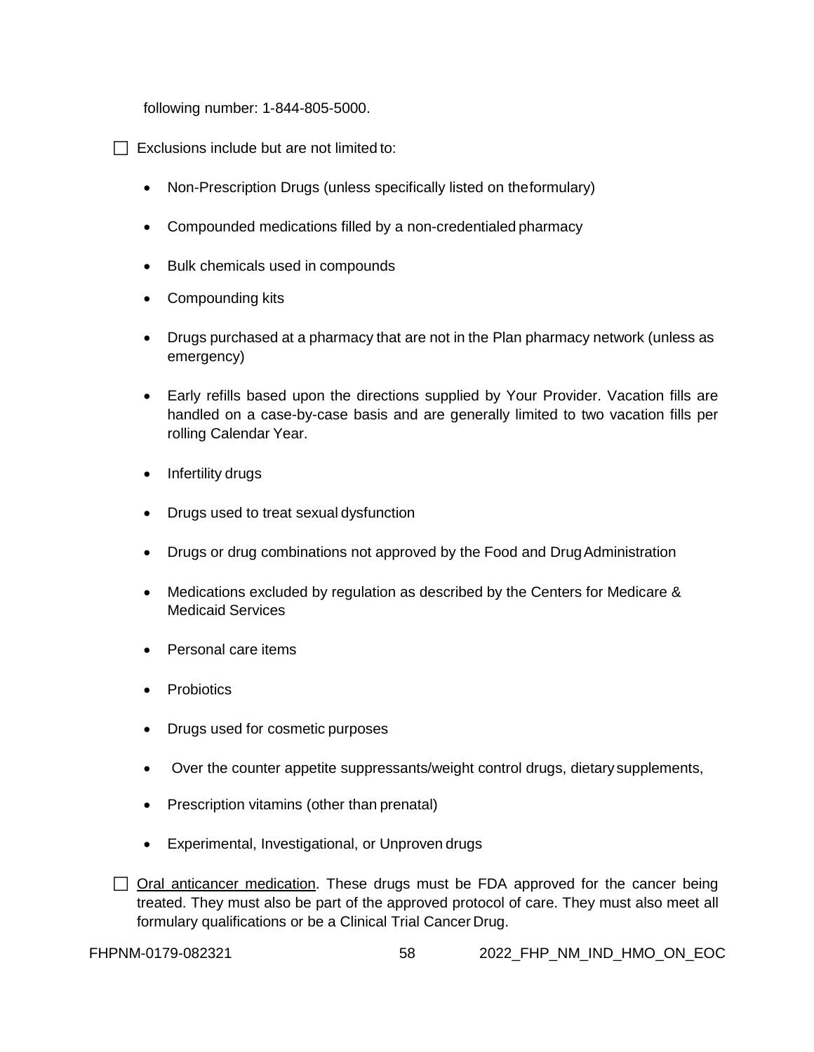following number: 1-844-805-5000.

☐ Exclusions include but are not limited to:

- Non-Prescription Drugs (unless specifically listed on theformulary)
- Compounded medications filled by a non-credentialed pharmacy
- Bulk chemicals used in compounds
- Compounding kits
- Drugs purchased at a pharmacy that are not in the Plan pharmacy network (unless as emergency)
- Early refills based upon the directions supplied by Your Provider. Vacation fills are handled on a case-by-case basis and are generally limited to two vacation fills per rolling Calendar Year.
- Infertility drugs
- Drugs used to treat sexual dysfunction
- Drugs or drug combinations not approved by the Food and DrugAdministration
- Medications excluded by regulation as described by the Centers for Medicare & Medicaid Services
- Personal care items
- Probiotics
- Drugs used for cosmetic purposes
- Over the counter appetite suppressants/weight control drugs, dietarysupplements,
- Prescription vitamins (other than prenatal)
- Experimental, Investigational, or Unproven drugs

☐ <u>Oral anticancer medication</u>. These drugs must be FDA approved for the cancer being treated. They must also be part of the approved protocol of care. They must also meet all formulary qualifications or be a Clinical Trial Cancer Drug.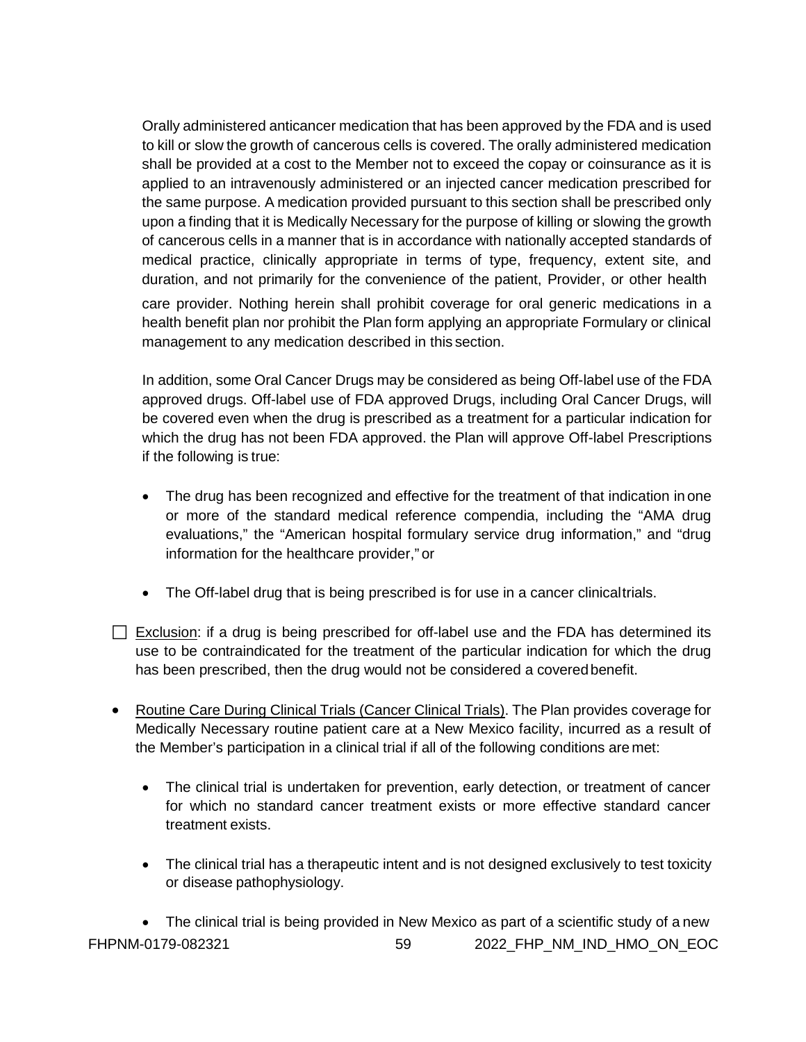Orally administered anticancer medication that has been approved by the FDA and is used to kill or slow the growth of cancerous cells is covered. The orally administered medication shall be provided at a cost to the Member not to exceed the copay or coinsurance as it is applied to an intravenously administered or an injected cancer medication prescribed for the same purpose. A medication provided pursuant to this section shall be prescribed only upon a finding that it is Medically Necessary for the purpose of killing or slowing the growth of cancerous cells in a manner that is in accordance with nationally accepted standards of medical practice, clinically appropriate in terms of type, frequency, extent site, and duration, and not primarily for the convenience of the patient, Provider, or other health care provider. Nothing herein shall prohibit coverage for oral generic medications in a health benefit plan nor prohibit the Plan form applying an appropriate Formulary or clinical management to any medication described in this section.

In addition, some Oral Cancer Drugs may be considered as being Off-label use of the FDA approved drugs. Off-label use of FDA approved Drugs, including Oral Cancer Drugs, will be covered even when the drug is prescribed as a treatment for a particular indication for which the drug has not been FDA approved. the Plan will approve Off-label Prescriptions if the following is true:

- The drug has been recognized and effective for the treatment of that indication in one or more of the standard medical reference compendia, including the "AMA drug evaluations," the "American hospital formulary service drug information," and "drug information for the healthcare provider," or
- The Off-label drug that is being prescribed is for use in a cancer clinical trials.

☐ Exclusion: if a drug is being prescribed for off-label use and the FDA has determined its use to be contraindicated for the treatment of the particular indication for which the drug has been prescribed, then the drug would not be considered a covered benefit.

- Routine Care During Clinical Trials (Cancer Clinical Trials). The Plan provides coverage for Medically Necessary routine patient care at a New Mexico facility, incurred as a result of the Member's participation in a clinical trial if all of the following conditions are met:
  - The clinical trial is undertaken for prevention, early detection, or treatment of cancer for which no standard cancer treatment exists or more effective standard cancer treatment exists.
  - The clinical trial has a therapeutic intent and is not designed exclusively to test toxicity or disease pathophysiology.
  - The clinical trial is being provided in New Mexico as part of a scientific study of a new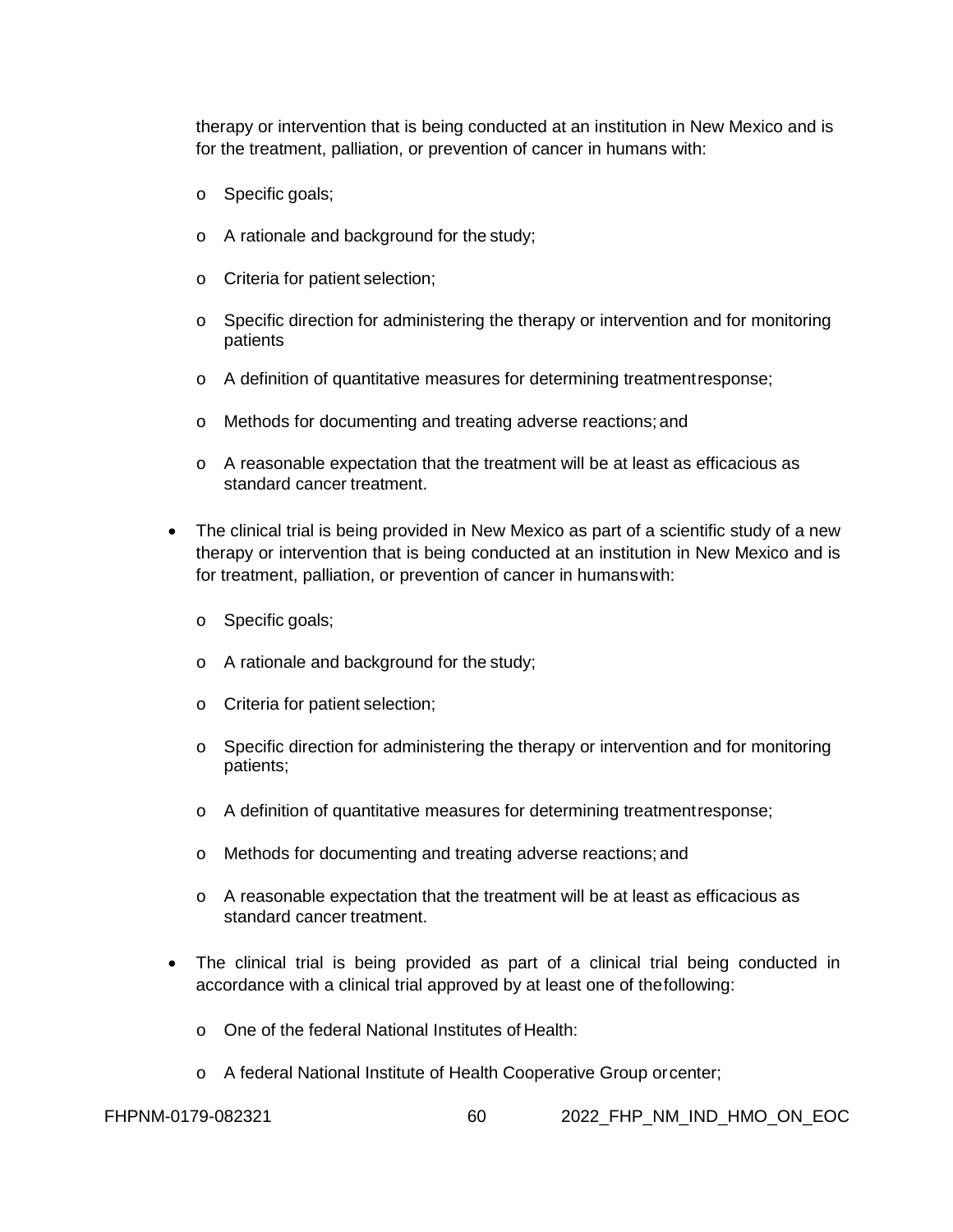therapy or intervention that is being conducted at an institution in New Mexico and is for the treatment, palliation, or prevention of cancer in humans with:

- Specific goals;
- A rationale and background for the study;
- Criteria for patient selection;
- Specific direction for administering the therapy or intervention and for monitoring patients
- A definition of quantitative measures for determining treatment response;
- Methods for documenting and treating adverse reactions; and
- A reasonable expectation that the treatment will be at least as efficacious as standard cancer treatment.

- The clinical trial is being provided in New Mexico as part of a scientific study of a new therapy or intervention that is being conducted at an institution in New Mexico and is for treatment, palliation, or prevention of cancer in humans with:
  - Specific goals;
  - A rationale and background for the study;
  - Criteria for patient selection;
  - Specific direction for administering the therapy or intervention and for monitoring patients;
  - A definition of quantitative measures for determining treatment response;
  - Methods for documenting and treating adverse reactions; and
  - A reasonable expectation that the treatment will be at least as efficacious as standard cancer treatment.
- The clinical trial is being provided as part of a clinical trial being conducted in accordance with a clinical trial approved by at least one of the following:
  - One of the federal National Institutes of Health:
  - A federal National Institute of Health Cooperative Group or center;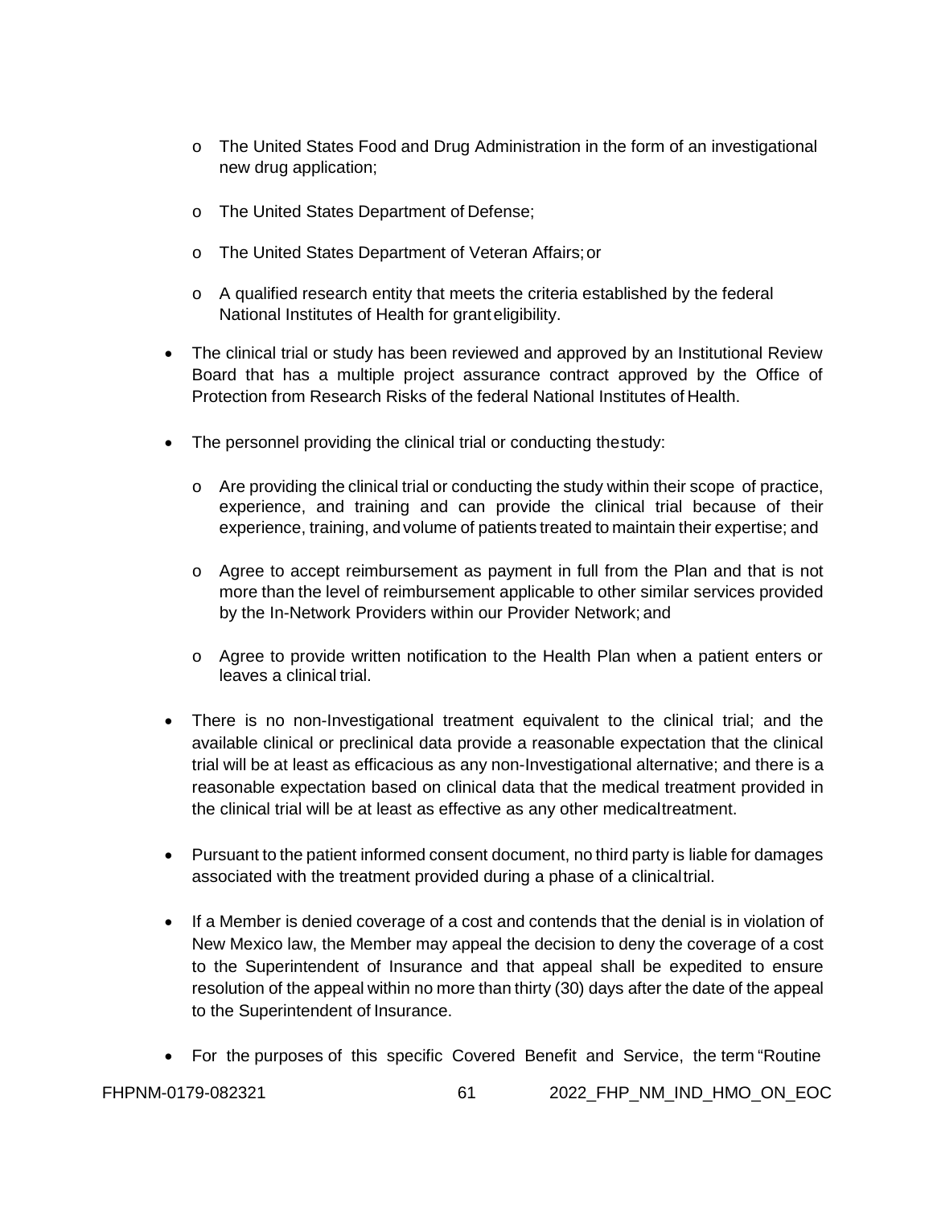- The United States Food and Drug Administration in the form of an investigational new drug application;
  - The United States Department of Defense;
  - The United States Department of Veteran Affairs; or
  - A qualified research entity that meets the criteria established by the federal National Institutes of Health for grant eligibility.
- The clinical trial or study has been reviewed and approved by an Institutional Review Board that has a multiple project assurance contract approved by the Office of Protection from Research Risks of the federal National Institutes of Health.
- The personnel providing the clinical trial or conducting the study:
  - Are providing the clinical trial or conducting the study within their scope of practice, experience, and training and can provide the clinical trial because of their experience, training, and volume of patients treated to maintain their expertise; and
  - Agree to accept reimbursement as payment in full from the Plan and that is not more than the level of reimbursement applicable to other similar services provided by the In-Network Providers within our Provider Network; and
  - Agree to provide written notification to the Health Plan when a patient enters or leaves a clinical trial.
- There is no non-Investigational treatment equivalent to the clinical trial; and the available clinical or preclinical data provide a reasonable expectation that the clinical trial will be at least as efficacious as any non-Investigational alternative; and there is a reasonable expectation based on clinical data that the medical treatment provided in the clinical trial will be at least as effective as any other medical treatment.
- Pursuant to the patient informed consent document, no third party is liable for damages associated with the treatment provided during a phase of a clinical trial.
- If a Member is denied coverage of a cost and contends that the denial is in violation of New Mexico law, the Member may appeal the decision to deny the coverage of a cost to the Superintendent of Insurance and that appeal shall be expedited to ensure resolution of the appeal within no more than thirty (30) days after the date of the appeal to the Superintendent of Insurance.
- For the purposes of this specific Covered Benefit and Service, the term "Routine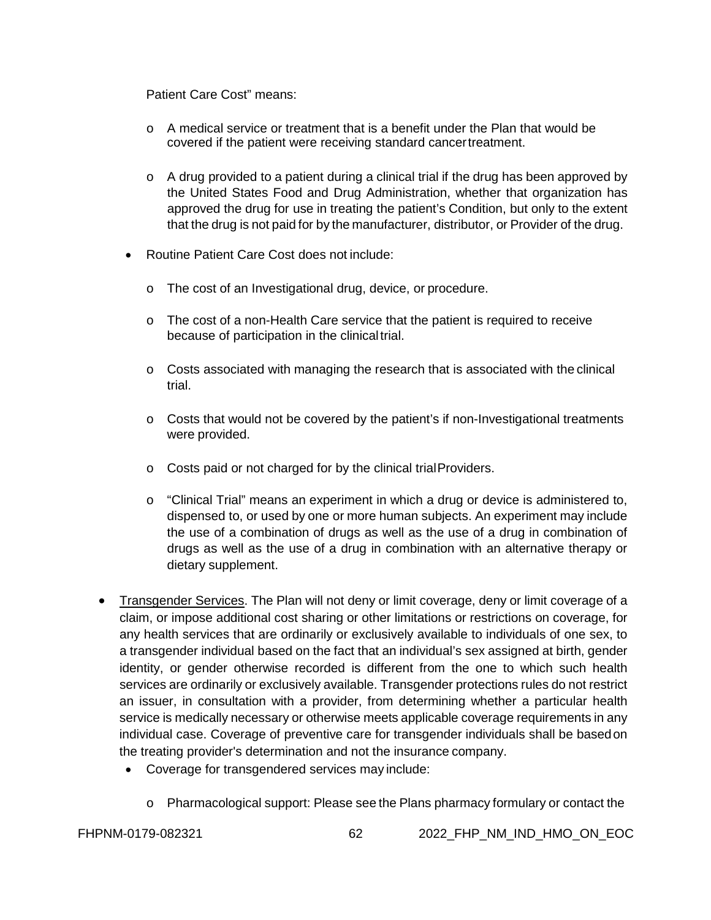Patient Care Cost" means:

  - A medical service or treatment that is a benefit under the Plan that would be covered if the patient were receiving standard cancer treatment.

  - A drug provided to a patient during a clinical trial if the drug has been approved by the United States Food and Drug Administration, whether that organization has approved the drug for use in treating the patient's Condition, but only to the extent that the drug is not paid for by the manufacturer, distributor, or Provider of the drug.

- Routine Patient Care Cost does not include:

  - The cost of an Investigational drug, device, or procedure.

  - The cost of a non-Health Care service that the patient is required to receive because of participation in the clinical trial.

  - Costs associated with managing the research that is associated with the clinical trial.

  - Costs that would not be covered by the patient's if non-Investigational treatments were provided.

  - Costs paid or not charged for by the clinical trial Providers.

  - "Clinical Trial" means an experiment in which a drug or device is administered to, dispensed to, or used by one or more human subjects. An experiment may include the use of a combination of drugs as well as the use of a drug in combination of drugs as well as the use of a drug in combination with an alternative therapy or dietary supplement.

- <u>Transgender Services</u>. The Plan will not deny or limit coverage, deny or limit coverage of a claim, or impose additional cost sharing or other limitations or restrictions on coverage, for any health services that are ordinarily or exclusively available to individuals of one sex, to a transgender individual based on the fact that an individual's sex assigned at birth, gender identity, or gender otherwise recorded is different from the one to which such health services are ordinarily or exclusively available. Transgender protections rules do not restrict an issuer, in consultation with a provider, from determining whether a particular health service is medically necessary or otherwise meets applicable coverage requirements in any individual case. Coverage of preventive care for transgender individuals shall be based on the treating provider's determination and not the insurance company.
  - Coverage for transgendered services may include:

    - Pharmacological support: Please see the Plans pharmacy formulary or contact the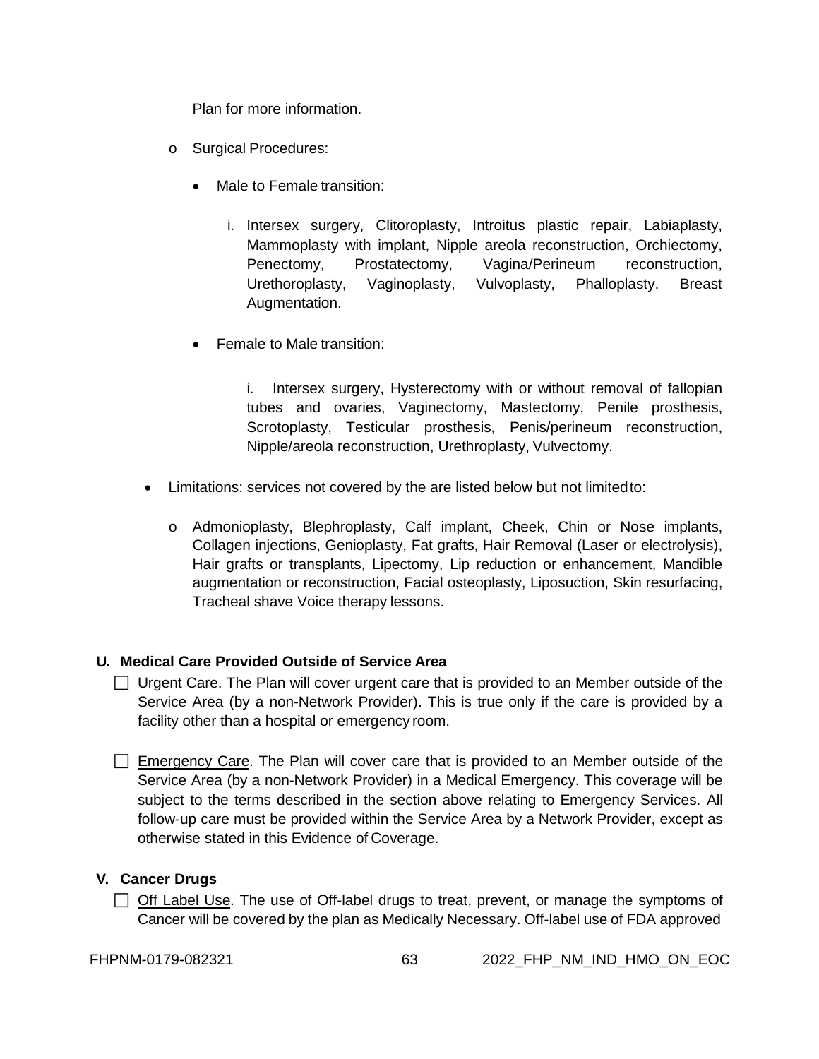Plan for more information.

- Surgical Procedures:
  - Male to Female transition:
    1. Intersex surgery, Clitoroplasty, Introitus plastic repair, Labiaplasty, Mammoplasty with implant, Nipple areola reconstruction, Orchiectomy, Penectomy, Prostatectomy, Vagina/Perineum reconstruction, Urethoroplasty, Vaginoplasty, Vulvoplasty, Phalloplasty. Breast Augmentation.
  - Female to Male transition:
    1. Intersex surgery, Hysterectomy with or without removal of fallopian tubes and ovaries, Vaginectomy, Mastectomy, Penile prosthesis, Scrotoplasty, Testicular prosthesis, Penis/perineum reconstruction, Nipple/areola reconstruction, Urethroplasty, Vulvectomy.

- Limitations: services not covered by the are listed below but not limited to:
  - Admonioplasty, Blephroplasty, Calf implant, Cheek, Chin or Nose implants, Collagen injections, Genioplasty, Fat grafts, Hair Removal (Laser or electrolysis), Hair grafts or transplants, Lipectomy, Lip reduction or enhancement, Mandible augmentation or reconstruction, Facial osteoplasty, Liposuction, Skin resurfacing, Tracheal shave Voice therapy lessons.

### U. Medical Care Provided Outside of Service Area

☐ Urgent Care. The Plan will cover urgent care that is provided to an Member outside of the Service Area (by a non-Network Provider). This is true only if the care is provided by a facility other than a hospital or emergency room.

☐ Emergency Care. The Plan will cover care that is provided to an Member outside of the Service Area (by a non-Network Provider) in a Medical Emergency. This coverage will be subject to the terms described in the section above relating to Emergency Services. All follow-up care must be provided within the Service Area by a Network Provider, except as otherwise stated in this Evidence of Coverage.

### V. Cancer Drugs

☐ Off Label Use. The use of Off-label drugs to treat, prevent, or manage the symptoms of Cancer will be covered by the plan as Medically Necessary. Off-label use of FDA approved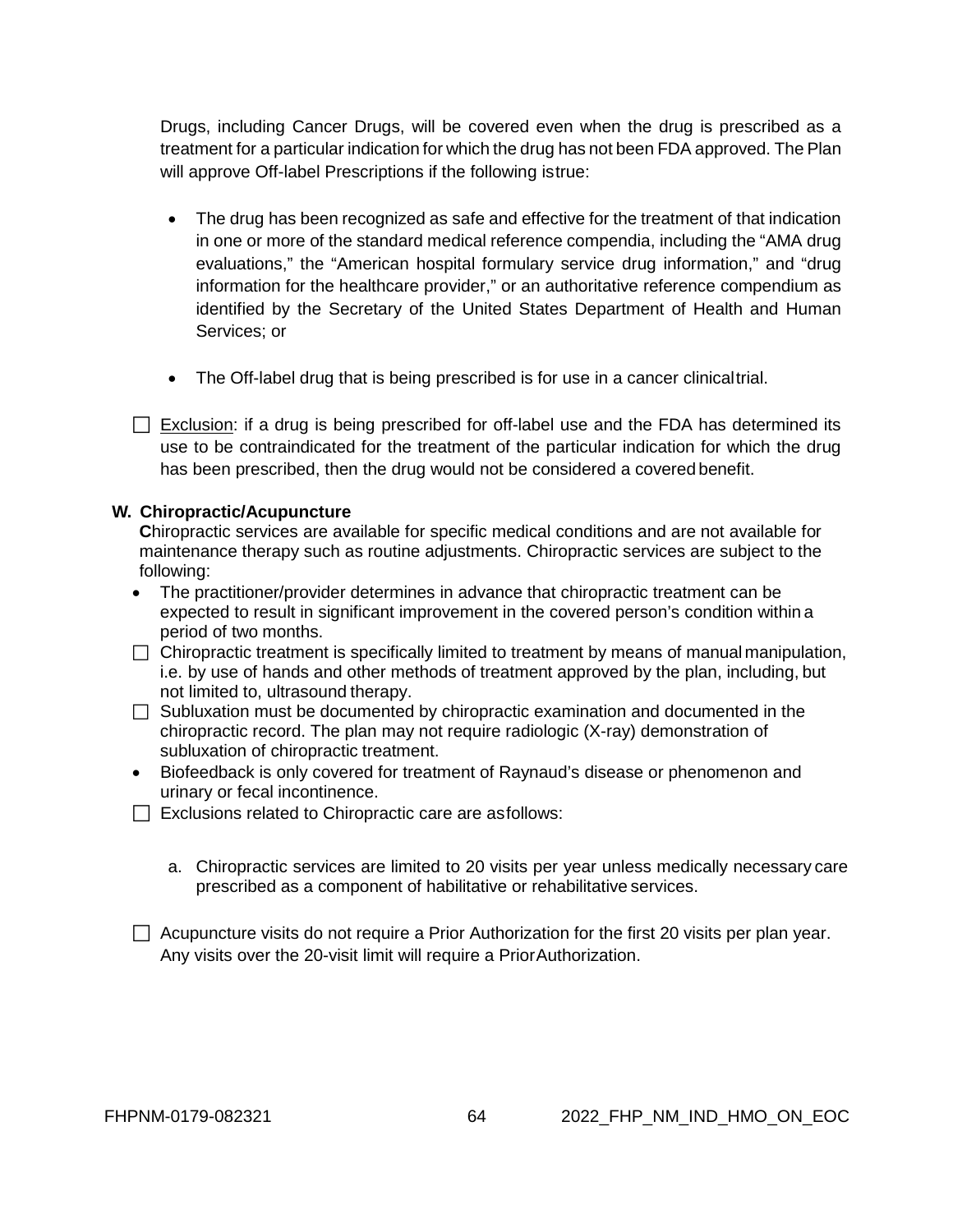Drugs, including Cancer Drugs, will be covered even when the drug is prescribed as a treatment for a particular indication for which the drug has not been FDA approved. The Plan will approve Off-label Prescriptions if the following istrue:

- The drug has been recognized as safe and effective for the treatment of that indication in one or more of the standard medical reference compendia, including the "AMA drug evaluations," the "American hospital formulary service drug information," and "drug information for the healthcare provider," or an authoritative reference compendium as identified by the Secretary of the United States Department of Health and Human Services; or

- The Off-label drug that is being prescribed is for use in a cancer clinicaltrial.

☐ Exclusion: if a drug is being prescribed for off-label use and the FDA has determined its use to be contraindicated for the treatment of the particular indication for which the drug has been prescribed, then the drug would not be considered a covered benefit.

### W. Chiropractic/Acupuncture

**C**hiropractic services are available for specific medical conditions and are not available for maintenance therapy such as routine adjustments. Chiropractic services are subject to the following:

- The practitioner/provider determines in advance that chiropractic treatment can be expected to result in significant improvement in the covered person's condition within a period of two months.

☐ Chiropractic treatment is specifically limited to treatment by means of manual manipulation, i.e. by use of hands and other methods of treatment approved by the plan, including, but not limited to, ultrasound therapy.

☐ Subluxation must be documented by chiropractic examination and documented in the chiropractic record. The plan may not require radiologic (X-ray) demonstration of subluxation of chiropractic treatment.

- Biofeedback is only covered for treatment of Raynaud's disease or phenomenon and urinary or fecal incontinence.

☐ Exclusions related to Chiropractic care are asfollows:

a. Chiropractic services are limited to 20 visits per year unless medically necessary care prescribed as a component of habilitative or rehabilitative services.

☐ Acupuncture visits do not require a Prior Authorization for the first 20 visits per plan year. Any visits over the 20-visit limit will require a PriorAuthorization.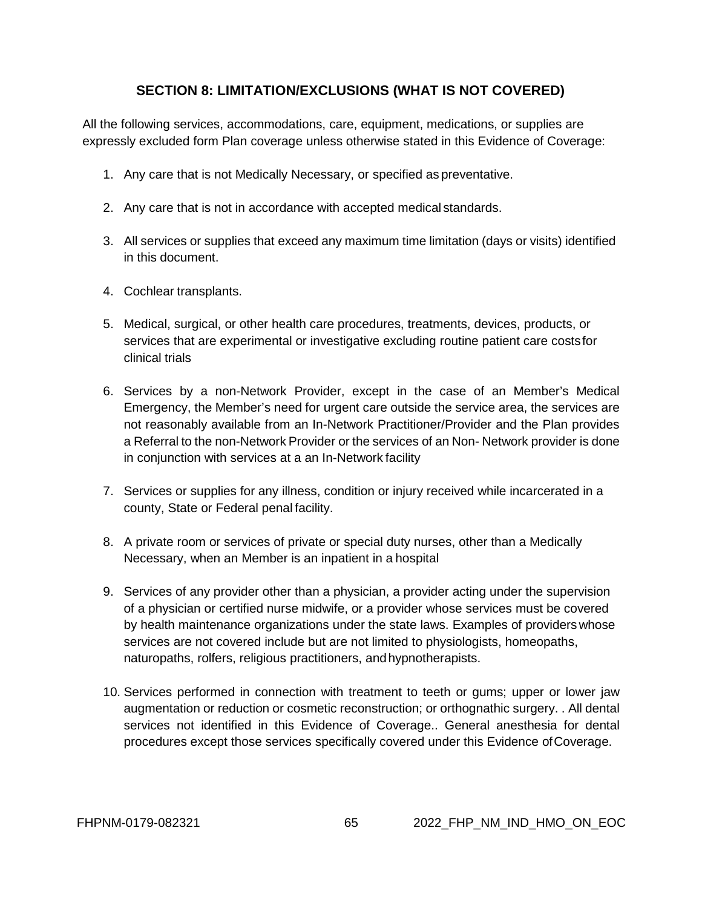## SECTION 8: LIMITATION/EXCLUSIONS (WHAT IS NOT COVERED)

All the following services, accommodations, care, equipment, medications, or supplies are expressly excluded form Plan coverage unless otherwise stated in this Evidence of Coverage:

1. Any care that is not Medically Necessary, or specified as preventative.
2. Any care that is not in accordance with accepted medical standards.
3. All services or supplies that exceed any maximum time limitation (days or visits) identified in this document.
4. Cochlear transplants.
5. Medical, surgical, or other health care procedures, treatments, devices, products, or services that are experimental or investigative excluding routine patient care costs for clinical trials
6. Services by a non-Network Provider, except in the case of an Member's Medical Emergency, the Member's need for urgent care outside the service area, the services are not reasonably available from an In-Network Practitioner/Provider and the Plan provides a Referral to the non-Network Provider or the services of an Non- Network provider is done in conjunction with services at a an In-Network facility
7. Services or supplies for any illness, condition or injury received while incarcerated in a county, State or Federal penal facility.
8. A private room or services of private or special duty nurses, other than a Medically Necessary, when an Member is an inpatient in a hospital
9. Services of any provider other than a physician, a provider acting under the supervision of a physician or certified nurse midwife, or a provider whose services must be covered by health maintenance organizations under the state laws. Examples of providers whose services are not covered include but are not limited to physiologists, homeopaths, naturopaths, rolfers, religious practitioners, and hypnotherapists.
10. Services performed in connection with treatment to teeth or gums; upper or lower jaw augmentation or reduction or cosmetic reconstruction; or orthognathic surgery. . All dental services not identified in this Evidence of Coverage.. General anesthesia for dental procedures except those services specifically covered under this Evidence of Coverage.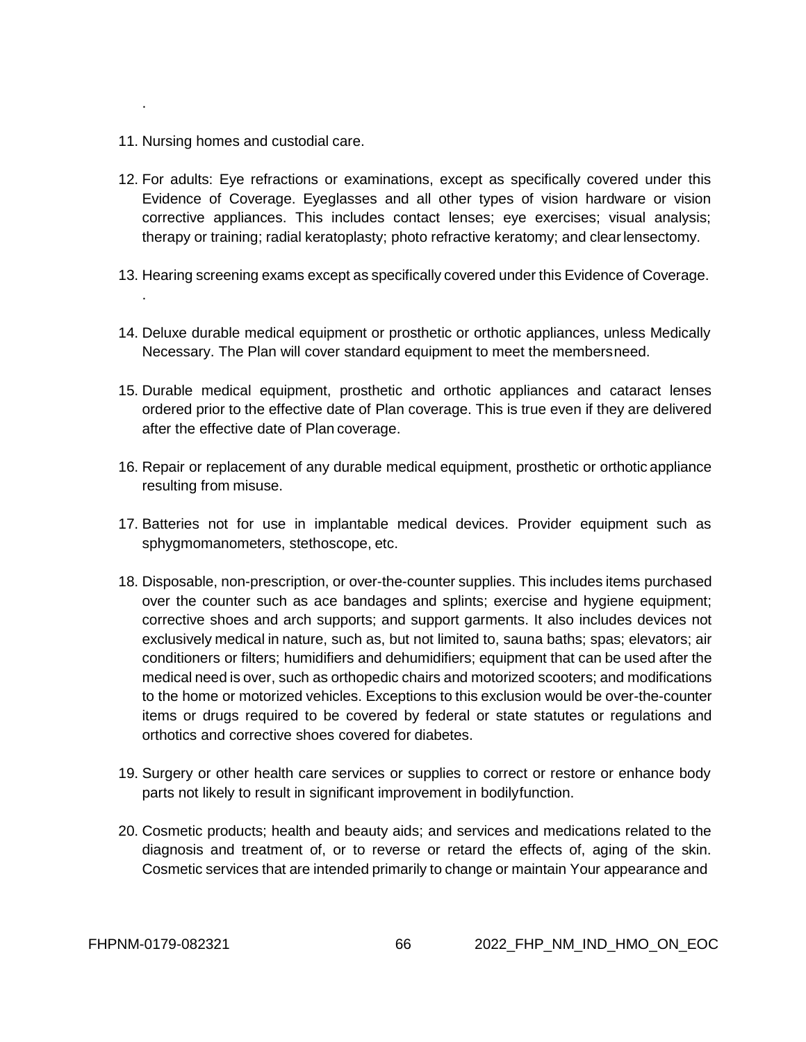.

11. Nursing homes and custodial care.

12. For adults: Eye refractions or examinations, except as specifically covered under this Evidence of Coverage. Eyeglasses and all other types of vision hardware or vision corrective appliances. This includes contact lenses; eye exercises; visual analysis; therapy or training; radial keratoplasty; photo refractive keratomy; and clear lensectomy.

13. Hearing screening exams except as specifically covered under this Evidence of Coverage.
.

14. Deluxe durable medical equipment or prosthetic or orthotic appliances, unless Medically Necessary. The Plan will cover standard equipment to meet the members need.

15. Durable medical equipment, prosthetic and orthotic appliances and cataract lenses ordered prior to the effective date of Plan coverage. This is true even if they are delivered after the effective date of Plan coverage.

16. Repair or replacement of any durable medical equipment, prosthetic or orthotic appliance resulting from misuse.

17. Batteries not for use in implantable medical devices. Provider equipment such as sphygmomanometers, stethoscope, etc.

18. Disposable, non-prescription, or over-the-counter supplies. This includes items purchased over the counter such as ace bandages and splints; exercise and hygiene equipment; corrective shoes and arch supports; and support garments. It also includes devices not exclusively medical in nature, such as, but not limited to, sauna baths; spas; elevators; air conditioners or filters; humidifiers and dehumidifiers; equipment that can be used after the medical need is over, such as orthopedic chairs and motorized scooters; and modifications to the home or motorized vehicles. Exceptions to this exclusion would be over-the-counter items or drugs required to be covered by federal or state statutes or regulations and orthotics and corrective shoes covered for diabetes.

19. Surgery or other health care services or supplies to correct or restore or enhance body parts not likely to result in significant improvement in bodily function.

20. Cosmetic products; health and beauty aids; and services and medications related to the diagnosis and treatment of, or to reverse or retard the effects of, aging of the skin. Cosmetic services that are intended primarily to change or maintain Your appearance and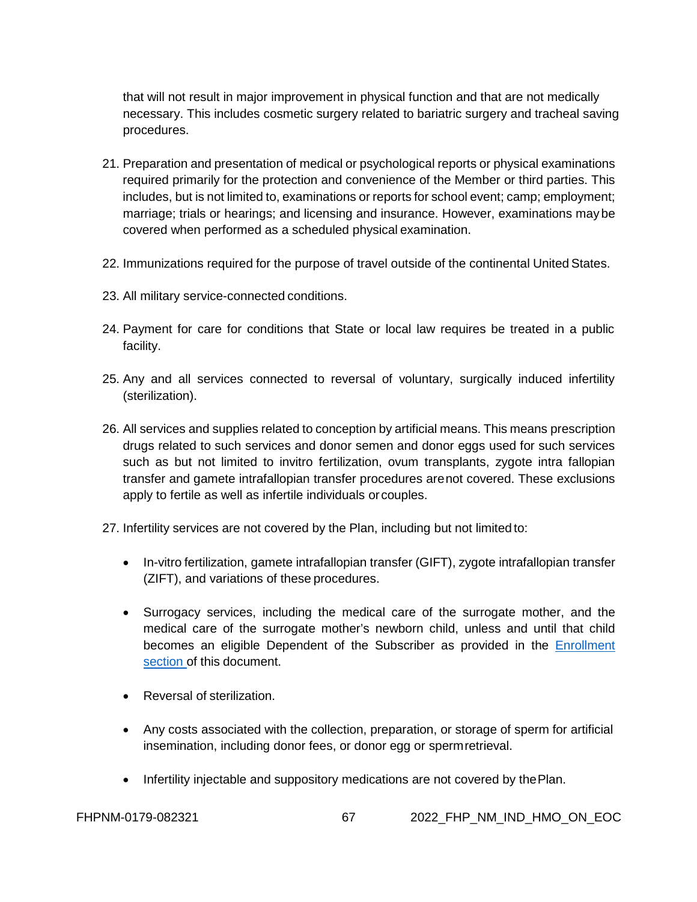that will not result in major improvement in physical function and that are not medically necessary. This includes cosmetic surgery related to bariatric surgery and tracheal saving procedures.

21. Preparation and presentation of medical or psychological reports or physical examinations required primarily for the protection and convenience of the Member or third parties. This includes, but is not limited to, examinations or reports for school event; camp; employment; marriage; trials or hearings; and licensing and insurance. However, examinations may be covered when performed as a scheduled physical examination.

22. Immunizations required for the purpose of travel outside of the continental United States.

23. All military service-connected conditions.

24. Payment for care for conditions that State or local law requires be treated in a public facility.

25. Any and all services connected to reversal of voluntary, surgically induced infertility (sterilization).

26. All services and supplies related to conception by artificial means. This means prescription drugs related to such services and donor semen and donor eggs used for such services such as but not limited to invitro fertilization, ovum transplants, zygote intra fallopian transfer and gamete intrafallopian transfer procedures are not covered. These exclusions apply to fertile as well as infertile individuals or couples.

27. Infertility services are not covered by the Plan, including but not limited to:

    - In-vitro fertilization, gamete intrafallopian transfer (GIFT), zygote intrafallopian transfer (ZIFT), and variations of these procedures.
    - Surrogacy services, including the medical care of the surrogate mother, and the medical care of the surrogate mother's newborn child, unless and until that child becomes an eligible Dependent of the Subscriber as provided in the Enrollment section of this document.
    - Reversal of sterilization.
    - Any costs associated with the collection, preparation, or storage of sperm for artificial insemination, including donor fees, or donor egg or sperm retrieval.
    - Infertility injectable and suppository medications are not covered by the Plan.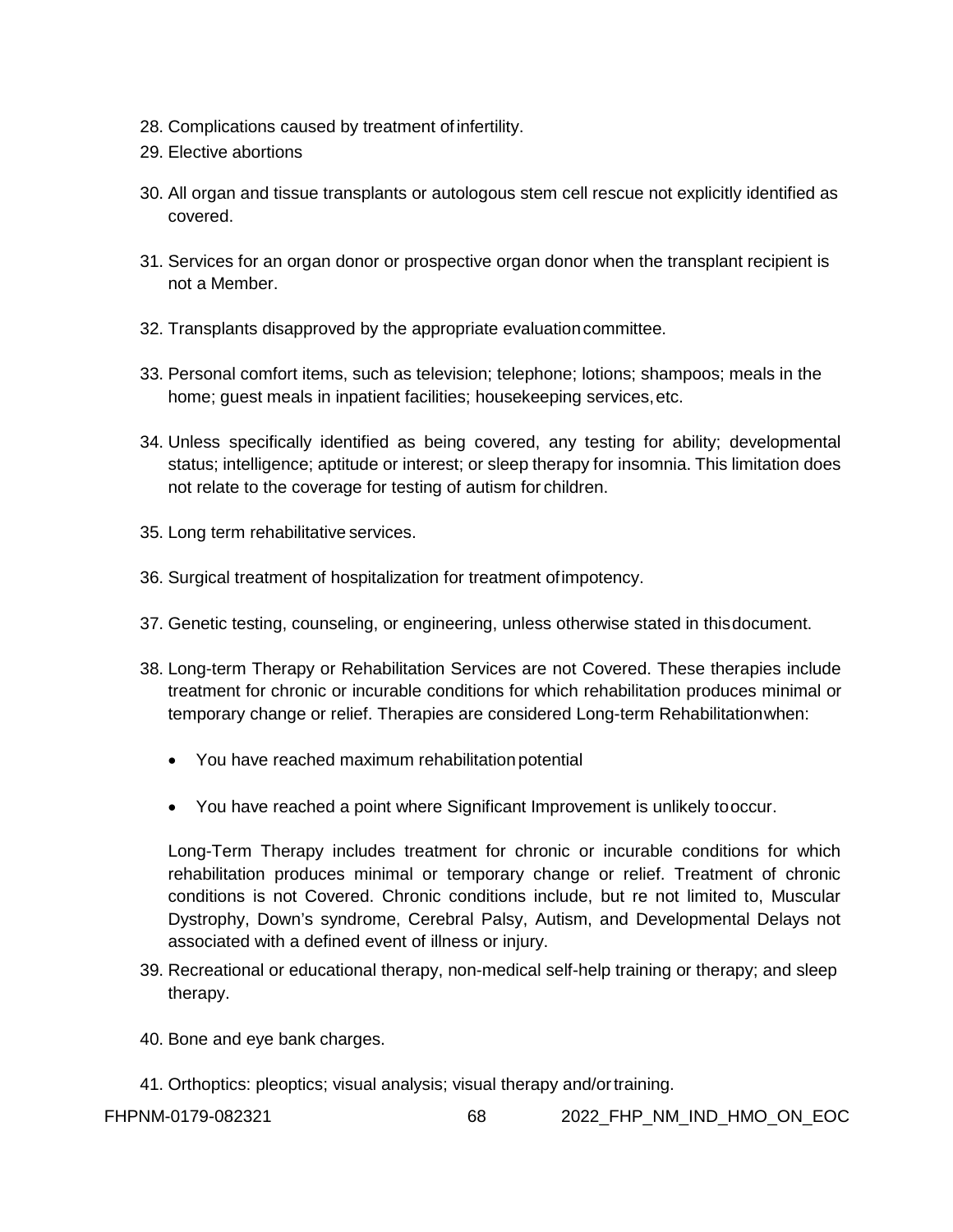28. Complications caused by treatment of infertility.
29. Elective abortions
30. All organ and tissue transplants or autologous stem cell rescue not explicitly identified as covered.
31. Services for an organ donor or prospective organ donor when the transplant recipient is not a Member.
32. Transplants disapproved by the appropriate evaluation committee.
33. Personal comfort items, such as television; telephone; lotions; shampoos; meals in the home; guest meals in inpatient facilities; housekeeping services, etc.
34. Unless specifically identified as being covered, any testing for ability; developmental status; intelligence; aptitude or interest; or sleep therapy for insomnia. This limitation does not relate to the coverage for testing of autism for children.
35. Long term rehabilitative services.
36. Surgical treatment of hospitalization for treatment of impotency.
37. Genetic testing, counseling, or engineering, unless otherwise stated in this document.
38. Long-term Therapy or Rehabilitation Services are not Covered. These therapies include treatment for chronic or incurable conditions for which rehabilitation produces minimal or temporary change or relief. Therapies are considered Long-term Rehabilitation when:

    - You have reached maximum rehabilitation potential
    - You have reached a point where Significant Improvement is unlikely to occur.

    Long-Term Therapy includes treatment for chronic or incurable conditions for which rehabilitation produces minimal or temporary change or relief. Treatment of chronic conditions is not Covered. Chronic conditions include, but re not limited to, Muscular Dystrophy, Down's syndrome, Cerebral Palsy, Autism, and Developmental Delays not associated with a defined event of illness or injury.
39. Recreational or educational therapy, non-medical self-help training or therapy; and sleep therapy.
40. Bone and eye bank charges.
41. Orthoptics: pleoptics; visual analysis; visual therapy and/or training.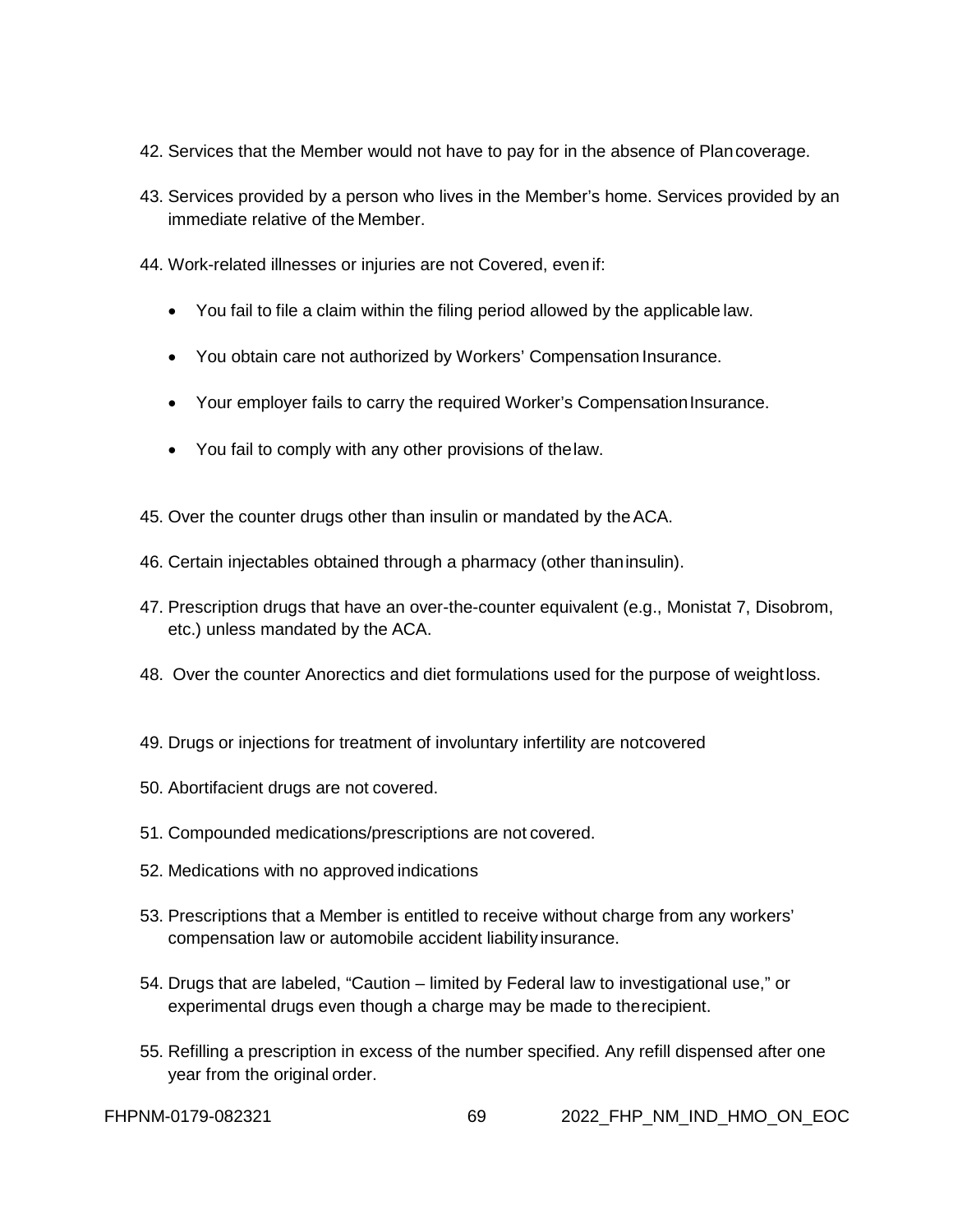42. Services that the Member would not have to pay for in the absence of Plan coverage.

43. Services provided by a person who lives in the Member's home. Services provided by an immediate relative of the Member.

44. Work-related illnesses or injuries are not Covered, even if:

    - You fail to file a claim within the filing period allowed by the applicable law.
    - You obtain care not authorized by Workers' Compensation Insurance.
    - Your employer fails to carry the required Worker's Compensation Insurance.
    - You fail to comply with any other provisions of the law.

45. Over the counter drugs other than insulin or mandated by the ACA.

46. Certain injectables obtained through a pharmacy (other than insulin).

47. Prescription drugs that have an over-the-counter equivalent (e.g., Monistat 7, Disobrom, etc.) unless mandated by the ACA.

48. Over the counter Anorectics and diet formulations used for the purpose of weight loss.

49. Drugs or injections for treatment of involuntary infertility are not covered

50. Abortifacient drugs are not covered.

51. Compounded medications/prescriptions are not covered.

52. Medications with no approved indications

53. Prescriptions that a Member is entitled to receive without charge from any workers' compensation law or automobile accident liability insurance.

54. Drugs that are labeled, "Caution – limited by Federal law to investigational use," or experimental drugs even though a charge may be made to the recipient.

55. Refilling a prescription in excess of the number specified. Any refill dispensed after one year from the original order.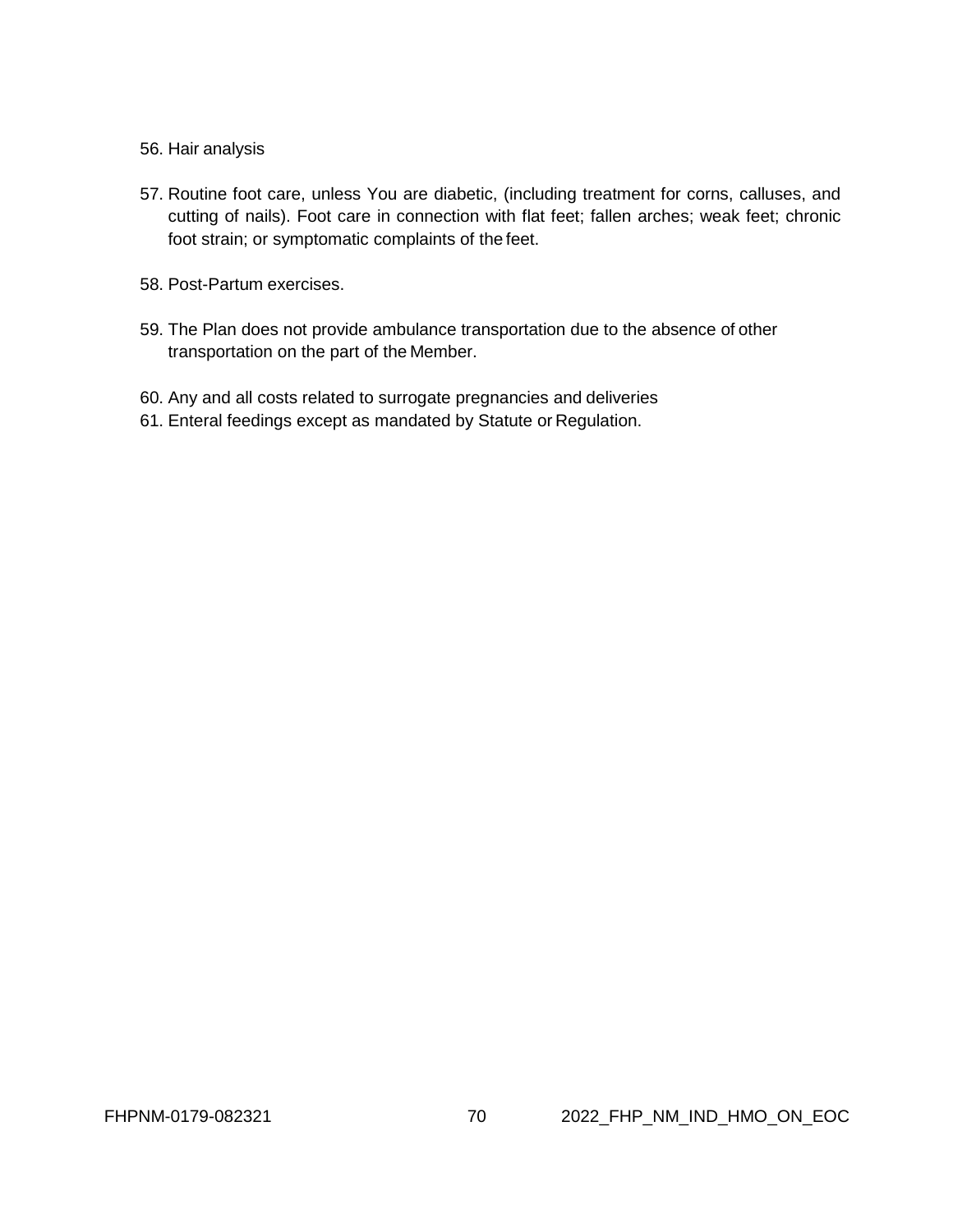56. Hair analysis

57. Routine foot care, unless You are diabetic, (including treatment for corns, calluses, and cutting of nails). Foot care in connection with flat feet; fallen arches; weak feet; chronic foot strain; or symptomatic complaints of the feet.

58. Post-Partum exercises.

59. The Plan does not provide ambulance transportation due to the absence of other transportation on the part of the Member.

60. Any and all costs related to surrogate pregnancies and deliveries
61. Enteral feedings except as mandated by Statute or Regulation.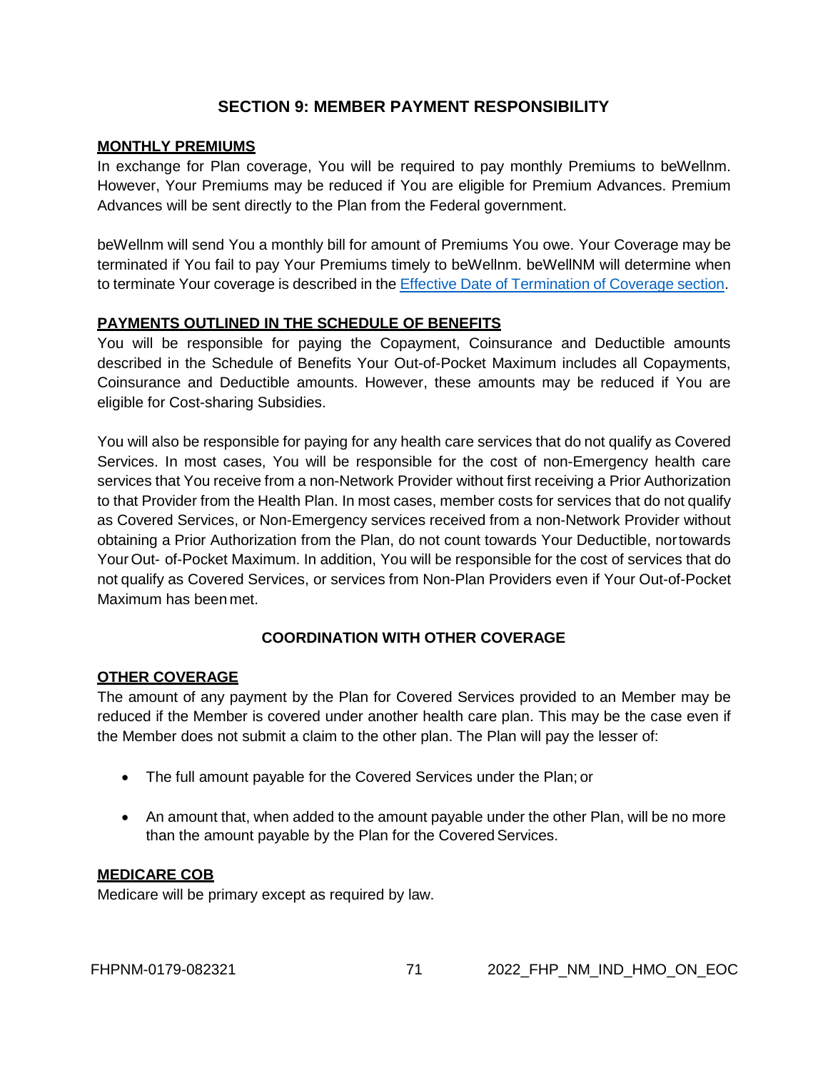## SECTION 9: MEMBER PAYMENT RESPONSIBILITY

**MONTHLY PREMIUMS**

In exchange for Plan coverage, You will be required to pay monthly Premiums to beWellnm. However, Your Premiums may be reduced if You are eligible for Premium Advances. Premium Advances will be sent directly to the Plan from the Federal government.

beWellnm will send You a monthly bill for amount of Premiums You owe. Your Coverage may be terminated if You fail to pay Your Premiums timely to beWellnm. beWellNM will determine when to terminate Your coverage is described in the Effective Date of Termination of Coverage section.

**PAYMENTS OUTLINED IN THE SCHEDULE OF BENEFITS**

You will be responsible for paying the Copayment, Coinsurance and Deductible amounts described in the Schedule of Benefits Your Out-of-Pocket Maximum includes all Copayments, Coinsurance and Deductible amounts. However, these amounts may be reduced if You are eligible for Cost-sharing Subsidies.

You will also be responsible for paying for any health care services that do not qualify as Covered Services. In most cases, You will be responsible for the cost of non-Emergency health care services that You receive from a non-Network Provider without first receiving a Prior Authorization to that Provider from the Health Plan. In most cases, member costs for services that do not qualify as Covered Services, or Non-Emergency services received from a non-Network Provider without obtaining a Prior Authorization from the Plan, do not count towards Your Deductible, nor towards Your Out- of-Pocket Maximum. In addition, You will be responsible for the cost of services that do not qualify as Covered Services, or services from Non-Plan Providers even if Your Out-of-Pocket Maximum has been met.

### COORDINATION WITH OTHER COVERAGE

**OTHER COVERAGE**

The amount of any payment by the Plan for Covered Services provided to an Member may be reduced if the Member is covered under another health care plan. This may be the case even if the Member does not submit a claim to the other plan. The Plan will pay the lesser of:

- The full amount payable for the Covered Services under the Plan; or
- An amount that, when added to the amount payable under the other Plan, will be no more than the amount payable by the Plan for the Covered Services.

**MEDICARE COB**

Medicare will be primary except as required by law.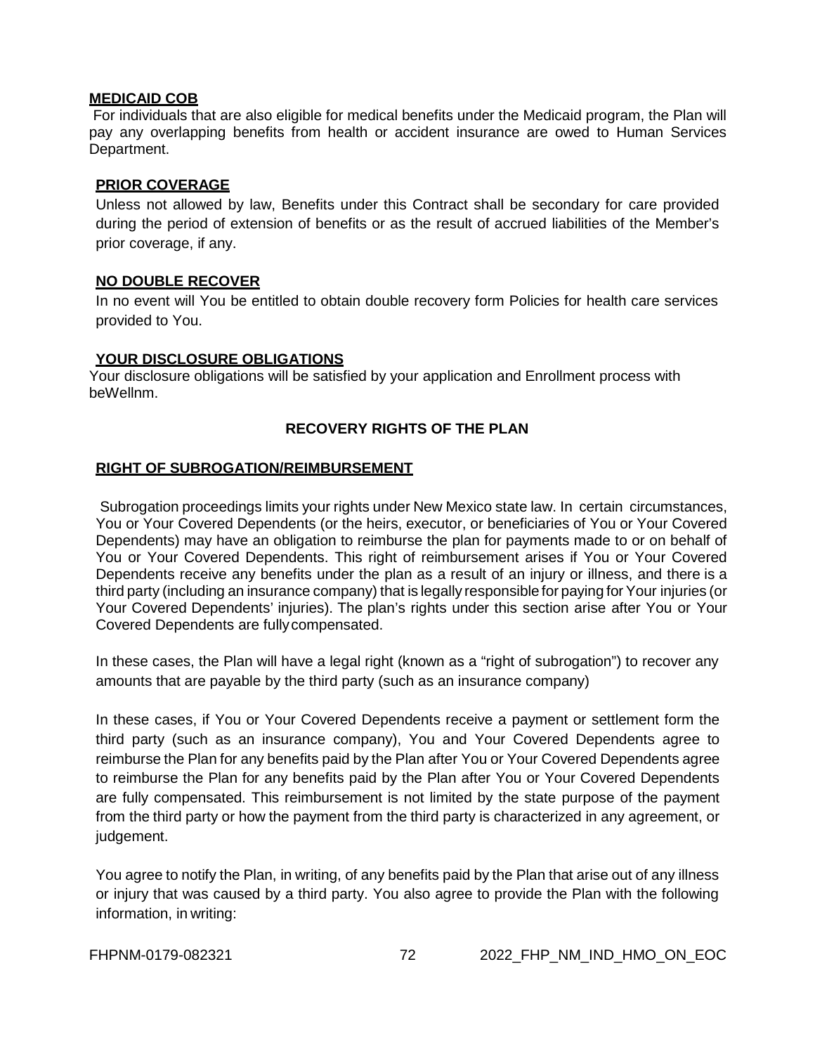**MEDICAID COB**

For individuals that are also eligible for medical benefits under the Medicaid program, the Plan will pay any overlapping benefits from health or accident insurance are owed to Human Services Department.

**PRIOR COVERAGE**

Unless not allowed by law, Benefits under this Contract shall be secondary for care provided during the period of extension of benefits or as the result of accrued liabilities of the Member's prior coverage, if any.

**NO DOUBLE RECOVER**

In no event will You be entitled to obtain double recovery form Policies for health care services provided to You.

**YOUR DISCLOSURE OBLIGATIONS**

Your disclosure obligations will be satisfied by your application and Enrollment process with beWellnm.

## RECOVERY RIGHTS OF THE PLAN

**RIGHT OF SUBROGATION/REIMBURSEMENT**

Subrogation proceedings limits your rights under New Mexico state law. In certain circumstances, You or Your Covered Dependents (or the heirs, executor, or beneficiaries of You or Your Covered Dependents) may have an obligation to reimburse the plan for payments made to or on behalf of You or Your Covered Dependents. This right of reimbursement arises if You or Your Covered Dependents receive any benefits under the plan as a result of an injury or illness, and there is a third party (including an insurance company) that is legally responsible for paying for Your injuries (or Your Covered Dependents' injuries). The plan's rights under this section arise after You or Your Covered Dependents are fully compensated.

In these cases, the Plan will have a legal right (known as a "right of subrogation") to recover any amounts that are payable by the third party (such as an insurance company)

In these cases, if You or Your Covered Dependents receive a payment or settlement form the third party (such as an insurance company), You and Your Covered Dependents agree to reimburse the Plan for any benefits paid by the Plan after You or Your Covered Dependents agree to reimburse the Plan for any benefits paid by the Plan after You or Your Covered Dependents are fully compensated. This reimbursement is not limited by the state purpose of the payment from the third party or how the payment from the third party is characterized in any agreement, or judgement.

You agree to notify the Plan, in writing, of any benefits paid by the Plan that arise out of any illness or injury that was caused by a third party. You also agree to provide the Plan with the following information, in writing: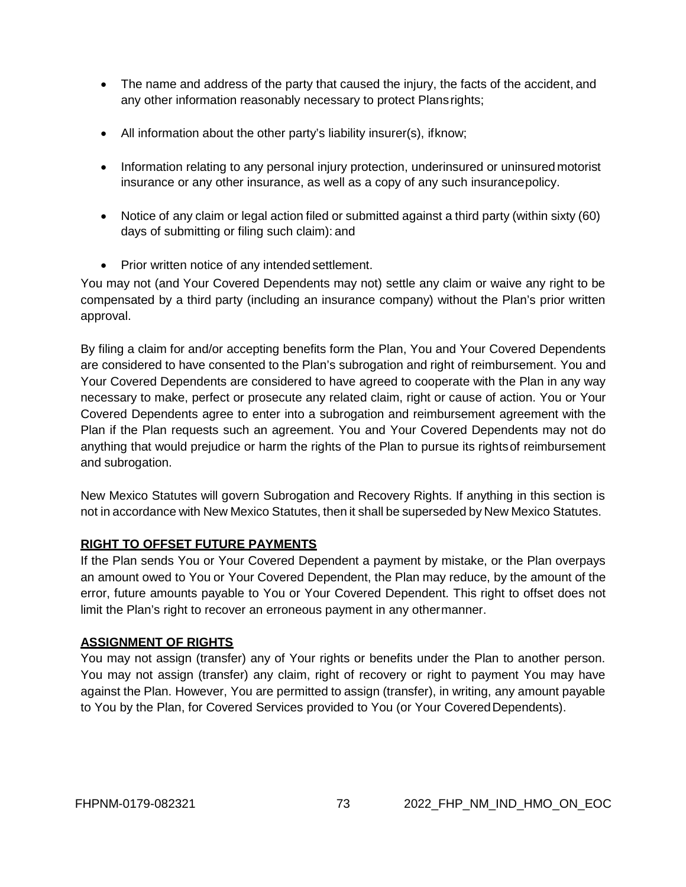- The name and address of the party that caused the injury, the facts of the accident, and any other information reasonably necessary to protect Plans rights;
- All information about the other party's liability insurer(s), if know;
- Information relating to any personal injury protection, underinsured or uninsured motorist insurance or any other insurance, as well as a copy of any such insurance policy.
- Notice of any claim or legal action filed or submitted against a third party (within sixty (60) days of submitting or filing such claim): and
- Prior written notice of any intended settlement.

You may not (and Your Covered Dependents may not) settle any claim or waive any right to be compensated by a third party (including an insurance company) without the Plan's prior written approval.

By filing a claim for and/or accepting benefits form the Plan, You and Your Covered Dependents are considered to have consented to the Plan's subrogation and right of reimbursement. You and Your Covered Dependents are considered to have agreed to cooperate with the Plan in any way necessary to make, perfect or prosecute any related claim, right or cause of action. You or Your Covered Dependents agree to enter into a subrogation and reimbursement agreement with the Plan if the Plan requests such an agreement. You and Your Covered Dependents may not do anything that would prejudice or harm the rights of the Plan to pursue its rights of reimbursement and subrogation.

New Mexico Statutes will govern Subrogation and Recovery Rights. If anything in this section is not in accordance with New Mexico Statutes, then it shall be superseded by New Mexico Statutes.

## RIGHT TO OFFSET FUTURE PAYMENTS

If the Plan sends You or Your Covered Dependent a payment by mistake, or the Plan overpays an amount owed to You or Your Covered Dependent, the Plan may reduce, by the amount of the error, future amounts payable to You or Your Covered Dependent. This right to offset does not limit the Plan's right to recover an erroneous payment in any other manner.

## ASSIGNMENT OF RIGHTS

You may not assign (transfer) any of Your rights or benefits under the Plan to another person. You may not assign (transfer) any claim, right of recovery or right to payment You may have against the Plan. However, You are permitted to assign (transfer), in writing, any amount payable to You by the Plan, for Covered Services provided to You (or Your Covered Dependents).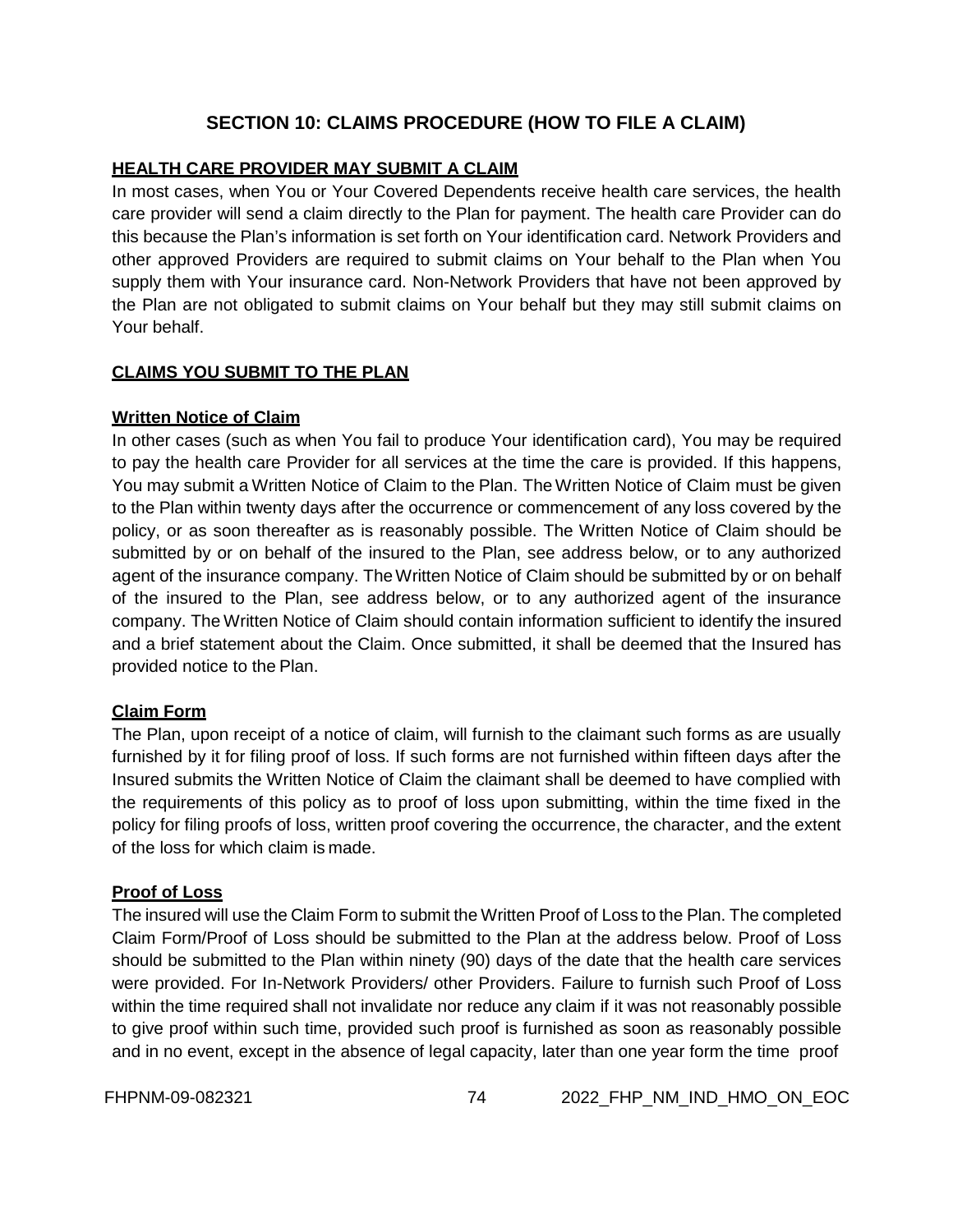# SECTION 10: CLAIMS PROCEDURE (HOW TO FILE A CLAIM)

## HEALTH CARE PROVIDER MAY SUBMIT A CLAIM

In most cases, when You or Your Covered Dependents receive health care services, the health care provider will send a claim directly to the Plan for payment. The health care Provider can do this because the Plan's information is set forth on Your identification card. Network Providers and other approved Providers are required to submit claims on Your behalf to the Plan when You supply them with Your insurance card. Non-Network Providers that have not been approved by the Plan are not obligated to submit claims on Your behalf but they may still submit claims on Your behalf.

## CLAIMS YOU SUBMIT TO THE PLAN

### Written Notice of Claim

In other cases (such as when You fail to produce Your identification card), You may be required to pay the health care Provider for all services at the time the care is provided. If this happens, You may submit a Written Notice of Claim to the Plan. The Written Notice of Claim must be given to the Plan within twenty days after the occurrence or commencement of any loss covered by the policy, or as soon thereafter as is reasonably possible. The Written Notice of Claim should be submitted by or on behalf of the insured to the Plan, see address below, or to any authorized agent of the insurance company. The Written Notice of Claim should be submitted by or on behalf of the insured to the Plan, see address below, or to any authorized agent of the insurance company. The Written Notice of Claim should contain information sufficient to identify the insured and a brief statement about the Claim. Once submitted, it shall be deemed that the Insured has provided notice to the Plan.

### Claim Form

The Plan, upon receipt of a notice of claim, will furnish to the claimant such forms as are usually furnished by it for filing proof of loss. If such forms are not furnished within fifteen days after the Insured submits the Written Notice of Claim the claimant shall be deemed to have complied with the requirements of this policy as to proof of loss upon submitting, within the time fixed in the policy for filing proofs of loss, written proof covering the occurrence, the character, and the extent of the loss for which claim is made.

### Proof of Loss

The insured will use the Claim Form to submit the Written Proof of Loss to the Plan. The completed Claim Form/Proof of Loss should be submitted to the Plan at the address below. Proof of Loss should be submitted to the Plan within ninety (90) days of the date that the health care services were provided. For In-Network Providers/ other Providers. Failure to furnish such Proof of Loss within the time required shall not invalidate nor reduce any claim if it was not reasonably possible to give proof within such time, provided such proof is furnished as soon as reasonably possible and in no event, except in the absence of legal capacity, later than one year form the time proof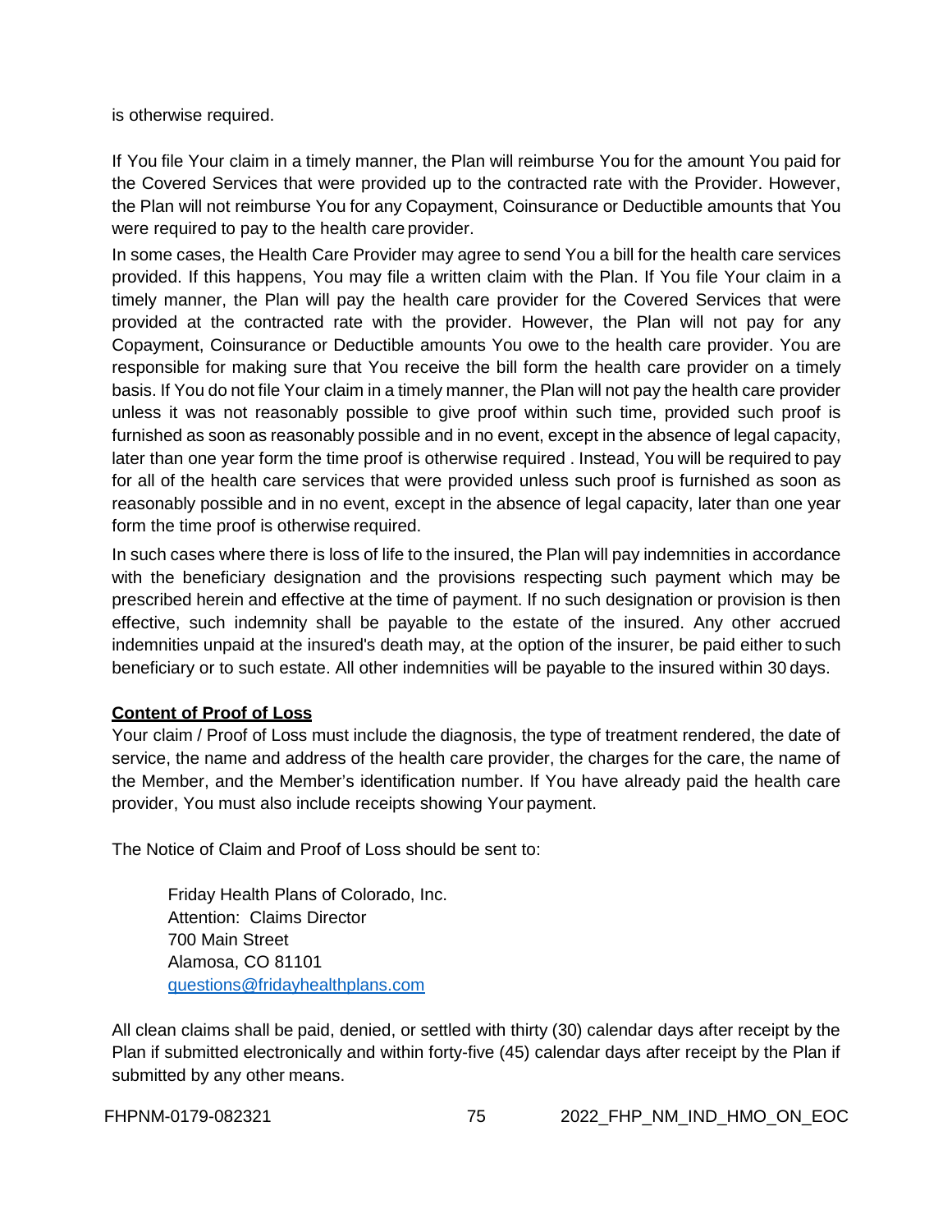is otherwise required.

If You file Your claim in a timely manner, the Plan will reimburse You for the amount You paid for the Covered Services that were provided up to the contracted rate with the Provider. However, the Plan will not reimburse You for any Copayment, Coinsurance or Deductible amounts that You were required to pay to the health care provider.

In some cases, the Health Care Provider may agree to send You a bill for the health care services provided. If this happens, You may file a written claim with the Plan. If You file Your claim in a timely manner, the Plan will pay the health care provider for the Covered Services that were provided at the contracted rate with the provider. However, the Plan will not pay for any Copayment, Coinsurance or Deductible amounts You owe to the health care provider. You are responsible for making sure that You receive the bill form the health care provider on a timely basis. If You do not file Your claim in a timely manner, the Plan will not pay the health care provider unless it was not reasonably possible to give proof within such time, provided such proof is furnished as soon as reasonably possible and in no event, except in the absence of legal capacity, later than one year form the time proof is otherwise required . Instead, You will be required to pay for all of the health care services that were provided unless such proof is furnished as soon as reasonably possible and in no event, except in the absence of legal capacity, later than one year form the time proof is otherwise required.

In such cases where there is loss of life to the insured, the Plan will pay indemnities in accordance with the beneficiary designation and the provisions respecting such payment which may be prescribed herein and effective at the time of payment. If no such designation or provision is then effective, such indemnity shall be payable to the estate of the insured. Any other accrued indemnities unpaid at the insured's death may, at the option of the insurer, be paid either to such beneficiary or to such estate. All other indemnities will be payable to the insured within 30 days.

**Content of Proof of Loss**

Your claim / Proof of Loss must include the diagnosis, the type of treatment rendered, the date of service, the name and address of the health care provider, the charges for the care, the name of the Member, and the Member's identification number. If You have already paid the health care provider, You must also include receipts showing Your payment.

The Notice of Claim and Proof of Loss should be sent to:

Friday Health Plans of Colorado, Inc.
Attention: Claims Director
700 Main Street
Alamosa, CO 81101
questions@fridayhealthplans.com

All clean claims shall be paid, denied, or settled with thirty (30) calendar days after receipt by the Plan if submitted electronically and within forty-five (45) calendar days after receipt by the Plan if submitted by any other means.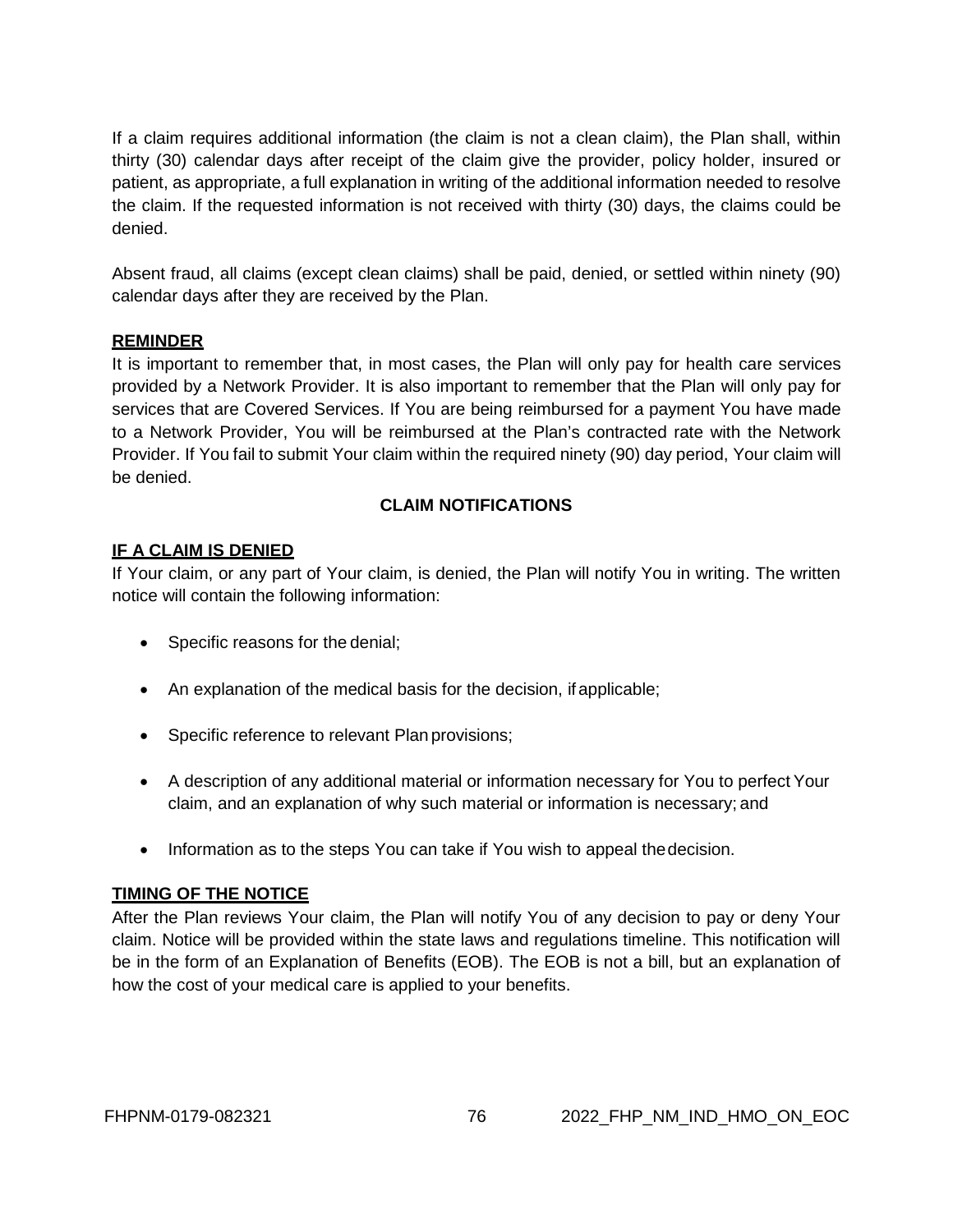If a claim requires additional information (the claim is not a clean claim), the Plan shall, within thirty (30) calendar days after receipt of the claim give the provider, policy holder, insured or patient, as appropriate, a full explanation in writing of the additional information needed to resolve the claim. If the requested information is not received with thirty (30) days, the claims could be denied.

Absent fraud, all claims (except clean claims) shall be paid, denied, or settled within ninety (90) calendar days after they are received by the Plan.

**REMINDER**

It is important to remember that, in most cases, the Plan will only pay for health care services provided by a Network Provider. It is also important to remember that the Plan will only pay for services that are Covered Services. If You are being reimbursed for a payment You have made to a Network Provider, You will be reimbursed at the Plan's contracted rate with the Network Provider. If You fail to submit Your claim within the required ninety (90) day period, Your claim will be denied.

## CLAIM NOTIFICATIONS

**IF A CLAIM IS DENIED**

If Your claim, or any part of Your claim, is denied, the Plan will notify You in writing. The written notice will contain the following information:

- Specific reasons for the denial;
- An explanation of the medical basis for the decision, if applicable;
- Specific reference to relevant Plan provisions;
- A description of any additional material or information necessary for You to perfect Your claim, and an explanation of why such material or information is necessary; and
- Information as to the steps You can take if You wish to appeal the decision.

**TIMING OF THE NOTICE**

After the Plan reviews Your claim, the Plan will notify You of any decision to pay or deny Your claim. Notice will be provided within the state laws and regulations timeline. This notification will be in the form of an Explanation of Benefits (EOB). The EOB is not a bill, but an explanation of how the cost of your medical care is applied to your benefits.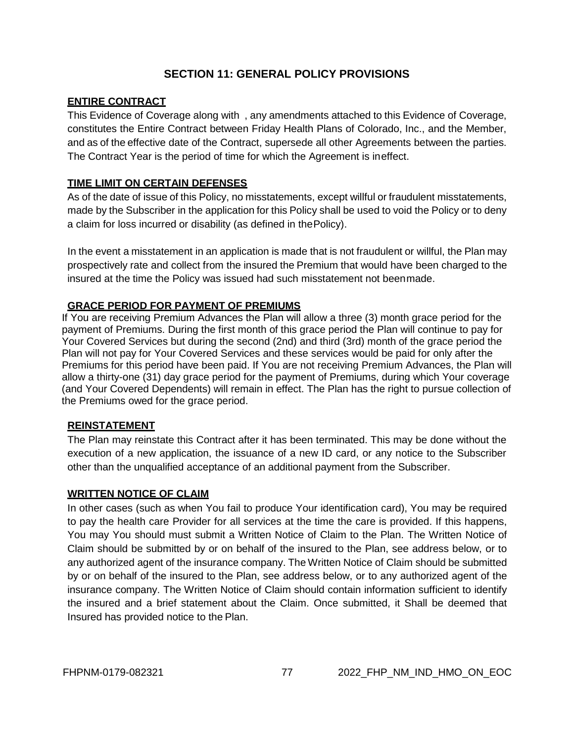# SECTION 11: GENERAL POLICY PROVISIONS

**ENTIRE CONTRACT**

This Evidence of Coverage along with , any amendments attached to this Evidence of Coverage, constitutes the Entire Contract between Friday Health Plans of Colorado, Inc., and the Member, and as of the effective date of the Contract, supersede all other Agreements between the parties. The Contract Year is the period of time for which the Agreement is ineffect.

**TIME LIMIT ON CERTAIN DEFENSES**

As of the date of issue of this Policy, no misstatements, except willful or fraudulent misstatements, made by the Subscriber in the application for this Policy shall be used to void the Policy or to deny a claim for loss incurred or disability (as defined in thePolicy).

In the event a misstatement in an application is made that is not fraudulent or willful, the Plan may prospectively rate and collect from the insured the Premium that would have been charged to the insured at the time the Policy was issued had such misstatement not beenmade.

**GRACE PERIOD FOR PAYMENT OF PREMIUMS**

If You are receiving Premium Advances the Plan will allow a three (3) month grace period for the payment of Premiums. During the first month of this grace period the Plan will continue to pay for Your Covered Services but during the second (2nd) and third (3rd) month of the grace period the Plan will not pay for Your Covered Services and these services would be paid for only after the Premiums for this period have been paid. If You are not receiving Premium Advances, the Plan will allow a thirty-one (31) day grace period for the payment of Premiums, during which Your coverage (and Your Covered Dependents) will remain in effect. The Plan has the right to pursue collection of the Premiums owed for the grace period.

**REINSTATEMENT**

The Plan may reinstate this Contract after it has been terminated. This may be done without the execution of a new application, the issuance of a new ID card, or any notice to the Subscriber other than the unqualified acceptance of an additional payment from the Subscriber.

**WRITTEN NOTICE OF CLAIM**

In other cases (such as when You fail to produce Your identification card), You may be required to pay the health care Provider for all services at the time the care is provided. If this happens, You may You should must submit a Written Notice of Claim to the Plan. The Written Notice of Claim should be submitted by or on behalf of the insured to the Plan, see address below, or to any authorized agent of the insurance company. The Written Notice of Claim should be submitted by or on behalf of the insured to the Plan, see address below, or to any authorized agent of the insurance company. The Written Notice of Claim should contain information sufficient to identify the insured and a brief statement about the Claim. Once submitted, it Shall be deemed that Insured has provided notice to the Plan.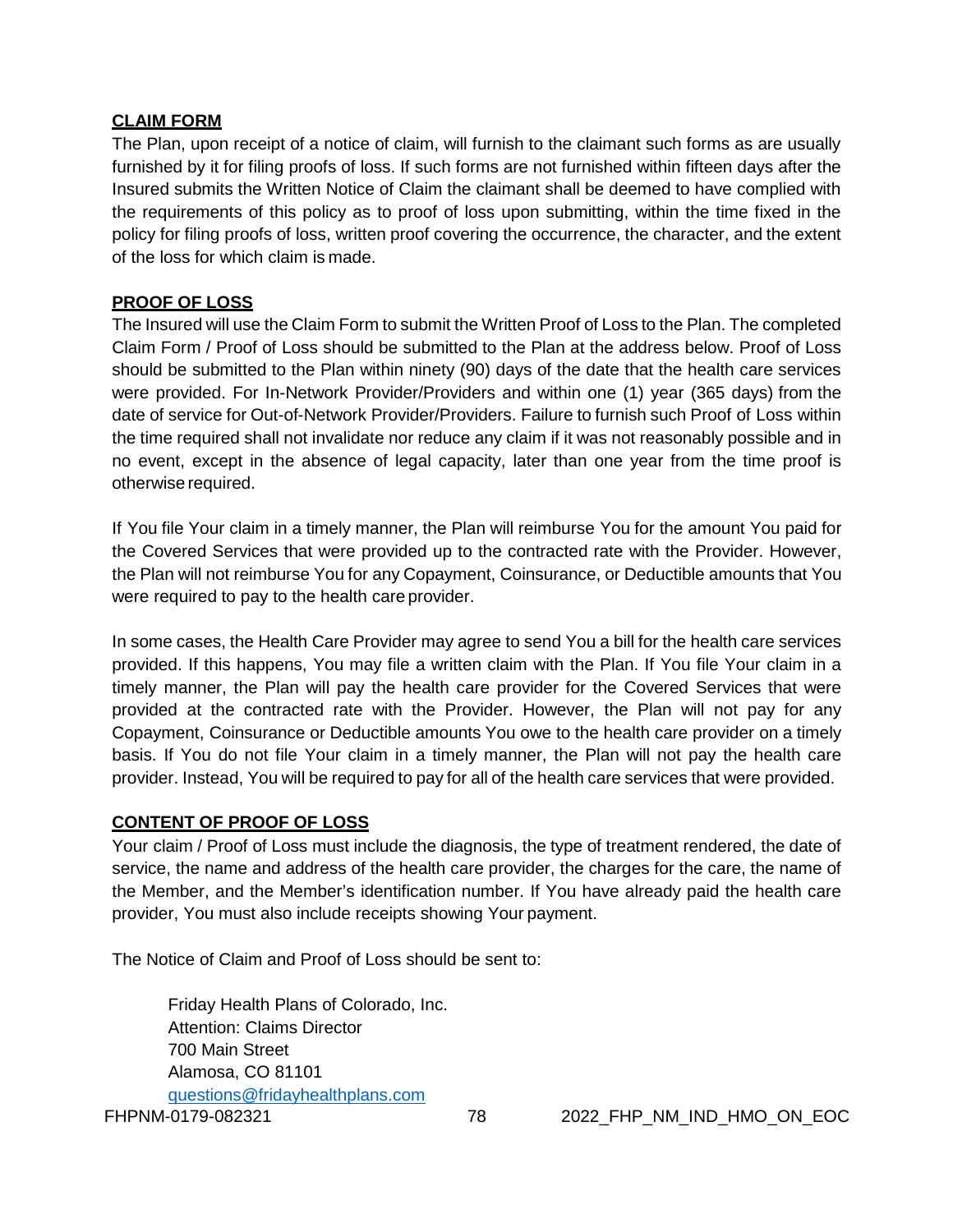## CLAIM FORM

The Plan, upon receipt of a notice of claim, will furnish to the claimant such forms as are usually furnished by it for filing proofs of loss. If such forms are not furnished within fifteen days after the Insured submits the Written Notice of Claim the claimant shall be deemed to have complied with the requirements of this policy as to proof of loss upon submitting, within the time fixed in the policy for filing proofs of loss, written proof covering the occurrence, the character, and the extent of the loss for which claim is made.

## PROOF OF LOSS

The Insured will use the Claim Form to submit the Written Proof of Loss to the Plan. The completed Claim Form / Proof of Loss should be submitted to the Plan at the address below. Proof of Loss should be submitted to the Plan within ninety (90) days of the date that the health care services were provided. For In-Network Provider/Providers and within one (1) year (365 days) from the date of service for Out-of-Network Provider/Providers. Failure to furnish such Proof of Loss within the time required shall not invalidate nor reduce any claim if it was not reasonably possible and in no event, except in the absence of legal capacity, later than one year from the time proof is otherwise required.

If You file Your claim in a timely manner, the Plan will reimburse You for the amount You paid for the Covered Services that were provided up to the contracted rate with the Provider. However, the Plan will not reimburse You for any Copayment, Coinsurance, or Deductible amounts that You were required to pay to the health care provider.

In some cases, the Health Care Provider may agree to send You a bill for the health care services provided. If this happens, You may file a written claim with the Plan. If You file Your claim in a timely manner, the Plan will pay the health care provider for the Covered Services that were provided at the contracted rate with the Provider. However, the Plan will not pay for any Copayment, Coinsurance or Deductible amounts You owe to the health care provider on a timely basis. If You do not file Your claim in a timely manner, the Plan will not pay the health care provider. Instead, You will be required to pay for all of the health care services that were provided.

## CONTENT OF PROOF OF LOSS

Your claim / Proof of Loss must include the diagnosis, the type of treatment rendered, the date of service, the name and address of the health care provider, the charges for the care, the name of the Member, and the Member's identification number. If You have already paid the health care provider, You must also include receipts showing Your payment.

The Notice of Claim and Proof of Loss should be sent to:

Friday Health Plans of Colorado, Inc.
Attention: Claims Director
700 Main Street
Alamosa, CO 81101
questions@fridayhealthplans.com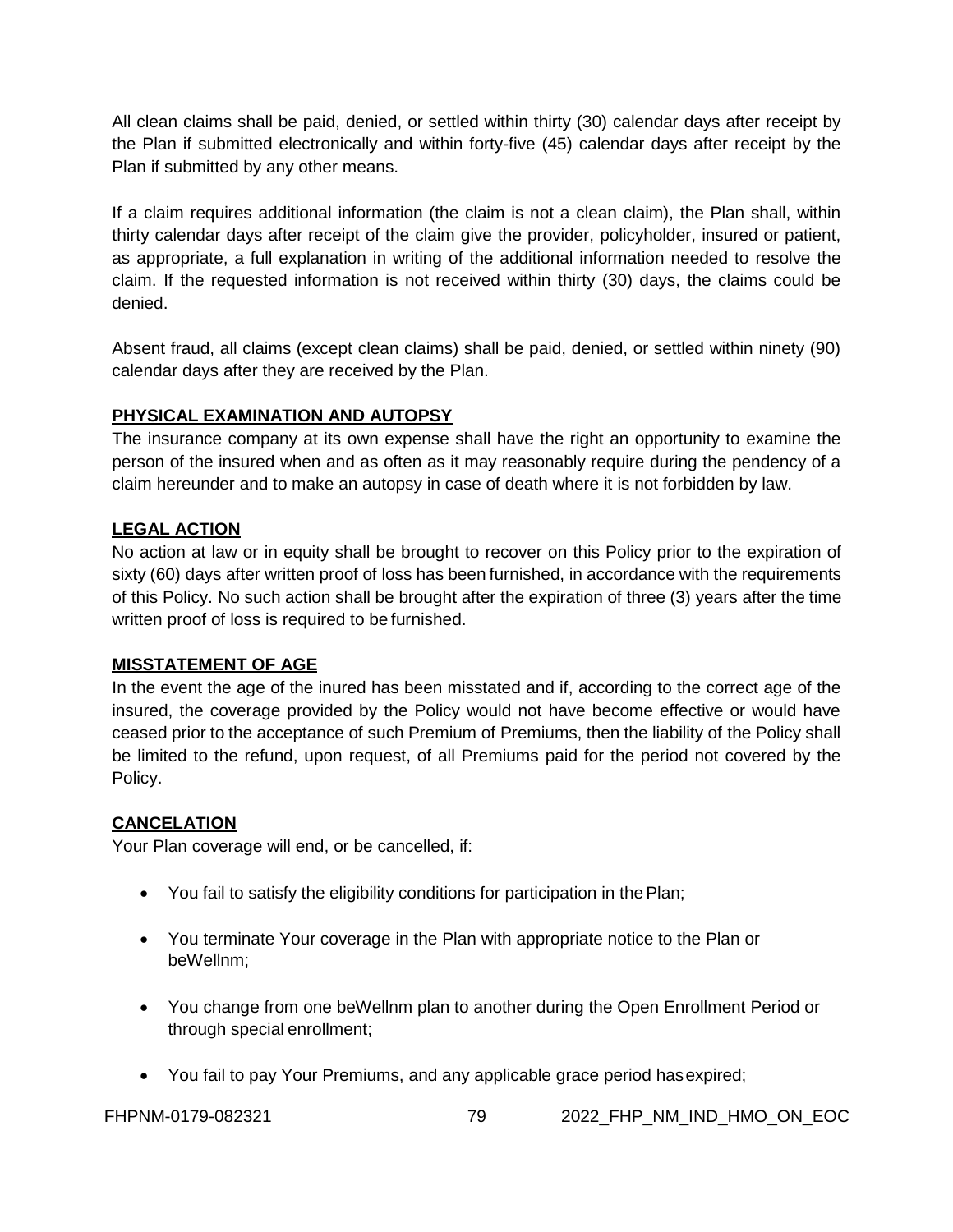All clean claims shall be paid, denied, or settled within thirty (30) calendar days after receipt by the Plan if submitted electronically and within forty-five (45) calendar days after receipt by the Plan if submitted by any other means.

If a claim requires additional information (the claim is not a clean claim), the Plan shall, within thirty calendar days after receipt of the claim give the provider, policyholder, insured or patient, as appropriate, a full explanation in writing of the additional information needed to resolve the claim. If the requested information is not received within thirty (30) days, the claims could be denied.

Absent fraud, all claims (except clean claims) shall be paid, denied, or settled within ninety (90) calendar days after they are received by the Plan.

**PHYSICAL EXAMINATION AND AUTOPSY**

The insurance company at its own expense shall have the right an opportunity to examine the person of the insured when and as often as it may reasonably require during the pendency of a claim hereunder and to make an autopsy in case of death where it is not forbidden by law.

**LEGAL ACTION**

No action at law or in equity shall be brought to recover on this Policy prior to the expiration of sixty (60) days after written proof of loss has been furnished, in accordance with the requirements of this Policy. No such action shall be brought after the expiration of three (3) years after the time written proof of loss is required to be furnished.

**MISSTATEMENT OF AGE**

In the event the age of the inured has been misstated and if, according to the correct age of the insured, the coverage provided by the Policy would not have become effective or would have ceased prior to the acceptance of such Premium of Premiums, then the liability of the Policy shall be limited to the refund, upon request, of all Premiums paid for the period not covered by the Policy.

**CANCELATION**

Your Plan coverage will end, or be cancelled, if:

- You fail to satisfy the eligibility conditions for participation in the Plan;
- You terminate Your coverage in the Plan with appropriate notice to the Plan or beWellnm;
- You change from one beWellnm plan to another during the Open Enrollment Period or through special enrollment;
- You fail to pay Your Premiums, and any applicable grace period has expired;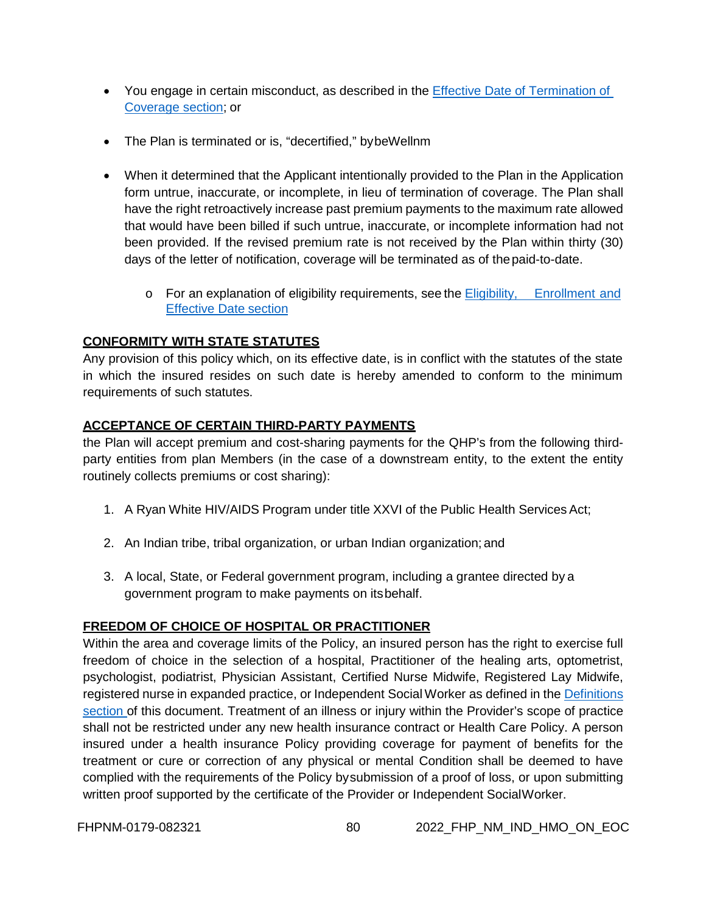- You engage in certain misconduct, as described in the Effective Date of Termination of Coverage section; or

- The Plan is terminated or is, "decertified," bybeWellnm

- When it determined that the Applicant intentionally provided to the Plan in the Application form untrue, inaccurate, or incomplete, in lieu of termination of coverage. The Plan shall have the right retroactively increase past premium payments to the maximum rate allowed that would have been billed if such untrue, inaccurate, or incomplete information had not been provided. If the revised premium rate is not received by the Plan within thirty (30) days of the letter of notification, coverage will be terminated as of the paid-to-date.

    - For an explanation of eligibility requirements, see the Eligibility, Enrollment and Effective Date section

**CONFORMITY WITH STATE STATUTES**

Any provision of this policy which, on its effective date, is in conflict with the statutes of the state in which the insured resides on such date is hereby amended to conform to the minimum requirements of such statutes.

**ACCEPTANCE OF CERTAIN THIRD-PARTY PAYMENTS**

the Plan will accept premium and cost-sharing payments for the QHP's from the following third-party entities from plan Members (in the case of a downstream entity, to the extent the entity routinely collects premiums or cost sharing):

1. A Ryan White HIV/AIDS Program under title XXVI of the Public Health Services Act;

2. An Indian tribe, tribal organization, or urban Indian organization; and

3. A local, State, or Federal government program, including a grantee directed by a government program to make payments on its behalf.

**FREEDOM OF CHOICE OF HOSPITAL OR PRACTITIONER**

Within the area and coverage limits of the Policy, an insured person has the right to exercise full freedom of choice in the selection of a hospital, Practitioner of the healing arts, optometrist, psychologist, podiatrist, Physician Assistant, Certified Nurse Midwife, Registered Lay Midwife, registered nurse in expanded practice, or Independent Social Worker as defined in the Definitions section of this document. Treatment of an illness or injury within the Provider's scope of practice shall not be restricted under any new health insurance contract or Health Care Policy. A person insured under a health insurance Policy providing coverage for payment of benefits for the treatment or cure or correction of any physical or mental Condition shall be deemed to have complied with the requirements of the Policy bysubmission of a proof of loss, or upon submitting written proof supported by the certificate of the Provider or Independent SocialWorker.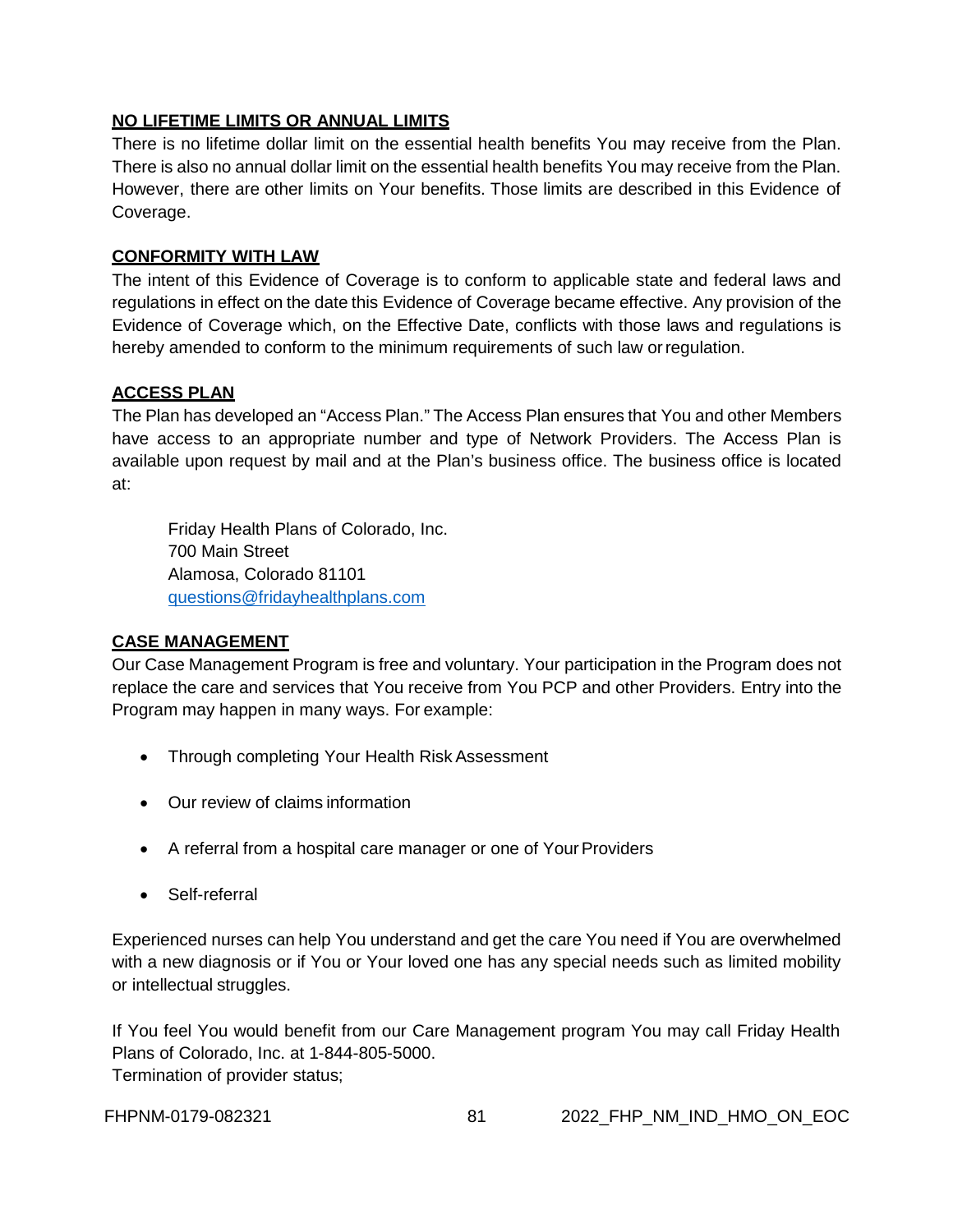**NO LIFETIME LIMITS OR ANNUAL LIMITS**

There is no lifetime dollar limit on the essential health benefits You may receive from the Plan. There is also no annual dollar limit on the essential health benefits You may receive from the Plan. However, there are other limits on Your benefits. Those limits are described in this Evidence of Coverage.

**CONFORMITY WITH LAW**

The intent of this Evidence of Coverage is to conform to applicable state and federal laws and regulations in effect on the date this Evidence of Coverage became effective. Any provision of the Evidence of Coverage which, on the Effective Date, conflicts with those laws and regulations is hereby amended to conform to the minimum requirements of such law or regulation.

**ACCESS PLAN**

The Plan has developed an "Access Plan." The Access Plan ensures that You and other Members have access to an appropriate number and type of Network Providers. The Access Plan is available upon request by mail and at the Plan's business office. The business office is located at:

> Friday Health Plans of Colorado, Inc.
> 700 Main Street
> Alamosa, Colorado 81101
> questions@fridayhealthplans.com

**CASE MANAGEMENT**

Our Case Management Program is free and voluntary. Your participation in the Program does not replace the care and services that You receive from You PCP and other Providers. Entry into the Program may happen in many ways. For example:

- Through completing Your Health Risk Assessment
- Our review of claims information
- A referral from a hospital care manager or one of Your Providers
- Self-referral

Experienced nurses can help You understand and get the care You need if You are overwhelmed with a new diagnosis or if You or Your loved one has any special needs such as limited mobility or intellectual struggles.

If You feel You would benefit from our Care Management program You may call Friday Health Plans of Colorado, Inc. at 1-844-805-5000.
Termination of provider status;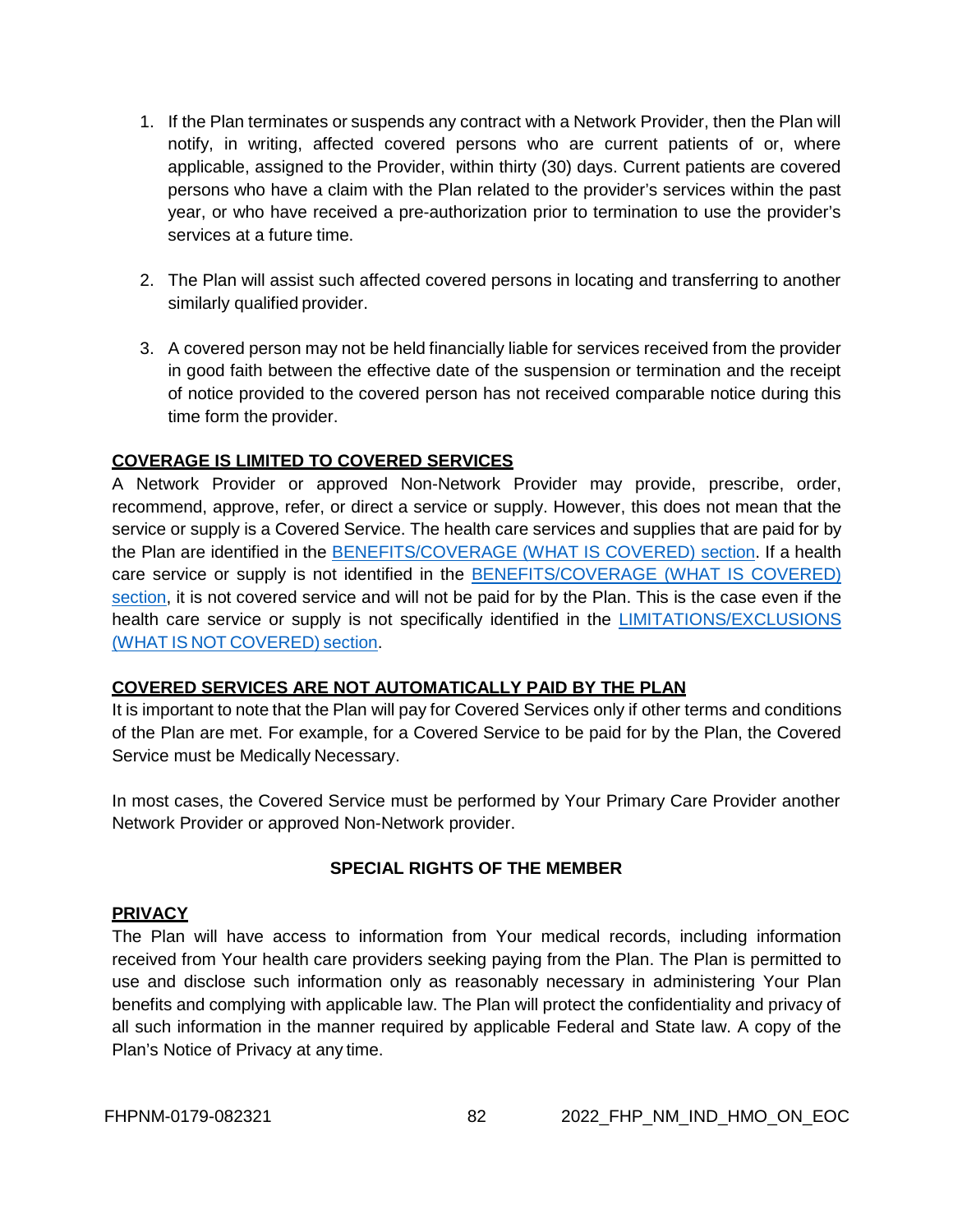1. If the Plan terminates or suspends any contract with a Network Provider, then the Plan will notify, in writing, affected covered persons who are current patients of or, where applicable, assigned to the Provider, within thirty (30) days. Current patients are covered persons who have a claim with the Plan related to the provider's services within the past year, or who have received a pre-authorization prior to termination to use the provider's services at a future time.

2. The Plan will assist such affected covered persons in locating and transferring to another similarly qualified provider.

3. A covered person may not be held financially liable for services received from the provider in good faith between the effective date of the suspension or termination and the receipt of notice provided to the covered person has not received comparable notice during this time form the provider.

**COVERAGE IS LIMITED TO COVERED SERVICES**

A Network Provider or approved Non-Network Provider may provide, prescribe, order, recommend, approve, refer, or direct a service or supply. However, this does not mean that the service or supply is a Covered Service. The health care services and supplies that are paid for by the Plan are identified in the BENEFITS/COVERAGE (WHAT IS COVERED) section. If a health care service or supply is not identified in the BENEFITS/COVERAGE (WHAT IS COVERED) section, it is not covered service and will not be paid for by the Plan. This is the case even if the health care service or supply is not specifically identified in the LIMITATIONS/EXCLUSIONS (WHAT IS NOT COVERED) section.

**COVERED SERVICES ARE NOT AUTOMATICALLY PAID BY THE PLAN**

It is important to note that the Plan will pay for Covered Services only if other terms and conditions of the Plan are met. For example, for a Covered Service to be paid for by the Plan, the Covered Service must be Medically Necessary.

In most cases, the Covered Service must be performed by Your Primary Care Provider another Network Provider or approved Non-Network provider.

## SPECIAL RIGHTS OF THE MEMBER

**PRIVACY**

The Plan will have access to information from Your medical records, including information received from Your health care providers seeking paying from the Plan. The Plan is permitted to use and disclose such information only as reasonably necessary in administering Your Plan benefits and complying with applicable law. The Plan will protect the confidentiality and privacy of all such information in the manner required by applicable Federal and State law. A copy of the Plan's Notice of Privacy at any time.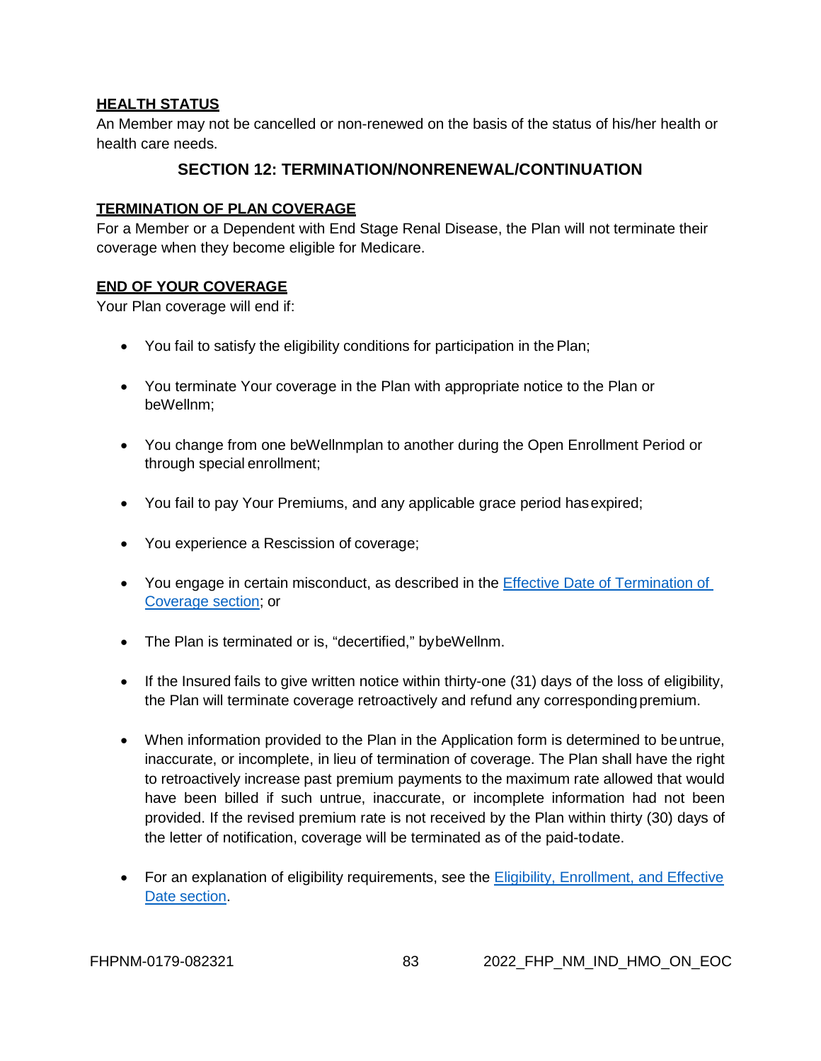### HEALTH STATUS

An Member may not be cancelled or non-renewed on the basis of the status of his/her health or health care needs.

## SECTION 12: TERMINATION/NONRENEWAL/CONTINUATION

### TERMINATION OF PLAN COVERAGE

For a Member or a Dependent with End Stage Renal Disease, the Plan will not terminate their coverage when they become eligible for Medicare.

### END OF YOUR COVERAGE

Your Plan coverage will end if:

- You fail to satisfy the eligibility conditions for participation in the Plan;
- You terminate Your coverage in the Plan with appropriate notice to the Plan or beWellnm;
- You change from one beWellnmplan to another during the Open Enrollment Period or through special enrollment;
- You fail to pay Your Premiums, and any applicable grace period hasexpired;
- You experience a Rescission of coverage;
- You engage in certain misconduct, as described in the Effective Date of Termination of Coverage section; or
- The Plan is terminated or is, "decertified," bybeWellnm.
- If the Insured fails to give written notice within thirty-one (31) days of the loss of eligibility, the Plan will terminate coverage retroactively and refund any corresponding premium.
- When information provided to the Plan in the Application form is determined to be untrue, inaccurate, or incomplete, in lieu of termination of coverage. The Plan shall have the right to retroactively increase past premium payments to the maximum rate allowed that would have been billed if such untrue, inaccurate, or incomplete information had not been provided. If the revised premium rate is not received by the Plan within thirty (30) days of the letter of notification, coverage will be terminated as of the paid-todate.
- For an explanation of eligibility requirements, see the Eligibility, Enrollment, and Effective Date section.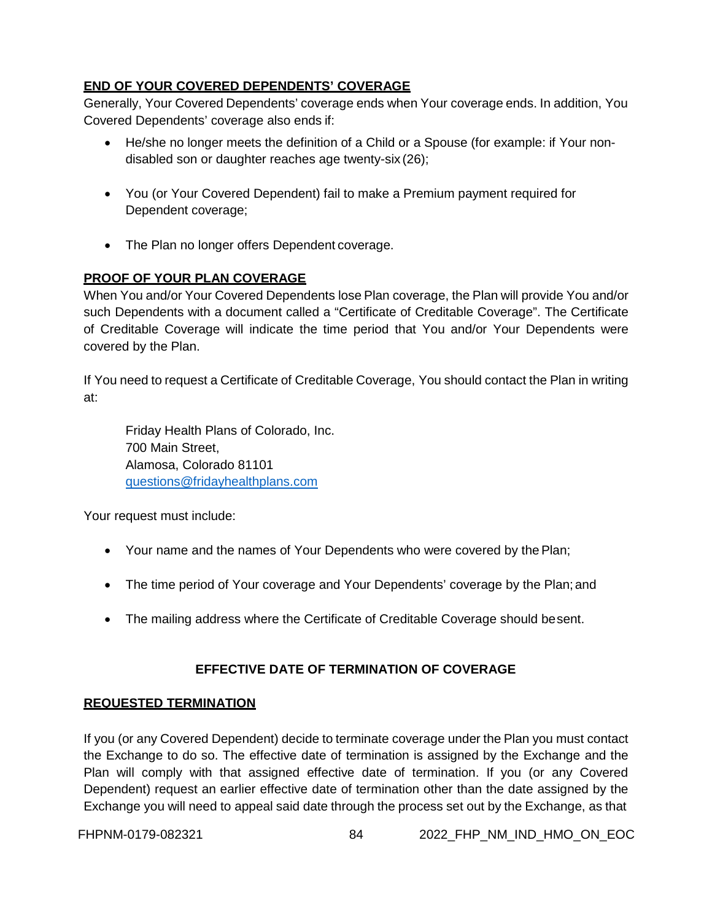## END OF YOUR COVERED DEPENDENTS' COVERAGE

Generally, Your Covered Dependents' coverage ends when Your coverage ends. In addition, You Covered Dependents' coverage also ends if:

- He/she no longer meets the definition of a Child or a Spouse (for example: if Your non-disabled son or daughter reaches age twenty-six (26);
- You (or Your Covered Dependent) fail to make a Premium payment required for Dependent coverage;
- The Plan no longer offers Dependent coverage.

## PROOF OF YOUR PLAN COVERAGE

When You and/or Your Covered Dependents lose Plan coverage, the Plan will provide You and/or such Dependents with a document called a "Certificate of Creditable Coverage". The Certificate of Creditable Coverage will indicate the time period that You and/or Your Dependents were covered by the Plan.

If You need to request a Certificate of Creditable Coverage, You should contact the Plan in writing at:

Friday Health Plans of Colorado, Inc.
700 Main Street,
Alamosa, Colorado 81101
questions@fridayhealthplans.com

Your request must include:

- Your name and the names of Your Dependents who were covered by the Plan;
- The time period of Your coverage and Your Dependents' coverage by the Plan; and
- The mailing address where the Certificate of Creditable Coverage should be sent.

# EFFECTIVE DATE OF TERMINATION OF COVERAGE

## REQUESTED TERMINATION

If you (or any Covered Dependent) decide to terminate coverage under the Plan you must contact the Exchange to do so. The effective date of termination is assigned by the Exchange and the Plan will comply with that assigned effective date of termination. If you (or any Covered Dependent) request an earlier effective date of termination other than the date assigned by the Exchange you will need to appeal said date through the process set out by the Exchange, as that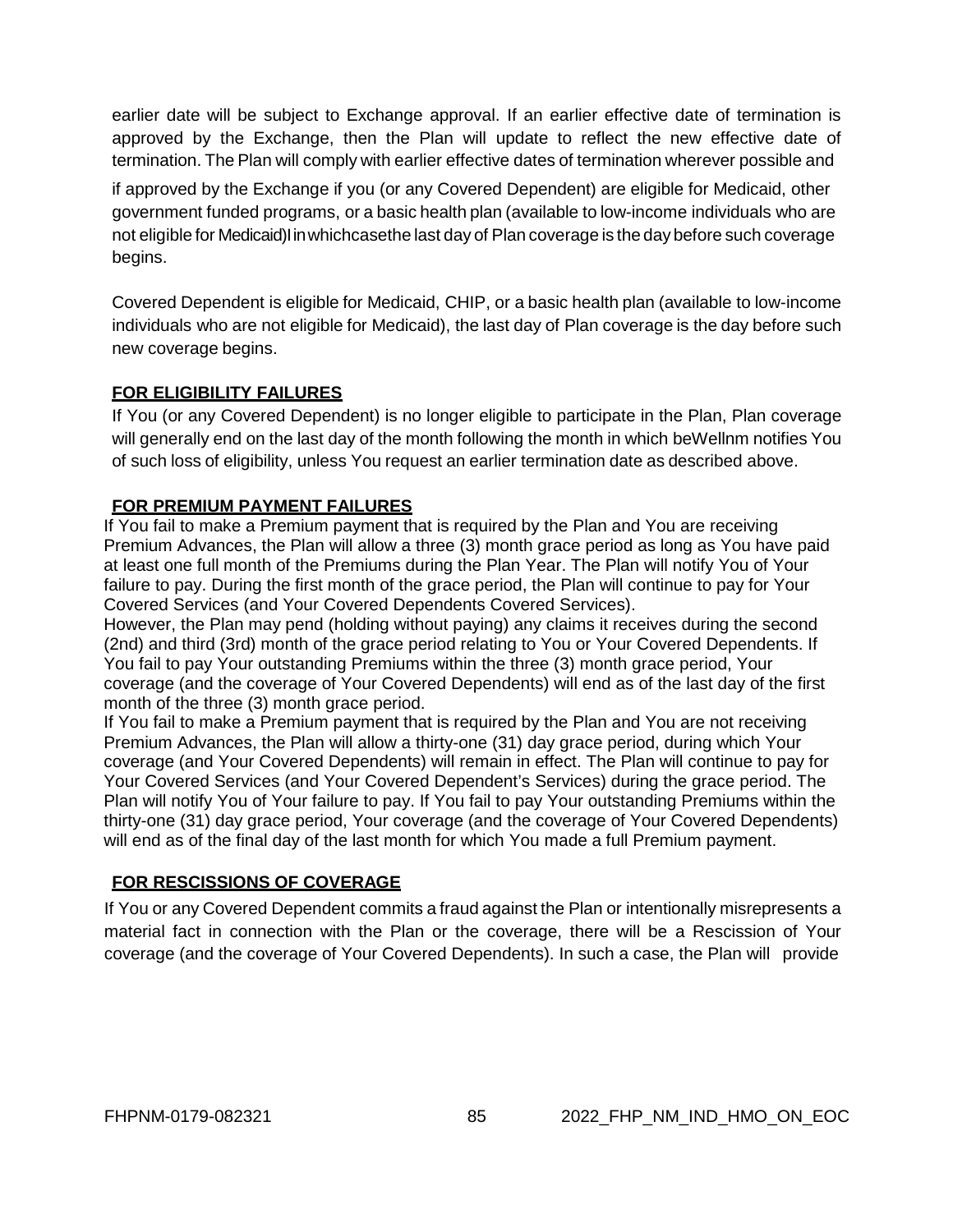earlier date will be subject to Exchange approval. If an earlier effective date of termination is approved by the Exchange, then the Plan will update to reflect the new effective date of termination. The Plan will comply with earlier effective dates of termination wherever possible and

if approved by the Exchange if you (or any Covered Dependent) are eligible for Medicaid, other government funded programs, or a basic health plan (available to low-income individuals who are not eligible for Medicaid)I in whichcasethe last day of Plan coverage is the day before such coverage begins.

Covered Dependent is eligible for Medicaid, CHIP, or a basic health plan (available to low-income individuals who are not eligible for Medicaid), the last day of Plan coverage is the day before such new coverage begins.

**FOR ELIGIBILITY FAILURES**

If You (or any Covered Dependent) is no longer eligible to participate in the Plan, Plan coverage will generally end on the last day of the month following the month in which beWellnm notifies You of such loss of eligibility, unless You request an earlier termination date as described above.

**FOR PREMIUM PAYMENT FAILURES**

If You fail to make a Premium payment that is required by the Plan and You are receiving Premium Advances, the Plan will allow a three (3) month grace period as long as You have paid at least one full month of the Premiums during the Plan Year. The Plan will notify You of Your failure to pay. During the first month of the grace period, the Plan will continue to pay for Your Covered Services (and Your Covered Dependents Covered Services).

However, the Plan may pend (holding without paying) any claims it receives during the second (2nd) and third (3rd) month of the grace period relating to You or Your Covered Dependents. If You fail to pay Your outstanding Premiums within the three (3) month grace period, Your coverage (and the coverage of Your Covered Dependents) will end as of the last day of the first month of the three (3) month grace period.

If You fail to make a Premium payment that is required by the Plan and You are not receiving Premium Advances, the Plan will allow a thirty-one (31) day grace period, during which Your coverage (and Your Covered Dependents) will remain in effect. The Plan will continue to pay for Your Covered Services (and Your Covered Dependent's Services) during the grace period. The Plan will notify You of Your failure to pay. If You fail to pay Your outstanding Premiums within the thirty-one (31) day grace period, Your coverage (and the coverage of Your Covered Dependents) will end as of the final day of the last month for which You made a full Premium payment.

**FOR RESCISSIONS OF COVERAGE**

If You or any Covered Dependent commits a fraud against the Plan or intentionally misrepresents a material fact in connection with the Plan or the coverage, there will be a Rescission of Your coverage (and the coverage of Your Covered Dependents). In such a case, the Plan will provide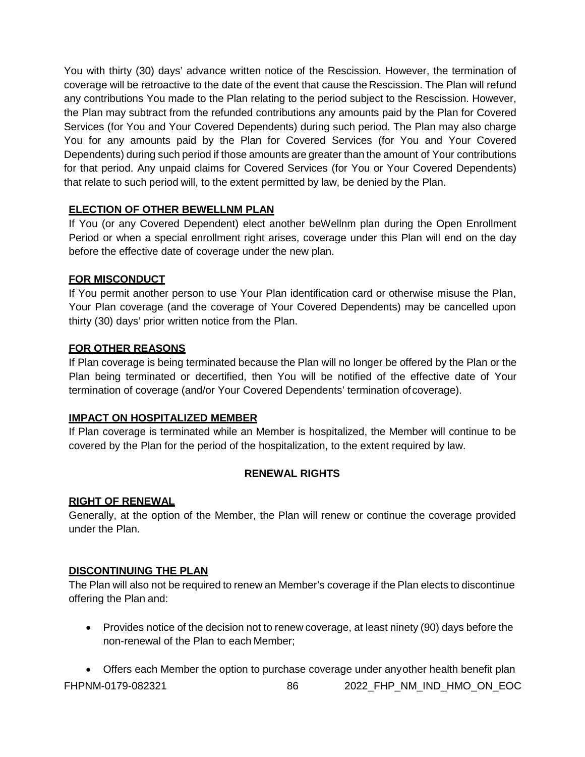You with thirty (30) days' advance written notice of the Rescission. However, the termination of coverage will be retroactive to the date of the event that cause the Rescission. The Plan will refund any contributions You made to the Plan relating to the period subject to the Rescission. However, the Plan may subtract from the refunded contributions any amounts paid by the Plan for Covered Services (for You and Your Covered Dependents) during such period. The Plan may also charge You for any amounts paid by the Plan for Covered Services (for You and Your Covered Dependents) during such period if those amounts are greater than the amount of Your contributions for that period. Any unpaid claims for Covered Services (for You or Your Covered Dependents) that relate to such period will, to the extent permitted by law, be denied by the Plan.

**ELECTION OF OTHER BEWELLNM PLAN**

If You (or any Covered Dependent) elect another beWellnm plan during the Open Enrollment Period or when a special enrollment right arises, coverage under this Plan will end on the day before the effective date of coverage under the new plan.

**FOR MISCONDUCT**

If You permit another person to use Your Plan identification card or otherwise misuse the Plan, Your Plan coverage (and the coverage of Your Covered Dependents) may be cancelled upon thirty (30) days' prior written notice from the Plan.

**FOR OTHER REASONS**

If Plan coverage is being terminated because the Plan will no longer be offered by the Plan or the Plan being terminated or decertified, then You will be notified of the effective date of Your termination of coverage (and/or Your Covered Dependents' termination of coverage).

**IMPACT ON HOSPITALIZED MEMBER**

If Plan coverage is terminated while an Member is hospitalized, the Member will continue to be covered by the Plan for the period of the hospitalization, to the extent required by law.

## RENEWAL RIGHTS

**RIGHT OF RENEWAL**

Generally, at the option of the Member, the Plan will renew or continue the coverage provided under the Plan.

**DISCONTINUING THE PLAN**

The Plan will also not be required to renew an Member's coverage if the Plan elects to discontinue offering the Plan and:

- Provides notice of the decision not to renew coverage, at least ninety (90) days before the non-renewal of the Plan to each Member;
- Offers each Member the option to purchase coverage under any other health benefit plan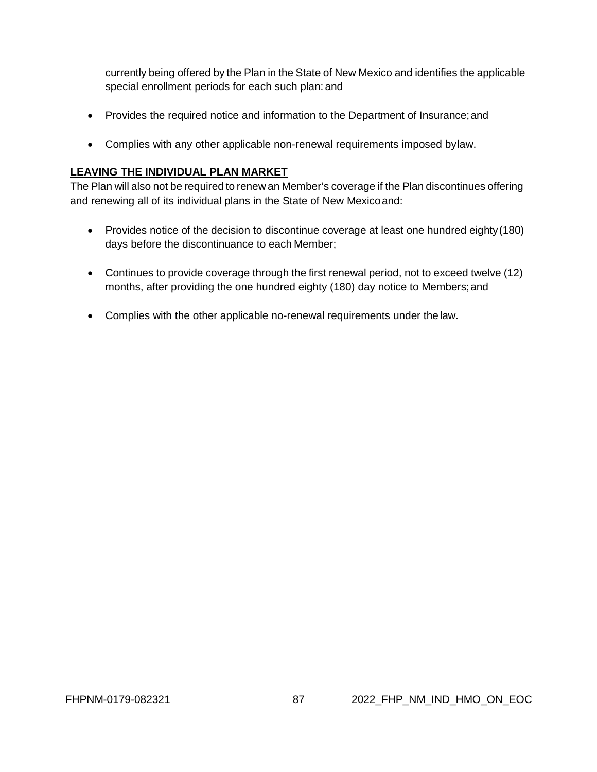currently being offered by the Plan in the State of New Mexico and identifies the applicable special enrollment periods for each such plan: and

- Provides the required notice and information to the Department of Insurance; and
- Complies with any other applicable non-renewal requirements imposed by law.

**LEAVING THE INDIVIDUAL PLAN MARKET**

The Plan will also not be required to renew an Member's coverage if the Plan discontinues offering and renewing all of its individual plans in the State of New Mexico and:

- Provides notice of the decision to discontinue coverage at least one hundred eighty (180) days before the discontinuance to each Member;
- Continues to provide coverage through the first renewal period, not to exceed twelve (12) months, after providing the one hundred eighty (180) day notice to Members; and
- Complies with the other applicable no-renewal requirements under the law.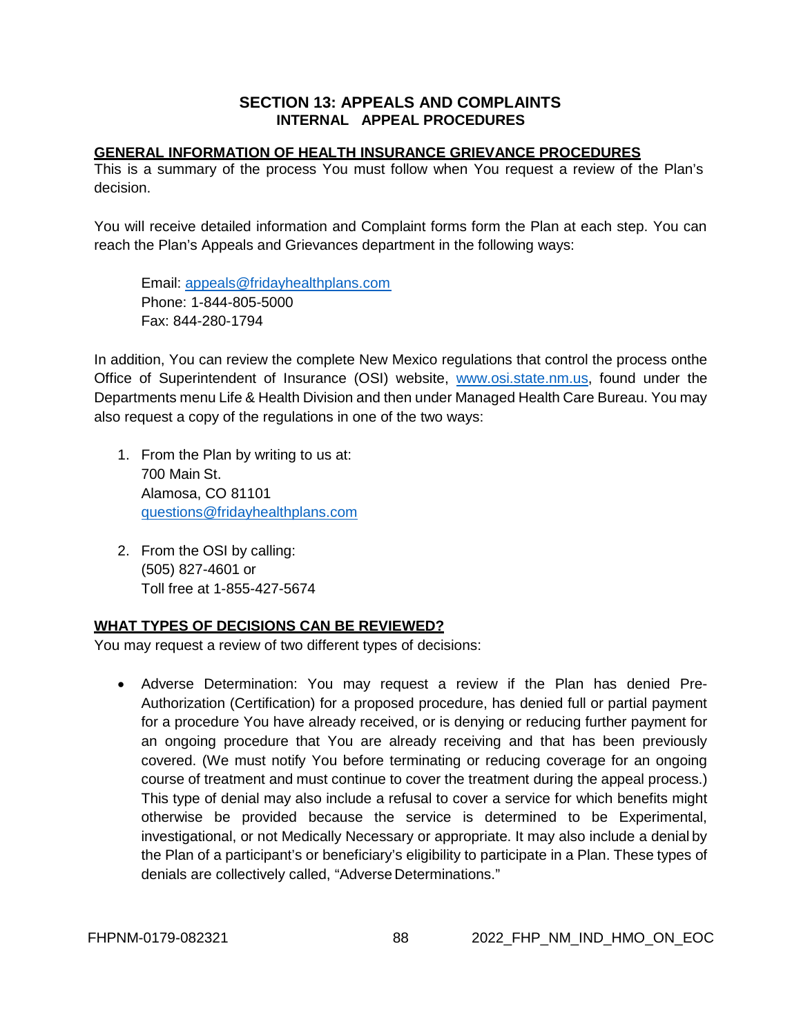# SECTION 13: APPEALS AND COMPLAINTS
## INTERNAL APPEAL PROCEDURES

**GENERAL INFORMATION OF HEALTH INSURANCE GRIEVANCE PROCEDURES**

This is a summary of the process You must follow when You request a review of the Plan's decision.

You will receive detailed information and Complaint forms form the Plan at each step. You can reach the Plan's Appeals and Grievances department in the following ways:

Email: appeals@fridayhealthplans.com
Phone: 1-844-805-5000
Fax: 844-280-1794

In addition, You can review the complete New Mexico regulations that control the process onthe Office of Superintendent of Insurance (OSI) website, www.osi.state.nm.us, found under the Departments menu Life & Health Division and then under Managed Health Care Bureau. You may also request a copy of the regulations in one of the two ways:

1. From the Plan by writing to us at:
   700 Main St.
   Alamosa, CO 81101
   questions@fridayhealthplans.com

2. From the OSI by calling:
   (505) 827-4601 or
   Toll free at 1-855-427-5674

**WHAT TYPES OF DECISIONS CAN BE REVIEWED?**

You may request a review of two different types of decisions:

- Adverse Determination: You may request a review if the Plan has denied Pre-Authorization (Certification) for a proposed procedure, has denied full or partial payment for a procedure You have already received, or is denying or reducing further payment for an ongoing procedure that You are already receiving and that has been previously covered. (We must notify You before terminating or reducing coverage for an ongoing course of treatment and must continue to cover the treatment during the appeal process.) This type of denial may also include a refusal to cover a service for which benefits might otherwise be provided because the service is determined to be Experimental, investigational, or not Medically Necessary or appropriate. It may also include a denial by the Plan of a participant's or beneficiary's eligibility to participate in a Plan. These types of denials are collectively called, "Adverse Determinations."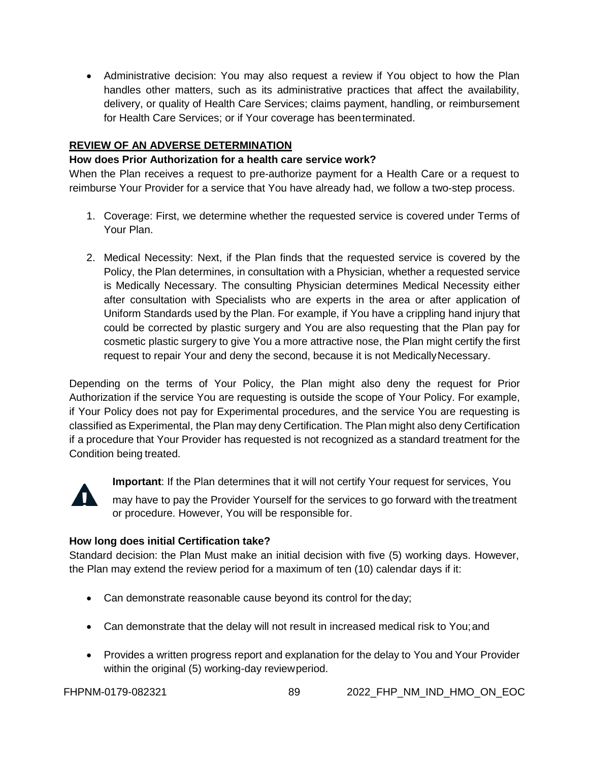- Administrative decision: You may also request a review if You object to how the Plan handles other matters, such as its administrative practices that affect the availability, delivery, or quality of Health Care Services; claims payment, handling, or reimbursement for Health Care Services; or if Your coverage has been terminated.

## REVIEW OF AN ADVERSE DETERMINATION

### How does Prior Authorization for a health care service work?

When the Plan receives a request to pre-authorize payment for a Health Care or a request to reimburse Your Provider for a service that You have already had, we follow a two-step process.

1. Coverage: First, we determine whether the requested service is covered under Terms of Your Plan.

2. Medical Necessity: Next, if the Plan finds that the requested service is covered by the Policy, the Plan determines, in consultation with a Physician, whether a requested service is Medically Necessary. The consulting Physician determines Medical Necessity either after consultation with Specialists who are experts in the area or after application of Uniform Standards used by the Plan. For example, if You have a crippling hand injury that could be corrected by plastic surgery and You are also requesting that the Plan pay for cosmetic plastic surgery to give You a more attractive nose, the Plan might certify the first request to repair Your and deny the second, because it is not Medically Necessary.

Depending on the terms of Your Policy, the Plan might also deny the request for Prior Authorization if the service You are requesting is outside the scope of Your Policy. For example, if Your Policy does not pay for Experimental procedures, and the service You are requesting is classified as Experimental, the Plan may deny Certification. The Plan might also deny Certification if a procedure that Your Provider has requested is not recognized as a standard treatment for the Condition being treated.

**Important**: If the Plan determines that it will not certify Your request for services, You may have to pay the Provider Yourself for the services to go forward with the treatment or procedure. However, You will be responsible for.

### How long does initial Certification take?

Standard decision: the Plan Must make an initial decision with five (5) working days. However, the Plan may extend the review period for a maximum of ten (10) calendar days if it:

- Can demonstrate reasonable cause beyond its control for the day;
- Can demonstrate that the delay will not result in increased medical risk to You; and
- Provides a written progress report and explanation for the delay to You and Your Provider within the original (5) working-day review period.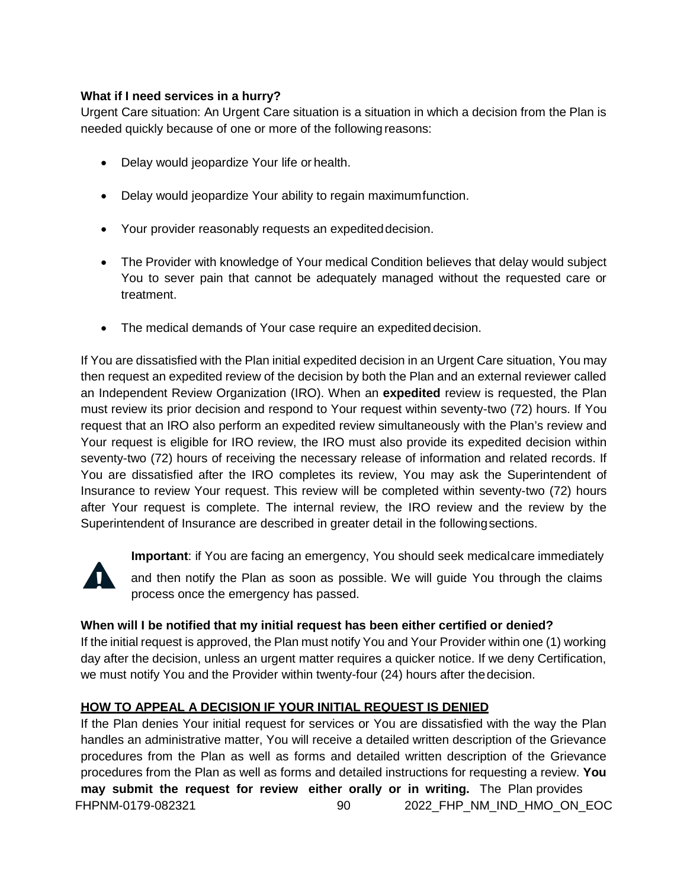**What if I need services in a hurry?**

Urgent Care situation: An Urgent Care situation is a situation in which a decision from the Plan is needed quickly because of one or more of the following reasons:

- Delay would jeopardize Your life or health.
- Delay would jeopardize Your ability to regain maximum function.
- Your provider reasonably requests an expedited decision.
- The Provider with knowledge of Your medical Condition believes that delay would subject You to sever pain that cannot be adequately managed without the requested care or treatment.
- The medical demands of Your case require an expedited decision.

If You are dissatisfied with the Plan initial expedited decision in an Urgent Care situation, You may then request an expedited review of the decision by both the Plan and an external reviewer called an Independent Review Organization (IRO). When an **expedited** review is requested, the Plan must review its prior decision and respond to Your request within seventy-two (72) hours. If You request that an IRO also perform an expedited review simultaneously with the Plan's review and Your request is eligible for IRO review, the IRO must also provide its expedited decision within seventy-two (72) hours of receiving the necessary release of information and related records. If You are dissatisfied after the IRO completes its review, You may ask the Superintendent of Insurance to review Your request. This review will be completed within seventy-two (72) hours after Your request is complete. The internal review, the IRO review and the review by the Superintendent of Insurance are described in greater detail in the following sections.

**Important**: if You are facing an emergency, You should seek medical care immediately and then notify the Plan as soon as possible. We will guide You through the claims process once the emergency has passed.

**When will I be notified that my initial request has been either certified or denied?**

If the initial request is approved, the Plan must notify You and Your Provider within one (1) working day after the decision, unless an urgent matter requires a quicker notice. If we deny Certification, we must notify You and the Provider within twenty-four (24) hours after the decision.

**HOW TO APPEAL A DECISION IF YOUR INITIAL REQUEST IS DENIED**

If the Plan denies Your initial request for services or You are dissatisfied with the way the Plan handles an administrative matter, You will receive a detailed written description of the Grievance procedures from the Plan as well as forms and detailed written description of the Grievance procedures from the Plan as well as forms and detailed instructions for requesting a review. **You may submit the request for review either orally or in writing.** The Plan provides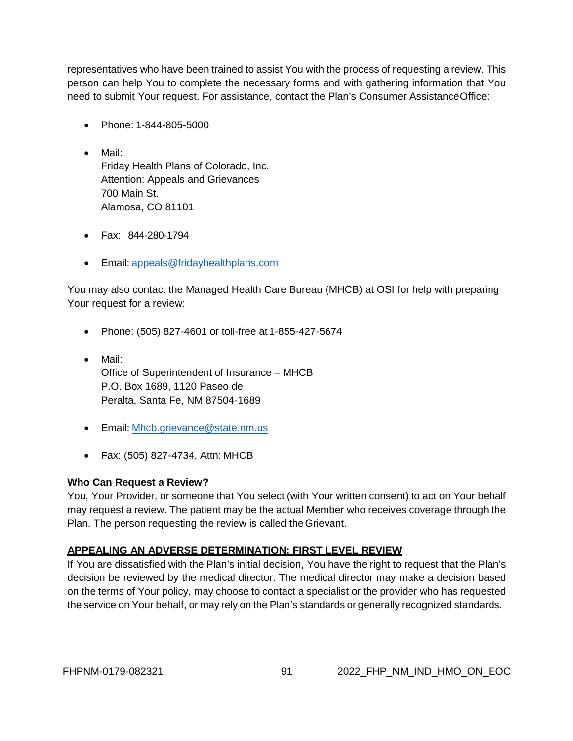representatives who have been trained to assist You with the process of requesting a review. This person can help You to complete the necessary forms and with gathering information that You need to submit Your request. For assistance, contact the Plan's Consumer Assistance Office:

- Phone: 1-844-805-5000
- Mail:
  Friday Health Plans of Colorado, Inc.
  Attention: Appeals and Grievances
  700 Main St.
  Alamosa, CO 81101
- Fax: 844-280-1794
- Email: appeals@fridayhealthplans.com

You may also contact the Managed Health Care Bureau (MHCB) at OSI for help with preparing Your request for a review:

- Phone: (505) 827-4601 or toll-free at 1-855-427-5674
- Mail:
  Office of Superintendent of Insurance – MHCB
  P.O. Box 1689, 1120 Paseo de
  Peralta, Santa Fe, NM 87504-1689
- Email: Mhcb.grievance@state.nm.us
- Fax: (505) 827-4734, Attn: MHCB

**Who Can Request a Review?**
You, Your Provider, or someone that You select (with Your written consent) to act on Your behalf may request a review. The patient may be the actual Member who receives coverage through the Plan. The person requesting the review is called the Grievant.

**APPEALING AN ADVERSE DETERMINATION: FIRST LEVEL REVIEW**
If You are dissatisfied with the Plan's initial decision, You have the right to request that the Plan's decision be reviewed by the medical director. The medical director may make a decision based on the terms of Your policy, may choose to contact a specialist or the provider who has requested the service on Your behalf, or may rely on the Plan's standards or generally recognized standards.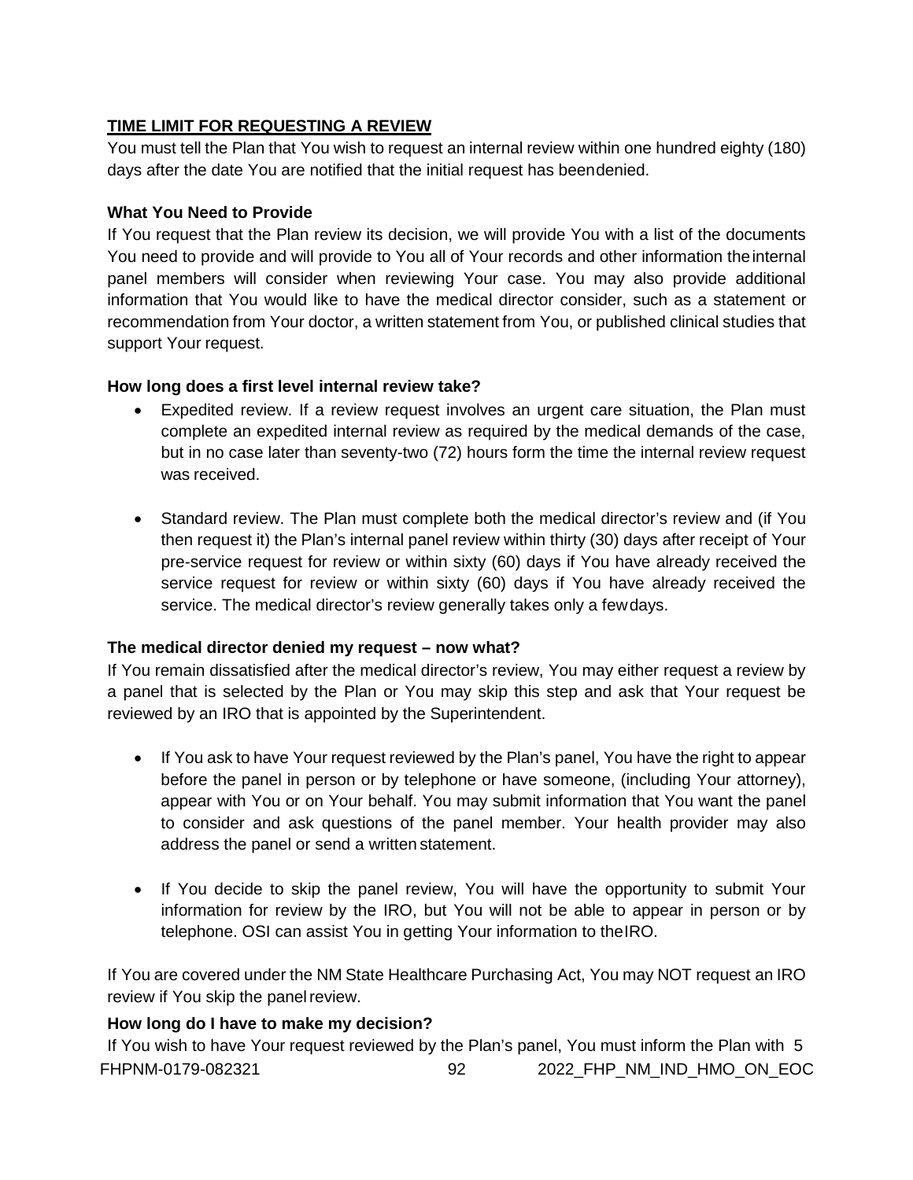**TIME LIMIT FOR REQUESTING A REVIEW**

You must tell the Plan that You wish to request an internal review within one hundred eighty (180) days after the date You are notified that the initial request has beendenied.

**What You Need to Provide**

If You request that the Plan review its decision, we will provide You with a list of the documents You need to provide and will provide to You all of Your records and other information theinternal panel members will consider when reviewing Your case. You may also provide additional information that You would like to have the medical director consider, such as a statement or recommendation from Your doctor, a written statement from You, or published clinical studies that support Your request.

**How long does a first level internal review take?**

- Expedited review. If a review request involves an urgent care situation, the Plan must complete an expedited internal review as required by the medical demands of the case, but in no case later than seventy-two (72) hours form the time the internal review request was received.

- Standard review. The Plan must complete both the medical director's review and (if You then request it) the Plan's internal panel review within thirty (30) days after receipt of Your pre-service request for review or within sixty (60) days if You have already received the service request for review or within sixty (60) days if You have already received the service. The medical director's review generally takes only a fewdays.

**The medical director denied my request – now what?**

If You remain dissatisfied after the medical director's review, You may either request a review by a panel that is selected by the Plan or You may skip this step and ask that Your request be reviewed by an IRO that is appointed by the Superintendent.

- If You ask to have Your request reviewed by the Plan's panel, You have the right to appear before the panel in person or by telephone or have someone, (including Your attorney), appear with You or on Your behalf. You may submit information that You want the panel to consider and ask questions of the panel member. Your health provider may also address the panel or send a written statement.

- If You decide to skip the panel review, You will have the opportunity to submit Your information for review by the IRO, but You will not be able to appear in person or by telephone. OSI can assist You in getting Your information to theIRO.

If You are covered under the NM State Healthcare Purchasing Act, You may NOT request an IRO review if You skip the panelreview.

**How long do I have to make my decision?**

If You wish to have Your request reviewed by the Plan's panel, You must inform the Plan with 5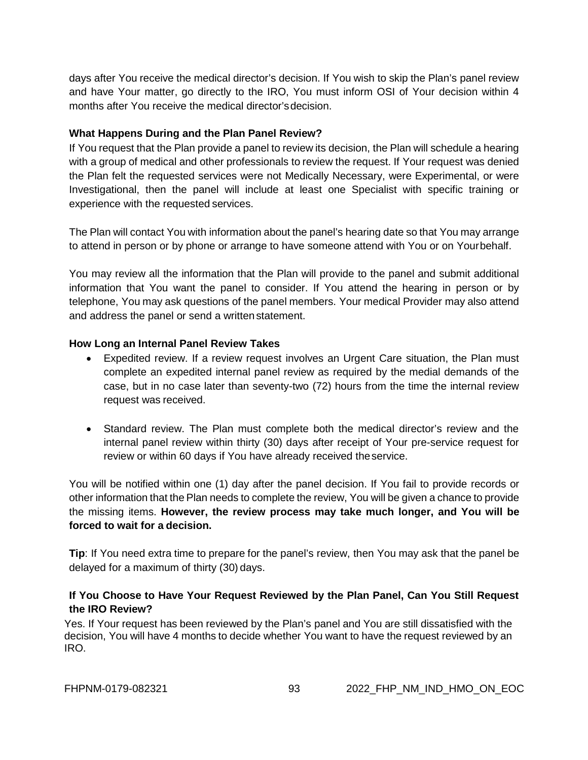days after You receive the medical director's decision. If You wish to skip the Plan's panel review and have Your matter, go directly to the IRO, You must inform OSI of Your decision within 4 months after You receive the medical director's decision.

### What Happens During and the Plan Panel Review?

If You request that the Plan provide a panel to review its decision, the Plan will schedule a hearing with a group of medical and other professionals to review the request. If Your request was denied the Plan felt the requested services were not Medically Necessary, were Experimental, or were Investigational, then the panel will include at least one Specialist with specific training or experience with the requested services.

The Plan will contact You with information about the panel's hearing date so that You may arrange to attend in person or by phone or arrange to have someone attend with You or on Your behalf.

You may review all the information that the Plan will provide to the panel and submit additional information that You want the panel to consider. If You attend the hearing in person or by telephone, You may ask questions of the panel members. Your medical Provider may also attend and address the panel or send a written statement.

### How Long an Internal Panel Review Takes

- Expedited review. If a review request involves an Urgent Care situation, the Plan must complete an expedited internal panel review as required by the medial demands of the case, but in no case later than seventy-two (72) hours from the time the internal review request was received.

- Standard review. The Plan must complete both the medical director's review and the internal panel review within thirty (30) days after receipt of Your pre-service request for review or within 60 days if You have already received the service.

You will be notified within one (1) day after the panel decision. If You fail to provide records or other information that the Plan needs to complete the review, You will be given a chance to provide the missing items. **However, the review process may take much longer, and You will be forced to wait for a decision.**

**Tip**: If You need extra time to prepare for the panel's review, then You may ask that the panel be delayed for a maximum of thirty (30) days.

### If You Choose to Have Your Request Reviewed by the Plan Panel, Can You Still Request the IRO Review?

Yes. If Your request has been reviewed by the Plan's panel and You are still dissatisfied with the decision, You will have 4 months to decide whether You want to have the request reviewed by an IRO.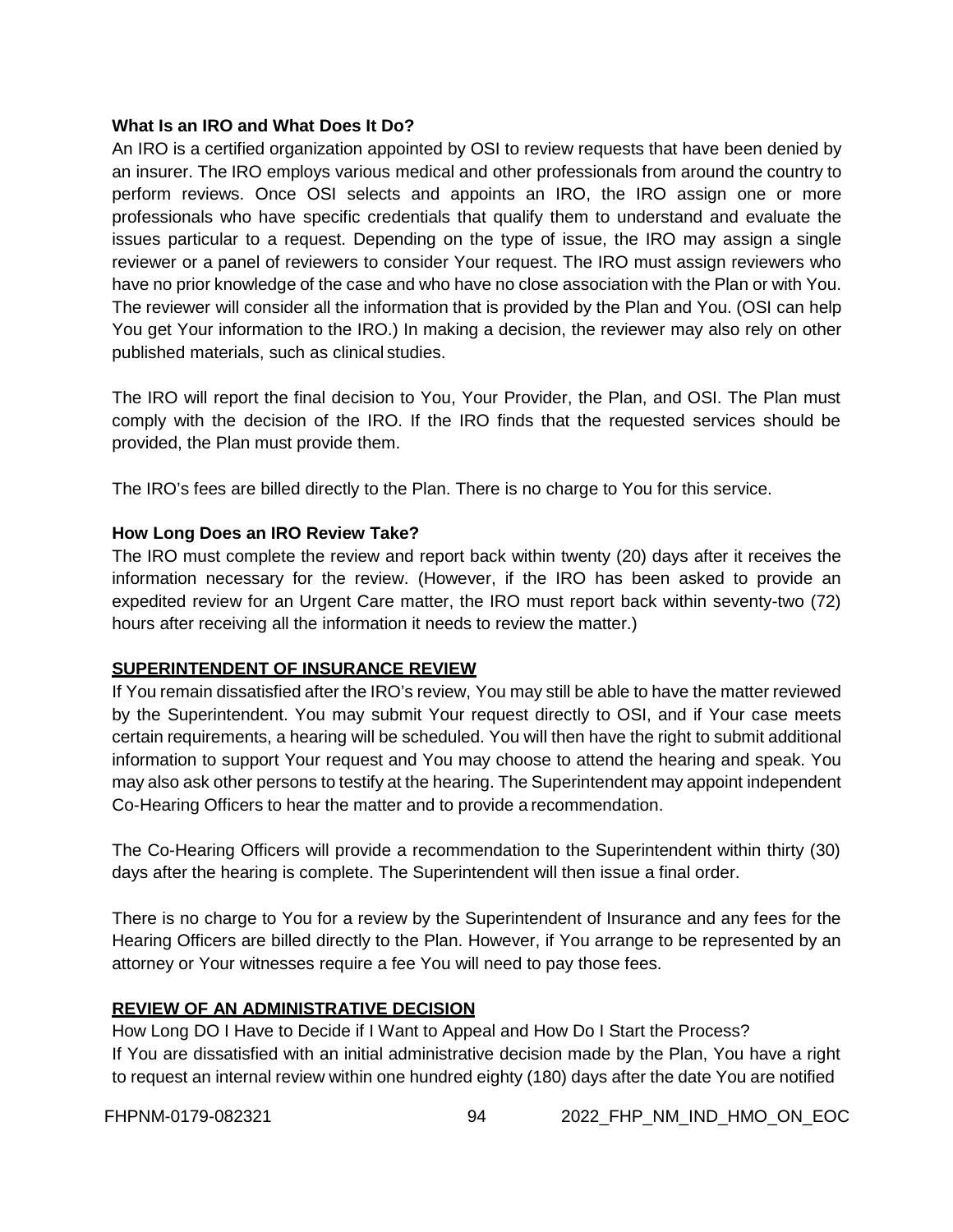**What Is an IRO and What Does It Do?**

An IRO is a certified organization appointed by OSI to review requests that have been denied by an insurer. The IRO employs various medical and other professionals from around the country to perform reviews. Once OSI selects and appoints an IRO, the IRO assign one or more professionals who have specific credentials that qualify them to understand and evaluate the issues particular to a request. Depending on the type of issue, the IRO may assign a single reviewer or a panel of reviewers to consider Your request. The IRO must assign reviewers who have no prior knowledge of the case and who have no close association with the Plan or with You. The reviewer will consider all the information that is provided by the Plan and You. (OSI can help You get Your information to the IRO.) In making a decision, the reviewer may also rely on other published materials, such as clinical studies.

The IRO will report the final decision to You, Your Provider, the Plan, and OSI. The Plan must comply with the decision of the IRO. If the IRO finds that the requested services should be provided, the Plan must provide them.

The IRO's fees are billed directly to the Plan. There is no charge to You for this service.

**How Long Does an IRO Review Take?**

The IRO must complete the review and report back within twenty (20) days after it receives the information necessary for the review. (However, if the IRO has been asked to provide an expedited review for an Urgent Care matter, the IRO must report back within seventy-two (72) hours after receiving all the information it needs to review the matter.)

**SUPERINTENDENT OF INSURANCE REVIEW**

If You remain dissatisfied after the IRO's review, You may still be able to have the matter reviewed by the Superintendent. You may submit Your request directly to OSI, and if Your case meets certain requirements, a hearing will be scheduled. You will then have the right to submit additional information to support Your request and You may choose to attend the hearing and speak. You may also ask other persons to testify at the hearing. The Superintendent may appoint independent Co-Hearing Officers to hear the matter and to provide a recommendation.

The Co-Hearing Officers will provide a recommendation to the Superintendent within thirty (30) days after the hearing is complete. The Superintendent will then issue a final order.

There is no charge to You for a review by the Superintendent of Insurance and any fees for the Hearing Officers are billed directly to the Plan. However, if You arrange to be represented by an attorney or Your witnesses require a fee You will need to pay those fees.

**REVIEW OF AN ADMINISTRATIVE DECISION**

How Long DO I Have to Decide if I Want to Appeal and How Do I Start the Process?

If You are dissatisfied with an initial administrative decision made by the Plan, You have a right to request an internal review within one hundred eighty (180) days after the date You are notified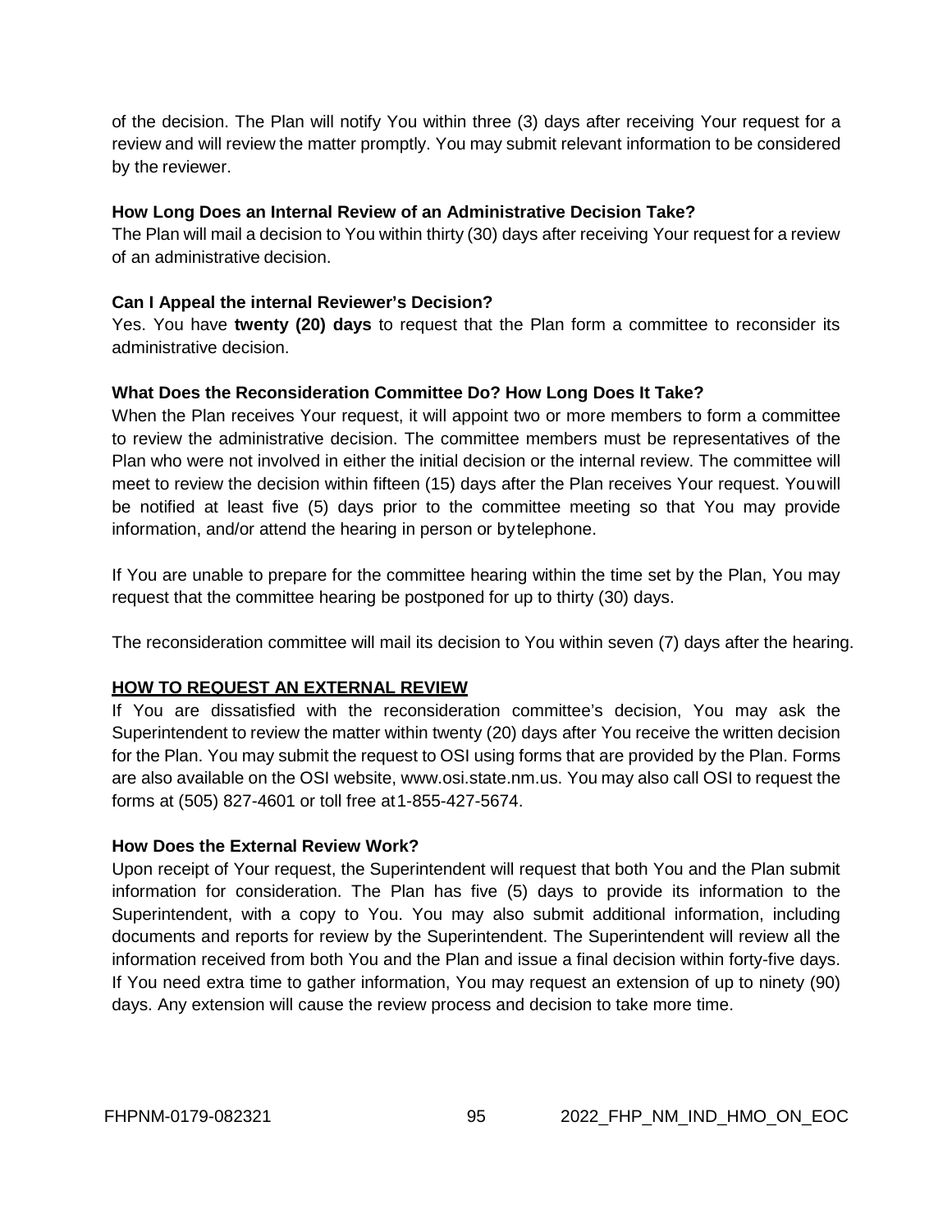of the decision. The Plan will notify You within three (3) days after receiving Your request for a review and will review the matter promptly. You may submit relevant information to be considered by the reviewer.

**How Long Does an Internal Review of an Administrative Decision Take?**

The Plan will mail a decision to You within thirty (30) days after receiving Your request for a review of an administrative decision.

**Can I Appeal the internal Reviewer's Decision?**

Yes. You have **twenty (20) days** to request that the Plan form a committee to reconsider its administrative decision.

**What Does the Reconsideration Committee Do? How Long Does It Take?**

When the Plan receives Your request, it will appoint two or more members to form a committee to review the administrative decision. The committee members must be representatives of the Plan who were not involved in either the initial decision or the internal review. The committee will meet to review the decision within fifteen (15) days after the Plan receives Your request. You will be notified at least five (5) days prior to the committee meeting so that You may provide information, and/or attend the hearing in person or by telephone.

If You are unable to prepare for the committee hearing within the time set by the Plan, You may request that the committee hearing be postponed for up to thirty (30) days.

The reconsideration committee will mail its decision to You within seven (7) days after the hearing.

**HOW TO REQUEST AN EXTERNAL REVIEW**

If You are dissatisfied with the reconsideration committee's decision, You may ask the Superintendent to review the matter within twenty (20) days after You receive the written decision for the Plan. You may submit the request to OSI using forms that are provided by the Plan. Forms are also available on the OSI website, www.osi.state.nm.us. You may also call OSI to request the forms at (505) 827-4601 or toll free at 1-855-427-5674.

**How Does the External Review Work?**

Upon receipt of Your request, the Superintendent will request that both You and the Plan submit information for consideration. The Plan has five (5) days to provide its information to the Superintendent, with a copy to You. You may also submit additional information, including documents and reports for review by the Superintendent. The Superintendent will review all the information received from both You and the Plan and issue a final decision within forty-five days. If You need extra time to gather information, You may request an extension of up to ninety (90) days. Any extension will cause the review process and decision to take more time.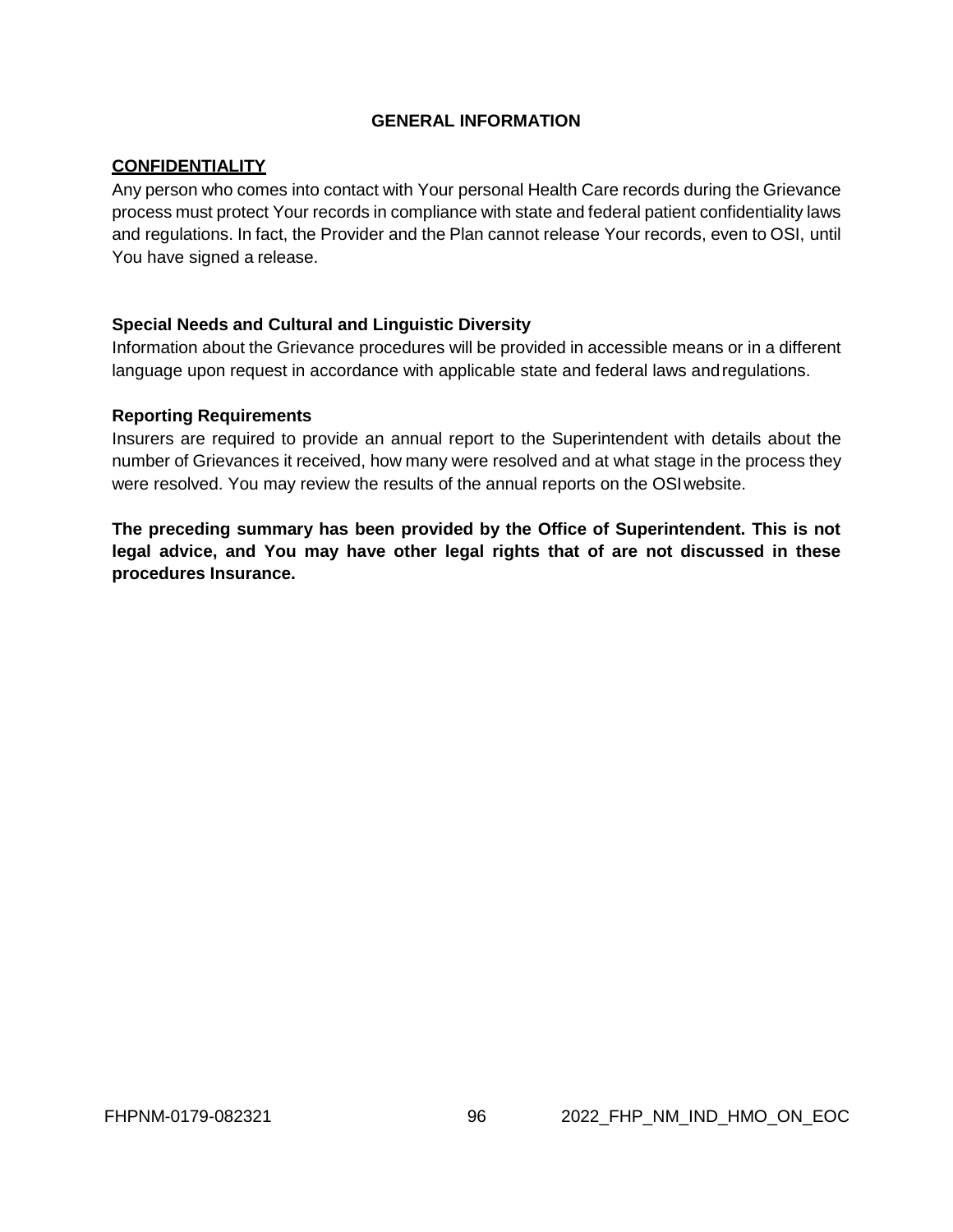## GENERAL INFORMATION

### CONFIDENTIALITY

Any person who comes into contact with Your personal Health Care records during the Grievance process must protect Your records in compliance with state and federal patient confidentiality laws and regulations. In fact, the Provider and the Plan cannot release Your records, even to OSI, until You have signed a release.

### Special Needs and Cultural and Linguistic Diversity

Information about the Grievance procedures will be provided in accessible means or in a different language upon request in accordance with applicable state and federal laws and regulations.

### Reporting Requirements

Insurers are required to provide an annual report to the Superintendent with details about the number of Grievances it received, how many were resolved and at what stage in the process they were resolved. You may review the results of the annual reports on the OSI website.

**The preceding summary has been provided by the Office of Superintendent. This is not legal advice, and You may have other legal rights that of are not discussed in these procedures Insurance.**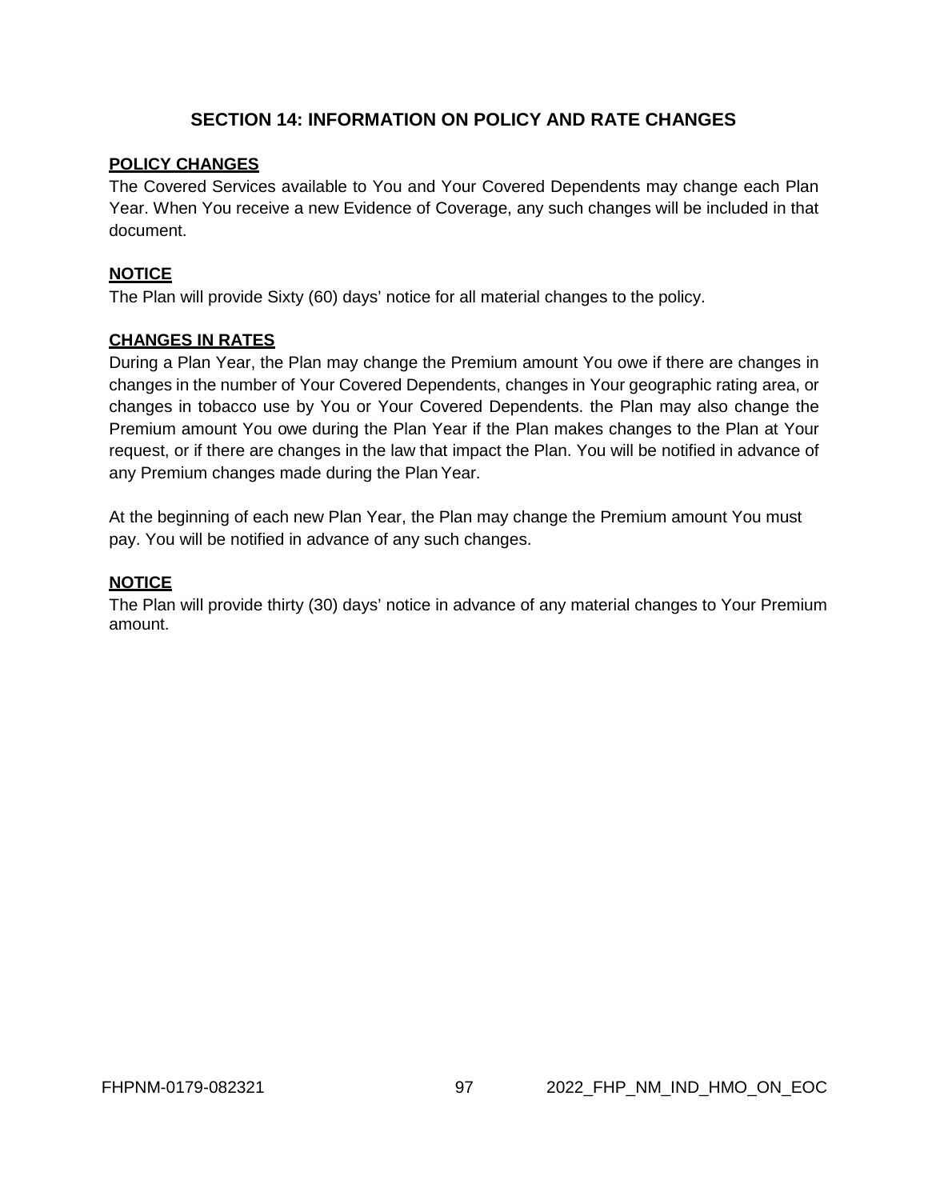## SECTION 14: INFORMATION ON POLICY AND RATE CHANGES

**POLICY CHANGES**

The Covered Services available to You and Your Covered Dependents may change each Plan Year. When You receive a new Evidence of Coverage, any such changes will be included in that document.

**NOTICE**

The Plan will provide Sixty (60) days' notice for all material changes to the policy.

**CHANGES IN RATES**

During a Plan Year, the Plan may change the Premium amount You owe if there are changes in changes in the number of Your Covered Dependents, changes in Your geographic rating area, or changes in tobacco use by You or Your Covered Dependents. the Plan may also change the Premium amount You owe during the Plan Year if the Plan makes changes to the Plan at Your request, or if there are changes in the law that impact the Plan. You will be notified in advance of any Premium changes made during the Plan Year.

At the beginning of each new Plan Year, the Plan may change the Premium amount You must pay. You will be notified in advance of any such changes.

**NOTICE**

The Plan will provide thirty (30) days' notice in advance of any material changes to Your Premium amount.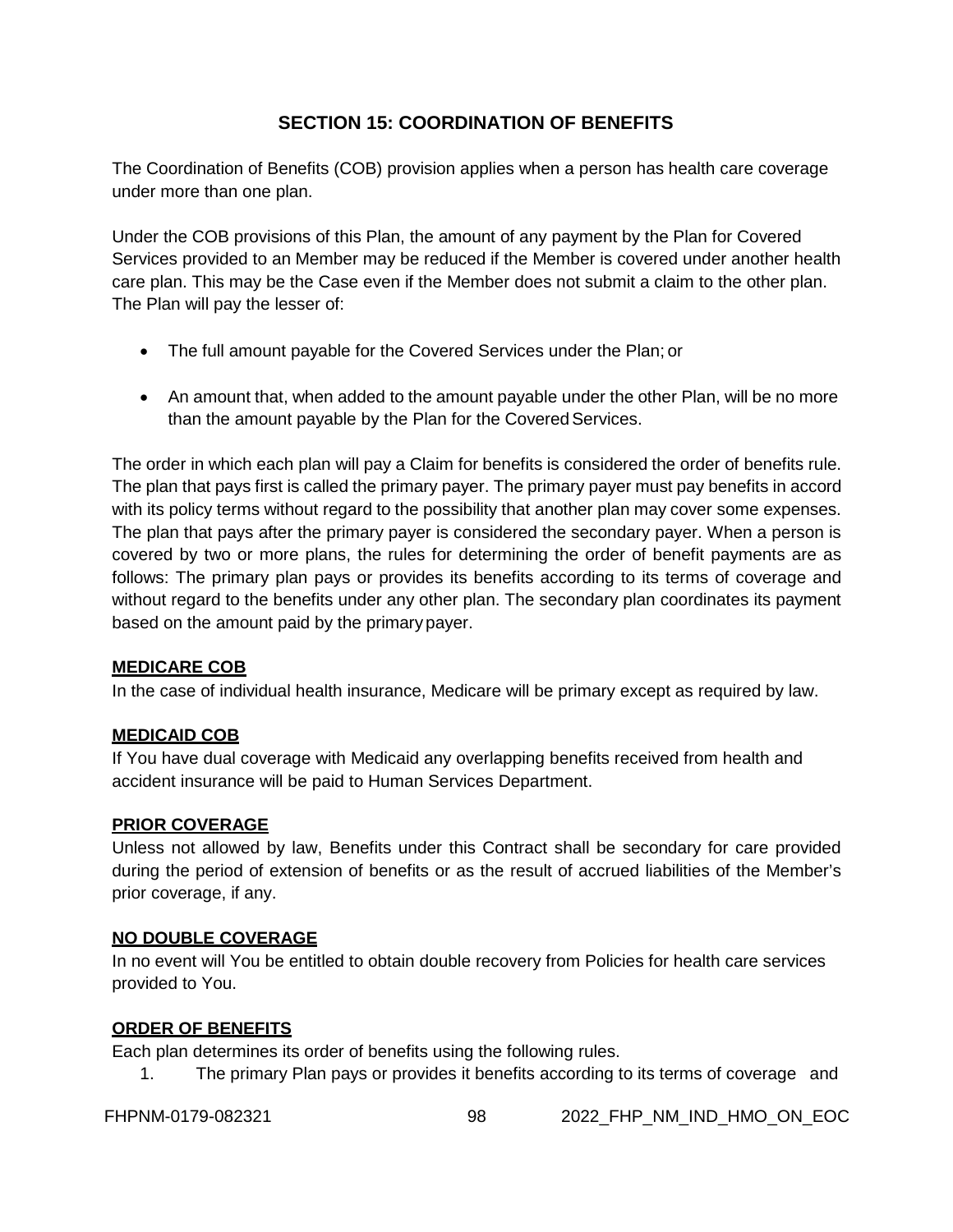# SECTION 15: COORDINATION OF BENEFITS

The Coordination of Benefits (COB) provision applies when a person has health care coverage under more than one plan.

Under the COB provisions of this Plan, the amount of any payment by the Plan for Covered Services provided to an Member may be reduced if the Member is covered under another health care plan. This may be the Case even if the Member does not submit a claim to the other plan. The Plan will pay the lesser of:

- The full amount payable for the Covered Services under the Plan; or
- An amount that, when added to the amount payable under the other Plan, will be no more than the amount payable by the Plan for the Covered Services.

The order in which each plan will pay a Claim for benefits is considered the order of benefits rule. The plan that pays first is called the primary payer. The primary payer must pay benefits in accord with its policy terms without regard to the possibility that another plan may cover some expenses. The plan that pays after the primary payer is considered the secondary payer. When a person is covered by two or more plans, the rules for determining the order of benefit payments are as follows: The primary plan pays or provides its benefits according to its terms of coverage and without regard to the benefits under any other plan. The secondary plan coordinates its payment based on the amount paid by the primary payer.

**MEDICARE COB**

In the case of individual health insurance, Medicare will be primary except as required by law.

**MEDICAID COB**

If You have dual coverage with Medicaid any overlapping benefits received from health and accident insurance will be paid to Human Services Department.

**PRIOR COVERAGE**

Unless not allowed by law, Benefits under this Contract shall be secondary for care provided during the period of extension of benefits or as the result of accrued liabilities of the Member's prior coverage, if any.

**NO DOUBLE COVERAGE**

In no event will You be entitled to obtain double recovery from Policies for health care services provided to You.

**ORDER OF BENEFITS**

Each plan determines its order of benefits using the following rules.

1. The primary Plan pays or provides it benefits according to its terms of coverage and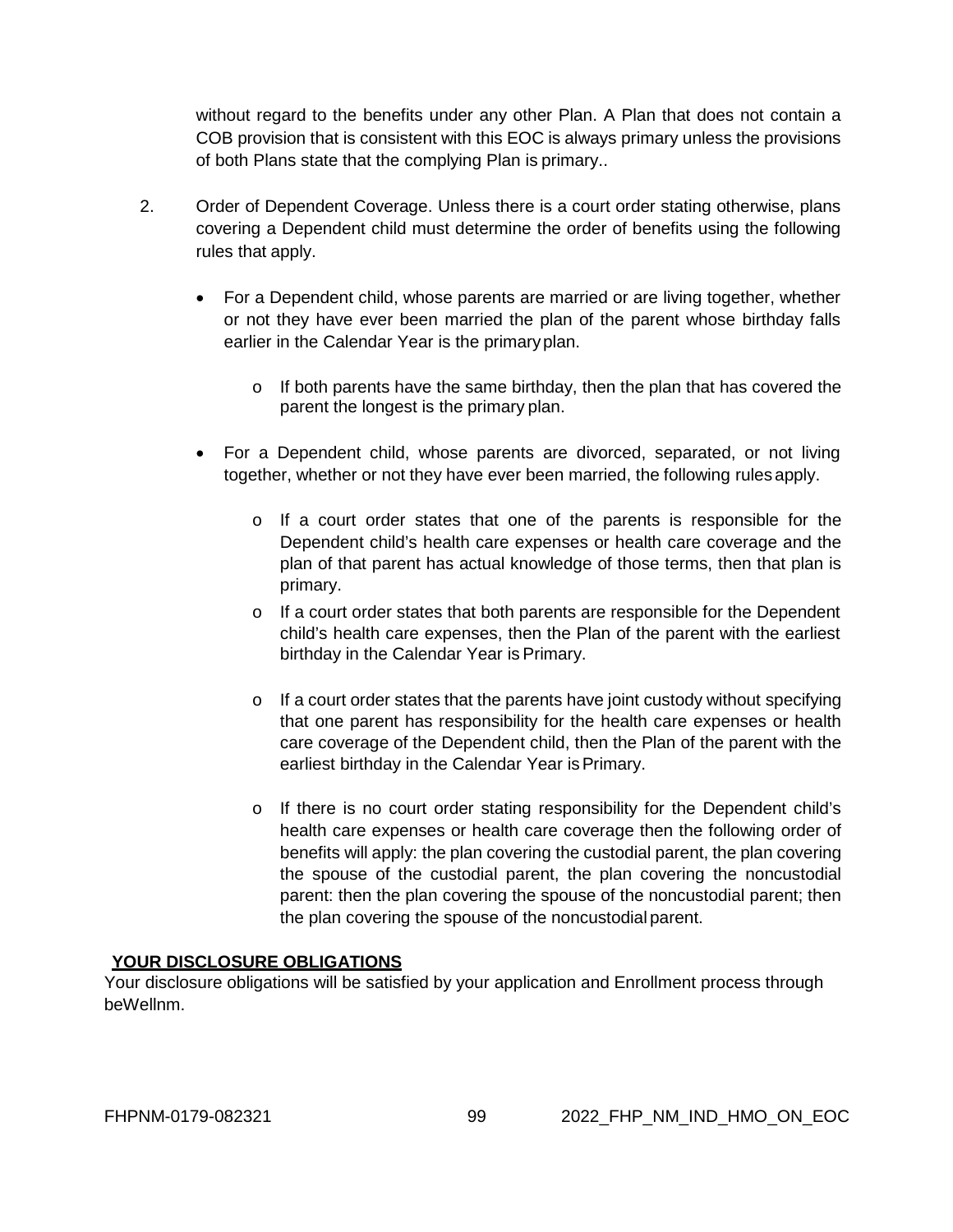without regard to the benefits under any other Plan. A Plan that does not contain a COB provision that is consistent with this EOC is always primary unless the provisions of both Plans state that the complying Plan is primary..

2. Order of Dependent Coverage. Unless there is a court order stating otherwise, plans covering a Dependent child must determine the order of benefits using the following rules that apply.

   - For a Dependent child, whose parents are married or are living together, whether or not they have ever been married the plan of the parent whose birthday falls earlier in the Calendar Year is the primary plan.
     - If both parents have the same birthday, then the plan that has covered the parent the longest is the primary plan.
   - For a Dependent child, whose parents are divorced, separated, or not living together, whether or not they have ever been married, the following rules apply.
     - If a court order states that one of the parents is responsible for the Dependent child's health care expenses or health care coverage and the plan of that parent has actual knowledge of those terms, then that plan is primary.
     - If a court order states that both parents are responsible for the Dependent child's health care expenses, then the Plan of the parent with the earliest birthday in the Calendar Year is Primary.
     - If a court order states that the parents have joint custody without specifying that one parent has responsibility for the health care expenses or health care coverage of the Dependent child, then the Plan of the parent with the earliest birthday in the Calendar Year is Primary.
     - If there is no court order stating responsibility for the Dependent child's health care expenses or health care coverage then the following order of benefits will apply: the plan covering the custodial parent, the plan covering the spouse of the custodial parent, the plan covering the noncustodial parent: then the plan covering the spouse of the noncustodial parent; then the plan covering the spouse of the noncustodial parent.

**YOUR DISCLOSURE OBLIGATIONS**

Your disclosure obligations will be satisfied by your application and Enrollment process through beWellnm.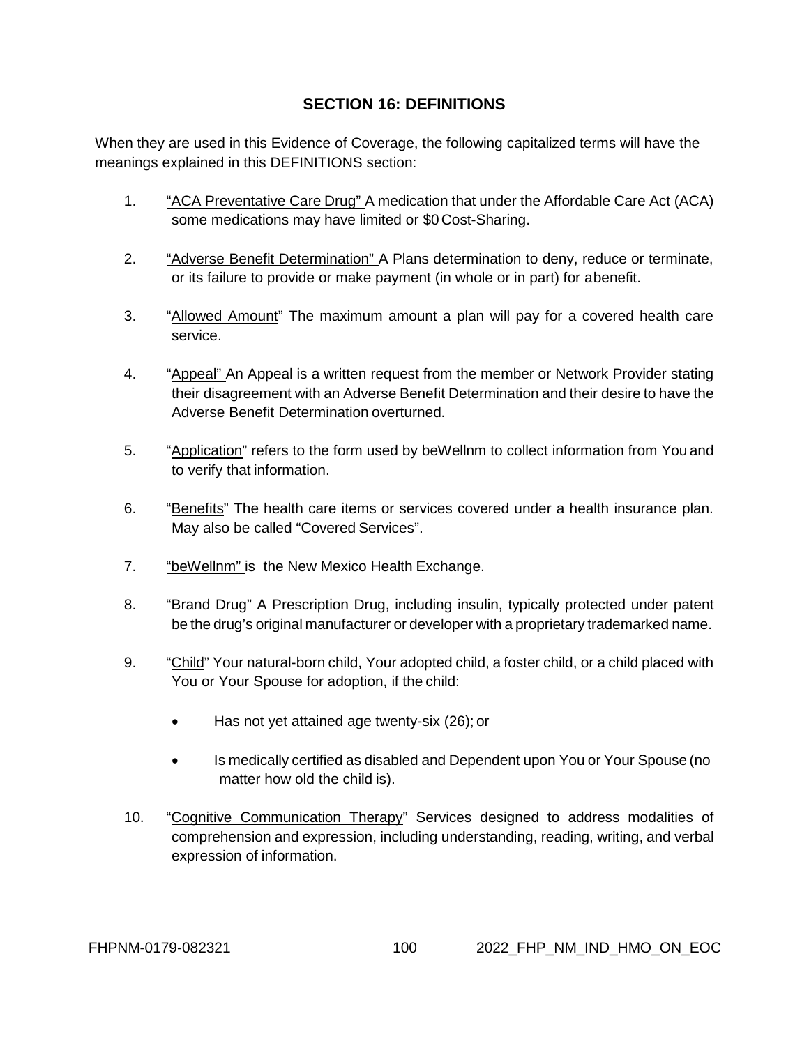## SECTION 16: DEFINITIONS

When they are used in this Evidence of Coverage, the following capitalized terms will have the meanings explained in this DEFINITIONS section:

1. "ACA Preventative Care Drug" A medication that under the Affordable Care Act (ACA) some medications may have limited or $0 Cost-Sharing.

2. "Adverse Benefit Determination" A Plans determination to deny, reduce or terminate, or its failure to provide or make payment (in whole or in part) for a benefit.

3. "Allowed Amount" The maximum amount a plan will pay for a covered health care service.

4. "Appeal" An Appeal is a written request from the member or Network Provider stating their disagreement with an Adverse Benefit Determination and their desire to have the Adverse Benefit Determination overturned.

5. "Application" refers to the form used by beWellnm to collect information from You and to verify that information.

6. "Benefits" The health care items or services covered under a health insurance plan. May also be called "Covered Services".

7. "beWellnm" is the New Mexico Health Exchange.

8. "Brand Drug" A Prescription Drug, including insulin, typically protected under patent be the drug's original manufacturer or developer with a proprietary trademarked name.

9. "Child" Your natural-born child, Your adopted child, a foster child, or a child placed with You or Your Spouse for adoption, if the child:

   - Has not yet attained age twenty-six (26); or
   - Is medically certified as disabled and Dependent upon You or Your Spouse (no matter how old the child is).

10. "Cognitive Communication Therapy" Services designed to address modalities of comprehension and expression, including understanding, reading, writing, and verbal expression of information.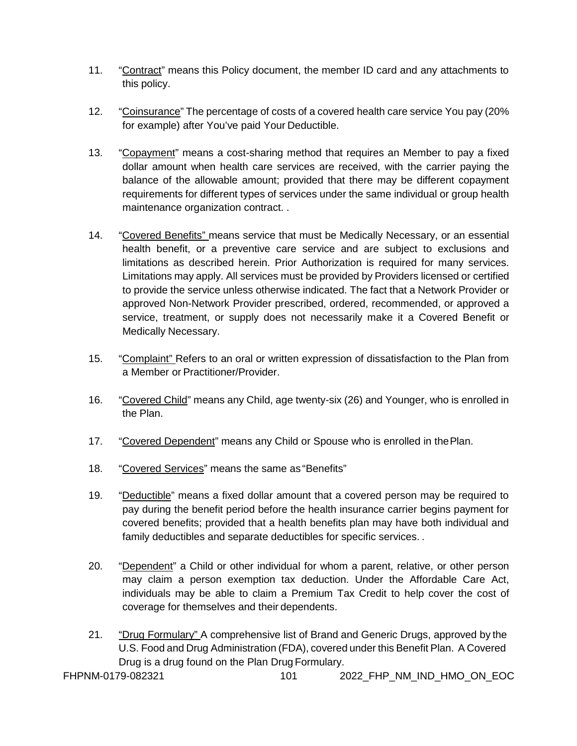11. "Contract" means this Policy document, the member ID card and any attachments to this policy.

12. "Coinsurance" The percentage of costs of a covered health care service You pay (20% for example) after You've paid Your Deductible.

13. "Copayment" means a cost-sharing method that requires an Member to pay a fixed dollar amount when health care services are received, with the carrier paying the balance of the allowable amount; provided that there may be different copayment requirements for different types of services under the same individual or group health maintenance organization contract. .

14. "Covered Benefits" means service that must be Medically Necessary, or an essential health benefit, or a preventive care service and are subject to exclusions and limitations as described herein. Prior Authorization is required for many services. Limitations may apply. All services must be provided by Providers licensed or certified to provide the service unless otherwise indicated. The fact that a Network Provider or approved Non-Network Provider prescribed, ordered, recommended, or approved a service, treatment, or supply does not necessarily make it a Covered Benefit or Medically Necessary.

15. "Complaint" Refers to an oral or written expression of dissatisfaction to the Plan from a Member or Practitioner/Provider.

16. "Covered Child" means any Child, age twenty-six (26) and Younger, who is enrolled in the Plan.

17. "Covered Dependent" means any Child or Spouse who is enrolled in the Plan.

18. "Covered Services" means the same as "Benefits"

19. "Deductible" means a fixed dollar amount that a covered person may be required to pay during the benefit period before the health insurance carrier begins payment for covered benefits; provided that a health benefits plan may have both individual and family deductibles and separate deductibles for specific services. .

20. "Dependent" a Child or other individual for whom a parent, relative, or other person may claim a person exemption tax deduction. Under the Affordable Care Act, individuals may be able to claim a Premium Tax Credit to help cover the cost of coverage for themselves and their dependents.

21. "Drug Formulary" A comprehensive list of Brand and Generic Drugs, approved by the U.S. Food and Drug Administration (FDA), covered under this Benefit Plan. A Covered Drug is a drug found on the Plan Drug Formulary.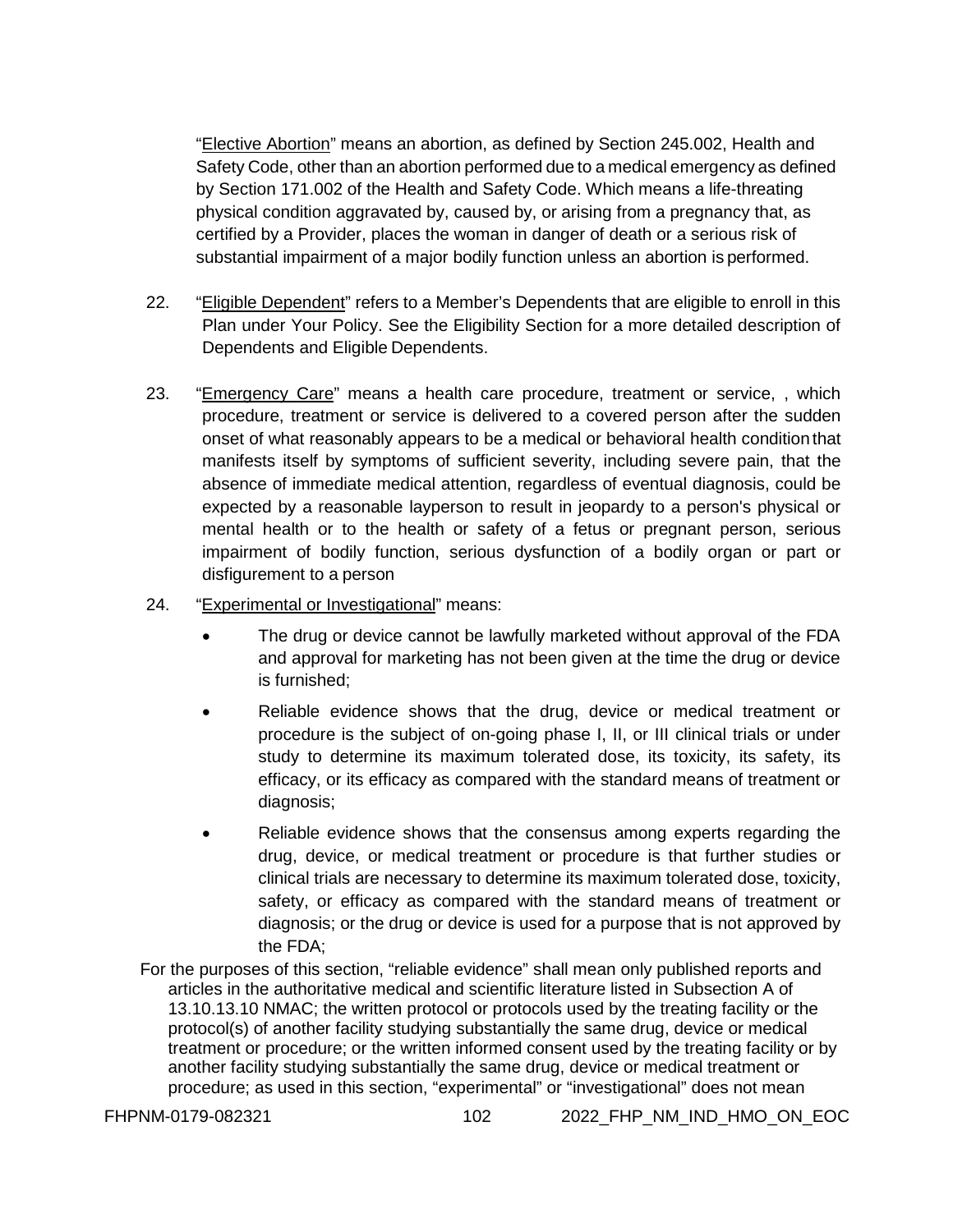"Elective Abortion" means an abortion, as defined by Section 245.002, Health and Safety Code, other than an abortion performed due to a medical emergency as defined by Section 171.002 of the Health and Safety Code. Which means a life-threating physical condition aggravated by, caused by, or arising from a pregnancy that, as certified by a Provider, places the woman in danger of death or a serious risk of substantial impairment of a major bodily function unless an abortion is performed.

22. "Eligible Dependent" refers to a Member's Dependents that are eligible to enroll in this Plan under Your Policy. See the Eligibility Section for a more detailed description of Dependents and Eligible Dependents.

23. "Emergency Care" means a health care procedure, treatment or service, , which procedure, treatment or service is delivered to a covered person after the sudden onset of what reasonably appears to be a medical or behavioral health condition that manifests itself by symptoms of sufficient severity, including severe pain, that the absence of immediate medical attention, regardless of eventual diagnosis, could be expected by a reasonable layperson to result in jeopardy to a person's physical or mental health or to the health or safety of a fetus or pregnant person, serious impairment of bodily function, serious dysfunction of a bodily organ or part or disfigurement to a person

24. "Experimental or Investigational" means:

    - The drug or device cannot be lawfully marketed without approval of the FDA and approval for marketing has not been given at the time the drug or device is furnished;
    - Reliable evidence shows that the drug, device or medical treatment or procedure is the subject of on-going phase I, II, or III clinical trials or under study to determine its maximum tolerated dose, its toxicity, its safety, its efficacy, or its efficacy as compared with the standard means of treatment or diagnosis;
    - Reliable evidence shows that the consensus among experts regarding the drug, device, or medical treatment or procedure is that further studies or clinical trials are necessary to determine its maximum tolerated dose, toxicity, safety, or efficacy as compared with the standard means of treatment or diagnosis; or the drug or device is used for a purpose that is not approved by the FDA;

For the purposes of this section, "reliable evidence" shall mean only published reports and articles in the authoritative medical and scientific literature listed in Subsection A of 13.10.13.10 NMAC; the written protocol or protocols used by the treating facility or the protocol(s) of another facility studying substantially the same drug, device or medical treatment or procedure; or the written informed consent used by the treating facility or by another facility studying substantially the same drug, device or medical treatment or procedure; as used in this section, "experimental" or "investigational" does not mean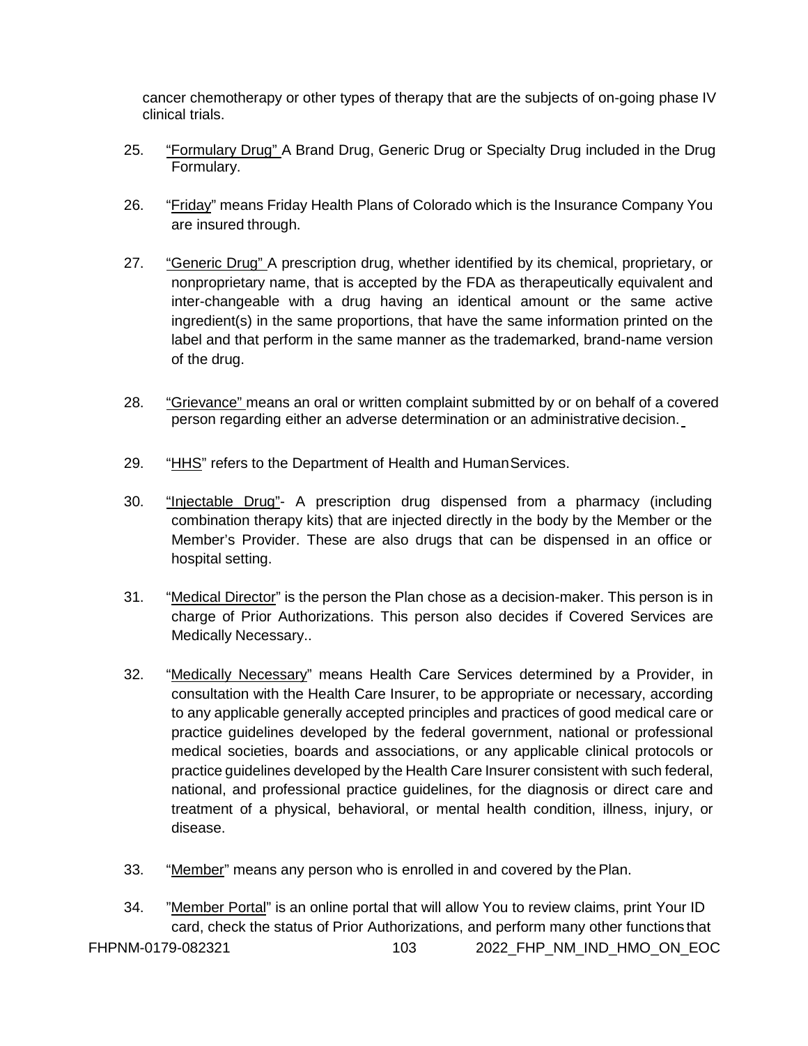cancer chemotherapy or other types of therapy that are the subjects of on-going phase IV clinical trials.

25. "Formulary Drug" A Brand Drug, Generic Drug or Specialty Drug included in the Drug Formulary.

26. "Friday" means Friday Health Plans of Colorado which is the Insurance Company You are insured through.

27. "Generic Drug" A prescription drug, whether identified by its chemical, proprietary, or nonproprietary name, that is accepted by the FDA as therapeutically equivalent and inter-changeable with a drug having an identical amount or the same active ingredient(s) in the same proportions, that have the same information printed on the label and that perform in the same manner as the trademarked, brand-name version of the drug.

28. "Grievance" means an oral or written complaint submitted by or on behalf of a covered person regarding either an adverse determination or an administrative decision.

29. "HHS" refers to the Department of Health and Human Services.

30. "Injectable Drug"- A prescription drug dispensed from a pharmacy (including combination therapy kits) that are injected directly in the body by the Member or the Member's Provider. These are also drugs that can be dispensed in an office or hospital setting.

31. "Medical Director" is the person the Plan chose as a decision-maker. This person is in charge of Prior Authorizations. This person also decides if Covered Services are Medically Necessary..

32. "Medically Necessary" means Health Care Services determined by a Provider, in consultation with the Health Care Insurer, to be appropriate or necessary, according to any applicable generally accepted principles and practices of good medical care or practice guidelines developed by the federal government, national or professional medical societies, boards and associations, or any applicable clinical protocols or practice guidelines developed by the Health Care Insurer consistent with such federal, national, and professional practice guidelines, for the diagnosis or direct care and treatment of a physical, behavioral, or mental health condition, illness, injury, or disease.

33. "Member" means any person who is enrolled in and covered by the Plan.

34. "Member Portal" is an online portal that will allow You to review claims, print Your ID card, check the status of Prior Authorizations, and perform many other functions that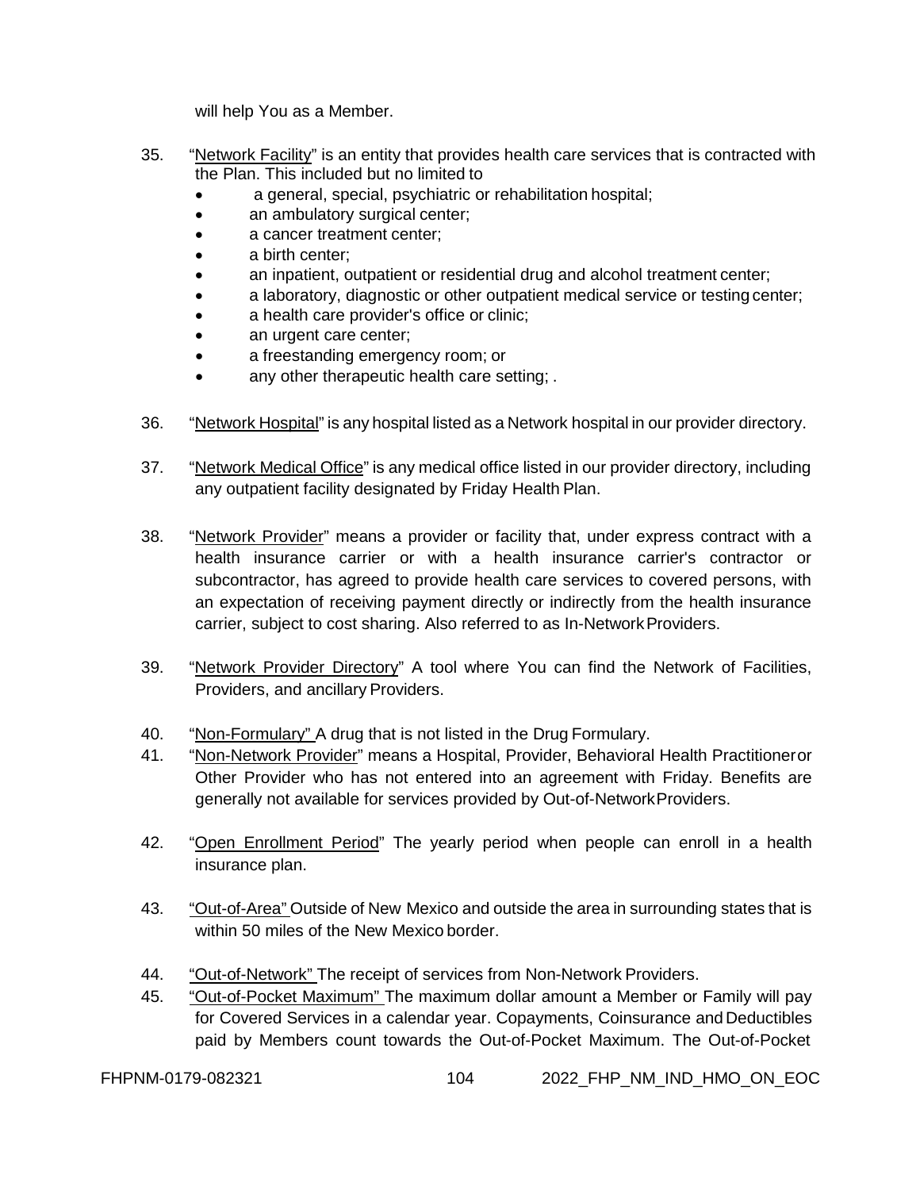will help You as a Member.

35. "Network Facility" is an entity that provides health care services that is contracted with the Plan. This included but no limited to
    - a general, special, psychiatric or rehabilitation hospital;
    - an ambulatory surgical center;
    - a cancer treatment center;
    - a birth center;
    - an inpatient, outpatient or residential drug and alcohol treatment center;
    - a laboratory, diagnostic or other outpatient medical service or testing center;
    - a health care provider's office or clinic;
    - an urgent care center;
    - a freestanding emergency room; or
    - any other therapeutic health care setting; .

36. "Network Hospital" is any hospital listed as a Network hospital in our provider directory.

37. "Network Medical Office" is any medical office listed in our provider directory, including any outpatient facility designated by Friday Health Plan.

38. "Network Provider" means a provider or facility that, under express contract with a health insurance carrier or with a health insurance carrier's contractor or subcontractor, has agreed to provide health care services to covered persons, with an expectation of receiving payment directly or indirectly from the health insurance carrier, subject to cost sharing. Also referred to as In-Network Providers.

39. "Network Provider Directory" A tool where You can find the Network of Facilities, Providers, and ancillary Providers.

40. "Non-Formulary" A drug that is not listed in the Drug Formulary.

41. "Non-Network Provider" means a Hospital, Provider, Behavioral Health Practitioner or Other Provider who has not entered into an agreement with Friday. Benefits are generally not available for services provided by Out-of-Network Providers.

42. "Open Enrollment Period" The yearly period when people can enroll in a health insurance plan.

43. "Out-of-Area" Outside of New Mexico and outside the area in surrounding states that is within 50 miles of the New Mexico border.

44. "Out-of-Network" The receipt of services from Non-Network Providers.

45. "Out-of-Pocket Maximum" The maximum dollar amount a Member or Family will pay for Covered Services in a calendar year. Copayments, Coinsurance and Deductibles paid by Members count towards the Out-of-Pocket Maximum. The Out-of-Pocket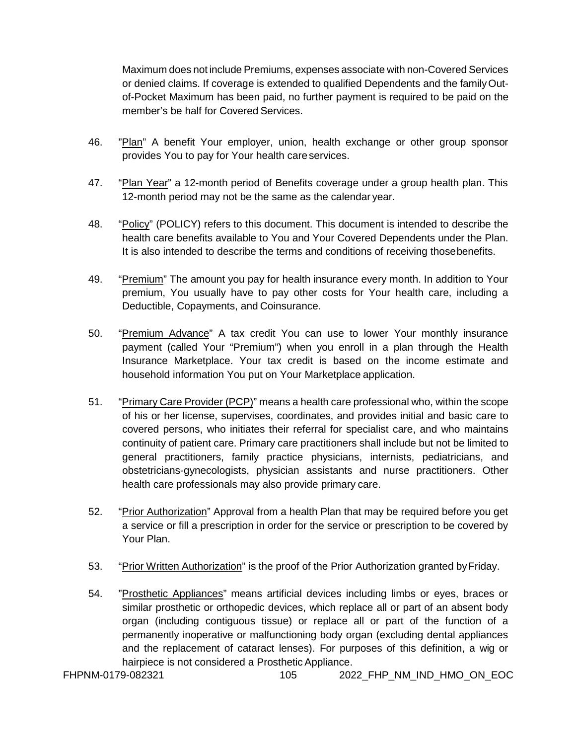Maximum does not include Premiums, expenses associate with non-Covered Services or denied claims. If coverage is extended to qualified Dependents and the family Out-of-Pocket Maximum has been paid, no further payment is required to be paid on the member's be half for Covered Services.

46. "Plan" A benefit Your employer, union, health exchange or other group sponsor provides You to pay for Your health care services.

47. "Plan Year" a 12-month period of Benefits coverage under a group health plan. This 12-month period may not be the same as the calendar year.

48. "Policy" (POLICY) refers to this document. This document is intended to describe the health care benefits available to You and Your Covered Dependents under the Plan. It is also intended to describe the terms and conditions of receiving those benefits.

49. "Premium" The amount you pay for health insurance every month. In addition to Your premium, You usually have to pay other costs for Your health care, including a Deductible, Copayments, and Coinsurance.

50. "Premium Advance" A tax credit You can use to lower Your monthly insurance payment (called Your "Premium") when you enroll in a plan through the Health Insurance Marketplace. Your tax credit is based on the income estimate and household information You put on Your Marketplace application.

51. "Primary Care Provider (PCP)" means a health care professional who, within the scope of his or her license, supervises, coordinates, and provides initial and basic care to covered persons, who initiates their referral for specialist care, and who maintains continuity of patient care. Primary care practitioners shall include but not be limited to general practitioners, family practice physicians, internists, pediatricians, and obstetricians-gynecologists, physician assistants and nurse practitioners. Other health care professionals may also provide primary care.

52. "Prior Authorization" Approval from a health Plan that may be required before you get a service or fill a prescription in order for the service or prescription to be covered by Your Plan.

53. "Prior Written Authorization" is the proof of the Prior Authorization granted by Friday.

54. "Prosthetic Appliances" means artificial devices including limbs or eyes, braces or similar prosthetic or orthopedic devices, which replace all or part of an absent body organ (including contiguous tissue) or replace all or part of the function of a permanently inoperative or malfunctioning body organ (excluding dental appliances and the replacement of cataract lenses). For purposes of this definition, a wig or hairpiece is not considered a Prosthetic Appliance.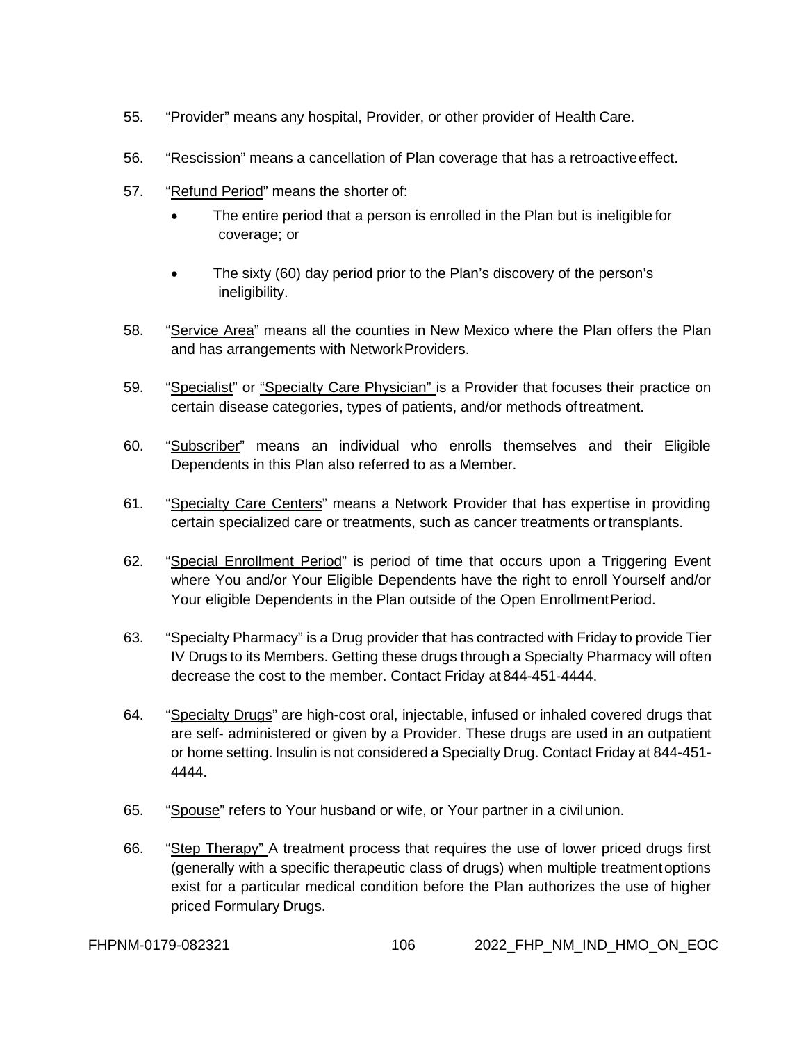55. "Provider" means any hospital, Provider, or other provider of Health Care.

56. "Rescission" means a cancellation of Plan coverage that has a retroactive effect.

57. "Refund Period" means the shorter of:

    - The entire period that a person is enrolled in the Plan but is ineligible for coverage; or
    - The sixty (60) day period prior to the Plan's discovery of the person's ineligibility.

58. "Service Area" means all the counties in New Mexico where the Plan offers the Plan and has arrangements with Network Providers.

59. "Specialist" or "Specialty Care Physician" is a Provider that focuses their practice on certain disease categories, types of patients, and/or methods of treatment.

60. "Subscriber" means an individual who enrolls themselves and their Eligible Dependents in this Plan also referred to as a Member.

61. "Specialty Care Centers" means a Network Provider that has expertise in providing certain specialized care or treatments, such as cancer treatments or transplants.

62. "Special Enrollment Period" is period of time that occurs upon a Triggering Event where You and/or Your Eligible Dependents have the right to enroll Yourself and/or Your eligible Dependents in the Plan outside of the Open Enrollment Period.

63. "Specialty Pharmacy" is a Drug provider that has contracted with Friday to provide Tier IV Drugs to its Members. Getting these drugs through a Specialty Pharmacy will often decrease the cost to the member. Contact Friday at 844-451-4444.

64. "Specialty Drugs" are high-cost oral, injectable, infused or inhaled covered drugs that are self- administered or given by a Provider. These drugs are used in an outpatient or home setting. Insulin is not considered a Specialty Drug. Contact Friday at 844-451-4444.

65. "Spouse" refers to Your husband or wife, or Your partner in a civil union.

66. "Step Therapy" A treatment process that requires the use of lower priced drugs first (generally with a specific therapeutic class of drugs) when multiple treatment options exist for a particular medical condition before the Plan authorizes the use of higher priced Formulary Drugs.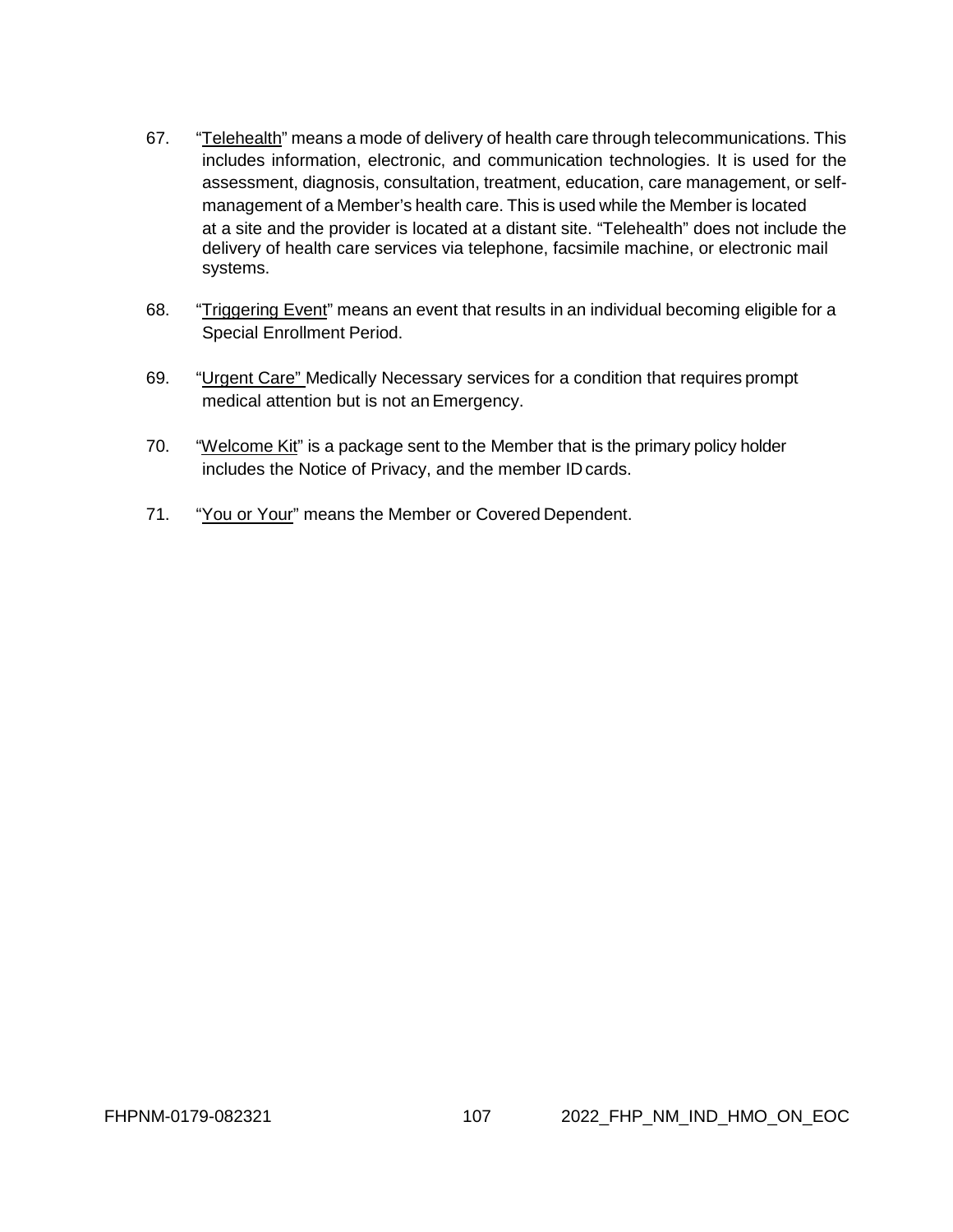67. "Telehealth" means a mode of delivery of health care through telecommunications. This includes information, electronic, and communication technologies. It is used for the assessment, diagnosis, consultation, treatment, education, care management, or self-management of a Member's health care. This is used while the Member is located at a site and the provider is located at a distant site. "Telehealth" does not include the delivery of health care services via telephone, facsimile machine, or electronic mail systems.

68. "Triggering Event" means an event that results in an individual becoming eligible for a Special Enrollment Period.

69. "Urgent Care" Medically Necessary services for a condition that requires prompt medical attention but is not an Emergency.

70. "Welcome Kit" is a package sent to the Member that is the primary policy holder includes the Notice of Privacy, and the member ID cards.

71. "You or Your" means the Member or Covered Dependent.